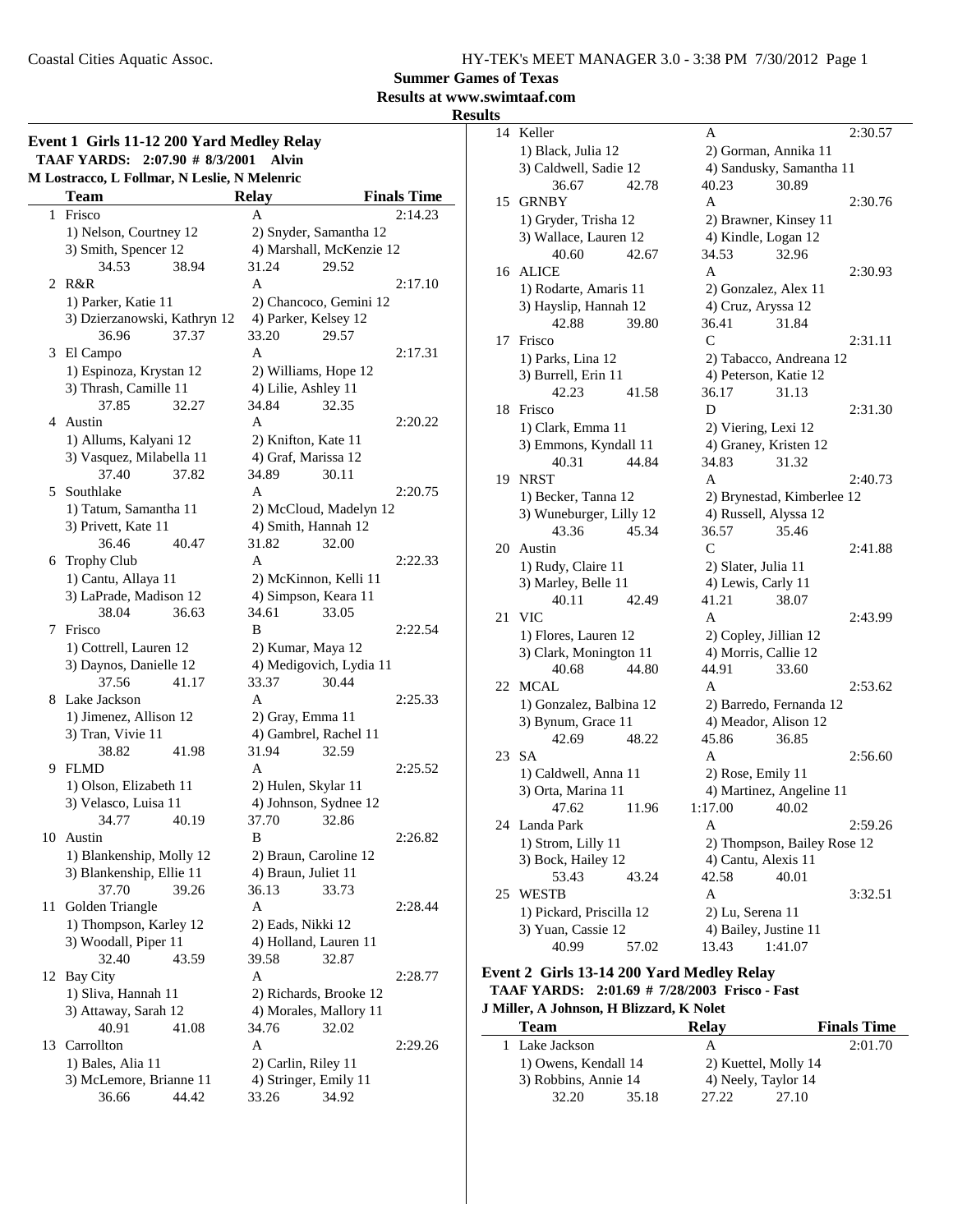## Summer Games of Texas

### Results at www.swimtaaf.com

### Results

#### Event 1 Girls 11-12 200 Yard Medley Relay

**TAAF YARDS: 2:07.90 # 8/3/2001 Alvin**
**M Lostracco, L Follmar, N Leslie, N Melenric**

| | Team | Relay | Finals Time |
|---|---|---|---|
| 1 | Frisco | A | 2:14.23 |
| | 1) Nelson, Courtney 12 | 2) Snyder, Samantha 12 | |
| | 3) Smith, Spencer 12 | 4) Marshall, McKenzie 12 | |
| | 34.53  38.94 | 31.24  29.52 | |
| 2 | R&R | A | 2:17.10 |
| | 1) Parker, Katie 11 | 2) Chancoco, Gemini 12 | |
| | 3) Dzierzanowski, Kathryn 12 | 4) Parker, Kelsey 12 | |
| | 36.96  37.37 | 33.20  29.57 | |
| 3 | El Campo | A | 2:17.31 |
| | 1) Espinoza, Krystan 12 | 2) Williams, Hope 12 | |
| | 3) Thrash, Camille 11 | 4) Lilie, Ashley 11 | |
| | 37.85  32.27 | 34.84  32.35 | |
| 4 | Austin | A | 2:20.22 |
| | 1) Allums, Kalyani 12 | 2) Knifton, Kate 11 | |
| | 3) Vasquez, Milabella 11 | 4) Graf, Marissa 12 | |
| | 37.40  37.82 | 34.89  30.11 | |
| 5 | Southlake | A | 2:20.75 |
| | 1) Tatum, Samantha 11 | 2) McCloud, Madelyn 12 | |
| | 3) Privett, Kate 11 | 4) Smith, Hannah 12 | |
| | 36.46  40.47 | 31.82  32.00 | |
| 6 | Trophy Club | A | 2:22.33 |
| | 1) Cantu, Allaya 11 | 2) McKinnon, Kelli 11 | |
| | 3) LaPrade, Madison 12 | 4) Simpson, Keara 11 | |
| | 38.04  36.63 | 34.61  33.05 | |
| 7 | Frisco | B | 2:22.54 |
| | 1) Cottrell, Lauren 12 | 2) Kumar, Maya 12 | |
| | 3) Daynos, Danielle 12 | 4) Medigovich, Lydia 11 | |
| | 37.56  41.17 | 33.37  30.44 | |
| 8 | Lake Jackson | A | 2:25.33 |
| | 1) Jimenez, Allison 12 | 2) Gray, Emma 11 | |
| | 3) Tran, Vivie 11 | 4) Gambrel, Rachel 11 | |
| | 38.82  41.98 | 31.94  32.59 | |
| 9 | FLMD | A | 2:25.52 |
| | 1) Olson, Elizabeth 11 | 2) Hulen, Skylar 11 | |
| | 3) Velasco, Luisa 11 | 4) Johnson, Sydnee 12 | |
| | 34.77  40.19 | 37.70  32.86 | |
| 10 | Austin | B | 2:26.82 |
| | 1) Blankenship, Molly 12 | 2) Braun, Caroline 12 | |
| | 3) Blankenship, Ellie 11 | 4) Braun, Juliet 11 | |
| | 37.70  39.26 | 36.13  33.73 | |
| 11 | Golden Triangle | A | 2:28.44 |
| | 1) Thompson, Karley 12 | 2) Eads, Nikki 12 | |
| | 3) Woodall, Piper 11 | 4) Holland, Lauren 11 | |
| | 32.40  43.59 | 39.58  32.87 | |
| 12 | Bay City | A | 2:28.77 |
| | 1) Sliva, Hannah 11 | 2) Richards, Brooke 12 | |
| | 3) Attaway, Sarah 12 | 4) Morales, Mallory 11 | |
| | 40.91  41.08 | 34.76  32.02 | |
| 13 | Carrollton | A | 2:29.26 |
| | 1) Bales, Alia 11 | 2) Carlin, Riley 11 | |
| | 3) McLemore, Brianne 11 | 4) Stringer, Emily 11 | |
| | 36.66  44.42 | 33.26  34.92 | |
| 14 | Keller | A | 2:30.57 |
| | 1) Black, Julia 12 | 2) Gorman, Annika 11 | |
| | 3) Caldwell, Sadie 12 | 4) Sandusky, Samantha 11 | |
| | 36.67  42.78 | 40.23  30.89 | |
| 15 | GRNBY | A | 2:30.76 |
| | 1) Gryder, Trisha 12 | 2) Brawner, Kinsey 11 | |
| | 3) Wallace, Lauren 12 | 4) Kindle, Logan 12 | |
| | 40.60  42.67 | 34.53  32.96 | |
| 16 | ALICE | A | 2:30.93 |
| | 1) Rodarte, Amaris 11 | 2) Gonzalez, Alex 11 | |
| | 3) Hayslip, Hannah 12 | 4) Cruz, Aryssa 12 | |
| | 42.88  39.80 | 36.41  31.84 | |
| 17 | Frisco | C | 2:31.11 |
| | 1) Parks, Lina 12 | 2) Tabacco, Andreana 12 | |
| | 3) Burrell, Erin 11 | 4) Peterson, Katie 12 | |
| | 42.23  41.58 | 36.17  31.13 | |
| 18 | Frisco | D | 2:31.30 |
| | 1) Clark, Emma 11 | 2) Viering, Lexi 12 | |
| | 3) Emmons, Kyndall 11 | 4) Graney, Kristen 12 | |
| | 40.31  44.84 | 34.83  31.32 | |
| 19 | NRST | A | 2:40.73 |
| | 1) Becker, Tanna 12 | 2) Brynestad, Kimberlee 12 | |
| | 3) Wuneburger, Lilly 12 | 4) Russell, Alyssa 12 | |
| | 43.36  45.34 | 36.57  35.46 | |
| 20 | Austin | C | 2:41.88 |
| | 1) Rudy, Claire 11 | 2) Slater, Julia 11 | |
| | 3) Marley, Belle 11 | 4) Lewis, Carly 11 | |
| | 40.11  42.49 | 41.21  38.07 | |
| 21 | VIC | A | 2:43.99 |
| | 1) Flores, Lauren 12 | 2) Copley, Jillian 12 | |
| | 3) Clark, Monington 11 | 4) Morris, Callie 12 | |
| | 40.68  44.80 | 44.91  33.60 | |
| 22 | MCAL | A | 2:53.62 |
| | 1) Gonzalez, Balbina 12 | 2) Barredo, Fernanda 12 | |
| | 3) Bynum, Grace 11 | 4) Meador, Alison 12 | |
| | 42.69  48.22 | 45.86  36.85 | |
| 23 | SA | A | 2:56.60 |
| | 1) Caldwell, Anna 11 | 2) Rose, Emily 11 | |
| | 3) Orta, Marina 11 | 4) Martinez, Angeline 11 | |
| | 47.62  11.96 | 1:17.00  40.02 | |
| 24 | Landa Park | A | 2:59.26 |
| | 1) Strom, Lilly 11 | 2) Thompson, Bailey Rose 12 | |
| | 3) Bock, Hailey 12 | 4) Cantu, Alexis 11 | |
| | 53.43  43.24 | 42.58  40.01 | |
| 25 | WESTB | A | 3:32.51 |
| | 1) Pickard, Priscilla 12 | 2) Lu, Serena 11 | |
| | 3) Yuan, Cassie 12 | 4) Bailey, Justine 11 | |
| | 40.99  57.02 | 13.43  1:41.07 | |

#### Event 2 Girls 13-14 200 Yard Medley Relay

**TAAF YARDS: 2:01.69 # 7/28/2003 Frisco - Fast**
**J Miller, A Johnson, H Blizzard, K Nolet**

| | Team | Relay | Finals Time |
|---|---|---|---|
| 1 | Lake Jackson | A | 2:01.70 |
| | 1) Owens, Kendall 14 | 2) Kuettel, Molly 14 | |
| | 3) Robbins, Annie 14 | 4) Neely, Taylor 14 | |
| | 32.20  35.18 | 27.22  27.10 | |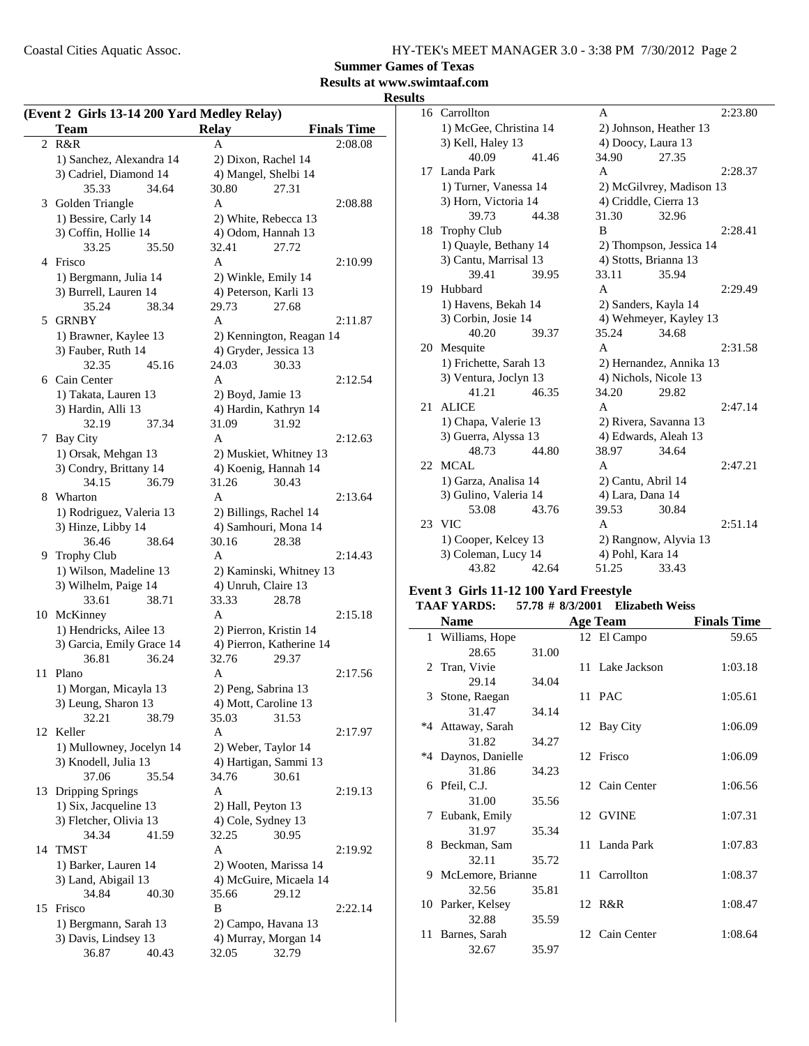## Summer Games of Texas

## Results at www.swimtaaf.com

### Results

**(Event 2 Girls 13-14 200 Yard Medley Relay)**

| | Team | Relay | Finals Time |
|---|---|---|---|
| 2 | R&R | A | 2:08.08 |
| | 1) Sanchez, Alexandra 14 | 2) Dixon, Rachel 14 | |
| | 3) Cadriel, Diamond 14 | 4) Mangel, Shelbi 14 | |
| | 35.33 34.64 | 30.80 27.31 | |
| 3 | Golden Triangle | A | 2:08.88 |
| | 1) Bessire, Carly 14 | 2) White, Rebecca 13 | |
| | 3) Coffin, Hollie 14 | 4) Odom, Hannah 13 | |
| | 33.25 35.50 | 32.41 27.72 | |
| 4 | Frisco | A | 2:10.99 |
| | 1) Bergmann, Julia 14 | 2) Winkle, Emily 14 | |
| | 3) Burrell, Lauren 14 | 4) Peterson, Karli 13 | |
| | 35.24 38.34 | 29.73 27.68 | |
| 5 | GRNBY | A | 2:11.87 |
| | 1) Brawner, Kaylee 13 | 2) Kennington, Reagan 14 | |
| | 3) Fauber, Ruth 14 | 4) Gryder, Jessica 13 | |
| | 32.35 45.16 | 24.03 30.33 | |
| 6 | Cain Center | A | 2:12.54 |
| | 1) Takata, Lauren 13 | 2) Boyd, Jamie 13 | |
| | 3) Hardin, Alli 13 | 4) Hardin, Kathryn 14 | |
| | 32.19 37.34 | 31.09 31.92 | |
| 7 | Bay City | A | 2:12.63 |
| | 1) Orsak, Mehgan 13 | 2) Muskiet, Whitney 13 | |
| | 3) Condry, Brittany 14 | 4) Koenig, Hannah 14 | |
| | 34.15 36.79 | 31.26 30.43 | |
| 8 | Wharton | A | 2:13.64 |
| | 1) Rodriguez, Valeria 13 | 2) Billings, Rachel 14 | |
| | 3) Hinze, Libby 14 | 4) Samhouri, Mona 14 | |
| | 36.46 38.64 | 30.16 28.38 | |
| 9 | Trophy Club | A | 2:14.43 |
| | 1) Wilson, Madeline 13 | 2) Kaminski, Whitney 13 | |
| | 3) Wilhelm, Paige 14 | 4) Unruh, Claire 13 | |
| | 33.61 38.71 | 33.33 28.78 | |
| 10 | McKinney | A | 2:15.18 |
| | 1) Hendricks, Ailee 13 | 2) Pierron, Kristin 14 | |
| | 3) Garcia, Emily Grace 14 | 4) Pierron, Katherine 14 | |
| | 36.81 36.24 | 32.76 29.37 | |
| 11 | Plano | A | 2:17.56 |
| | 1) Morgan, Micayla 13 | 2) Peng, Sabrina 13 | |
| | 3) Leung, Sharon 13 | 4) Mott, Caroline 13 | |
| | 32.21 38.79 | 35.03 31.53 | |
| 12 | Keller | A | 2:17.97 |
| | 1) Mullowney, Jocelyn 14 | 2) Weber, Taylor 14 | |
| | 3) Knodell, Julia 13 | 4) Hartigan, Sammi 13 | |
| | 37.06 35.54 | 34.76 30.61 | |
| 13 | Dripping Springs | A | 2:19.13 |
| | 1) Six, Jacqueline 13 | 2) Hall, Peyton 13 | |
| | 3) Fletcher, Olivia 13 | 4) Cole, Sydney 13 | |
| | 34.34 41.59 | 32.25 30.95 | |
| 14 | TMST | A | 2:19.92 |
| | 1) Barker, Lauren 14 | 2) Wooten, Marissa 14 | |
| | 3) Land, Abigail 13 | 4) McGuire, Micaela 14 | |
| | 34.84 40.30 | 35.66 29.12 | |
| 15 | Frisco | B | 2:22.14 |
| | 1) Bergmann, Sarah 13 | 2) Campo, Havana 13 | |
| | 3) Davis, Lindsey 13 | 4) Murray, Morgan 14 | |
| | 36.87 40.43 | 32.05 32.79 | |
| 16 | Carrollton | A | 2:23.80 |
| | 1) McGee, Christina 14 | 2) Johnson, Heather 13 | |
| | 3) Kell, Haley 13 | 4) Doocy, Laura 13 | |
| | 40.09 41.46 | 34.90 27.35 | |
| 17 | Landa Park | A | 2:28.37 |
| | 1) Turner, Vanessa 14 | 2) McGilvrey, Madison 13 | |
| | 3) Horn, Victoria 14 | 4) Criddle, Cierra 13 | |
| | 39.73 44.38 | 31.30 32.96 | |
| 18 | Trophy Club | B | 2:28.41 |
| | 1) Quayle, Bethany 14 | 2) Thompson, Jessica 14 | |
| | 3) Cantu, Marrisal 13 | 4) Stotts, Brianna 13 | |
| | 39.41 39.95 | 33.11 35.94 | |
| 19 | Hubbard | A | 2:29.49 |
| | 1) Havens, Bekah 14 | 2) Sanders, Kayla 14 | |
| | 3) Corbin, Josie 14 | 4) Wehmeyer, Kayley 13 | |
| | 40.20 39.37 | 35.24 34.68 | |
| 20 | Mesquite | A | 2:31.58 |
| | 1) Frichette, Sarah 13 | 2) Hernandez, Annika 13 | |
| | 3) Ventura, Joclyn 13 | 4) Nichols, Nicole 13 | |
| | 41.21 46.35 | 34.20 29.82 | |
| 21 | ALICE | A | 2:47.14 |
| | 1) Chapa, Valerie 13 | 2) Rivera, Savanna 13 | |
| | 3) Guerra, Alyssa 13 | 4) Edwards, Aleah 13 | |
| | 48.73 44.80 | 38.97 34.64 | |
| 22 | MCAL | A | 2:47.21 |
| | 1) Garza, Analisa 14 | 2) Cantu, Abril 14 | |
| | 3) Gulino, Valeria 14 | 4) Lara, Dana 14 | |
| | 53.08 43.76 | 39.53 30.84 | |
| 23 | VIC | A | 2:51.14 |
| | 1) Cooper, Kelcey 13 | 2) Rangnow, Alyvia 13 | |
| | 3) Coleman, Lucy 14 | 4) Pohl, Kara 14 | |
| | 43.82 42.64 | 51.25 33.43 | |

**Event 3 Girls 11-12 100 Yard Freestyle**

**TAAF YARDS: 57.78 # 8/3/2001 Elizabeth Weiss**

| | Name | Age | Team | Finals Time |
|---|---|---|---|---|
| 1 | Williams, Hope | 12 | El Campo | 59.65 |
| | 28.65 31.00 | | | |
| 2 | Tran, Vivie | 11 | Lake Jackson | 1:03.18 |
| | 29.14 34.04 | | | |
| 3 | Stone, Raegan | 11 | PAC | 1:05.61 |
| | 31.47 34.14 | | | |
| *4 | Attaway, Sarah | 12 | Bay City | 1:06.09 |
| | 31.82 34.27 | | | |
| *4 | Daynos, Danielle | 12 | Frisco | 1:06.09 |
| | 31.86 34.23 | | | |
| 6 | Pfeil, C.J. | 12 | Cain Center | 1:06.56 |
| | 31.00 35.56 | | | |
| 7 | Eubank, Emily | 12 | GVINE | 1:07.31 |
| | 31.97 35.34 | | | |
| 8 | Beckman, Sam | 11 | Landa Park | 1:07.83 |
| | 32.11 35.72 | | | |
| 9 | McLemore, Brianne | 11 | Carrollton | 1:08.37 |
| | 32.56 35.81 | | | |
| 10 | Parker, Kelsey | 12 | R&R | 1:08.47 |
| | 32.88 35.59 | | | |
| 11 | Barnes, Sarah | 12 | Cain Center | 1:08.64 |
| | 32.67 35.97 | | | |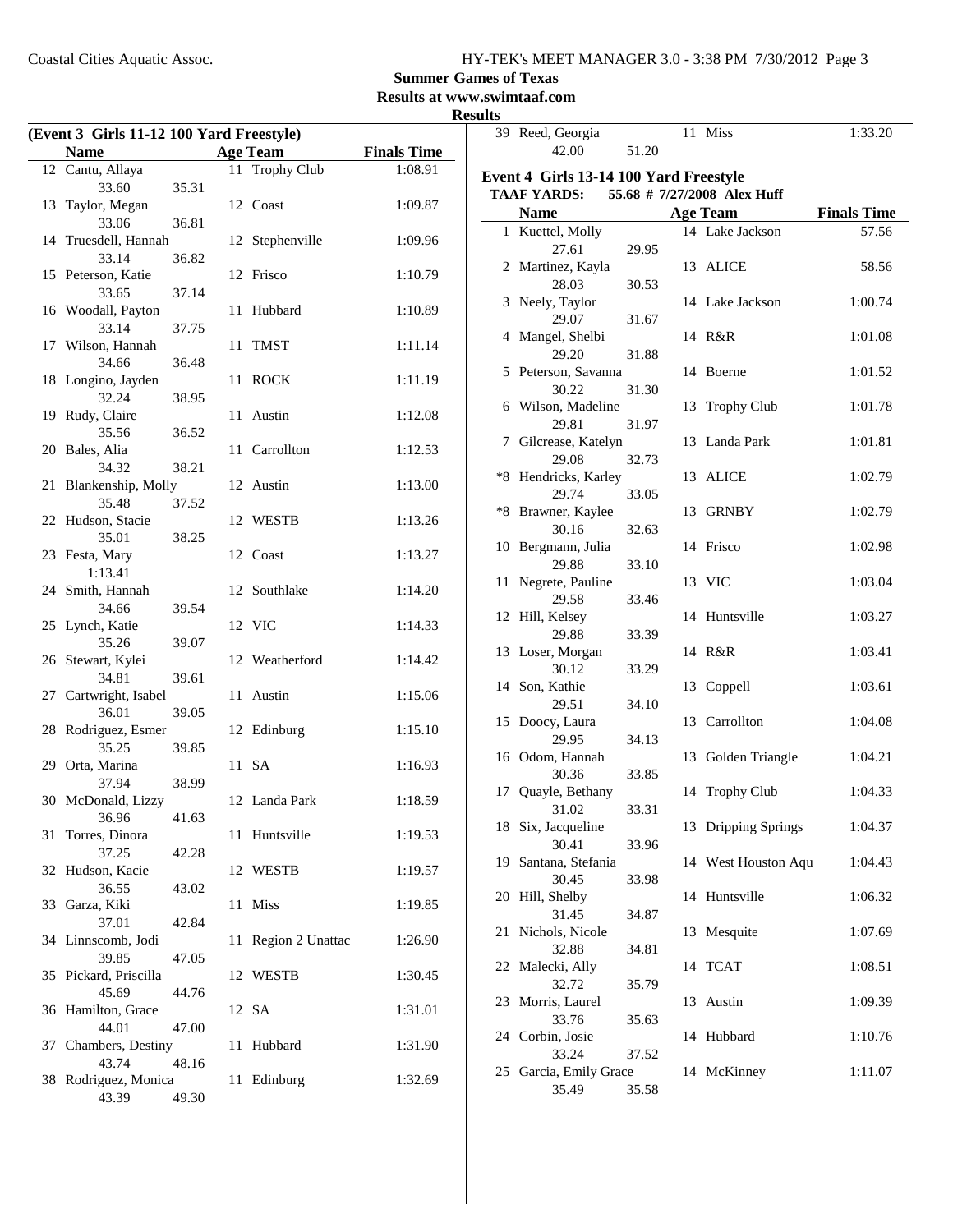**Summer Games of Texas**
**Results at www.swimtaaf.com**
**Results**

## (Event 3 Girls 11-12 100 Yard Freestyle)

| | Name | Age | Team | Finals Time |
|---|---|---|---|---|
| 12 | Cantu, Allaya | 11 | Trophy Club | 1:08.91 |
| | 33.60 35.31 | | | |
| 13 | Taylor, Megan | 12 | Coast | 1:09.87 |
| | 33.06 36.81 | | | |
| 14 | Truesdell, Hannah | 12 | Stephenville | 1:09.96 |
| | 33.14 36.82 | | | |
| 15 | Peterson, Katie | 12 | Frisco | 1:10.79 |
| | 33.65 37.14 | | | |
| 16 | Woodall, Payton | 11 | Hubbard | 1:10.89 |
| | 33.14 37.75 | | | |
| 17 | Wilson, Hannah | 11 | TMST | 1:11.14 |
| | 34.66 36.48 | | | |
| 18 | Longino, Jayden | 11 | ROCK | 1:11.19 |
| | 32.24 38.95 | | | |
| 19 | Rudy, Claire | 11 | Austin | 1:12.08 |
| | 35.56 36.52 | | | |
| 20 | Bales, Alia | 11 | Carrollton | 1:12.53 |
| | 34.32 38.21 | | | |
| 21 | Blankenship, Molly | 12 | Austin | 1:13.00 |
| | 35.48 37.52 | | | |
| 22 | Hudson, Stacie | 12 | WESTB | 1:13.26 |
| | 35.01 38.25 | | | |
| 23 | Festa, Mary | 12 | Coast | 1:13.27 |
| | 1:13.41 | | | |
| 24 | Smith, Hannah | 12 | Southlake | 1:14.20 |
| | 34.66 39.54 | | | |
| 25 | Lynch, Katie | 12 | VIC | 1:14.33 |
| | 35.26 39.07 | | | |
| 26 | Stewart, Kylei | 12 | Weatherford | 1:14.42 |
| | 34.81 39.61 | | | |
| 27 | Cartwright, Isabel | 11 | Austin | 1:15.06 |
| | 36.01 39.05 | | | |
| 28 | Rodriguez, Esmer | 12 | Edinburg | 1:15.10 |
| | 35.25 39.85 | | | |
| 29 | Orta, Marina | 11 | SA | 1:16.93 |
| | 37.94 38.99 | | | |
| 30 | McDonald, Lizzy | 12 | Landa Park | 1:18.59 |
| | 36.96 41.63 | | | |
| 31 | Torres, Dinora | 11 | Huntsville | 1:19.53 |
| | 37.25 42.28 | | | |
| 32 | Hudson, Kacie | 12 | WESTB | 1:19.57 |
| | 36.55 43.02 | | | |
| 33 | Garza, Kiki | 11 | Miss | 1:19.85 |
| | 37.01 42.84 | | | |
| 34 | Linnscomb, Jodi | 11 | Region 2 Unattac | 1:26.90 |
| | 39.85 47.05 | | | |
| 35 | Pickard, Priscilla | 12 | WESTB | 1:30.45 |
| | 45.69 44.76 | | | |
| 36 | Hamilton, Grace | 12 | SA | 1:31.01 |
| | 44.01 47.00 | | | |
| 37 | Chambers, Destiny | 11 | Hubbard | 1:31.90 |
| | 43.74 48.16 | | | |
| 38 | Rodriguez, Monica | 11 | Edinburg | 1:32.69 |
| | 43.39 49.30 | | | |
| 39 | Reed, Georgia | 11 | Miss | 1:33.20 |
| | 42.00 51.20 | | | |

## Event 4 Girls 13-14 100 Yard Freestyle

**TAAF YARDS: 55.68 # 7/27/2008 Alex Huff**

| | Name | Age | Team | Finals Time |
|---|---|---|---|---|
| 1 | Kuettel, Molly | 14 | Lake Jackson | 57.56 |
| | 27.61 29.95 | | | |
| 2 | Martinez, Kayla | 13 | ALICE | 58.56 |
| | 28.03 30.53 | | | |
| 3 | Neely, Taylor | 14 | Lake Jackson | 1:00.74 |
| | 29.07 31.67 | | | |
| 4 | Mangel, Shelbi | 14 | R&R | 1:01.08 |
| | 29.20 31.88 | | | |
| 5 | Peterson, Savanna | 14 | Boerne | 1:01.52 |
| | 30.22 31.30 | | | |
| 6 | Wilson, Madeline | 13 | Trophy Club | 1:01.78 |
| | 29.81 31.97 | | | |
| 7 | Gilcrease, Katelyn | 13 | Landa Park | 1:01.81 |
| | 29.08 32.73 | | | |
| *8 | Hendricks, Karley | 13 | ALICE | 1:02.79 |
| | 29.74 33.05 | | | |
| *8 | Brawner, Kaylee | 13 | GRNBY | 1:02.79 |
| | 30.16 32.63 | | | |
| 10 | Bergmann, Julia | 14 | Frisco | 1:02.98 |
| | 29.88 33.10 | | | |
| 11 | Negrete, Pauline | 13 | VIC | 1:03.04 |
| | 29.58 33.46 | | | |
| 12 | Hill, Kelsey | 14 | Huntsville | 1:03.27 |
| | 29.88 33.39 | | | |
| 13 | Loser, Morgan | 14 | R&R | 1:03.41 |
| | 30.12 33.29 | | | |
| 14 | Son, Kathie | 13 | Coppell | 1:03.61 |
| | 29.51 34.10 | | | |
| 15 | Doocy, Laura | 13 | Carrollton | 1:04.08 |
| | 29.95 34.13 | | | |
| 16 | Odom, Hannah | 13 | Golden Triangle | 1:04.21 |
| | 30.36 33.85 | | | |
| 17 | Quayle, Bethany | 14 | Trophy Club | 1:04.33 |
| | 31.02 33.31 | | | |
| 18 | Six, Jacqueline | 13 | Dripping Springs | 1:04.37 |
| | 30.41 33.96 | | | |
| 19 | Santana, Stefania | 14 | West Houston Aqu | 1:04.43 |
| | 30.45 33.98 | | | |
| 20 | Hill, Shelby | 14 | Huntsville | 1:06.32 |
| | 31.45 34.87 | | | |
| 21 | Nichols, Nicole | 13 | Mesquite | 1:07.69 |
| | 32.88 34.81 | | | |
| 22 | Malecki, Ally | 14 | TCAT | 1:08.51 |
| | 32.72 35.79 | | | |
| 23 | Morris, Laurel | 13 | Austin | 1:09.39 |
| | 33.76 35.63 | | | |
| 24 | Corbin, Josie | 14 | Hubbard | 1:10.76 |
| | 33.24 37.52 | | | |
| 25 | Garcia, Emily Grace | 14 | McKinney | 1:11.07 |
| | 35.49 35.58 | | | |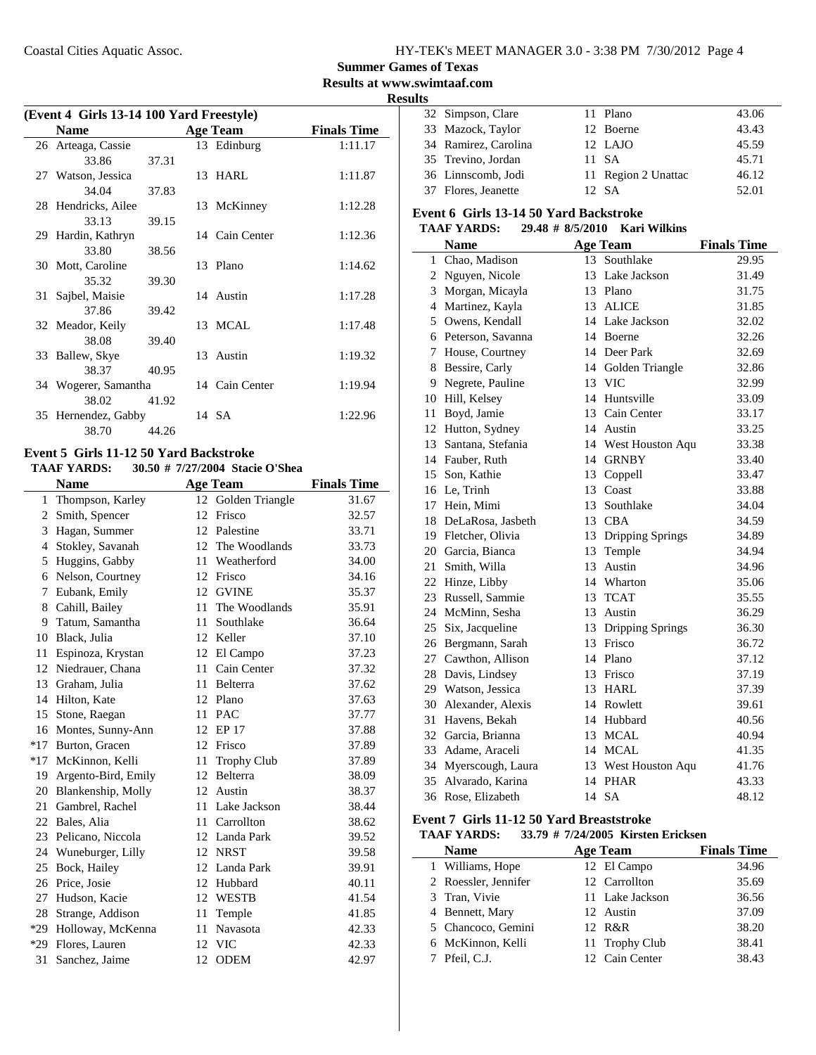Summer Games of Texas

Results at www.swimtaaf.com

Results

**(Event 4 Girls 13-14 100 Yard Freestyle)**

| | Name | | Age | Team | Finals Time |
|---|---|---|---|---|---|
| 26 | Arteaga, Cassie | | 13 | Edinburg | 1:11.17 |
| | 33.86 | 37.31 | | | |
| 27 | Watson, Jessica | | 13 | HARL | 1:11.87 |
| | 34.04 | 37.83 | | | |
| 28 | Hendricks, Ailee | | 13 | McKinney | 1:12.28 |
| | 33.13 | 39.15 | | | |
| 29 | Hardin, Kathryn | | 14 | Cain Center | 1:12.36 |
| | 33.80 | 38.56 | | | |
| 30 | Mott, Caroline | | 13 | Plano | 1:14.62 |
| | 35.32 | 39.30 | | | |
| 31 | Sajbel, Maisie | | 14 | Austin | 1:17.28 |
| | 37.86 | 39.42 | | | |
| 32 | Meador, Keily | | 13 | MCAL | 1:17.48 |
| | 38.08 | 39.40 | | | |
| 33 | Ballew, Skye | | 13 | Austin | 1:19.32 |
| | 38.37 | 40.95 | | | |
| 34 | Wogerer, Samantha | | 14 | Cain Center | 1:19.94 |
| | 38.02 | 41.92 | | | |
| 35 | Hernendez, Gabby | | 14 | SA | 1:22.96 |
| | 38.70 | 44.26 | | | |

## Event 5 Girls 11-12 50 Yard Backstroke

**TAAF YARDS: 30.50 # 7/27/2004 Stacie O'Shea**

| | Name | Age | Team | Finals Time |
|---|---|---|---|---|
| 1 | Thompson, Karley | 12 | Golden Triangle | 31.67 |
| 2 | Smith, Spencer | 12 | Frisco | 32.57 |
| 3 | Hagan, Summer | 12 | Palestine | 33.71 |
| 4 | Stokley, Savanah | 12 | The Woodlands | 33.73 |
| 5 | Huggins, Gabby | 11 | Weatherford | 34.00 |
| 6 | Nelson, Courtney | 12 | Frisco | 34.16 |
| 7 | Eubank, Emily | 12 | GVINE | 35.37 |
| 8 | Cahill, Bailey | 11 | The Woodlands | 35.91 |
| 9 | Tatum, Samantha | 11 | Southlake | 36.64 |
| 10 | Black, Julia | 12 | Keller | 37.10 |
| 11 | Espinoza, Krystan | 12 | El Campo | 37.23 |
| 12 | Niedrauer, Chana | 11 | Cain Center | 37.32 |
| 13 | Graham, Julia | 11 | Belterra | 37.62 |
| 14 | Hilton, Kate | 12 | Plano | 37.63 |
| 15 | Stone, Raegan | 11 | PAC | 37.77 |
| 16 | Montes, Sunny-Ann | 12 | EP 17 | 37.88 |
| *17 | Burton, Gracen | 12 | Frisco | 37.89 |
| *17 | McKinnon, Kelli | 11 | Trophy Club | 37.89 |
| 19 | Argento-Bird, Emily | 12 | Belterra | 38.09 |
| 20 | Blankenship, Molly | 12 | Austin | 38.37 |
| 21 | Gambrel, Rachel | 11 | Lake Jackson | 38.44 |
| 22 | Bales, Alia | 11 | Carrollton | 38.62 |
| 23 | Pelicano, Niccola | 12 | Landa Park | 39.52 |
| 24 | Wuneburger, Lilly | 12 | NRST | 39.58 |
| 25 | Bock, Hailey | 12 | Landa Park | 39.91 |
| 26 | Price, Josie | 12 | Hubbard | 40.11 |
| 27 | Hudson, Kacie | 12 | WESTB | 41.54 |
| 28 | Strange, Addison | 11 | Temple | 41.85 |
| *29 | Holloway, McKenna | 11 | Navasota | 42.33 |
| *29 | Flores, Lauren | 12 | VIC | 42.33 |
| 31 | Sanchez, Jaime | 12 | ODEM | 42.97 |
| 32 | Simpson, Clare | 11 | Plano | 43.06 |
| 33 | Mazock, Taylor | 12 | Boerne | 43.43 |
| 34 | Ramirez, Carolina | 12 | LAJO | 45.59 |
| 35 | Trevino, Jordan | 11 | SA | 45.71 |
| 36 | Linnscomb, Jodi | 11 | Region 2 Unattac | 46.12 |
| 37 | Flores, Jeanette | 12 | SA | 52.01 |

## Event 6 Girls 13-14 50 Yard Backstroke

**TAAF YARDS: 29.48 # 8/5/2010 Kari Wilkins**

| | Name | Age | Team | Finals Time |
|---|---|---|---|---|
| 1 | Chao, Madison | 13 | Southlake | 29.95 |
| 2 | Nguyen, Nicole | 13 | Lake Jackson | 31.49 |
| 3 | Morgan, Micayla | 13 | Plano | 31.75 |
| 4 | Martinez, Kayla | 13 | ALICE | 31.85 |
| 5 | Owens, Kendall | 14 | Lake Jackson | 32.02 |
| 6 | Peterson, Savanna | 14 | Boerne | 32.26 |
| 7 | House, Courtney | 14 | Deer Park | 32.69 |
| 8 | Bessire, Carly | 14 | Golden Triangle | 32.86 |
| 9 | Negrete, Pauline | 13 | VIC | 32.99 |
| 10 | Hill, Kelsey | 14 | Huntsville | 33.09 |
| 11 | Boyd, Jamie | 13 | Cain Center | 33.17 |
| 12 | Hutton, Sydney | 14 | Austin | 33.25 |
| 13 | Santana, Stefania | 14 | West Houston Aqu | 33.38 |
| 14 | Fauber, Ruth | 14 | GRNBY | 33.40 |
| 15 | Son, Kathie | 13 | Coppell | 33.47 |
| 16 | Le, Trinh | 13 | Coast | 33.88 |
| 17 | Hein, Mimi | 13 | Southlake | 34.04 |
| 18 | DeLaRosa, Jasbeth | 13 | CBA | 34.59 |
| 19 | Fletcher, Olivia | 13 | Dripping Springs | 34.89 |
| 20 | Garcia, Bianca | 13 | Temple | 34.94 |
| 21 | Smith, Willa | 13 | Austin | 34.96 |
| 22 | Hinze, Libby | 14 | Wharton | 35.06 |
| 23 | Russell, Sammie | 13 | TCAT | 35.55 |
| 24 | McMinn, Sesha | 13 | Austin | 36.29 |
| 25 | Six, Jacqueline | 13 | Dripping Springs | 36.30 |
| 26 | Bergmann, Sarah | 13 | Frisco | 36.72 |
| 27 | Cawthon, Allison | 14 | Plano | 37.12 |
| 28 | Davis, Lindsey | 13 | Frisco | 37.19 |
| 29 | Watson, Jessica | 13 | HARL | 37.39 |
| 30 | Alexander, Alexis | 14 | Rowlett | 39.61 |
| 31 | Havens, Bekah | 14 | Hubbard | 40.56 |
| 32 | Garcia, Brianna | 13 | MCAL | 40.94 |
| 33 | Adame, Araceli | 14 | MCAL | 41.35 |
| 34 | Myerscough, Laura | 13 | West Houston Aqu | 41.76 |
| 35 | Alvarado, Karina | 14 | PHAR | 43.33 |
| 36 | Rose, Elizabeth | 14 | SA | 48.12 |

## Event 7 Girls 11-12 50 Yard Breaststroke

**TAAF YARDS: 33.79 # 7/24/2005 Kirsten Ericksen**

| | Name | Age | Team | Finals Time |
|---|---|---|---|---|
| 1 | Williams, Hope | 12 | El Campo | 34.96 |
| 2 | Roessler, Jennifer | 12 | Carrollton | 35.69 |
| 3 | Tran, Vivie | 11 | Lake Jackson | 36.56 |
| 4 | Bennett, Mary | 12 | Austin | 37.09 |
| 5 | Chancoco, Gemini | 12 | R&R | 38.20 |
| 6 | McKinnon, Kelli | 11 | Trophy Club | 38.41 |
| 7 | Pfeil, C.J. | 12 | Cain Center | 38.43 |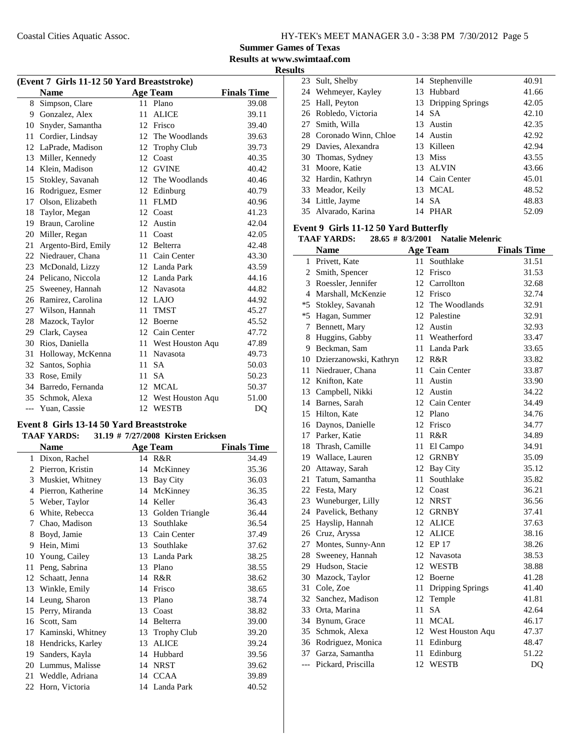**Summer Games of Texas**
**Results at www.swimtaaf.com**
**Results**

### (Event 7 Girls 11-12 50 Yard Breaststroke)

| | Name | Age | Team | Finals Time |
|---|---|---|---|---|
| 8 | Simpson, Clare | 11 | Plano | 39.08 |
| 9 | Gonzalez, Alex | 11 | ALICE | 39.11 |
| 10 | Snyder, Samantha | 12 | Frisco | 39.40 |
| 11 | Cordier, Lindsay | 12 | The Woodlands | 39.63 |
| 12 | LaPrade, Madison | 12 | Trophy Club | 39.73 |
| 13 | Miller, Kennedy | 12 | Coast | 40.35 |
| 14 | Klein, Madison | 12 | GVINE | 40.42 |
| 15 | Stokley, Savanah | 12 | The Woodlands | 40.46 |
| 16 | Rodriguez, Esmer | 12 | Edinburg | 40.79 |
| 17 | Olson, Elizabeth | 11 | FLMD | 40.96 |
| 18 | Taylor, Megan | 12 | Coast | 41.23 |
| 19 | Braun, Caroline | 12 | Austin | 42.04 |
| 20 | Miller, Regan | 11 | Coast | 42.05 |
| 21 | Argento-Bird, Emily | 12 | Belterra | 42.48 |
| 22 | Niedrauer, Chana | 11 | Cain Center | 43.30 |
| 23 | McDonald, Lizzy | 12 | Landa Park | 43.59 |
| 24 | Pelicano, Niccola | 12 | Landa Park | 44.16 |
| 25 | Sweeney, Hannah | 12 | Navasota | 44.82 |
| 26 | Ramirez, Carolina | 12 | LAJO | 44.92 |
| 27 | Wilson, Hannah | 11 | TMST | 45.27 |
| 28 | Mazock, Taylor | 12 | Boerne | 45.52 |
| 29 | Clark, Caysea | 12 | Cain Center | 47.72 |
| 30 | Rios, Daniella | 11 | West Houston Aqu | 47.89 |
| 31 | Holloway, McKenna | 11 | Navasota | 49.73 |
| 32 | Santos, Sophia | 11 | SA | 50.03 |
| 33 | Rose, Emily | 11 | SA | 50.23 |
| 34 | Barredo, Fernanda | 12 | MCAL | 50.37 |
| 35 | Schmok, Alexa | 12 | West Houston Aqu | 51.00 |
| --- | Yuan, Cassie | 12 | WESTB | DQ |

### Event 8 Girls 13-14 50 Yard Breaststroke

**TAAF YARDS: 31.19 # 7/27/2008 Kirsten Ericksen**

| | Name | Age | Team | Finals Time |
|---|---|---|---|---|
| 1 | Dixon, Rachel | 14 | R&R | 34.49 |
| 2 | Pierron, Kristin | 14 | McKinney | 35.36 |
| 3 | Muskiet, Whitney | 13 | Bay City | 36.03 |
| 4 | Pierron, Katherine | 14 | McKinney | 36.35 |
| 5 | Weber, Taylor | 14 | Keller | 36.43 |
| 6 | White, Rebecca | 13 | Golden Triangle | 36.44 |
| 7 | Chao, Madison | 13 | Southlake | 36.54 |
| 8 | Boyd, Jamie | 13 | Cain Center | 37.49 |
| 9 | Hein, Mimi | 13 | Southlake | 37.62 |
| 10 | Young, Cailey | 13 | Landa Park | 38.25 |
| 11 | Peng, Sabrina | 13 | Plano | 38.55 |
| 12 | Schaatt, Jenna | 14 | R&R | 38.62 |
| 13 | Winkle, Emily | 14 | Frisco | 38.65 |
| 14 | Leung, Sharon | 13 | Plano | 38.74 |
| 15 | Perry, Miranda | 13 | Coast | 38.82 |
| 16 | Scott, Sam | 14 | Belterra | 39.00 |
| 17 | Kaminski, Whitney | 13 | Trophy Club | 39.20 |
| 18 | Hendricks, Karley | 13 | ALICE | 39.24 |
| 19 | Sanders, Kayla | 14 | Hubbard | 39.56 |
| 20 | Lummus, Malisse | 14 | NRST | 39.62 |
| 21 | Weddle, Adriana | 14 | CCAA | 39.89 |
| 22 | Horn, Victoria | 14 | Landa Park | 40.52 |
| 23 | Sult, Shelby | 14 | Stephenville | 40.91 |
| 24 | Wehmeyer, Kayley | 13 | Hubbard | 41.66 |
| 25 | Hall, Peyton | 13 | Dripping Springs | 42.05 |
| 26 | Robledo, Victoria | 14 | SA | 42.10 |
| 27 | Smith, Willa | 13 | Austin | 42.35 |
| 28 | Coronado Winn, Chloe | 14 | Austin | 42.92 |
| 29 | Davies, Alexandra | 13 | Killeen | 42.94 |
| 30 | Thomas, Sydney | 13 | Miss | 43.55 |
| 31 | Moore, Katie | 13 | ALVIN | 43.66 |
| 32 | Hardin, Kathryn | 14 | Cain Center | 45.01 |
| 33 | Meador, Keily | 13 | MCAL | 48.52 |
| 34 | Little, Jayme | 14 | SA | 48.83 |
| 35 | Alvarado, Karina | 14 | PHAR | 52.09 |

### Event 9 Girls 11-12 50 Yard Butterfly

**TAAF YARDS: 28.65 # 8/3/2001 Natalie Melenric**

| | Name | Age | Team | Finals Time |
|---|---|---|---|---|
| 1 | Privett, Kate | 11 | Southlake | 31.51 |
| 2 | Smith, Spencer | 12 | Frisco | 31.53 |
| 3 | Roessler, Jennifer | 12 | Carrollton | 32.68 |
| 4 | Marshall, McKenzie | 12 | Frisco | 32.74 |
| *5 | Stokley, Savanah | 12 | The Woodlands | 32.91 |
| *5 | Hagan, Summer | 12 | Palestine | 32.91 |
| 7 | Bennett, Mary | 12 | Austin | 32.93 |
| 8 | Huggins, Gabby | 11 | Weatherford | 33.47 |
| 9 | Beckman, Sam | 11 | Landa Park | 33.65 |
| 10 | Dzierzanowski, Kathryn | 12 | R&R | 33.82 |
| 11 | Niedrauer, Chana | 11 | Cain Center | 33.87 |
| 12 | Knifton, Kate | 11 | Austin | 33.90 |
| 13 | Campbell, Nikki | 12 | Austin | 34.22 |
| 14 | Barnes, Sarah | 12 | Cain Center | 34.49 |
| 15 | Hilton, Kate | 12 | Plano | 34.76 |
| 16 | Daynos, Danielle | 12 | Frisco | 34.77 |
| 17 | Parker, Katie | 11 | R&R | 34.89 |
| 18 | Thrash, Camille | 11 | El Campo | 34.91 |
| 19 | Wallace, Lauren | 12 | GRNBY | 35.09 |
| 20 | Attaway, Sarah | 12 | Bay City | 35.12 |
| 21 | Tatum, Samantha | 11 | Southlake | 35.82 |
| 22 | Festa, Mary | 12 | Coast | 36.21 |
| 23 | Wuneburger, Lilly | 12 | NRST | 36.56 |
| 24 | Pavelick, Bethany | 12 | GRNBY | 37.41 |
| 25 | Hayslip, Hannah | 12 | ALICE | 37.63 |
| 26 | Cruz, Aryssa | 12 | ALICE | 38.16 |
| 27 | Montes, Sunny-Ann | 12 | EP 17 | 38.26 |
| 28 | Sweeney, Hannah | 12 | Navasota | 38.53 |
| 29 | Hudson, Stacie | 12 | WESTB | 38.88 |
| 30 | Mazock, Taylor | 12 | Boerne | 41.28 |
| 31 | Cole, Zoe | 11 | Dripping Springs | 41.40 |
| 32 | Sanchez, Madison | 12 | Temple | 41.81 |
| 33 | Orta, Marina | 11 | SA | 42.64 |
| 34 | Bynum, Grace | 11 | MCAL | 46.17 |
| 35 | Schmok, Alexa | 12 | West Houston Aqu | 47.37 |
| 36 | Rodriguez, Monica | 11 | Edinburg | 48.47 |
| 37 | Garza, Samantha | 11 | Edinburg | 51.22 |
| --- | Pickard, Priscilla | 12 | WESTB | DQ |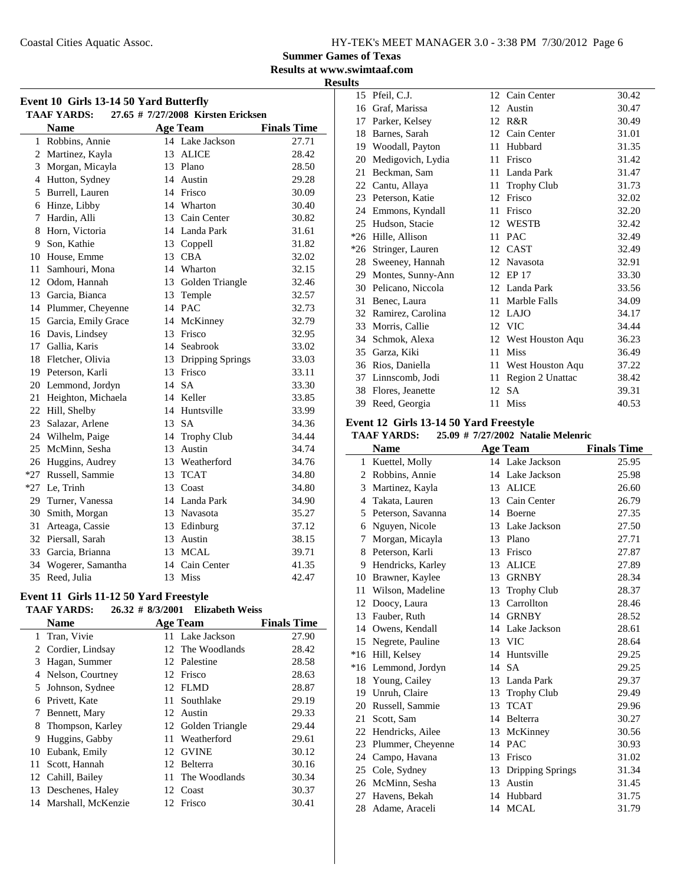## Summer Games of Texas

## Results at www.swimtaaf.com

## Results

### Event 10 Girls 13-14 50 Yard Butterfly

TAAF YARDS: 27.65 # 7/27/2008 Kirsten Ericksen

| | Name | Age | Team | Finals Time |
|---|---|---|---|---|
| 1 | Robbins, Annie | 14 | Lake Jackson | 27.71 |
| 2 | Martinez, Kayla | 13 | ALICE | 28.42 |
| 3 | Morgan, Micayla | 13 | Plano | 28.50 |
| 4 | Hutton, Sydney | 14 | Austin | 29.28 |
| 5 | Burrell, Lauren | 14 | Frisco | 30.09 |
| 6 | Hinze, Libby | 14 | Wharton | 30.40 |
| 7 | Hardin, Alli | 13 | Cain Center | 30.82 |
| 8 | Horn, Victoria | 14 | Landa Park | 31.61 |
| 9 | Son, Kathie | 13 | Coppell | 31.82 |
| 10 | House, Emme | 13 | CBA | 32.02 |
| 11 | Samhouri, Mona | 14 | Wharton | 32.15 |
| 12 | Odom, Hannah | 13 | Golden Triangle | 32.46 |
| 13 | Garcia, Bianca | 13 | Temple | 32.57 |
| 14 | Plummer, Cheyenne | 14 | PAC | 32.73 |
| 15 | Garcia, Emily Grace | 14 | McKinney | 32.79 |
| 16 | Davis, Lindsey | 13 | Frisco | 32.95 |
| 17 | Gallia, Karis | 14 | Seabrook | 33.02 |
| 18 | Fletcher, Olivia | 13 | Dripping Springs | 33.03 |
| 19 | Peterson, Karli | 13 | Frisco | 33.11 |
| 20 | Lemmond, Jordyn | 14 | SA | 33.30 |
| 21 | Heighton, Michaela | 14 | Keller | 33.85 |
| 22 | Hill, Shelby | 14 | Huntsville | 33.99 |
| 23 | Salazar, Arlene | 13 | SA | 34.36 |
| 24 | Wilhelm, Paige | 14 | Trophy Club | 34.44 |
| 25 | McMinn, Sesha | 13 | Austin | 34.74 |
| 26 | Huggins, Audrey | 13 | Weatherford | 34.76 |
| *27 | Russell, Sammie | 13 | TCAT | 34.80 |
| *27 | Le, Trinh | 13 | Coast | 34.80 |
| 29 | Turner, Vanessa | 14 | Landa Park | 34.90 |
| 30 | Smith, Morgan | 13 | Navasota | 35.27 |
| 31 | Arteaga, Cassie | 13 | Edinburg | 37.12 |
| 32 | Piersall, Sarah | 13 | Austin | 38.15 |
| 33 | Garcia, Brianna | 13 | MCAL | 39.71 |
| 34 | Wogerer, Samantha | 14 | Cain Center | 41.35 |
| 35 | Reed, Julia | 13 | Miss | 42.47 |

### Event 11 Girls 11-12 50 Yard Freestyle

TAAF YARDS: 26.32 # 8/3/2001 Elizabeth Weiss

| | Name | Age | Team | Finals Time |
|---|---|---|---|---|
| 1 | Tran, Vivie | 11 | Lake Jackson | 27.90 |
| 2 | Cordier, Lindsay | 12 | The Woodlands | 28.42 |
| 3 | Hagan, Summer | 12 | Palestine | 28.58 |
| 4 | Nelson, Courtney | 12 | Frisco | 28.63 |
| 5 | Johnson, Sydnee | 12 | FLMD | 28.87 |
| 6 | Privett, Kate | 11 | Southlake | 29.19 |
| 7 | Bennett, Mary | 12 | Austin | 29.33 |
| 8 | Thompson, Karley | 12 | Golden Triangle | 29.44 |
| 9 | Huggins, Gabby | 11 | Weatherford | 29.61 |
| 10 | Eubank, Emily | 12 | GVINE | 30.12 |
| 11 | Scott, Hannah | 12 | Belterra | 30.16 |
| 12 | Cahill, Bailey | 11 | The Woodlands | 30.34 |
| 13 | Deschenes, Haley | 12 | Coast | 30.37 |
| 14 | Marshall, McKenzie | 12 | Frisco | 30.41 |
| 15 | Pfeil, C.J. | 12 | Cain Center | 30.42 |
| 16 | Graf, Marissa | 12 | Austin | 30.47 |
| 17 | Parker, Kelsey | 12 | R&R | 30.49 |
| 18 | Barnes, Sarah | 12 | Cain Center | 31.01 |
| 19 | Woodall, Payton | 11 | Hubbard | 31.35 |
| 20 | Medigovich, Lydia | 11 | Frisco | 31.42 |
| 21 | Beckman, Sam | 11 | Landa Park | 31.47 |
| 22 | Cantu, Allaya | 11 | Trophy Club | 31.73 |
| 23 | Peterson, Katie | 12 | Frisco | 32.02 |
| 24 | Emmons, Kyndall | 11 | Frisco | 32.20 |
| 25 | Hudson, Stacie | 12 | WESTB | 32.42 |
| *26 | Hille, Allison | 11 | PAC | 32.49 |
| *26 | Stringer, Lauren | 12 | CAST | 32.49 |
| 28 | Sweeney, Hannah | 12 | Navasota | 32.91 |
| 29 | Montes, Sunny-Ann | 12 | EP 17 | 33.30 |
| 30 | Pelicano, Niccola | 12 | Landa Park | 33.56 |
| 31 | Benec, Laura | 11 | Marble Falls | 34.09 |
| 32 | Ramirez, Carolina | 12 | LAJO | 34.17 |
| 33 | Morris, Callie | 12 | VIC | 34.44 |
| 34 | Schmok, Alexa | 12 | West Houston Aqu | 36.23 |
| 35 | Garza, Kiki | 11 | Miss | 36.49 |
| 36 | Rios, Daniella | 11 | West Houston Aqu | 37.22 |
| 37 | Linnscomb, Jodi | 11 | Region 2 Unattac | 38.42 |
| 38 | Flores, Jeanette | 12 | SA | 39.31 |
| 39 | Reed, Georgia | 11 | Miss | 40.53 |

### Event 12 Girls 13-14 50 Yard Freestyle

TAAF YARDS: 25.09 # 7/27/2002 Natalie Melenric

| | Name | Age | Team | Finals Time |
|---|---|---|---|---|
| 1 | Kuettel, Molly | 14 | Lake Jackson | 25.95 |
| 2 | Robbins, Annie | 14 | Lake Jackson | 25.98 |
| 3 | Martinez, Kayla | 13 | ALICE | 26.60 |
| 4 | Takata, Lauren | 13 | Cain Center | 26.79 |
| 5 | Peterson, Savanna | 14 | Boerne | 27.35 |
| 6 | Nguyen, Nicole | 13 | Lake Jackson | 27.50 |
| 7 | Morgan, Micayla | 13 | Plano | 27.71 |
| 8 | Peterson, Karli | 13 | Frisco | 27.87 |
| 9 | Hendricks, Karley | 13 | ALICE | 27.89 |
| 10 | Brawner, Kaylee | 13 | GRNBY | 28.34 |
| 11 | Wilson, Madeline | 13 | Trophy Club | 28.37 |
| 12 | Doocy, Laura | 13 | Carrollton | 28.46 |
| 13 | Fauber, Ruth | 14 | GRNBY | 28.52 |
| 14 | Owens, Kendall | 14 | Lake Jackson | 28.61 |
| 15 | Negrete, Pauline | 13 | VIC | 28.64 |
| *16 | Hill, Kelsey | 14 | Huntsville | 29.25 |
| *16 | Lemmond, Jordyn | 14 | SA | 29.25 |
| 18 | Young, Cailey | 13 | Landa Park | 29.37 |
| 19 | Unruh, Claire | 13 | Trophy Club | 29.49 |
| 20 | Russell, Sammie | 13 | TCAT | 29.96 |
| 21 | Scott, Sam | 14 | Belterra | 30.27 |
| 22 | Hendricks, Ailee | 13 | McKinney | 30.56 |
| 23 | Plummer, Cheyenne | 14 | PAC | 30.93 |
| 24 | Campo, Havana | 13 | Frisco | 31.02 |
| 25 | Cole, Sydney | 13 | Dripping Springs | 31.34 |
| 26 | McMinn, Sesha | 13 | Austin | 31.45 |
| 27 | Havens, Bekah | 14 | Hubbard | 31.75 |
| 28 | Adame, Araceli | 14 | MCAL | 31.79 |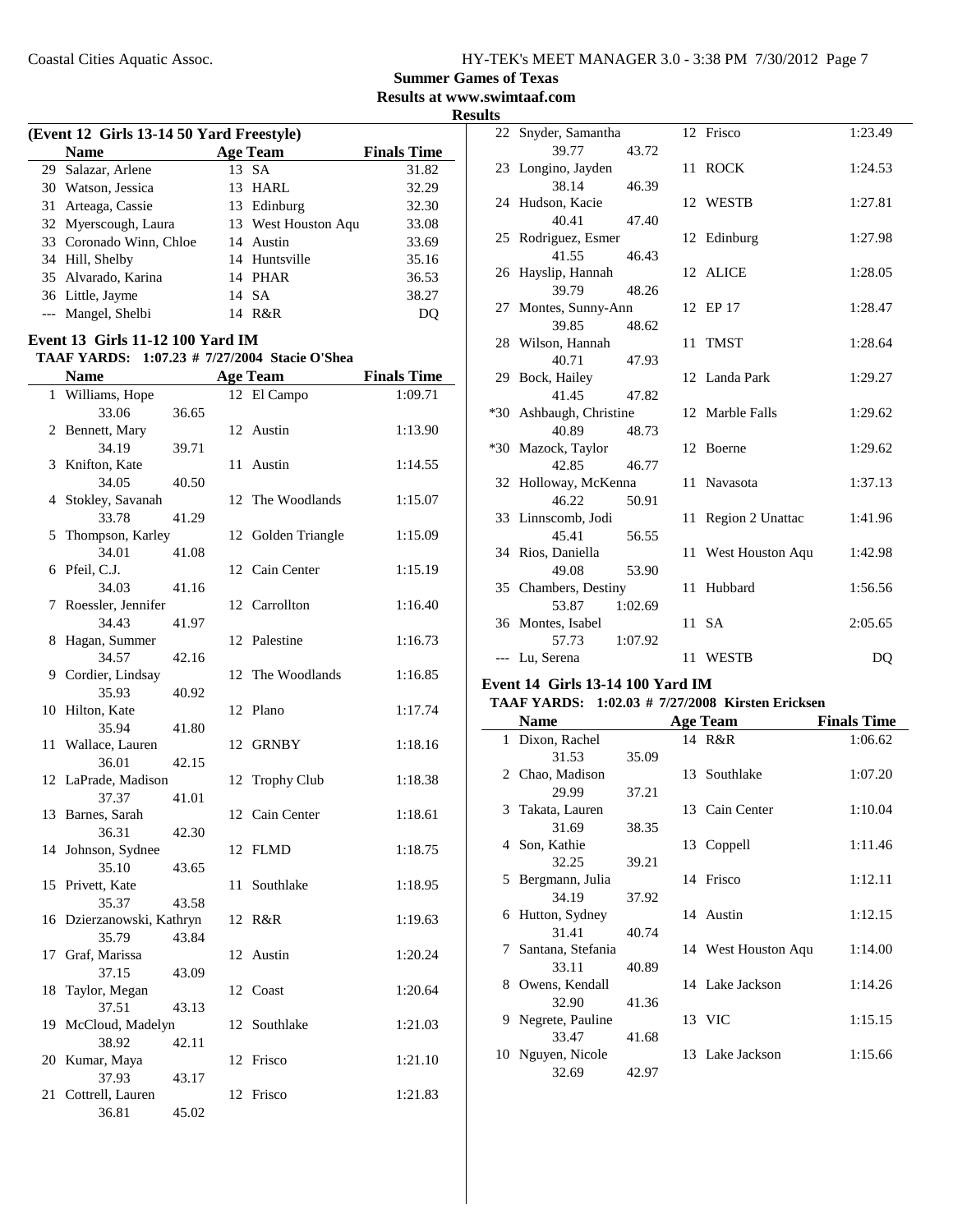**Summer Games of Texas**
**Results at www.swimtaaf.com**
**Results**

### (Event 12 Girls 13-14 50 Yard Freestyle)

| | Name | Age | Team | Finals Time |
|---|---|---|---|---|
| 29 | Salazar, Arlene | 13 | SA | 31.82 |
| 30 | Watson, Jessica | 13 | HARL | 32.29 |
| 31 | Arteaga, Cassie | 13 | Edinburg | 32.30 |
| 32 | Myerscough, Laura | 13 | West Houston Aqu | 33.08 |
| 33 | Coronado Winn, Chloe | 14 | Austin | 33.69 |
| 34 | Hill, Shelby | 14 | Huntsville | 35.16 |
| 35 | Alvarado, Karina | 14 | PHAR | 36.53 |
| 36 | Little, Jayme | 14 | SA | 38.27 |
| --- | Mangel, Shelbi | 14 | R&R | DQ |

### Event 13 Girls 11-12 100 Yard IM

**TAAF YARDS: 1:07.23 # 7/27/2004 Stacie O'Shea**

| | Name | Age | Team | Finals Time |
|---|---|---|---|---|
| 1 | Williams, Hope | 12 | El Campo | 1:09.71 |
| | 33.06 36.65 | | | |
| 2 | Bennett, Mary | 12 | Austin | 1:13.90 |
| | 34.19 39.71 | | | |
| 3 | Knifton, Kate | 11 | Austin | 1:14.55 |
| | 34.05 40.50 | | | |
| 4 | Stokley, Savanah | 12 | The Woodlands | 1:15.07 |
| | 33.78 41.29 | | | |
| 5 | Thompson, Karley | 12 | Golden Triangle | 1:15.09 |
| | 34.01 41.08 | | | |
| 6 | Pfeil, C.J. | 12 | Cain Center | 1:15.19 |
| | 34.03 41.16 | | | |
| 7 | Roessler, Jennifer | 12 | Carrollton | 1:16.40 |
| | 34.43 41.97 | | | |
| 8 | Hagan, Summer | 12 | Palestine | 1:16.73 |
| | 34.57 42.16 | | | |
| 9 | Cordier, Lindsay | 12 | The Woodlands | 1:16.85 |
| | 35.93 40.92 | | | |
| 10 | Hilton, Kate | 12 | Plano | 1:17.74 |
| | 35.94 41.80 | | | |
| 11 | Wallace, Lauren | 12 | GRNBY | 1:18.16 |
| | 36.01 42.15 | | | |
| 12 | LaPrade, Madison | 12 | Trophy Club | 1:18.38 |
| | 37.37 41.01 | | | |
| 13 | Barnes, Sarah | 12 | Cain Center | 1:18.61 |
| | 36.31 42.30 | | | |
| 14 | Johnson, Sydnee | 12 | FLMD | 1:18.75 |
| | 35.10 43.65 | | | |
| 15 | Privett, Kate | 11 | Southlake | 1:18.95 |
| | 35.37 43.58 | | | |
| 16 | Dzierzanowski, Kathryn | 12 | R&R | 1:19.63 |
| | 35.79 43.84 | | | |
| 17 | Graf, Marissa | 12 | Austin | 1:20.24 |
| | 37.15 43.09 | | | |
| 18 | Taylor, Megan | 12 | Coast | 1:20.64 |
| | 37.51 43.13 | | | |
| 19 | McCloud, Madelyn | 12 | Southlake | 1:21.03 |
| | 38.92 42.11 | | | |
| 20 | Kumar, Maya | 12 | Frisco | 1:21.10 |
| | 37.93 43.17 | | | |
| 21 | Cottrell, Lauren | 12 | Frisco | 1:21.83 |
| | 36.81 45.02 | | | |
| 22 | Snyder, Samantha | 12 | Frisco | 1:23.49 |
| | 39.77 43.72 | | | |
| 23 | Longino, Jayden | 11 | ROCK | 1:24.53 |
| | 38.14 46.39 | | | |
| 24 | Hudson, Kacie | 12 | WESTB | 1:27.81 |
| | 40.41 47.40 | | | |
| 25 | Rodriguez, Esmer | 12 | Edinburg | 1:27.98 |
| | 41.55 46.43 | | | |
| 26 | Hayslip, Hannah | 12 | ALICE | 1:28.05 |
| | 39.79 48.26 | | | |
| 27 | Montes, Sunny-Ann | 12 | EP 17 | 1:28.47 |
| | 39.85 48.62 | | | |
| 28 | Wilson, Hannah | 11 | TMST | 1:28.64 |
| | 40.71 47.93 | | | |
| 29 | Bock, Hailey | 12 | Landa Park | 1:29.27 |
| | 41.45 47.82 | | | |
| *30 | Ashbaugh, Christine | 12 | Marble Falls | 1:29.62 |
| | 40.89 48.73 | | | |
| *30 | Mazock, Taylor | 12 | Boerne | 1:29.62 |
| | 42.85 46.77 | | | |
| 32 | Holloway, McKenna | 11 | Navasota | 1:37.13 |
| | 46.22 50.91 | | | |
| 33 | Linnscomb, Jodi | 11 | Region 2 Unattac | 1:41.96 |
| | 45.41 56.55 | | | |
| 34 | Rios, Daniella | 11 | West Houston Aqu | 1:42.98 |
| | 49.08 53.90 | | | |
| 35 | Chambers, Destiny | 11 | Hubbard | 1:56.56 |
| | 53.87 1:02.69 | | | |
| 36 | Montes, Isabel | 11 | SA | 2:05.65 |
| | 57.73 1:07.92 | | | |
| --- | Lu, Serena | 11 | WESTB | DQ |

### Event 14 Girls 13-14 100 Yard IM

**TAAF YARDS: 1:02.03 # 7/27/2008 Kirsten Ericksen**

| | Name | Age | Team | Finals Time |
|---|---|---|---|---|
| 1 | Dixon, Rachel | 14 | R&R | 1:06.62 |
| | 31.53 35.09 | | | |
| 2 | Chao, Madison | 13 | Southlake | 1:07.20 |
| | 29.99 37.21 | | | |
| 3 | Takata, Lauren | 13 | Cain Center | 1:10.04 |
| | 31.69 38.35 | | | |
| 4 | Son, Kathie | 13 | Coppell | 1:11.46 |
| | 32.25 39.21 | | | |
| 5 | Bergmann, Julia | 14 | Frisco | 1:12.11 |
| | 34.19 37.92 | | | |
| 6 | Hutton, Sydney | 14 | Austin | 1:12.15 |
| | 31.41 40.74 | | | |
| 7 | Santana, Stefania | 14 | West Houston Aqu | 1:14.00 |
| | 33.11 40.89 | | | |
| 8 | Owens, Kendall | 14 | Lake Jackson | 1:14.26 |
| | 32.90 41.36 | | | |
| 9 | Negrete, Pauline | 13 | VIC | 1:15.15 |
| | 33.47 41.68 | | | |
| 10 | Nguyen, Nicole | 13 | Lake Jackson | 1:15.66 |
| | 32.69 42.97 | | | |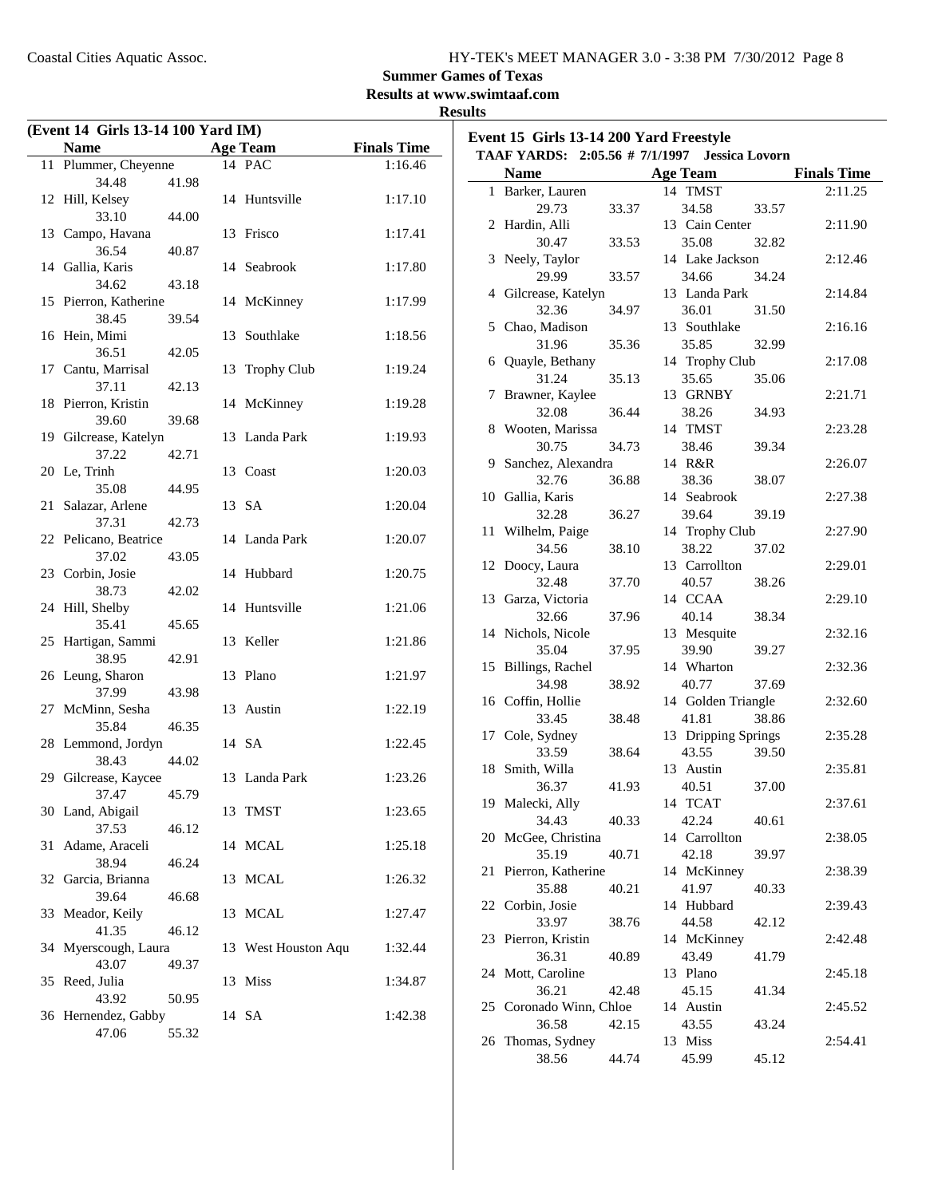**Summer Games of Texas**

**Results at www.swimtaaf.com**

**Results**

### (Event 14 Girls 13-14 100 Yard IM)

| | Name | Age | Team | Finals Time |
|---|---|---|---|---|
| 11 | Plummer, Cheyenne | 14 | PAC | 1:16.46 |
| | 34.48 41.98 | | | |
| 12 | Hill, Kelsey | 14 | Huntsville | 1:17.10 |
| | 33.10 44.00 | | | |
| 13 | Campo, Havana | 13 | Frisco | 1:17.41 |
| | 36.54 40.87 | | | |
| 14 | Gallia, Karis | 14 | Seabrook | 1:17.80 |
| | 34.62 43.18 | | | |
| 15 | Pierron, Katherine | 14 | McKinney | 1:17.99 |
| | 38.45 39.54 | | | |
| 16 | Hein, Mimi | 13 | Southlake | 1:18.56 |
| | 36.51 42.05 | | | |
| 17 | Cantu, Marrisal | 13 | Trophy Club | 1:19.24 |
| | 37.11 42.13 | | | |
| 18 | Pierron, Kristin | 14 | McKinney | 1:19.28 |
| | 39.60 39.68 | | | |
| 19 | Gilcrease, Katelyn | 13 | Landa Park | 1:19.93 |
| | 37.22 42.71 | | | |
| 20 | Le, Trinh | 13 | Coast | 1:20.03 |
| | 35.08 44.95 | | | |
| 21 | Salazar, Arlene | 13 | SA | 1:20.04 |
| | 37.31 42.73 | | | |
| 22 | Pelicano, Beatrice | 14 | Landa Park | 1:20.07 |
| | 37.02 43.05 | | | |
| 23 | Corbin, Josie | 14 | Hubbard | 1:20.75 |
| | 38.73 42.02 | | | |
| 24 | Hill, Shelby | 14 | Huntsville | 1:21.06 |
| | 35.41 45.65 | | | |
| 25 | Hartigan, Sammi | 13 | Keller | 1:21.86 |
| | 38.95 42.91 | | | |
| 26 | Leung, Sharon | 13 | Plano | 1:21.97 |
| | 37.99 43.98 | | | |
| 27 | McMinn, Sesha | 13 | Austin | 1:22.19 |
| | 35.84 46.35 | | | |
| 28 | Lemmond, Jordyn | 14 | SA | 1:22.45 |
| | 38.43 44.02 | | | |
| 29 | Gilcrease, Kaycee | 13 | Landa Park | 1:23.26 |
| | 37.47 45.79 | | | |
| 30 | Land, Abigail | 13 | TMST | 1:23.65 |
| | 37.53 46.12 | | | |
| 31 | Adame, Araceli | 14 | MCAL | 1:25.18 |
| | 38.94 46.24 | | | |
| 32 | Garcia, Brianna | 13 | MCAL | 1:26.32 |
| | 39.64 46.68 | | | |
| 33 | Meador, Keily | 13 | MCAL | 1:27.47 |
| | 41.35 46.12 | | | |
| 34 | Myerscough, Laura | 13 | West Houston Aqu | 1:32.44 |
| | 43.07 49.37 | | | |
| 35 | Reed, Julia | 13 | Miss | 1:34.87 |
| | 43.92 50.95 | | | |
| 36 | Hernendez, Gabby | 14 | SA | 1:42.38 |
| | 47.06 55.32 | | | |

### Event 15 Girls 13-14 200 Yard Freestyle

**TAAF YARDS: 2:05.56 # 7/1/1997 Jessica Lovorn**

| | Name | Age | Team | Finals Time |
|---|---|---|---|---|
| 1 | Barker, Lauren | 14 | TMST | 2:11.25 |
| | 29.73 33.37 34.58 33.57 | | | |
| 2 | Hardin, Alli | 13 | Cain Center | 2:11.90 |
| | 30.47 33.53 35.08 32.82 | | | |
| 3 | Neely, Taylor | 14 | Lake Jackson | 2:12.46 |
| | 29.99 33.57 34.66 34.24 | | | |
| 4 | Gilcrease, Katelyn | 13 | Landa Park | 2:14.84 |
| | 32.36 34.97 36.01 31.50 | | | |
| 5 | Chao, Madison | 13 | Southlake | 2:16.16 |
| | 31.96 35.36 35.85 32.99 | | | |
| 6 | Quayle, Bethany | 14 | Trophy Club | 2:17.08 |
| | 31.24 35.13 35.65 35.06 | | | |
| 7 | Brawner, Kaylee | 13 | GRNBY | 2:21.71 |
| | 32.08 36.44 38.26 34.93 | | | |
| 8 | Wooten, Marissa | 14 | TMST | 2:23.28 |
| | 30.75 34.73 38.46 39.34 | | | |
| 9 | Sanchez, Alexandra | 14 | R&R | 2:26.07 |
| | 32.76 36.88 38.36 38.07 | | | |
| 10 | Gallia, Karis | 14 | Seabrook | 2:27.38 |
| | 32.28 36.27 39.64 39.19 | | | |
| 11 | Wilhelm, Paige | 14 | Trophy Club | 2:27.90 |
| | 34.56 38.10 38.22 37.02 | | | |
| 12 | Doocy, Laura | 13 | Carrollton | 2:29.01 |
| | 32.48 37.70 40.57 38.26 | | | |
| 13 | Garza, Victoria | 14 | CCAA | 2:29.10 |
| | 32.66 37.96 40.14 38.34 | | | |
| 14 | Nichols, Nicole | 13 | Mesquite | 2:32.16 |
| | 35.04 37.95 39.90 39.27 | | | |
| 15 | Billings, Rachel | 14 | Wharton | 2:32.36 |
| | 34.98 38.92 40.77 37.69 | | | |
| 16 | Coffin, Hollie | 14 | Golden Triangle | 2:32.60 |
| | 33.45 38.48 41.81 38.86 | | | |
| 17 | Cole, Sydney | 13 | Dripping Springs | 2:35.28 |
| | 33.59 38.64 43.55 39.50 | | | |
| 18 | Smith, Willa | 13 | Austin | 2:35.81 |
| | 36.37 41.93 40.51 37.00 | | | |
| 19 | Malecki, Ally | 14 | TCAT | 2:37.61 |
| | 34.43 40.33 42.24 40.61 | | | |
| 20 | McGee, Christina | 14 | Carrollton | 2:38.05 |
| | 35.19 40.71 42.18 39.97 | | | |
| 21 | Pierron, Katherine | 14 | McKinney | 2:38.39 |
| | 35.88 40.21 41.97 40.33 | | | |
| 22 | Corbin, Josie | 14 | Hubbard | 2:39.43 |
| | 33.97 38.76 44.58 42.12 | | | |
| 23 | Pierron, Kristin | 14 | McKinney | 2:42.48 |
| | 36.31 40.89 43.49 41.79 | | | |
| 24 | Mott, Caroline | 13 | Plano | 2:45.18 |
| | 36.21 42.48 45.15 41.34 | | | |
| 25 | Coronado Winn, Chloe | 14 | Austin | 2:45.52 |
| | 36.58 42.15 43.55 43.24 | | | |
| 26 | Thomas, Sydney | 13 | Miss | 2:54.41 |
| | 38.56 44.74 45.99 45.12 | | | |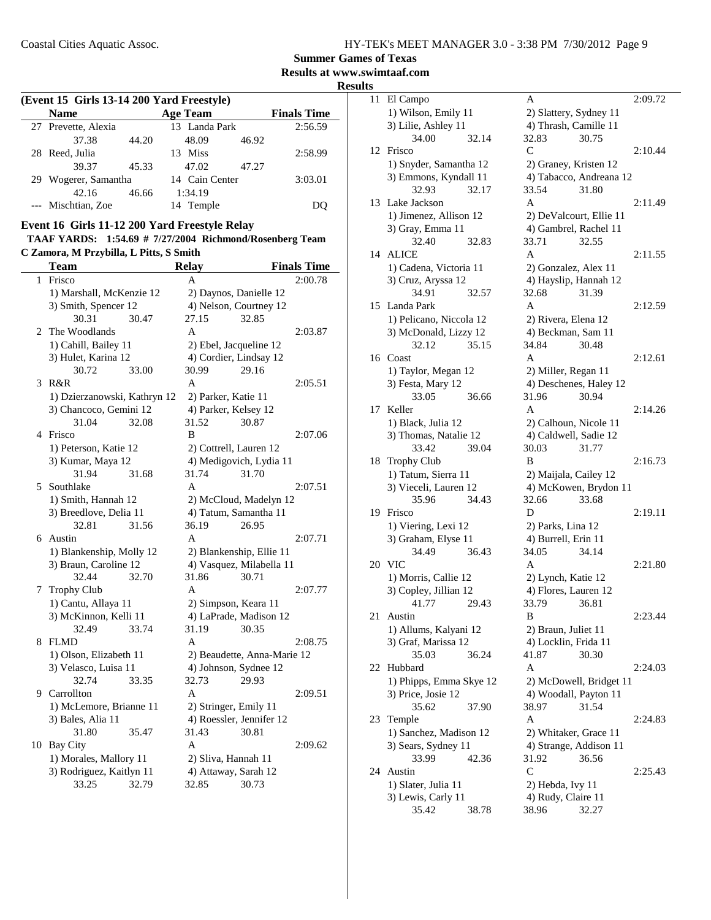**Summer Games of Texas**
**Results at www.swimtaaf.com**
**Results**

### (Event 15 Girls 13-14 200 Yard Freestyle)

| | Name | Age | Team | Finals Time |
|---|---|---|---|---|
| 27 | Prevette, Alexia | 13 | Landa Park | 2:56.59 |
| | 37.38 44.20 48.09 46.92 | | | |
| 28 | Reed, Julia | 13 | Miss | 2:58.99 |
| | 39.37 45.33 47.02 47.27 | | | |
| 29 | Wogerer, Samantha | 14 | Cain Center | 3:03.01 |
| | 42.16 46.66 1:34.19 | | | |
| --- | Mischtian, Zoe | 14 | Temple | DQ |

### Event 16 Girls 11-12 200 Yard Freestyle Relay

**TAAF YARDS: 1:54.69 # 7/27/2004 Richmond/Rosenberg Team**
**C Zamora, M Przybilla, L Pitts, S Smith**

| | Team | Relay | Finals Time |
|---|---|---|---|
| 1 | Frisco | A | 2:00.78 |
| | 1) Marshall, McKenzie 12; 2) Daynos, Danielle 12; 3) Smith, Spencer 12; 4) Nelson, Courtney 12 | | |
| | 30.31 30.47 27.15 32.85 | | |
| 2 | The Woodlands | A | 2:03.87 |
| | 1) Cahill, Bailey 11; 2) Ebel, Jacqueline 12; 3) Hulet, Karina 12; 4) Cordier, Lindsay 12 | | |
| | 30.72 33.00 30.99 29.16 | | |
| 3 | R&R | A | 2:05.51 |
| | 1) Dzierzanowski, Kathryn 12; 2) Parker, Katie 11; 3) Chancoco, Gemini 12; 4) Parker, Kelsey 12 | | |
| | 31.04 32.08 31.52 30.87 | | |
| 4 | Frisco | B | 2:07.06 |
| | 1) Peterson, Katie 12; 2) Cottrell, Lauren 12; 3) Kumar, Maya 12; 4) Medigovich, Lydia 11 | | |
| | 31.94 31.68 31.74 31.70 | | |
| 5 | Southlake | A | 2:07.51 |
| | 1) Smith, Hannah 12; 2) McCloud, Madelyn 12; 3) Breedlove, Delia 11; 4) Tatum, Samantha 11 | | |
| | 32.81 31.56 36.19 26.95 | | |
| 6 | Austin | A | 2:07.71 |
| | 1) Blankenship, Molly 12; 2) Blankenship, Ellie 11; 3) Braun, Caroline 12; 4) Vasquez, Milabella 11 | | |
| | 32.44 32.70 31.86 30.71 | | |
| 7 | Trophy Club | A | 2:07.77 |
| | 1) Cantu, Allaya 11; 2) Simpson, Keara 11; 3) McKinnon, Kelli 11; 4) LaPrade, Madison 12 | | |
| | 32.49 33.74 31.19 30.35 | | |
| 8 | FLMD | A | 2:08.75 |
| | 1) Olson, Elizabeth 11; 2) Beaudette, Anna-Marie 12; 3) Velasco, Luisa 11; 4) Johnson, Sydnee 12 | | |
| | 32.74 33.35 32.73 29.93 | | |
| 9 | Carrollton | A | 2:09.51 |
| | 1) McLemore, Brianne 11; 2) Stringer, Emily 11; 3) Bales, Alia 11; 4) Roessler, Jennifer 12 | | |
| | 31.80 35.47 31.43 30.81 | | |
| 10 | Bay City | A | 2:09.62 |
| | 1) Morales, Mallory 11; 2) Sliva, Hannah 11; 3) Rodriguez, Kaitlyn 11; 4) Attaway, Sarah 12 | | |
| | 33.25 32.79 32.85 30.73 | | |
| 11 | El Campo | A | 2:09.72 |
| | 1) Wilson, Emily 11; 2) Slattery, Sydney 11; 3) Lilie, Ashley 11; 4) Thrash, Camille 11 | | |
| | 34.00 32.14 32.83 30.75 | | |
| 12 | Frisco | C | 2:10.44 |
| | 1) Snyder, Samantha 12; 2) Graney, Kristen 12; 3) Emmons, Kyndall 11; 4) Tabacco, Andreana 12 | | |
| | 32.93 32.17 33.54 31.80 | | |
| 13 | Lake Jackson | A | 2:11.49 |
| | 1) Jimenez, Allison 12; 2) DeValcourt, Ellie 11; 3) Gray, Emma 11; 4) Gambrel, Rachel 11 | | |
| | 32.40 32.83 33.71 32.55 | | |
| 14 | ALICE | A | 2:11.55 |
| | 1) Cadena, Victoria 11; 2) Gonzalez, Alex 11; 3) Cruz, Aryssa 12; 4) Hayslip, Hannah 12 | | |
| | 34.91 32.57 32.68 31.39 | | |
| 15 | Landa Park | A | 2:12.59 |
| | 1) Pelicano, Niccola 12; 2) Rivera, Elena 12; 3) McDonald, Lizzy 12; 4) Beckman, Sam 11 | | |
| | 32.12 35.15 34.84 30.48 | | |
| 16 | Coast | A | 2:12.61 |
| | 1) Taylor, Megan 12; 2) Miller, Regan 11; 3) Festa, Mary 12; 4) Deschenes, Haley 12 | | |
| | 33.05 36.66 31.96 30.94 | | |
| 17 | Keller | A | 2:14.26 |
| | 1) Black, Julia 12; 2) Calhoun, Nicole 11; 3) Thomas, Natalie 12; 4) Caldwell, Sadie 12 | | |
| | 33.42 39.04 30.03 31.77 | | |
| 18 | Trophy Club | B | 2:16.73 |
| | 1) Tatum, Sierra 11; 2) Maijala, Cailey 12; 3) Vieceli, Lauren 12; 4) McKowen, Brydon 11 | | |
| | 35.96 34.43 32.66 33.68 | | |
| 19 | Frisco | D | 2:19.11 |
| | 1) Viering, Lexi 12; 2) Parks, Lina 12; 3) Graham, Elyse 11; 4) Burrell, Erin 11 | | |
| | 34.49 36.43 34.05 34.14 | | |
| 20 | VIC | A | 2:21.80 |
| | 1) Morris, Callie 12; 2) Lynch, Katie 12; 3) Copley, Jillian 12; 4) Flores, Lauren 12 | | |
| | 41.77 29.43 33.79 36.81 | | |
| 21 | Austin | B | 2:23.44 |
| | 1) Allums, Kalyani 12; 2) Braun, Juliet 11; 3) Graf, Marissa 12; 4) Locklin, Frida 11 | | |
| | 35.03 36.24 41.87 30.30 | | |
| 22 | Hubbard | A | 2:24.03 |
| | 1) Phipps, Emma Skye 12; 2) McDowell, Bridget 11; 3) Price, Josie 12; 4) Woodall, Payton 11 | | |
| | 35.62 37.90 38.97 31.54 | | |
| 23 | Temple | A | 2:24.83 |
| | 1) Sanchez, Madison 12; 2) Whitaker, Grace 11; 3) Sears, Sydney 11; 4) Strange, Addison 11 | | |
| | 33.99 42.36 31.92 36.56 | | |
| 24 | Austin | C | 2:25.43 |
| | 1) Slater, Julia 11; 2) Hebda, Ivy 11; 3) Lewis, Carly 11; 4) Rudy, Claire 11 | | |
| | 35.42 38.78 38.96 32.27 | | |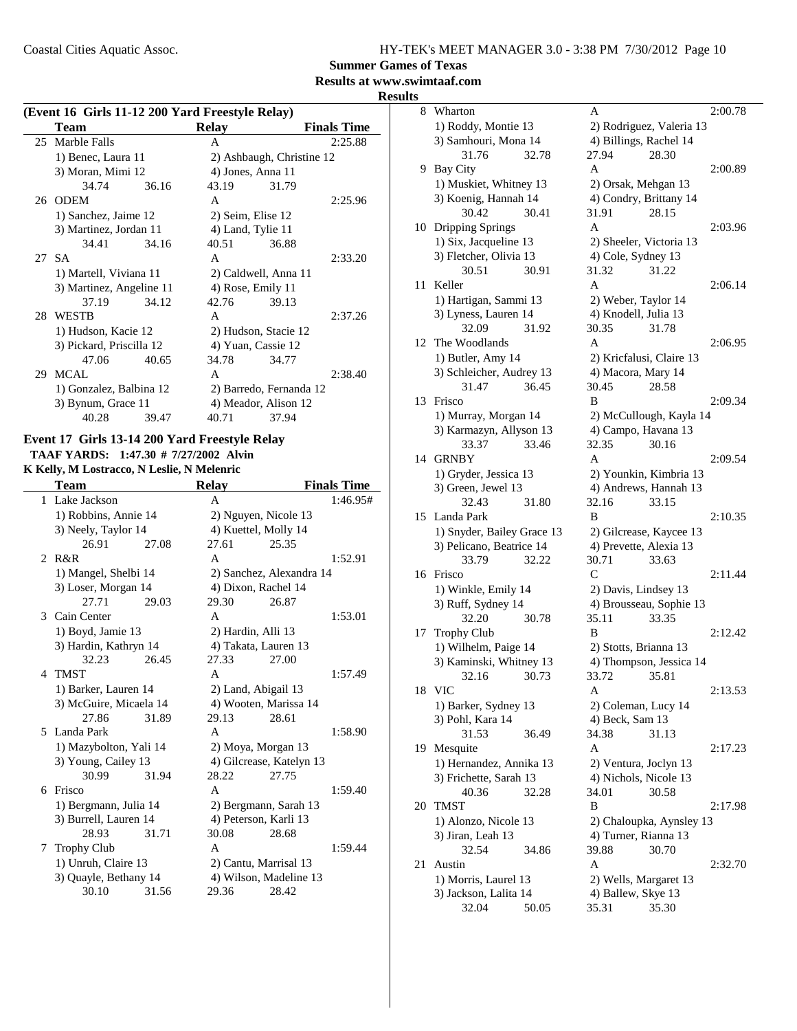**Summer Games of Texas**

**Results at www.swimtaaf.com**

**Results**

### (Event 16 Girls 11-12 200 Yard Freestyle Relay)

| | Team | Relay | Finals Time |
|---|---|---|---|
| 25 | Marble Falls | A | 2:25.88 |
| | 1) Benec, Laura 11 | 2) Ashbaugh, Christine 12 | |
| | 3) Moran, Mimi 12 | 4) Jones, Anna 11 | |
| | 34.74 36.16 | 43.19 31.79 | |
| 26 | ODEM | A | 2:25.96 |
| | 1) Sanchez, Jaime 12 | 2) Seim, Elise 12 | |
| | 3) Martinez, Jordan 11 | 4) Land, Tylie 11 | |
| | 34.41 34.16 | 40.51 36.88 | |
| 27 | SA | A | 2:33.20 |
| | 1) Martell, Viviana 11 | 2) Caldwell, Anna 11 | |
| | 3) Martinez, Angeline 11 | 4) Rose, Emily 11 | |
| | 37.19 34.12 | 42.76 39.13 | |
| 28 | WESTB | A | 2:37.26 |
| | 1) Hudson, Kacie 12 | 2) Hudson, Stacie 12 | |
| | 3) Pickard, Priscilla 12 | 4) Yuan, Cassie 12 | |
| | 47.06 40.65 | 34.78 34.77 | |
| 29 | MCAL | A | 2:38.40 |
| | 1) Gonzalez, Balbina 12 | 2) Barredo, Fernanda 12 | |
| | 3) Bynum, Grace 11 | 4) Meador, Alison 12 | |
| | 40.28 39.47 | 40.71 37.94 | |

### Event 17 Girls 13-14 200 Yard Freestyle Relay

**TAAF YARDS: 1:47.30 # 7/27/2002 Alvin**

**K Kelly, M Lostracco, N Leslie, N Melenric**

| | Team | Relay | Finals Time |
|---|---|---|---|
| 1 | Lake Jackson | A | 1:46.95# |
| | 1) Robbins, Annie 14 | 2) Nguyen, Nicole 13 | |
| | 3) Neely, Taylor 14 | 4) Kuettel, Molly 14 | |
| | 26.91 27.08 | 27.61 25.35 | |
| 2 | R&R | A | 1:52.91 |
| | 1) Mangel, Shelbi 14 | 2) Sanchez, Alexandra 14 | |
| | 3) Loser, Morgan 14 | 4) Dixon, Rachel 14 | |
| | 27.71 29.03 | 29.30 26.87 | |
| 3 | Cain Center | A | 1:53.01 |
| | 1) Boyd, Jamie 13 | 2) Hardin, Alli 13 | |
| | 3) Hardin, Kathryn 14 | 4) Takata, Lauren 13 | |
| | 32.23 26.45 | 27.33 27.00 | |
| 4 | TMST | A | 1:57.49 |
| | 1) Barker, Lauren 14 | 2) Land, Abigail 13 | |
| | 3) McGuire, Micaela 14 | 4) Wooten, Marissa 14 | |
| | 27.86 31.89 | 29.13 28.61 | |
| 5 | Landa Park | A | 1:58.90 |
| | 1) Mazybolton, Yali 14 | 2) Moya, Morgan 13 | |
| | 3) Young, Cailey 13 | 4) Gilcrease, Katelyn 13 | |
| | 30.99 31.94 | 28.22 27.75 | |
| 6 | Frisco | A | 1:59.40 |
| | 1) Bergmann, Julia 14 | 2) Bergmann, Sarah 13 | |
| | 3) Burrell, Lauren 14 | 4) Peterson, Karli 13 | |
| | 28.93 31.71 | 30.08 28.68 | |
| 7 | Trophy Club | A | 1:59.44 |
| | 1) Unruh, Claire 13 | 2) Cantu, Marrisal 13 | |
| | 3) Quayle, Bethany 14 | 4) Wilson, Madeline 13 | |
| | 30.10 31.56 | 29.36 28.42 | |
| 8 | Wharton | A | 2:00.78 |
| | 1) Roddy, Montie 13 | 2) Rodriguez, Valeria 13 | |
| | 3) Samhouri, Mona 14 | 4) Billings, Rachel 14 | |
| | 31.76 32.78 | 27.94 28.30 | |
| 9 | Bay City | A | 2:00.89 |
| | 1) Muskiet, Whitney 13 | 2) Orsak, Mehgan 13 | |
| | 3) Koenig, Hannah 14 | 4) Condry, Brittany 14 | |
| | 30.42 30.41 | 31.91 28.15 | |
| 10 | Dripping Springs | A | 2:03.96 |
| | 1) Six, Jacqueline 13 | 2) Sheeler, Victoria 13 | |
| | 3) Fletcher, Olivia 13 | 4) Cole, Sydney 13 | |
| | 30.51 30.91 | 31.32 31.22 | |
| 11 | Keller | A | 2:06.14 |
| | 1) Hartigan, Sammi 13 | 2) Weber, Taylor 14 | |
| | 3) Lyness, Lauren 14 | 4) Knodell, Julia 13 | |
| | 32.09 31.92 | 30.35 31.78 | |
| 12 | The Woodlands | A | 2:06.95 |
| | 1) Butler, Amy 14 | 2) Kricfalusi, Claire 13 | |
| | 3) Schleicher, Audrey 13 | 4) Macora, Mary 14 | |
| | 31.47 36.45 | 30.45 28.58 | |
| 13 | Frisco | B | 2:09.34 |
| | 1) Murray, Morgan 14 | 2) McCullough, Kayla 14 | |
| | 3) Karmazyn, Allyson 13 | 4) Campo, Havana 13 | |
| | 33.37 33.46 | 32.35 30.16 | |
| 14 | GRNBY | A | 2:09.54 |
| | 1) Gryder, Jessica 13 | 2) Younkin, Kimbria 13 | |
| | 3) Green, Jewel 13 | 4) Andrews, Hannah 13 | |
| | 32.43 31.80 | 32.16 33.15 | |
| 15 | Landa Park | B | 2:10.35 |
| | 1) Snyder, Bailey Grace 13 | 2) Gilcrease, Kaycee 13 | |
| | 3) Pelicano, Beatrice 14 | 4) Prevette, Alexia 13 | |
| | 33.79 32.22 | 30.71 33.63 | |
| 16 | Frisco | C | 2:11.44 |
| | 1) Winkle, Emily 14 | 2) Davis, Lindsey 13 | |
| | 3) Ruff, Sydney 14 | 4) Brousseau, Sophie 13 | |
| | 32.20 30.78 | 35.11 33.35 | |
| 17 | Trophy Club | B | 2:12.42 |
| | 1) Wilhelm, Paige 14 | 2) Stotts, Brianna 13 | |
| | 3) Kaminski, Whitney 13 | 4) Thompson, Jessica 14 | |
| | 32.16 30.73 | 33.72 35.81 | |
| 18 | VIC | A | 2:13.53 |
| | 1) Barker, Sydney 13 | 2) Coleman, Lucy 14 | |
| | 3) Pohl, Kara 14 | 4) Beck, Sam 13 | |
| | 31.53 36.49 | 34.38 31.13 | |
| 19 | Mesquite | A | 2:17.23 |
| | 1) Hernandez, Annika 13 | 2) Ventura, Joclyn 13 | |
| | 3) Frichette, Sarah 13 | 4) Nichols, Nicole 13 | |
| | 40.36 32.28 | 34.01 30.58 | |
| 20 | TMST | B | 2:17.98 |
| | 1) Alonzo, Nicole 13 | 2) Chaloupka, Aynsley 13 | |
| | 3) Jiran, Leah 13 | 4) Turner, Rianna 13 | |
| | 32.54 34.86 | 39.88 30.70 | |
| 21 | Austin | A | 2:32.70 |
| | 1) Morris, Laurel 13 | 2) Wells, Margaret 13 | |
| | 3) Jackson, Lalita 14 | 4) Ballew, Skye 13 | |
| | 32.04 50.05 | 35.31 35.30 | |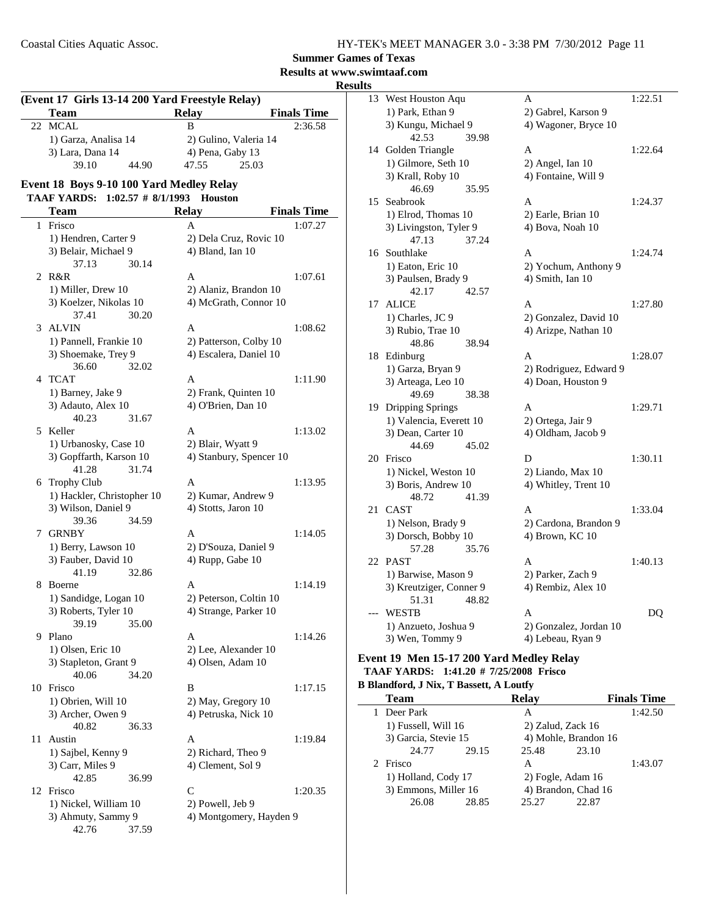**Summer Games of Texas**
**Results at www.swimtaaf.com**

**Results**

### (Event 17 Girls 13-14 200 Yard Freestyle Relay)

| | Team | Relay | Finals Time |
|---|---|---|---|
| 22 | MCAL | B | 2:36.58 |
| | 1) Garza, Analisa 14 | 2) Gulino, Valeria 14 | |
| | 3) Lara, Dana 14 | 4) Pena, Gaby 13 | |
| | 39.10 44.90 | 47.55 25.03 | |

### Event 18 Boys 9-10 100 Yard Medley Relay

**TAAF YARDS: 1:02.57 # 8/1/1993 Houston**

| | Team | Relay | Finals Time |
|---|---|---|---|
| 1 | Frisco | A | 1:07.27 |
| | 1) Hendren, Carter 9 | 2) Dela Cruz, Rovic 10 | |
| | 3) Belair, Michael 9 | 4) Bland, Ian 10 | |
| | 37.13 30.14 | | |
| 2 | R&R | A | 1:07.61 |
| | 1) Miller, Drew 10 | 2) Alaniz, Brandon 10 | |
| | 3) Koelzer, Nikolas 10 | 4) McGrath, Connor 10 | |
| | 37.41 30.20 | | |
| 3 | ALVIN | A | 1:08.62 |
| | 1) Pannell, Frankie 10 | 2) Patterson, Colby 10 | |
| | 3) Shoemake, Trey 9 | 4) Escalera, Daniel 10 | |
| | 36.60 32.02 | | |
| 4 | TCAT | A | 1:11.90 |
| | 1) Barney, Jake 9 | 2) Frank, Quinten 10 | |
| | 3) Adauto, Alex 10 | 4) O'Brien, Dan 10 | |
| | 40.23 31.67 | | |
| 5 | Keller | A | 1:13.02 |
| | 1) Urbanosky, Case 10 | 2) Blair, Wyatt 9 | |
| | 3) Gopffarth, Karson 10 | 4) Stanbury, Spencer 10 | |
| | 41.28 31.74 | | |
| 6 | Trophy Club | A | 1:13.95 |
| | 1) Hackler, Christopher 10 | 2) Kumar, Andrew 9 | |
| | 3) Wilson, Daniel 9 | 4) Stotts, Jaron 10 | |
| | 39.36 34.59 | | |
| 7 | GRNBY | A | 1:14.05 |
| | 1) Berry, Lawson 10 | 2) D'Souza, Daniel 9 | |
| | 3) Fauber, David 10 | 4) Rupp, Gabe 10 | |
| | 41.19 32.86 | | |
| 8 | Boerne | A | 1:14.19 |
| | 1) Sandidge, Logan 10 | 2) Peterson, Coltin 10 | |
| | 3) Roberts, Tyler 10 | 4) Strange, Parker 10 | |
| | 39.19 35.00 | | |
| 9 | Plano | A | 1:14.26 |
| | 1) Olsen, Eric 10 | 2) Lee, Alexander 10 | |
| | 3) Stapleton, Grant 9 | 4) Olsen, Adam 10 | |
| | 40.06 34.20 | | |
| 10 | Frisco | B | 1:17.15 |
| | 1) Obrien, Will 10 | 2) May, Gregory 10 | |
| | 3) Archer, Owen 9 | 4) Petruska, Nick 10 | |
| | 40.82 36.33 | | |
| 11 | Austin | A | 1:19.84 |
| | 1) Sajbel, Kenny 9 | 2) Richard, Theo 9 | |
| | 3) Carr, Miles 9 | 4) Clement, Sol 9 | |
| | 42.85 36.99 | | |
| 12 | Frisco | C | 1:20.35 |
| | 1) Nickel, William 10 | 2) Powell, Jeb 9 | |
| | 3) Ahmuty, Sammy 9 | 4) Montgomery, Hayden 9 | |
| | 42.76 37.59 | | |
| 13 | West Houston Aqu | A | 1:22.51 |
| | 1) Park, Ethan 9 | 2) Gabrel, Karson 9 | |
| | 3) Kungu, Michael 9 | 4) Wagoner, Bryce 10 | |
| | 42.53 39.98 | | |
| 14 | Golden Triangle | A | 1:22.64 |
| | 1) Gilmore, Seth 10 | 2) Angel, Ian 10 | |
| | 3) Krall, Roby 10 | 4) Fontaine, Will 9 | |
| | 46.69 35.95 | | |
| 15 | Seabrook | A | 1:24.37 |
| | 1) Elrod, Thomas 10 | 2) Earle, Brian 10 | |
| | 3) Livingston, Tyler 9 | 4) Bova, Noah 10 | |
| | 47.13 37.24 | | |
| 16 | Southlake | A | 1:24.74 |
| | 1) Eaton, Eric 10 | 2) Yochum, Anthony 9 | |
| | 3) Paulsen, Brady 9 | 4) Smith, Ian 10 | |
| | 42.17 42.57 | | |
| 17 | ALICE | A | 1:27.80 |
| | 1) Charles, JC 9 | 2) Gonzalez, David 10 | |
| | 3) Rubio, Trae 10 | 4) Arizpe, Nathan 10 | |
| | 48.86 38.94 | | |
| 18 | Edinburg | A | 1:28.07 |
| | 1) Garza, Bryan 9 | 2) Rodriguez, Edward 9 | |
| | 3) Arteaga, Leo 10 | 4) Doan, Houston 9 | |
| | 49.69 38.38 | | |
| 19 | Dripping Springs | A | 1:29.71 |
| | 1) Valencia, Everett 10 | 2) Ortega, Jair 9 | |
| | 3) Dean, Carter 10 | 4) Oldham, Jacob 9 | |
| | 44.69 45.02 | | |
| 20 | Frisco | D | 1:30.11 |
| | 1) Nickel, Weston 10 | 2) Liando, Max 10 | |
| | 3) Boris, Andrew 10 | 4) Whitley, Trent 10 | |
| | 48.72 41.39 | | |
| 21 | CAST | A | 1:33.04 |
| | 1) Nelson, Brady 9 | 2) Cardona, Brandon 9 | |
| | 3) Dorsch, Bobby 10 | 4) Brown, KC 10 | |
| | 57.28 35.76 | | |
| 22 | PAST | A | 1:40.13 |
| | 1) Barwise, Mason 9 | 2) Parker, Zach 9 | |
| | 3) Kreutziger, Conner 9 | 4) Rembiz, Alex 10 | |
| | 51.31 48.82 | | |
| --- | WESTB | A | DQ |
| | 1) Anzueto, Joshua 9 | 2) Gonzalez, Jordan 10 | |
| | 3) Wen, Tommy 9 | 4) Lebeau, Ryan 9 | |

### Event 19 Men 15-17 200 Yard Medley Relay

**TAAF YARDS: 1:41.20 # 7/25/2008 Frisco**
**B Blandford, J Nix, T Bassett, A Loutfy**

| | Team | Relay | Finals Time |
|---|---|---|---|
| 1 | Deer Park | A | 1:42.50 |
| | 1) Fussell, Will 16 | 2) Zalud, Zack 16 | |
| | 3) Garcia, Stevie 15 | 4) Mohle, Brandon 16 | |
| | 24.77 29.15 | 25.48 23.10 | |
| 2 | Frisco | A | 1:43.07 |
| | 1) Holland, Cody 17 | 2) Fogle, Adam 16 | |
| | 3) Emmons, Miller 16 | 4) Brandon, Chad 16 | |
| | 26.08 28.85 | 25.27 22.87 | |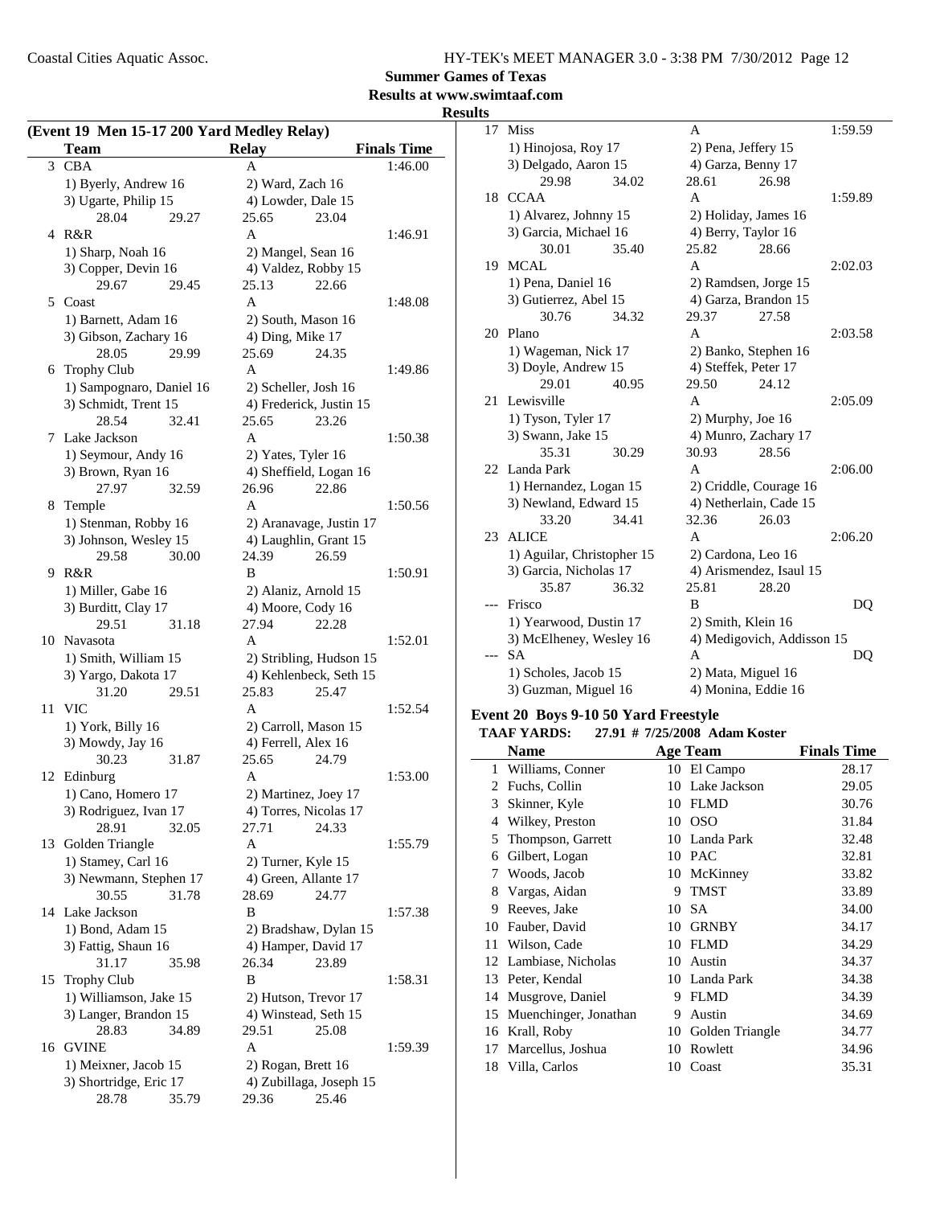**Summer Games of Texas**

**Results at www.swimtaaf.com**

**Results**

### (Event 19 Men 15-17 200 Yard Medley Relay)

| | Team | Relay | Finals Time |
|---|---|---|---|
| 3 | CBA | A | 1:46.00 |
| | 1) Byerly, Andrew 16 | 2) Ward, Zach 16 | |
| | 3) Ugarte, Philip 15 | 4) Lowder, Dale 15 | |
| | 28.04 29.27 | 25.65 23.04 | |
| 4 | R&R | A | 1:46.91 |
| | 1) Sharp, Noah 16 | 2) Mangel, Sean 16 | |
| | 3) Copper, Devin 16 | 4) Valdez, Robby 15 | |
| | 29.67 29.45 | 25.13 22.66 | |
| 5 | Coast | A | 1:48.08 |
| | 1) Barnett, Adam 16 | 2) South, Mason 16 | |
| | 3) Gibson, Zachary 16 | 4) Ding, Mike 17 | |
| | 28.05 29.99 | 25.69 24.35 | |
| 6 | Trophy Club | A | 1:49.86 |
| | 1) Sampognaro, Daniel 16 | 2) Scheller, Josh 16 | |
| | 3) Schmidt, Trent 15 | 4) Frederick, Justin 15 | |
| | 28.54 32.41 | 25.65 23.26 | |
| 7 | Lake Jackson | A | 1:50.38 |
| | 1) Seymour, Andy 16 | 2) Yates, Tyler 16 | |
| | 3) Brown, Ryan 16 | 4) Sheffield, Logan 16 | |
| | 27.97 32.59 | 26.96 22.86 | |
| 8 | Temple | A | 1:50.56 |
| | 1) Stenman, Robby 16 | 2) Aranavage, Justin 17 | |
| | 3) Johnson, Wesley 15 | 4) Laughlin, Grant 15 | |
| | 29.58 30.00 | 24.39 26.59 | |
| 9 | R&R | B | 1:50.91 |
| | 1) Miller, Gabe 16 | 2) Alaniz, Arnold 15 | |
| | 3) Burditt, Clay 17 | 4) Moore, Cody 16 | |
| | 29.51 31.18 | 27.94 22.28 | |
| 10 | Navasota | A | 1:52.01 |
| | 1) Smith, William 15 | 2) Stribling, Hudson 15 | |
| | 3) Yargo, Dakota 17 | 4) Kehlenbeck, Seth 15 | |
| | 31.20 29.51 | 25.83 25.47 | |
| 11 | VIC | A | 1:52.54 |
| | 1) York, Billy 16 | 2) Carroll, Mason 15 | |
| | 3) Mowdy, Jay 16 | 4) Ferrell, Alex 16 | |
| | 30.23 31.87 | 25.65 24.79 | |
| 12 | Edinburg | A | 1:53.00 |
| | 1) Cano, Homero 17 | 2) Martinez, Joey 17 | |
| | 3) Rodriguez, Ivan 17 | 4) Torres, Nicolas 17 | |
| | 28.91 32.05 | 27.71 24.33 | |
| 13 | Golden Triangle | A | 1:55.79 |
| | 1) Stamey, Carl 16 | 2) Turner, Kyle 15 | |
| | 3) Newmann, Stephen 17 | 4) Green, Allante 17 | |
| | 30.55 31.78 | 28.69 24.77 | |
| 14 | Lake Jackson | B | 1:57.38 |
| | 1) Bond, Adam 15 | 2) Bradshaw, Dylan 15 | |
| | 3) Fattig, Shaun 16 | 4) Hamper, David 17 | |
| | 31.17 35.98 | 26.34 23.89 | |
| 15 | Trophy Club | B | 1:58.31 |
| | 1) Williamson, Jake 15 | 2) Hutson, Trevor 17 | |
| | 3) Langer, Brandon 15 | 4) Winstead, Seth 15 | |
| | 28.83 34.89 | 29.51 25.08 | |
| 16 | GVINE | A | 1:59.39 |
| | 1) Meixner, Jacob 15 | 2) Rogan, Brett 16 | |
| | 3) Shortridge, Eric 17 | 4) Zubillaga, Joseph 15 | |
| | 28.78 35.79 | 29.36 25.46 | |
| 17 | Miss | A | 1:59.59 |
| | 1) Hinojosa, Roy 17 | 2) Pena, Jeffery 15 | |
| | 3) Delgado, Aaron 15 | 4) Garza, Benny 17 | |
| | 29.98 34.02 | 28.61 26.98 | |
| 18 | CCAA | A | 1:59.89 |
| | 1) Alvarez, Johnny 15 | 2) Holiday, James 16 | |
| | 3) Garcia, Michael 16 | 4) Berry, Taylor 16 | |
| | 30.01 35.40 | 25.82 28.66 | |
| 19 | MCAL | A | 2:02.03 |
| | 1) Pena, Daniel 16 | 2) Ramdsen, Jorge 15 | |
| | 3) Gutierrez, Abel 15 | 4) Garza, Brandon 15 | |
| | 30.76 34.32 | 29.37 27.58 | |
| 20 | Plano | A | 2:03.58 |
| | 1) Wageman, Nick 17 | 2) Banko, Stephen 16 | |
| | 3) Doyle, Andrew 15 | 4) Steffek, Peter 17 | |
| | 29.01 40.95 | 29.50 24.12 | |
| 21 | Lewisville | A | 2:05.09 |
| | 1) Tyson, Tyler 17 | 2) Murphy, Joe 16 | |
| | 3) Swann, Jake 15 | 4) Munro, Zachary 17 | |
| | 35.31 30.29 | 30.93 28.56 | |
| 22 | Landa Park | A | 2:06.00 |
| | 1) Hernandez, Logan 15 | 2) Criddle, Courage 16 | |
| | 3) Newland, Edward 15 | 4) Netherlain, Cade 15 | |
| | 33.20 34.41 | 32.36 26.03 | |
| 23 | ALICE | A | 2:06.20 |
| | 1) Aguilar, Christopher 15 | 2) Cardona, Leo 16 | |
| | 3) Garcia, Nicholas 17 | 4) Arismendez, Isaul 15 | |
| | 35.87 36.32 | 25.81 28.20 | |
| --- | Frisco | B | DQ |
| | 1) Yearwood, Dustin 17 | 2) Smith, Klein 16 | |
| | 3) McElheney, Wesley 16 | 4) Medigovich, Addisson 15 | |
| --- | SA | A | DQ |
| | 1) Scholes, Jacob 15 | 2) Mata, Miguel 16 | |
| | 3) Guzman, Miguel 16 | 4) Monina, Eddie 16 | |

### Event 20 Boys 9-10 50 Yard Freestyle

**TAAF YARDS: 27.91 # 7/25/2008 Adam Koster**

| | Name | Age | Team | Finals Time |
|---|---|---|---|---|
| 1 | Williams, Conner | 10 | El Campo | 28.17 |
| 2 | Fuchs, Collin | 10 | Lake Jackson | 29.05 |
| 3 | Skinner, Kyle | 10 | FLMD | 30.76 |
| 4 | Wilkey, Preston | 10 | OSO | 31.84 |
| 5 | Thompson, Garrett | 10 | Landa Park | 32.48 |
| 6 | Gilbert, Logan | 10 | PAC | 32.81 |
| 7 | Woods, Jacob | 10 | McKinney | 33.82 |
| 8 | Vargas, Aidan | 9 | TMST | 33.89 |
| 9 | Reeves, Jake | 10 | SA | 34.00 |
| 10 | Fauber, David | 10 | GRNBY | 34.17 |
| 11 | Wilson, Cade | 10 | FLMD | 34.29 |
| 12 | Lambiase, Nicholas | 10 | Austin | 34.37 |
| 13 | Peter, Kendal | 10 | Landa Park | 34.38 |
| 14 | Musgrove, Daniel | 9 | FLMD | 34.39 |
| 15 | Muenchinger, Jonathan | 9 | Austin | 34.69 |
| 16 | Krall, Roby | 10 | Golden Triangle | 34.77 |
| 17 | Marcellus, Joshua | 10 | Rowlett | 34.96 |
| 18 | Villa, Carlos | 10 | Coast | 35.31 |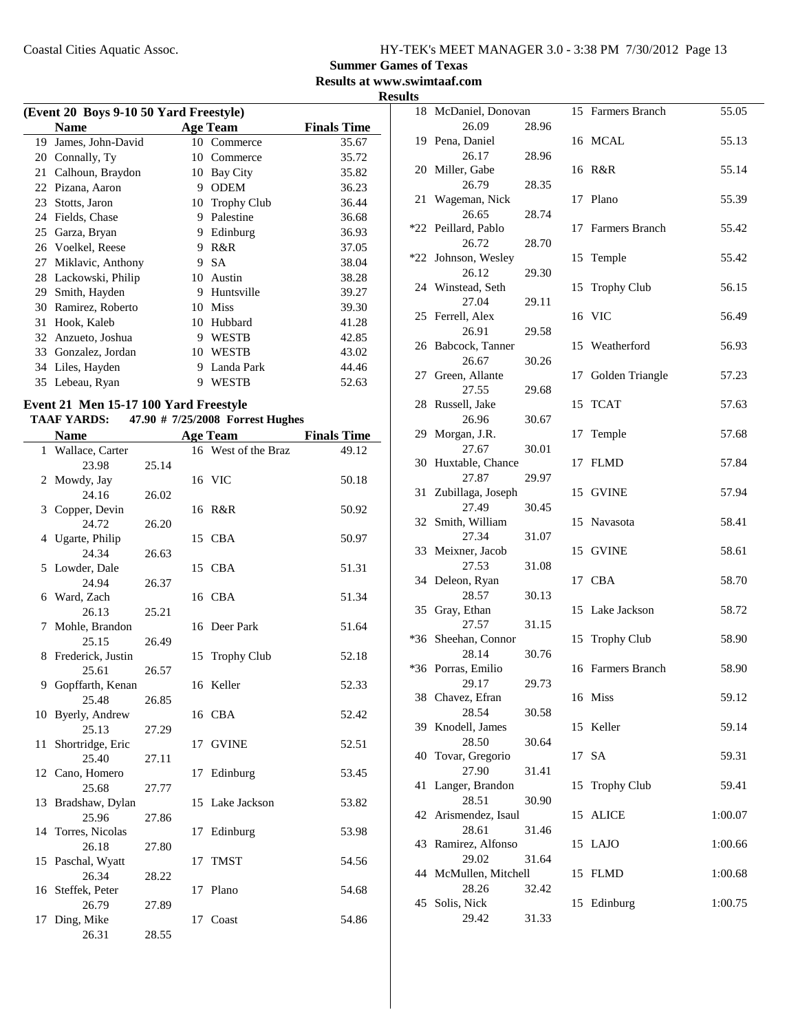## Summer Games of Texas

Results at www.swimtaaf.com

### Results

**(Event 20 Boys 9-10 50 Yard Freestyle)**

| | Name | Age | Team | Finals Time |
|---|---|---|---|---|
| 19 | James, John-David | 10 | Commerce | 35.67 |
| 20 | Connally, Ty | 10 | Commerce | 35.72 |
| 21 | Calhoun, Braydon | 10 | Bay City | 35.82 |
| 22 | Pizana, Aaron | 9 | ODEM | 36.23 |
| 23 | Stotts, Jaron | 10 | Trophy Club | 36.44 |
| 24 | Fields, Chase | 9 | Palestine | 36.68 |
| 25 | Garza, Bryan | 9 | Edinburg | 36.93 |
| 26 | Voelkel, Reese | 9 | R&R | 37.05 |
| 27 | Miklavic, Anthony | 9 | SA | 38.04 |
| 28 | Lackowski, Philip | 10 | Austin | 38.28 |
| 29 | Smith, Hayden | 9 | Huntsville | 39.27 |
| 30 | Ramirez, Roberto | 10 | Miss | 39.30 |
| 31 | Hook, Kaleb | 10 | Hubbard | 41.28 |
| 32 | Anzueto, Joshua | 9 | WESTB | 42.85 |
| 33 | Gonzalez, Jordan | 10 | WESTB | 43.02 |
| 34 | Liles, Hayden | 9 | Landa Park | 44.46 |
| 35 | Lebeau, Ryan | 9 | WESTB | 52.63 |

**Event 21 Men 15-17 100 Yard Freestyle**

**TAAF YARDS: 47.90 # 7/25/2008 Forrest Hughes**

| | Name | Age | Team | Finals Time | Split 1 | Split 2 |
|---|---|---|---|---|---|---|
| 1 | Wallace, Carter | 16 | West of the Braz | 49.12 | 23.98 | 25.14 |
| 2 | Mowdy, Jay | 16 | VIC | 50.18 | 24.16 | 26.02 |
| 3 | Copper, Devin | 16 | R&R | 50.92 | 24.72 | 26.20 |
| 4 | Ugarte, Philip | 15 | CBA | 50.97 | 24.34 | 26.63 |
| 5 | Lowder, Dale | 15 | CBA | 51.31 | 24.94 | 26.37 |
| 6 | Ward, Zach | 16 | CBA | 51.34 | 26.13 | 25.21 |
| 7 | Mohle, Brandon | 16 | Deer Park | 51.64 | 25.15 | 26.49 |
| 8 | Frederick, Justin | 15 | Trophy Club | 52.18 | 25.61 | 26.57 |
| 9 | Gopffarth, Kenan | 16 | Keller | 52.33 | 25.48 | 26.85 |
| 10 | Byerly, Andrew | 16 | CBA | 52.42 | 25.13 | 27.29 |
| 11 | Shortridge, Eric | 17 | GVINE | 52.51 | 25.40 | 27.11 |
| 12 | Cano, Homero | 17 | Edinburg | 53.45 | 25.68 | 27.77 |
| 13 | Bradshaw, Dylan | 15 | Lake Jackson | 53.82 | 25.96 | 27.86 |
| 14 | Torres, Nicolas | 17 | Edinburg | 53.98 | 26.18 | 27.80 |
| 15 | Paschal, Wyatt | 17 | TMST | 54.56 | 26.34 | 28.22 |
| 16 | Steffek, Peter | 17 | Plano | 54.68 | 26.79 | 27.89 |
| 17 | Ding, Mike | 17 | Coast | 54.86 | 26.31 | 28.55 |
| 18 | McDaniel, Donovan | 15 | Farmers Branch | 55.05 | 26.09 | 28.96 |
| 19 | Pena, Daniel | 16 | MCAL | 55.13 | 26.17 | 28.96 |
| 20 | Miller, Gabe | 16 | R&R | 55.14 | 26.79 | 28.35 |
| 21 | Wageman, Nick | 17 | Plano | 55.39 | 26.65 | 28.74 |
| *22 | Peillard, Pablo | 17 | Farmers Branch | 55.42 | 26.72 | 28.70 |
| *22 | Johnson, Wesley | 15 | Temple | 55.42 | 26.12 | 29.30 |
| 24 | Winstead, Seth | 15 | Trophy Club | 56.15 | 27.04 | 29.11 |
| 25 | Ferrell, Alex | 16 | VIC | 56.49 | 26.91 | 29.58 |
| 26 | Babcock, Tanner | 15 | Weatherford | 56.93 | 26.67 | 30.26 |
| 27 | Green, Allante | 17 | Golden Triangle | 57.23 | 27.55 | 29.68 |
| 28 | Russell, Jake | 15 | TCAT | 57.63 | 26.96 | 30.67 |
| 29 | Morgan, J.R. | 17 | Temple | 57.68 | 27.67 | 30.01 |
| 30 | Huxtable, Chance | 17 | FLMD | 57.84 | 27.87 | 29.97 |
| 31 | Zubillaga, Joseph | 15 | GVINE | 57.94 | 27.49 | 30.45 |
| 32 | Smith, William | 15 | Navasota | 58.41 | 27.34 | 31.07 |
| 33 | Meixner, Jacob | 15 | GVINE | 58.61 | 27.53 | 31.08 |
| 34 | Deleon, Ryan | 17 | CBA | 58.70 | 28.57 | 30.13 |
| 35 | Gray, Ethan | 15 | Lake Jackson | 58.72 | 27.57 | 31.15 |
| *36 | Sheehan, Connor | 15 | Trophy Club | 58.90 | 28.14 | 30.76 |
| *36 | Porras, Emilio | 16 | Farmers Branch | 58.90 | 29.17 | 29.73 |
| 38 | Chavez, Efran | 16 | Miss | 59.12 | 28.54 | 30.58 |
| 39 | Knodell, James | 15 | Keller | 59.14 | 28.50 | 30.64 |
| 40 | Tovar, Gregorio | 17 | SA | 59.31 | 27.90 | 31.41 |
| 41 | Langer, Brandon | 15 | Trophy Club | 59.41 | 28.51 | 30.90 |
| 42 | Arismendez, Isaul | 15 | ALICE | 1:00.07 | 28.61 | 31.46 |
| 43 | Ramirez, Alfonso | 15 | LAJO | 1:00.66 | 29.02 | 31.64 |
| 44 | McMullen, Mitchell | 15 | FLMD | 1:00.68 | 28.26 | 32.42 |
| 45 | Solis, Nick | 15 | Edinburg | 1:00.75 | 29.42 | 31.33 |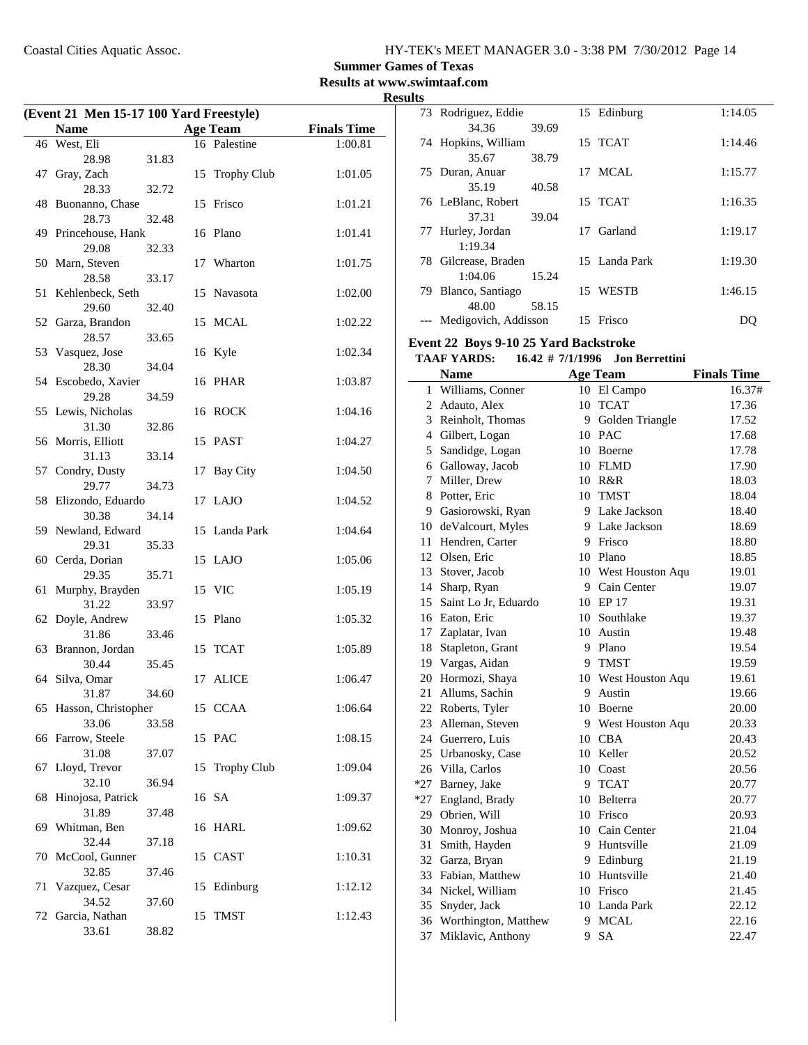**Summer Games of Texas**
**Results at www.swimtaaf.com**
**Results**

### (Event 21 Men 15-17 100 Yard Freestyle)

| | Name | Age | Team | Finals Time |
|---|---|---|---|---|
| 46 | West, Eli | 16 | Palestine | 1:00.81 |
| | 28.98 31.83 | | | |
| 47 | Gray, Zach | 15 | Trophy Club | 1:01.05 |
| | 28.33 32.72 | | | |
| 48 | Buonanno, Chase | 15 | Frisco | 1:01.21 |
| | 28.73 32.48 | | | |
| 49 | Princehouse, Hank | 16 | Plano | 1:01.41 |
| | 29.08 32.33 | | | |
| 50 | Marn, Steven | 17 | Wharton | 1:01.75 |
| | 28.58 33.17 | | | |
| 51 | Kehlenbeck, Seth | 15 | Navasota | 1:02.00 |
| | 29.60 32.40 | | | |
| 52 | Garza, Brandon | 15 | MCAL | 1:02.22 |
| | 28.57 33.65 | | | |
| 53 | Vasquez, Jose | 16 | Kyle | 1:02.34 |
| | 28.30 34.04 | | | |
| 54 | Escobedo, Xavier | 16 | PHAR | 1:03.87 |
| | 29.28 34.59 | | | |
| 55 | Lewis, Nicholas | 16 | ROCK | 1:04.16 |
| | 31.30 32.86 | | | |
| 56 | Morris, Elliott | 15 | PAST | 1:04.27 |
| | 31.13 33.14 | | | |
| 57 | Condry, Dusty | 17 | Bay City | 1:04.50 |
| | 29.77 34.73 | | | |
| 58 | Elizondo, Eduardo | 17 | LAJO | 1:04.52 |
| | 30.38 34.14 | | | |
| 59 | Newland, Edward | 15 | Landa Park | 1:04.64 |
| | 29.31 35.33 | | | |
| 60 | Cerda, Dorian | 15 | LAJO | 1:05.06 |
| | 29.35 35.71 | | | |
| 61 | Murphy, Brayden | 15 | VIC | 1:05.19 |
| | 31.22 33.97 | | | |
| 62 | Doyle, Andrew | 15 | Plano | 1:05.32 |
| | 31.86 33.46 | | | |
| 63 | Brannon, Jordan | 15 | TCAT | 1:05.89 |
| | 30.44 35.45 | | | |
| 64 | Silva, Omar | 17 | ALICE | 1:06.47 |
| | 31.87 34.60 | | | |
| 65 | Hasson, Christopher | 15 | CCAA | 1:06.64 |
| | 33.06 33.58 | | | |
| 66 | Farrow, Steele | 15 | PAC | 1:08.15 |
| | 31.08 37.07 | | | |
| 67 | Lloyd, Trevor | 15 | Trophy Club | 1:09.04 |
| | 32.10 36.94 | | | |
| 68 | Hinojosa, Patrick | 16 | SA | 1:09.37 |
| | 31.89 37.48 | | | |
| 69 | Whitman, Ben | 16 | HARL | 1:09.62 |
| | 32.44 37.18 | | | |
| 70 | McCool, Gunner | 15 | CAST | 1:10.31 |
| | 32.85 37.46 | | | |
| 71 | Vazquez, Cesar | 15 | Edinburg | 1:12.12 |
| | 34.52 37.60 | | | |
| 72 | Garcia, Nathan | 15 | TMST | 1:12.43 |
| | 33.61 38.82 | | | |
| 73 | Rodriguez, Eddie | 15 | Edinburg | 1:14.05 |
| | 34.36 39.69 | | | |
| 74 | Hopkins, William | 15 | TCAT | 1:14.46 |
| | 35.67 38.79 | | | |
| 75 | Duran, Anuar | 17 | MCAL | 1:15.77 |
| | 35.19 40.58 | | | |
| 76 | LeBlanc, Robert | 15 | TCAT | 1:16.35 |
| | 37.31 39.04 | | | |
| 77 | Hurley, Jordan | 17 | Garland | 1:19.17 |
| | 1:19.34 | | | |
| 78 | Gilcrease, Braden | 15 | Landa Park | 1:19.30 |
| | 1:04.06 15.24 | | | |
| 79 | Blanco, Santiago | 15 | WESTB | 1:46.15 |
| | 48.00 58.15 | | | |
| --- | Medigovich, Addisson | 15 | Frisco | DQ |

### Event 22 Boys 9-10 25 Yard Backstroke

**TAAF YARDS: 16.42 # 7/1/1996 Jon Berrettini**

| | Name | Age | Team | Finals Time |
|---|---|---|---|---|
| 1 | Williams, Conner | 10 | El Campo | 16.37# |
| 2 | Adauto, Alex | 10 | TCAT | 17.36 |
| 3 | Reinholt, Thomas | 9 | Golden Triangle | 17.52 |
| 4 | Gilbert, Logan | 10 | PAC | 17.68 |
| 5 | Sandidge, Logan | 10 | Boerne | 17.78 |
| 6 | Galloway, Jacob | 10 | FLMD | 17.90 |
| 7 | Miller, Drew | 10 | R&R | 18.03 |
| 8 | Potter, Eric | 10 | TMST | 18.04 |
| 9 | Gasiorowski, Ryan | 9 | Lake Jackson | 18.40 |
| 10 | deValcourt, Myles | 9 | Lake Jackson | 18.69 |
| 11 | Hendren, Carter | 9 | Frisco | 18.80 |
| 12 | Olsen, Eric | 10 | Plano | 18.85 |
| 13 | Stover, Jacob | 10 | West Houston Aqu | 19.01 |
| 14 | Sharp, Ryan | 9 | Cain Center | 19.07 |
| 15 | Saint Lo Jr, Eduardo | 10 | EP 17 | 19.31 |
| 16 | Eaton, Eric | 10 | Southlake | 19.37 |
| 17 | Zaplatar, Ivan | 10 | Austin | 19.48 |
| 18 | Stapleton, Grant | 9 | Plano | 19.54 |
| 19 | Vargas, Aidan | 9 | TMST | 19.59 |
| 20 | Hormozi, Shaya | 10 | West Houston Aqu | 19.61 |
| 21 | Allums, Sachin | 9 | Austin | 19.66 |
| 22 | Roberts, Tyler | 10 | Boerne | 20.00 |
| 23 | Alleman, Steven | 9 | West Houston Aqu | 20.33 |
| 24 | Guerrero, Luis | 10 | CBA | 20.43 |
| 25 | Urbanosky, Case | 10 | Keller | 20.52 |
| 26 | Villa, Carlos | 10 | Coast | 20.56 |
| *27 | Barney, Jake | 9 | TCAT | 20.77 |
| *27 | England, Brady | 10 | Belterra | 20.77 |
| 29 | Obrien, Will | 10 | Frisco | 20.93 |
| 30 | Monroy, Joshua | 10 | Cain Center | 21.04 |
| 31 | Smith, Hayden | 9 | Huntsville | 21.09 |
| 32 | Garza, Bryan | 9 | Edinburg | 21.19 |
| 33 | Fabian, Matthew | 10 | Huntsville | 21.40 |
| 34 | Nickel, William | 10 | Frisco | 21.45 |
| 35 | Snyder, Jack | 10 | Landa Park | 22.12 |
| 36 | Worthington, Matthew | 9 | MCAL | 22.16 |
| 37 | Miklavic, Anthony | 9 | SA | 22.47 |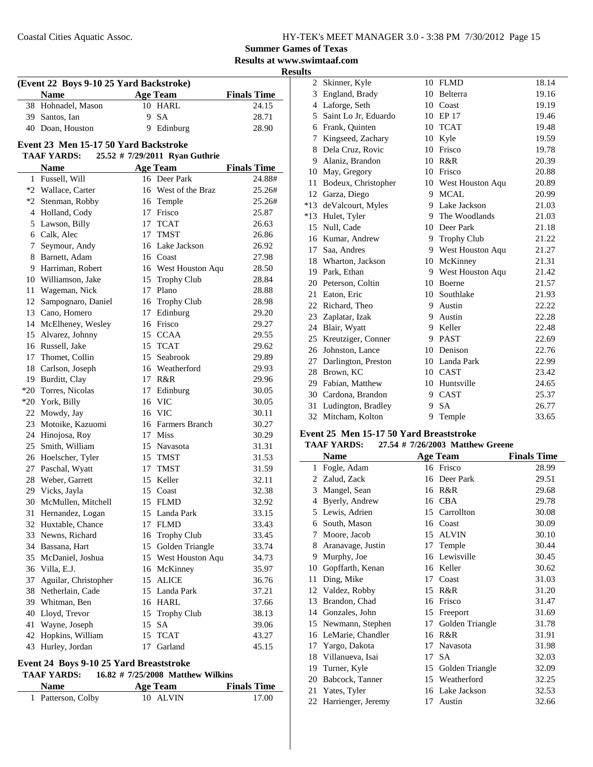**Summer Games of Texas**

**Results at www.swimtaaf.com**

**Results**

### (Event 22 Boys 9-10 25 Yard Backstroke)

| | Name | Age | Team | Finals Time |
|---|---|---|---|---|
| 38 | Hohnadel, Mason | 10 | HARL | 24.15 |
| 39 | Santos, Ian | 9 | SA | 28.71 |
| 40 | Doan, Houston | 9 | Edinburg | 28.90 |

### Event 23 Men 15-17 50 Yard Backstroke

**TAAF YARDS: 25.52 # 7/29/2011 Ryan Guthrie**

| | Name | Age | Team | Finals Time |
|---|---|---|---|---|
| 1 | Fussell, Will | 16 | Deer Park | 24.88# |
| *2 | Wallace, Carter | 16 | West of the Braz | 25.26# |
| *2 | Stenman, Robby | 16 | Temple | 25.26# |
| 4 | Holland, Cody | 17 | Frisco | 25.87 |
| 5 | Lawson, Billy | 17 | TCAT | 26.63 |
| 6 | Calk, Alec | 17 | TMST | 26.86 |
| 7 | Seymour, Andy | 16 | Lake Jackson | 26.92 |
| 8 | Barnett, Adam | 16 | Coast | 27.98 |
| 9 | Harriman, Robert | 16 | West Houston Aqu | 28.50 |
| 10 | Williamson, Jake | 15 | Trophy Club | 28.84 |
| 11 | Wageman, Nick | 17 | Plano | 28.88 |
| 12 | Sampognaro, Daniel | 16 | Trophy Club | 28.98 |
| 13 | Cano, Homero | 17 | Edinburg | 29.20 |
| 14 | McElheney, Wesley | 16 | Frisco | 29.27 |
| 15 | Alvarez, Johnny | 15 | CCAA | 29.55 |
| 16 | Russell, Jake | 15 | TCAT | 29.62 |
| 17 | Thomet, Collin | 15 | Seabrook | 29.89 |
| 18 | Carlson, Joseph | 16 | Weatherford | 29.93 |
| 19 | Burditt, Clay | 17 | R&R | 29.96 |
| *20 | Torres, Nicolas | 17 | Edinburg | 30.05 |
| *20 | York, Billy | 16 | VIC | 30.05 |
| 22 | Mowdy, Jay | 16 | VIC | 30.11 |
| 23 | Motoike, Kazuomi | 16 | Farmers Branch | 30.27 |
| 24 | Hinojosa, Roy | 17 | Miss | 30.29 |
| 25 | Smith, William | 15 | Navasota | 31.31 |
| 26 | Hoelscher, Tyler | 15 | TMST | 31.53 |
| 27 | Paschal, Wyatt | 17 | TMST | 31.59 |
| 28 | Weber, Garrett | 15 | Keller | 32.11 |
| 29 | Vicks, Jayla | 15 | Coast | 32.38 |
| 30 | McMullen, Mitchell | 15 | FLMD | 32.92 |
| 31 | Hernandez, Logan | 15 | Landa Park | 33.15 |
| 32 | Huxtable, Chance | 17 | FLMD | 33.43 |
| 33 | Newns, Richard | 16 | Trophy Club | 33.45 |
| 34 | Bassana, Hart | 15 | Golden Triangle | 33.74 |
| 35 | McDaniel, Joshua | 15 | West Houston Aqu | 34.73 |
| 36 | Villa, E.J. | 16 | McKinney | 35.97 |
| 37 | Aguilar, Christopher | 15 | ALICE | 36.76 |
| 38 | Netherlain, Cade | 15 | Landa Park | 37.21 |
| 39 | Whitman, Ben | 16 | HARL | 37.66 |
| 40 | Lloyd, Trevor | 15 | Trophy Club | 38.13 |
| 41 | Wayne, Joseph | 15 | SA | 39.06 |
| 42 | Hopkins, William | 15 | TCAT | 43.27 |
| 43 | Hurley, Jordan | 17 | Garland | 45.15 |

### Event 24 Boys 9-10 25 Yard Breaststroke

**TAAF YARDS: 16.82 # 7/25/2008 Matthew Wilkins**

| | Name | Age | Team | Finals Time |
|---|---|---|---|---|
| 1 | Patterson, Colby | 10 | ALVIN | 17.00 |
| 2 | Skinner, Kyle | 10 | FLMD | 18.14 |
| 3 | England, Brady | 10 | Belterra | 19.16 |
| 4 | Laforge, Seth | 10 | Coast | 19.19 |
| 5 | Saint Lo Jr, Eduardo | 10 | EP 17 | 19.46 |
| 6 | Frank, Quinten | 10 | TCAT | 19.48 |
| 7 | Kingseed, Zachary | 10 | Kyle | 19.59 |
| 8 | Dela Cruz, Rovic | 10 | Frisco | 19.78 |
| 9 | Alaniz, Brandon | 10 | R&R | 20.39 |
| 10 | May, Gregory | 10 | Frisco | 20.88 |
| 11 | Bodeux, Christopher | 10 | West Houston Aqu | 20.89 |
| 12 | Garza, Diego | 9 | MCAL | 20.99 |
| *13 | deValcourt, Myles | 9 | Lake Jackson | 21.03 |
| *13 | Hulet, Tyler | 9 | The Woodlands | 21.03 |
| 15 | Null, Cade | 10 | Deer Park | 21.18 |
| 16 | Kumar, Andrew | 9 | Trophy Club | 21.22 |
| 17 | Saa, Andres | 9 | West Houston Aqu | 21.27 |
| 18 | Wharton, Jackson | 10 | McKinney | 21.31 |
| 19 | Park, Ethan | 9 | West Houston Aqu | 21.42 |
| 20 | Peterson, Coltin | 10 | Boerne | 21.57 |
| 21 | Eaton, Eric | 10 | Southlake | 21.93 |
| 22 | Richard, Theo | 9 | Austin | 22.22 |
| 23 | Zaplatar, Izak | 9 | Austin | 22.28 |
| 24 | Blair, Wyatt | 9 | Keller | 22.48 |
| 25 | Kreutziger, Conner | 9 | PAST | 22.69 |
| 26 | Johnston, Lance | 10 | Denison | 22.76 |
| 27 | Darlington, Preston | 10 | Landa Park | 22.99 |
| 28 | Brown, KC | 10 | CAST | 23.42 |
| 29 | Fabian, Matthew | 10 | Huntsville | 24.65 |
| 30 | Cardona, Brandon | 9 | CAST | 25.37 |
| 31 | Ludington, Bradley | 9 | SA | 26.77 |
| 32 | Mitcham, Kolton | 9 | Temple | 33.65 |

### Event 25 Men 15-17 50 Yard Breaststroke

**TAAF YARDS: 27.54 # 7/26/2003 Matthew Greene**

| | Name | Age | Team | Finals Time |
|---|---|---|---|---|
| 1 | Fogle, Adam | 16 | Frisco | 28.99 |
| 2 | Zalud, Zack | 16 | Deer Park | 29.51 |
| 3 | Mangel, Sean | 16 | R&R | 29.68 |
| 4 | Byerly, Andrew | 16 | CBA | 29.78 |
| 5 | Lewis, Adrien | 15 | Carrollton | 30.08 |
| 6 | South, Mason | 16 | Coast | 30.09 |
| 7 | Moore, Jacob | 15 | ALVIN | 30.10 |
| 8 | Aranavage, Justin | 17 | Temple | 30.44 |
| 9 | Murphy, Joe | 16 | Lewisville | 30.45 |
| 10 | Gopffarth, Kenan | 16 | Keller | 30.62 |
| 11 | Ding, Mike | 17 | Coast | 31.03 |
| 12 | Valdez, Robby | 15 | R&R | 31.20 |
| 13 | Brandon, Chad | 16 | Frisco | 31.47 |
| 14 | Gonzales, John | 15 | Freeport | 31.69 |
| 15 | Newmann, Stephen | 17 | Golden Triangle | 31.78 |
| 16 | LeMarie, Chandler | 16 | R&R | 31.91 |
| 17 | Yargo, Dakota | 17 | Navasota | 31.98 |
| 18 | Villanueva, Isai | 17 | SA | 32.03 |
| 19 | Turner, Kyle | 15 | Golden Triangle | 32.09 |
| 20 | Babcock, Tanner | 15 | Weatherford | 32.25 |
| 21 | Yates, Tyler | 16 | Lake Jackson | 32.53 |
| 22 | Harrienger, Jeremy | 17 | Austin | 32.66 |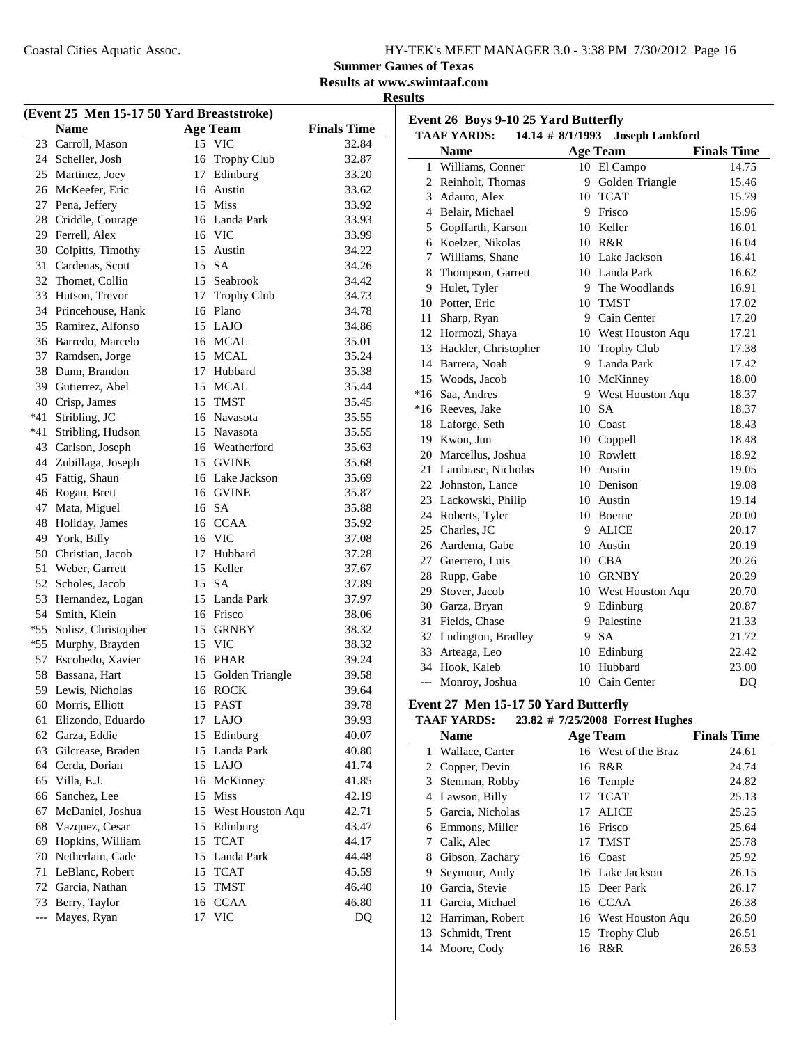**Summer Games of Texas**

**Results at www.swimtaaf.com**

**Results**

### (Event 25 Men 15-17 50 Yard Breaststroke)

| | Name | Age | Team | Finals Time |
|---|---|---|---|---|
| 23 | Carroll, Mason | 15 | VIC | 32.84 |
| 24 | Scheller, Josh | 16 | Trophy Club | 32.87 |
| 25 | Martinez, Joey | 17 | Edinburg | 33.20 |
| 26 | McKeefer, Eric | 16 | Austin | 33.62 |
| 27 | Pena, Jeffery | 15 | Miss | 33.92 |
| 28 | Criddle, Courage | 16 | Landa Park | 33.93 |
| 29 | Ferrell, Alex | 16 | VIC | 33.99 |
| 30 | Colpitts, Timothy | 15 | Austin | 34.22 |
| 31 | Cardenas, Scott | 15 | SA | 34.26 |
| 32 | Thomet, Collin | 15 | Seabrook | 34.42 |
| 33 | Hutson, Trevor | 17 | Trophy Club | 34.73 |
| 34 | Princehouse, Hank | 16 | Plano | 34.78 |
| 35 | Ramirez, Alfonso | 15 | LAJO | 34.86 |
| 36 | Barredo, Marcelo | 16 | MCAL | 35.01 |
| 37 | Ramdsen, Jorge | 15 | MCAL | 35.24 |
| 38 | Dunn, Brandon | 17 | Hubbard | 35.38 |
| 39 | Gutierrez, Abel | 15 | MCAL | 35.44 |
| 40 | Crisp, James | 15 | TMST | 35.45 |
| *41 | Stribling, JC | 16 | Navasota | 35.55 |
| *41 | Stribling, Hudson | 15 | Navasota | 35.55 |
| 43 | Carlson, Joseph | 16 | Weatherford | 35.63 |
| 44 | Zubillaga, Joseph | 15 | GVINE | 35.68 |
| 45 | Fattig, Shaun | 16 | Lake Jackson | 35.69 |
| 46 | Rogan, Brett | 16 | GVINE | 35.87 |
| 47 | Mata, Miguel | 16 | SA | 35.88 |
| 48 | Holiday, James | 16 | CCAA | 35.92 |
| 49 | York, Billy | 16 | VIC | 37.08 |
| 50 | Christian, Jacob | 17 | Hubbard | 37.28 |
| 51 | Weber, Garrett | 15 | Keller | 37.67 |
| 52 | Scholes, Jacob | 15 | SA | 37.89 |
| 53 | Hernandez, Logan | 15 | Landa Park | 37.97 |
| 54 | Smith, Klein | 16 | Frisco | 38.06 |
| *55 | Solisz, Christopher | 15 | GRNBY | 38.32 |
| *55 | Murphy, Brayden | 15 | VIC | 38.32 |
| 57 | Escobedo, Xavier | 16 | PHAR | 39.24 |
| 58 | Bassana, Hart | 15 | Golden Triangle | 39.58 |
| 59 | Lewis, Nicholas | 16 | ROCK | 39.64 |
| 60 | Morris, Elliott | 15 | PAST | 39.78 |
| 61 | Elizondo, Eduardo | 17 | LAJO | 39.93 |
| 62 | Garza, Eddie | 15 | Edinburg | 40.07 |
| 63 | Gilcrease, Braden | 15 | Landa Park | 40.80 |
| 64 | Cerda, Dorian | 15 | LAJO | 41.74 |
| 65 | Villa, E.J. | 16 | McKinney | 41.85 |
| 66 | Sanchez, Lee | 15 | Miss | 42.19 |
| 67 | McDaniel, Joshua | 15 | West Houston Aqu | 42.71 |
| 68 | Vazquez, Cesar | 15 | Edinburg | 43.47 |
| 69 | Hopkins, William | 15 | TCAT | 44.17 |
| 70 | Netherlain, Cade | 15 | Landa Park | 44.48 |
| 71 | LeBlanc, Robert | 15 | TCAT | 45.59 |
| 72 | Garcia, Nathan | 15 | TMST | 46.40 |
| 73 | Berry, Taylor | 16 | CCAA | 46.80 |
| --- | Mayes, Ryan | 17 | VIC | DQ |

### Event 26 Boys 9-10 25 Yard Butterfly

**TAAF YARDS: 14.14 # 8/1/1993 Joseph Lankford**

| | Name | Age | Team | Finals Time |
|---|---|---|---|---|
| 1 | Williams, Conner | 10 | El Campo | 14.75 |
| 2 | Reinholt, Thomas | 9 | Golden Triangle | 15.46 |
| 3 | Adauto, Alex | 10 | TCAT | 15.79 |
| 4 | Belair, Michael | 9 | Frisco | 15.96 |
| 5 | Gopffarth, Karson | 10 | Keller | 16.01 |
| 6 | Koelzer, Nikolas | 10 | R&R | 16.04 |
| 7 | Williams, Shane | 10 | Lake Jackson | 16.41 |
| 8 | Thompson, Garrett | 10 | Landa Park | 16.62 |
| 9 | Hulet, Tyler | 9 | The Woodlands | 16.91 |
| 10 | Potter, Eric | 10 | TMST | 17.02 |
| 11 | Sharp, Ryan | 9 | Cain Center | 17.20 |
| 12 | Hormozi, Shaya | 10 | West Houston Aqu | 17.21 |
| 13 | Hackler, Christopher | 10 | Trophy Club | 17.38 |
| 14 | Barrera, Noah | 9 | Landa Park | 17.42 |
| 15 | Woods, Jacob | 10 | McKinney | 18.00 |
| *16 | Saa, Andres | 9 | West Houston Aqu | 18.37 |
| *16 | Reeves, Jake | 10 | SA | 18.37 |
| 18 | Laforge, Seth | 10 | Coast | 18.43 |
| 19 | Kwon, Jun | 10 | Coppell | 18.48 |
| 20 | Marcellus, Joshua | 10 | Rowlett | 18.92 |
| 21 | Lambiase, Nicholas | 10 | Austin | 19.05 |
| 22 | Johnston, Lance | 10 | Denison | 19.08 |
| 23 | Lackowski, Philip | 10 | Austin | 19.14 |
| 24 | Roberts, Tyler | 10 | Boerne | 20.00 |
| 25 | Charles, JC | 9 | ALICE | 20.17 |
| 26 | Aardema, Gabe | 10 | Austin | 20.19 |
| 27 | Guerrero, Luis | 10 | CBA | 20.26 |
| 28 | Rupp, Gabe | 10 | GRNBY | 20.29 |
| 29 | Stover, Jacob | 10 | West Houston Aqu | 20.70 |
| 30 | Garza, Bryan | 9 | Edinburg | 20.87 |
| 31 | Fields, Chase | 9 | Palestine | 21.33 |
| 32 | Ludington, Bradley | 9 | SA | 21.72 |
| 33 | Arteaga, Leo | 10 | Edinburg | 22.42 |
| 34 | Hook, Kaleb | 10 | Hubbard | 23.00 |
| --- | Monroy, Joshua | 10 | Cain Center | DQ |

### Event 27 Men 15-17 50 Yard Butterfly

**TAAF YARDS: 23.82 # 7/25/2008 Forrest Hughes**

| | Name | Age | Team | Finals Time |
|---|---|---|---|---|
| 1 | Wallace, Carter | 16 | West of the Braz | 24.61 |
| 2 | Copper, Devin | 16 | R&R | 24.74 |
| 3 | Stenman, Robby | 16 | Temple | 24.82 |
| 4 | Lawson, Billy | 17 | TCAT | 25.13 |
| 5 | Garcia, Nicholas | 17 | ALICE | 25.25 |
| 6 | Emmons, Miller | 16 | Frisco | 25.64 |
| 7 | Calk, Alec | 17 | TMST | 25.78 |
| 8 | Gibson, Zachary | 16 | Coast | 25.92 |
| 9 | Seymour, Andy | 16 | Lake Jackson | 26.15 |
| 10 | Garcia, Stevie | 15 | Deer Park | 26.17 |
| 11 | Garcia, Michael | 16 | CCAA | 26.38 |
| 12 | Harriman, Robert | 16 | West Houston Aqu | 26.50 |
| 13 | Schmidt, Trent | 15 | Trophy Club | 26.51 |
| 14 | Moore, Cody | 16 | R&R | 26.53 |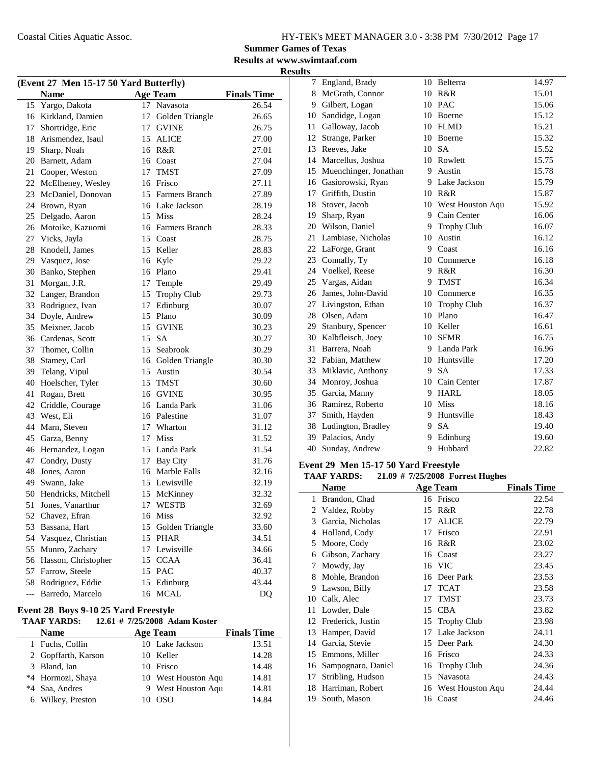**Summer Games of Texas**

**Results at www.swimtaaf.com**

**Results**

### (Event 27 Men 15-17 50 Yard Butterfly)

| | Name | Age | Team | Finals Time |
|---|---|---|---|---|
| 15 | Yargo, Dakota | 17 | Navasota | 26.54 |
| 16 | Kirkland, Damien | 17 | Golden Triangle | 26.65 |
| 17 | Shortridge, Eric | 17 | GVINE | 26.75 |
| 18 | Arismendez, Isaul | 15 | ALICE | 27.00 |
| 19 | Sharp, Noah | 16 | R&R | 27.01 |
| 20 | Barnett, Adam | 16 | Coast | 27.04 |
| 21 | Cooper, Weston | 17 | TMST | 27.09 |
| 22 | McElheney, Wesley | 16 | Frisco | 27.11 |
| 23 | McDaniel, Donovan | 15 | Farmers Branch | 27.89 |
| 24 | Brown, Ryan | 16 | Lake Jackson | 28.19 |
| 25 | Delgado, Aaron | 15 | Miss | 28.24 |
| 26 | Motoike, Kazuomi | 16 | Farmers Branch | 28.33 |
| 27 | Vicks, Jayla | 15 | Coast | 28.75 |
| 28 | Knodell, James | 15 | Keller | 28.83 |
| 29 | Vasquez, Jose | 16 | Kyle | 29.22 |
| 30 | Banko, Stephen | 16 | Plano | 29.41 |
| 31 | Morgan, J.R. | 17 | Temple | 29.49 |
| 32 | Langer, Brandon | 15 | Trophy Club | 29.73 |
| 33 | Rodriguez, Ivan | 17 | Edinburg | 30.07 |
| 34 | Doyle, Andrew | 15 | Plano | 30.09 |
| 35 | Meixner, Jacob | 15 | GVINE | 30.23 |
| 36 | Cardenas, Scott | 15 | SA | 30.27 |
| 37 | Thomet, Collin | 15 | Seabrook | 30.29 |
| 38 | Stamey, Carl | 16 | Golden Triangle | 30.30 |
| 39 | Telang, Vipul | 15 | Austin | 30.54 |
| 40 | Hoelscher, Tyler | 15 | TMST | 30.60 |
| 41 | Rogan, Brett | 16 | GVINE | 30.95 |
| 42 | Criddle, Courage | 16 | Landa Park | 31.06 |
| 43 | West, Eli | 16 | Palestine | 31.07 |
| 44 | Marn, Steven | 17 | Wharton | 31.12 |
| 45 | Garza, Benny | 17 | Miss | 31.52 |
| 46 | Hernandez, Logan | 15 | Landa Park | 31.54 |
| 47 | Condry, Dusty | 17 | Bay City | 31.76 |
| 48 | Jones, Aaron | 16 | Marble Falls | 32.16 |
| 49 | Swann, Jake | 15 | Lewisville | 32.19 |
| 50 | Hendricks, Mitchell | 15 | McKinney | 32.32 |
| 51 | Jones, Vanarthur | 17 | WESTB | 32.69 |
| 52 | Chavez, Efran | 16 | Miss | 32.92 |
| 53 | Bassana, Hart | 15 | Golden Triangle | 33.60 |
| 54 | Vasquez, Christian | 15 | PHAR | 34.51 |
| 55 | Munro, Zachary | 17 | Lewisville | 34.66 |
| 56 | Hasson, Christopher | 15 | CCAA | 36.41 |
| 57 | Farrow, Steele | 15 | PAC | 40.37 |
| 58 | Rodriguez, Eddie | 15 | Edinburg | 43.44 |
| --- | Barredo, Marcelo | 16 | MCAL | DQ |

### Event 28 Boys 9-10 25 Yard Freestyle

**TAAF YARDS: 12.61 # 7/25/2008 Adam Koster**

| | Name | Age | Team | Finals Time |
|---|---|---|---|---|
| 1 | Fuchs, Collin | 10 | Lake Jackson | 13.51 |
| 2 | Gopffarth, Karson | 10 | Keller | 14.28 |
| 3 | Bland, Ian | 10 | Frisco | 14.48 |
| *4 | Hormozi, Shaya | 10 | West Houston Aqu | 14.81 |
| *4 | Saa, Andres | 9 | West Houston Aqu | 14.81 |
| 6 | Wilkey, Preston | 10 | OSO | 14.84 |
| 7 | England, Brady | 10 | Belterra | 14.97 |
| 8 | McGrath, Connor | 10 | R&R | 15.01 |
| 9 | Gilbert, Logan | 10 | PAC | 15.06 |
| 10 | Sandidge, Logan | 10 | Boerne | 15.12 |
| 11 | Galloway, Jacob | 10 | FLMD | 15.21 |
| 12 | Strange, Parker | 10 | Boerne | 15.32 |
| 13 | Reeves, Jake | 10 | SA | 15.52 |
| 14 | Marcellus, Joshua | 10 | Rowlett | 15.75 |
| 15 | Muenchinger, Jonathan | 9 | Austin | 15.78 |
| 16 | Gasiorowski, Ryan | 9 | Lake Jackson | 15.79 |
| 17 | Griffith, Dustin | 10 | R&R | 15.87 |
| 18 | Stover, Jacob | 10 | West Houston Aqu | 15.92 |
| 19 | Sharp, Ryan | 9 | Cain Center | 16.06 |
| 20 | Wilson, Daniel | 9 | Trophy Club | 16.07 |
| 21 | Lambiase, Nicholas | 10 | Austin | 16.12 |
| 22 | LaForge, Grant | 9 | Coast | 16.16 |
| 23 | Connally, Ty | 10 | Commerce | 16.18 |
| 24 | Voelkel, Reese | 9 | R&R | 16.30 |
| 25 | Vargas, Aidan | 9 | TMST | 16.34 |
| 26 | James, John-David | 10 | Commerce | 16.35 |
| 27 | Livingston, Ethan | 10 | Trophy Club | 16.37 |
| 28 | Olsen, Adam | 10 | Plano | 16.47 |
| 29 | Stanbury, Spencer | 10 | Keller | 16.61 |
| 30 | Kalbfleisch, Joey | 10 | SFMR | 16.75 |
| 31 | Barrera, Noah | 9 | Landa Park | 16.96 |
| 32 | Fabian, Matthew | 10 | Huntsville | 17.20 |
| 33 | Miklavic, Anthony | 9 | SA | 17.33 |
| 34 | Monroy, Joshua | 10 | Cain Center | 17.87 |
| 35 | Garcia, Manny | 9 | HARL | 18.05 |
| 36 | Ramirez, Roberto | 10 | Miss | 18.16 |
| 37 | Smith, Hayden | 9 | Huntsville | 18.43 |
| 38 | Ludington, Bradley | 9 | SA | 19.40 |
| 39 | Palacios, Andy | 9 | Edinburg | 19.60 |
| 40 | Sunday, Andrew | 9 | Hubbard | 22.82 |

### Event 29 Men 15-17 50 Yard Freestyle

**TAAF YARDS: 21.09 # 7/25/2008 Forrest Hughes**

| | Name | Age | Team | Finals Time |
|---|---|---|---|---|
| 1 | Brandon, Chad | 16 | Frisco | 22.54 |
| 2 | Valdez, Robby | 15 | R&R | 22.78 |
| 3 | Garcia, Nicholas | 17 | ALICE | 22.79 |
| 4 | Holland, Cody | 17 | Frisco | 22.91 |
| 5 | Moore, Cody | 16 | R&R | 23.02 |
| 6 | Gibson, Zachary | 16 | Coast | 23.27 |
| 7 | Mowdy, Jay | 16 | VIC | 23.45 |
| 8 | Mohle, Brandon | 16 | Deer Park | 23.53 |
| 9 | Lawson, Billy | 17 | TCAT | 23.58 |
| 10 | Calk, Alec | 17 | TMST | 23.73 |
| 11 | Lowder, Dale | 15 | CBA | 23.82 |
| 12 | Frederick, Justin | 15 | Trophy Club | 23.98 |
| 13 | Hamper, David | 17 | Lake Jackson | 24.11 |
| 14 | Garcia, Stevie | 15 | Deer Park | 24.30 |
| 15 | Emmons, Miller | 16 | Frisco | 24.33 |
| 16 | Sampognaro, Daniel | 16 | Trophy Club | 24.36 |
| 17 | Stribling, Hudson | 15 | Navasota | 24.43 |
| 18 | Harriman, Robert | 16 | West Houston Aqu | 24.44 |
| 19 | South, Mason | 16 | Coast | 24.46 |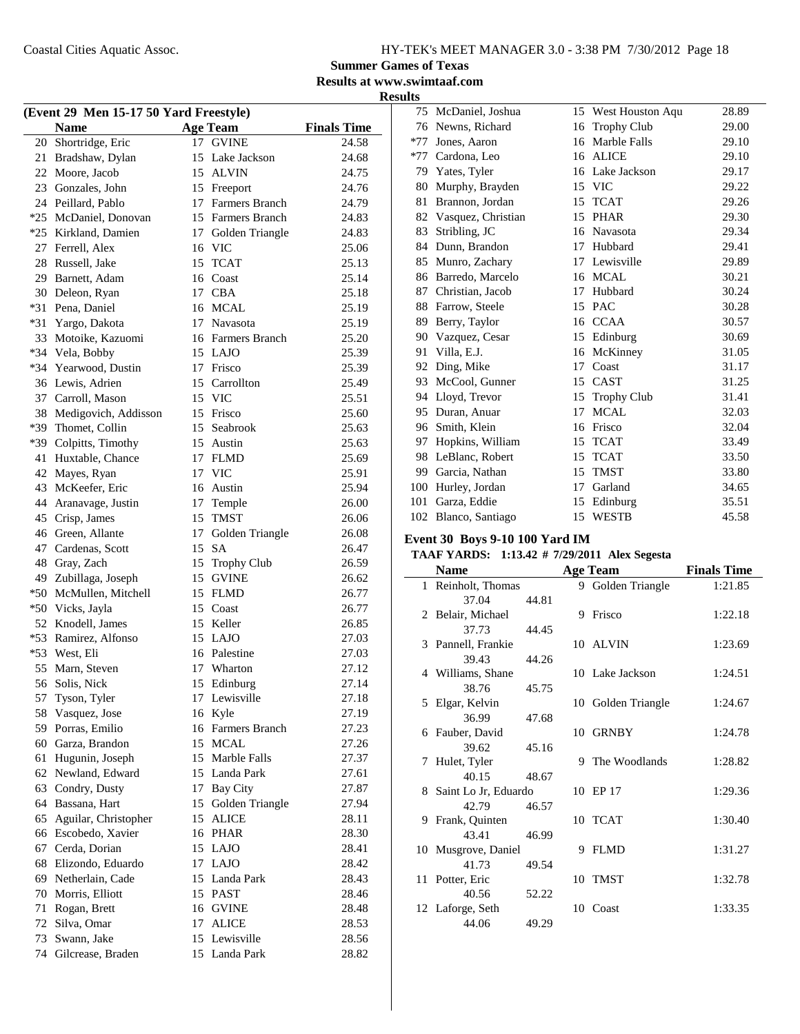## Summer Games of Texas

**Results at www.swimtaaf.com**

**Results**

### (Event 29 Men 15-17 50 Yard Freestyle)

| | Name | Age | Team | Finals Time |
|---|---|---|---|---|
| 20 | Shortridge, Eric | 17 | GVINE | 24.58 |
| 21 | Bradshaw, Dylan | 15 | Lake Jackson | 24.68 |
| 22 | Moore, Jacob | 15 | ALVIN | 24.75 |
| 23 | Gonzales, John | 15 | Freeport | 24.76 |
| 24 | Peillard, Pablo | 17 | Farmers Branch | 24.79 |
| *25 | McDaniel, Donovan | 15 | Farmers Branch | 24.83 |
| *25 | Kirkland, Damien | 17 | Golden Triangle | 24.83 |
| 27 | Ferrell, Alex | 16 | VIC | 25.06 |
| 28 | Russell, Jake | 15 | TCAT | 25.13 |
| 29 | Barnett, Adam | 16 | Coast | 25.14 |
| 30 | Deleon, Ryan | 17 | CBA | 25.18 |
| *31 | Pena, Daniel | 16 | MCAL | 25.19 |
| *31 | Yargo, Dakota | 17 | Navasota | 25.19 |
| 33 | Motoike, Kazuomi | 16 | Farmers Branch | 25.20 |
| *34 | Vela, Bobby | 15 | LAJO | 25.39 |
| *34 | Yearwood, Dustin | 17 | Frisco | 25.39 |
| 36 | Lewis, Adrien | 15 | Carrollton | 25.49 |
| 37 | Carroll, Mason | 15 | VIC | 25.51 |
| 38 | Medigovich, Addisson | 15 | Frisco | 25.60 |
| *39 | Thomet, Collin | 15 | Seabrook | 25.63 |
| *39 | Colpitts, Timothy | 15 | Austin | 25.63 |
| 41 | Huxtable, Chance | 17 | FLMD | 25.69 |
| 42 | Mayes, Ryan | 17 | VIC | 25.91 |
| 43 | McKeefer, Eric | 16 | Austin | 25.94 |
| 44 | Aranavage, Justin | 17 | Temple | 26.00 |
| 45 | Crisp, James | 15 | TMST | 26.06 |
| 46 | Green, Allante | 17 | Golden Triangle | 26.08 |
| 47 | Cardenas, Scott | 15 | SA | 26.47 |
| 48 | Gray, Zach | 15 | Trophy Club | 26.59 |
| 49 | Zubillaga, Joseph | 15 | GVINE | 26.62 |
| *50 | McMullen, Mitchell | 15 | FLMD | 26.77 |
| *50 | Vicks, Jayla | 15 | Coast | 26.77 |
| 52 | Knodell, James | 15 | Keller | 26.85 |
| *53 | Ramirez, Alfonso | 15 | LAJO | 27.03 |
| *53 | West, Eli | 16 | Palestine | 27.03 |
| 55 | Marn, Steven | 17 | Wharton | 27.12 |
| 56 | Solis, Nick | 15 | Edinburg | 27.14 |
| 57 | Tyson, Tyler | 17 | Lewisville | 27.18 |
| 58 | Vasquez, Jose | 16 | Kyle | 27.19 |
| 59 | Porras, Emilio | 16 | Farmers Branch | 27.23 |
| 60 | Garza, Brandon | 15 | MCAL | 27.26 |
| 61 | Hugunin, Joseph | 15 | Marble Falls | 27.37 |
| 62 | Newland, Edward | 15 | Landa Park | 27.61 |
| 63 | Condry, Dusty | 17 | Bay City | 27.87 |
| 64 | Bassana, Hart | 15 | Golden Triangle | 27.94 |
| 65 | Aguilar, Christopher | 15 | ALICE | 28.11 |
| 66 | Escobedo, Xavier | 16 | PHAR | 28.30 |
| 67 | Cerda, Dorian | 15 | LAJO | 28.41 |
| 68 | Elizondo, Eduardo | 17 | LAJO | 28.42 |
| 69 | Netherlain, Cade | 15 | Landa Park | 28.43 |
| 70 | Morris, Elliott | 15 | PAST | 28.46 |
| 71 | Rogan, Brett | 16 | GVINE | 28.48 |
| 72 | Silva, Omar | 17 | ALICE | 28.53 |
| 73 | Swann, Jake | 15 | Lewisville | 28.56 |
| 74 | Gilcrease, Braden | 15 | Landa Park | 28.82 |
| 75 | McDaniel, Joshua | 15 | West Houston Aqu | 28.89 |
| 76 | Newns, Richard | 16 | Trophy Club | 29.00 |
| *77 | Jones, Aaron | 16 | Marble Falls | 29.10 |
| *77 | Cardona, Leo | 16 | ALICE | 29.10 |
| 79 | Yates, Tyler | 16 | Lake Jackson | 29.17 |
| 80 | Murphy, Brayden | 15 | VIC | 29.22 |
| 81 | Brannon, Jordan | 15 | TCAT | 29.26 |
| 82 | Vasquez, Christian | 15 | PHAR | 29.30 |
| 83 | Stribling, JC | 16 | Navasota | 29.34 |
| 84 | Dunn, Brandon | 17 | Hubbard | 29.41 |
| 85 | Munro, Zachary | 17 | Lewisville | 29.89 |
| 86 | Barredo, Marcelo | 16 | MCAL | 30.21 |
| 87 | Christian, Jacob | 17 | Hubbard | 30.24 |
| 88 | Farrow, Steele | 15 | PAC | 30.28 |
| 89 | Berry, Taylor | 16 | CCAA | 30.57 |
| 90 | Vazquez, Cesar | 15 | Edinburg | 30.69 |
| 91 | Villa, E.J. | 16 | McKinney | 31.05 |
| 92 | Ding, Mike | 17 | Coast | 31.17 |
| 93 | McCool, Gunner | 15 | CAST | 31.25 |
| 94 | Lloyd, Trevor | 15 | Trophy Club | 31.41 |
| 95 | Duran, Anuar | 17 | MCAL | 32.03 |
| 96 | Smith, Klein | 16 | Frisco | 32.04 |
| 97 | Hopkins, William | 15 | TCAT | 33.49 |
| 98 | LeBlanc, Robert | 15 | TCAT | 33.50 |
| 99 | Garcia, Nathan | 15 | TMST | 33.80 |
| 100 | Hurley, Jordan | 17 | Garland | 34.65 |
| 101 | Garza, Eddie | 15 | Edinburg | 35.51 |
| 102 | Blanco, Santiago | 15 | WESTB | 45.58 |

### Event 30 Boys 9-10 100 Yard IM

**TAAF YARDS: 1:13.42 # 7/29/2011 Alex Segesta**

| | Name | Age | Team | Finals Time |
|---|---|---|---|---|
| 1 | Reinholt, Thomas | 9 | Golden Triangle | 1:21.85 |
| | 37.04 44.81 | | | |
| 2 | Belair, Michael | 9 | Frisco | 1:22.18 |
| | 37.73 44.45 | | | |
| 3 | Pannell, Frankie | 10 | ALVIN | 1:23.69 |
| | 39.43 44.26 | | | |
| 4 | Williams, Shane | 10 | Lake Jackson | 1:24.51 |
| | 38.76 45.75 | | | |
| 5 | Elgar, Kelvin | 10 | Golden Triangle | 1:24.67 |
| | 36.99 47.68 | | | |
| 6 | Fauber, David | 10 | GRNBY | 1:24.78 |
| | 39.62 45.16 | | | |
| 7 | Hulet, Tyler | 9 | The Woodlands | 1:28.82 |
| | 40.15 48.67 | | | |
| 8 | Saint Lo Jr, Eduardo | 10 | EP 17 | 1:29.36 |
| | 42.79 46.57 | | | |
| 9 | Frank, Quinten | 10 | TCAT | 1:30.40 |
| | 43.41 46.99 | | | |
| 10 | Musgrove, Daniel | 9 | FLMD | 1:31.27 |
| | 41.73 49.54 | | | |
| 11 | Potter, Eric | 10 | TMST | 1:32.78 |
| | 40.56 52.22 | | | |
| 12 | Laforge, Seth | 10 | Coast | 1:33.35 |
| | 44.06 49.29 | | | |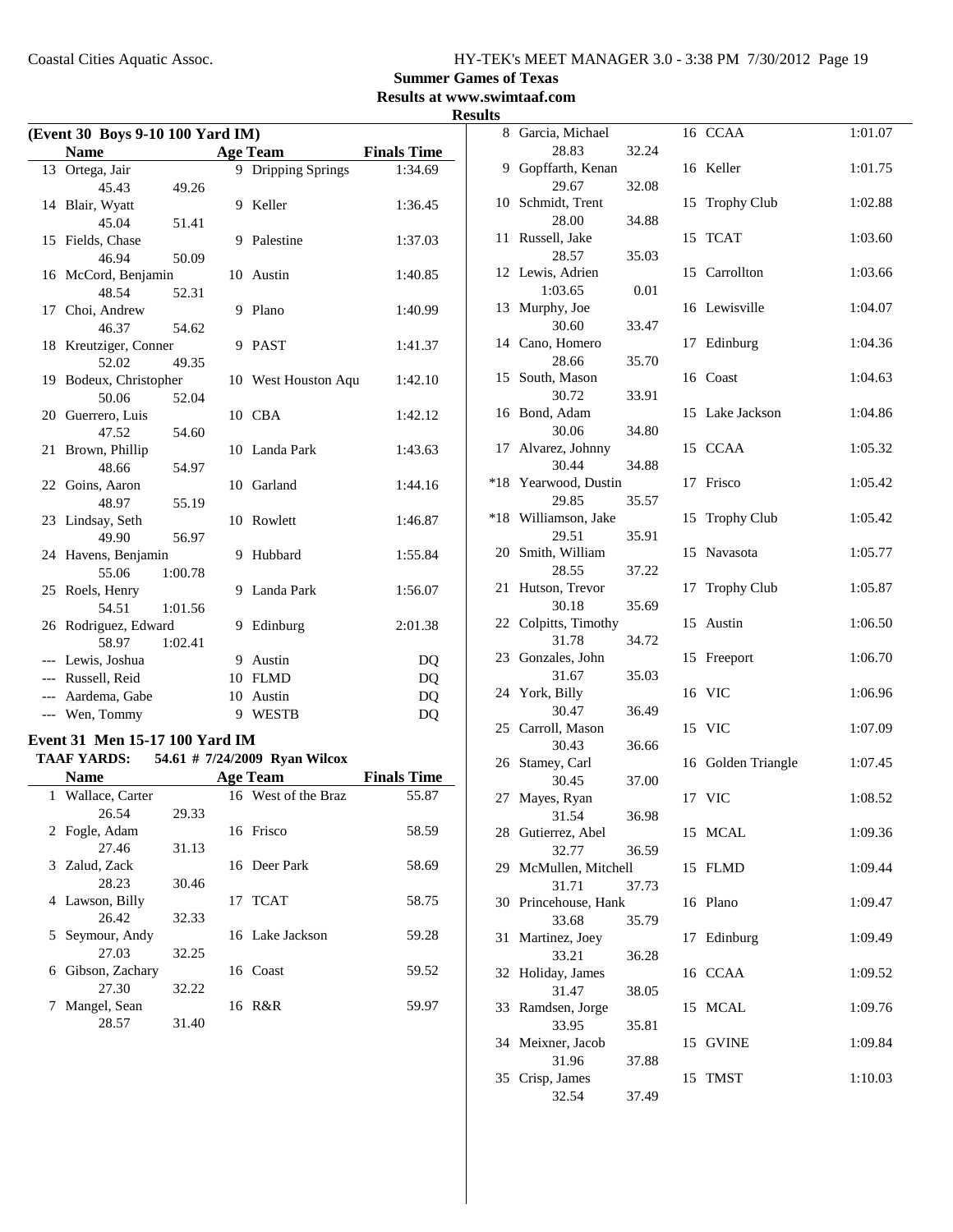**Summary Games of Texas**

**Results at www.swimtaaf.com**

**Results**

### (Event 30 Boys 9-10 100 Yard IM)

| | Name | Age | Team | Finals Time |
|---|---|---|---|---|
| 13 | Ortega, Jair | 9 | Dripping Springs | 1:34.69 |
| | 45.43 49.26 | | | |
| 14 | Blair, Wyatt | 9 | Keller | 1:36.45 |
| | 45.04 51.41 | | | |
| 15 | Fields, Chase | 9 | Palestine | 1:37.03 |
| | 46.94 50.09 | | | |
| 16 | McCord, Benjamin | 10 | Austin | 1:40.85 |
| | 48.54 52.31 | | | |
| 17 | Choi, Andrew | 9 | Plano | 1:40.99 |
| | 46.37 54.62 | | | |
| 18 | Kreutziger, Conner | 9 | PAST | 1:41.37 |
| | 52.02 49.35 | | | |
| 19 | Bodeux, Christopher | 10 | West Houston Aqu | 1:42.10 |
| | 50.06 52.04 | | | |
| 20 | Guerrero, Luis | 10 | CBA | 1:42.12 |
| | 47.52 54.60 | | | |
| 21 | Brown, Phillip | 10 | Landa Park | 1:43.63 |
| | 48.66 54.97 | | | |
| 22 | Goins, Aaron | 10 | Garland | 1:44.16 |
| | 48.97 55.19 | | | |
| 23 | Lindsay, Seth | 10 | Rowlett | 1:46.87 |
| | 49.90 56.97 | | | |
| 24 | Havens, Benjamin | 9 | Hubbard | 1:55.84 |
| | 55.06 1:00.78 | | | |
| 25 | Roels, Henry | 9 | Landa Park | 1:56.07 |
| | 54.51 1:01.56 | | | |
| 26 | Rodriguez, Edward | 9 | Edinburg | 2:01.38 |
| | 58.97 1:02.41 | | | |
| --- | Lewis, Joshua | 9 | Austin | DQ |
| --- | Russell, Reid | 10 | FLMD | DQ |
| --- | Aardema, Gabe | 10 | Austin | DQ |
| --- | Wen, Tommy | 9 | WESTB | DQ |

### Event 31 Men 15-17 100 Yard IM

**TAAF YARDS: 54.61 # 7/24/2009 Ryan Wilcox**

| | Name | Age | Team | Finals Time |
|---|---|---|---|---|
| 1 | Wallace, Carter | 16 | West of the Braz | 55.87 |
| | 26.54 29.33 | | | |
| 2 | Fogle, Adam | 16 | Frisco | 58.59 |
| | 27.46 31.13 | | | |
| 3 | Zalud, Zack | 16 | Deer Park | 58.69 |
| | 28.23 30.46 | | | |
| 4 | Lawson, Billy | 17 | TCAT | 58.75 |
| | 26.42 32.33 | | | |
| 5 | Seymour, Andy | 16 | Lake Jackson | 59.28 |
| | 27.03 32.25 | | | |
| 6 | Gibson, Zachary | 16 | Coast | 59.52 |
| | 27.30 32.22 | | | |
| 7 | Mangel, Sean | 16 | R&R | 59.97 |
| | 28.57 31.40 | | | |
| 8 | Garcia, Michael | 16 | CCAA | 1:01.07 |
| | 28.83 32.24 | | | |
| 9 | Gopffarth, Kenan | 16 | Keller | 1:01.75 |
| | 29.67 32.08 | | | |
| 10 | Schmidt, Trent | 15 | Trophy Club | 1:02.88 |
| | 28.00 34.88 | | | |
| 11 | Russell, Jake | 15 | TCAT | 1:03.60 |
| | 28.57 35.03 | | | |
| 12 | Lewis, Adrien | 15 | Carrollton | 1:03.66 |
| | 1:03.65 0.01 | | | |
| 13 | Murphy, Joe | 16 | Lewisville | 1:04.07 |
| | 30.60 33.47 | | | |
| 14 | Cano, Homero | 17 | Edinburg | 1:04.36 |
| | 28.66 35.70 | | | |
| 15 | South, Mason | 16 | Coast | 1:04.63 |
| | 30.72 33.91 | | | |
| 16 | Bond, Adam | 15 | Lake Jackson | 1:04.86 |
| | 30.06 34.80 | | | |
| 17 | Alvarez, Johnny | 15 | CCAA | 1:05.32 |
| | 30.44 34.88 | | | |
| *18 | Yearwood, Dustin | 17 | Frisco | 1:05.42 |
| | 29.85 35.57 | | | |
| *18 | Williamson, Jake | 15 | Trophy Club | 1:05.42 |
| | 29.51 35.91 | | | |
| 20 | Smith, William | 15 | Navasota | 1:05.77 |
| | 28.55 37.22 | | | |
| 21 | Hutson, Trevor | 17 | Trophy Club | 1:05.87 |
| | 30.18 35.69 | | | |
| 22 | Colpitts, Timothy | 15 | Austin | 1:06.50 |
| | 31.78 34.72 | | | |
| 23 | Gonzales, John | 15 | Freeport | 1:06.70 |
| | 31.67 35.03 | | | |
| 24 | York, Billy | 16 | VIC | 1:06.96 |
| | 30.47 36.49 | | | |
| 25 | Carroll, Mason | 15 | VIC | 1:07.09 |
| | 30.43 36.66 | | | |
| 26 | Stamey, Carl | 16 | Golden Triangle | 1:07.45 |
| | 30.45 37.00 | | | |
| 27 | Mayes, Ryan | 17 | VIC | 1:08.52 |
| | 31.54 36.98 | | | |
| 28 | Gutierrez, Abel | 15 | MCAL | 1:09.36 |
| | 32.77 36.59 | | | |
| 29 | McMullen, Mitchell | 15 | FLMD | 1:09.44 |
| | 31.71 37.73 | | | |
| 30 | Princehouse, Hank | 16 | Plano | 1:09.47 |
| | 33.68 35.79 | | | |
| 31 | Martinez, Joey | 17 | Edinburg | 1:09.49 |
| | 33.21 36.28 | | | |
| 32 | Holiday, James | 16 | CCAA | 1:09.52 |
| | 31.47 38.05 | | | |
| 33 | Ramdsen, Jorge | 15 | MCAL | 1:09.76 |
| | 33.95 35.81 | | | |
| 34 | Meixner, Jacob | 15 | GVINE | 1:09.84 |
| | 31.96 37.88 | | | |
| 35 | Crisp, James | 15 | TMST | 1:10.03 |
| | 32.54 37.49 | | | |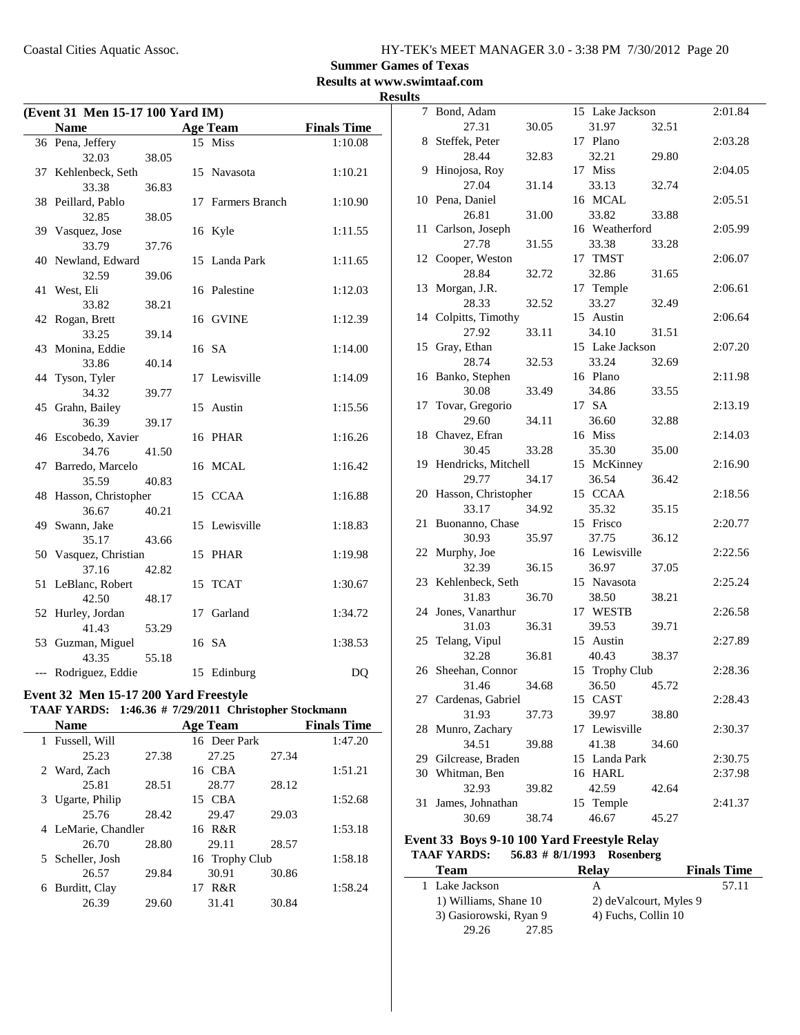**Summer Games of Texas**
**Results at www.swimtaaf.com**
**Results**

### (Event 31 Men 15-17 100 Yard IM)

| | Name | Age | Team | Finals Time |
|---|---|---|---|---|
| 36 | Pena, Jeffery | 15 | Miss | 1:10.08 |
| | 32.03 38.05 | | | |
| 37 | Kehlenbeck, Seth | 15 | Navasota | 1:10.21 |
| | 33.38 36.83 | | | |
| 38 | Peillard, Pablo | 17 | Farmers Branch | 1:10.90 |
| | 32.85 38.05 | | | |
| 39 | Vasquez, Jose | 16 | Kyle | 1:11.55 |
| | 33.79 37.76 | | | |
| 40 | Newland, Edward | 15 | Landa Park | 1:11.65 |
| | 32.59 39.06 | | | |
| 41 | West, Eli | 16 | Palestine | 1:12.03 |
| | 33.82 38.21 | | | |
| 42 | Rogan, Brett | 16 | GVINE | 1:12.39 |
| | 33.25 39.14 | | | |
| 43 | Monina, Eddie | 16 | SA | 1:14.00 |
| | 33.86 40.14 | | | |
| 44 | Tyson, Tyler | 17 | Lewisville | 1:14.09 |
| | 34.32 39.77 | | | |
| 45 | Grahn, Bailey | 15 | Austin | 1:15.56 |
| | 36.39 39.17 | | | |
| 46 | Escobedo, Xavier | 16 | PHAR | 1:16.26 |
| | 34.76 41.50 | | | |
| 47 | Barredo, Marcelo | 16 | MCAL | 1:16.42 |
| | 35.59 40.83 | | | |
| 48 | Hasson, Christopher | 15 | CCAA | 1:16.88 |
| | 36.67 40.21 | | | |
| 49 | Swann, Jake | 15 | Lewisville | 1:18.83 |
| | 35.17 43.66 | | | |
| 50 | Vasquez, Christian | 15 | PHAR | 1:19.98 |
| | 37.16 42.82 | | | |
| 51 | LeBlanc, Robert | 15 | TCAT | 1:30.67 |
| | 42.50 48.17 | | | |
| 52 | Hurley, Jordan | 17 | Garland | 1:34.72 |
| | 41.43 53.29 | | | |
| 53 | Guzman, Miguel | 16 | SA | 1:38.53 |
| | 43.35 55.18 | | | |
| --- | Rodriguez, Eddie | 15 | Edinburg | DQ |

### Event 32 Men 15-17 200 Yard Freestyle

**TAAF YARDS: 1:46.36 # 7/29/2011 Christopher Stockmann**

| | Name | Age | Team | Finals Time |
|---|---|---|---|---|
| 1 | Fussell, Will | 16 | Deer Park | 1:47.20 |
| | 25.23 27.38 | | 27.25 27.34 | |
| 2 | Ward, Zach | 16 | CBA | 1:51.21 |
| | 25.81 28.51 | | 28.77 28.12 | |
| 3 | Ugarte, Philip | 15 | CBA | 1:52.68 |
| | 25.76 28.42 | | 29.47 29.03 | |
| 4 | LeMarie, Chandler | 16 | R&R | 1:53.18 |
| | 26.70 28.80 | | 29.11 28.57 | |
| 5 | Scheller, Josh | 16 | Trophy Club | 1:58.18 |
| | 26.57 29.84 | | 30.91 30.86 | |
| 6 | Burditt, Clay | 17 | R&R | 1:58.24 |
| | 26.39 29.60 | | 31.41 30.84 | |
| 7 | Bond, Adam | 15 | Lake Jackson | 2:01.84 |
| | 27.31 30.05 | | 31.97 32.51 | |
| 8 | Steffek, Peter | 17 | Plano | 2:03.28 |
| | 28.44 32.83 | | 32.21 29.80 | |
| 9 | Hinojosa, Roy | 17 | Miss | 2:04.05 |
| | 27.04 31.14 | | 33.13 32.74 | |
| 10 | Pena, Daniel | 16 | MCAL | 2:05.51 |
| | 26.81 31.00 | | 33.82 33.88 | |
| 11 | Carlson, Joseph | 16 | Weatherford | 2:05.99 |
| | 27.78 31.55 | | 33.38 33.28 | |
| 12 | Cooper, Weston | 17 | TMST | 2:06.07 |
| | 28.84 32.72 | | 32.86 31.65 | |
| 13 | Morgan, J.R. | 17 | Temple | 2:06.61 |
| | 28.33 32.52 | | 33.27 32.49 | |
| 14 | Colpitts, Timothy | 15 | Austin | 2:06.64 |
| | 27.92 33.11 | | 34.10 31.51 | |
| 15 | Gray, Ethan | 15 | Lake Jackson | 2:07.20 |
| | 28.74 32.53 | | 33.24 32.69 | |
| 16 | Banko, Stephen | 16 | Plano | 2:11.98 |
| | 30.08 33.49 | | 34.86 33.55 | |
| 17 | Tovar, Gregorio | 17 | SA | 2:13.19 |
| | 29.60 34.11 | | 36.60 32.88 | |
| 18 | Chavez, Efran | 16 | Miss | 2:14.03 |
| | 30.45 33.28 | | 35.30 35.00 | |
| 19 | Hendricks, Mitchell | 15 | McKinney | 2:16.90 |
| | 29.77 34.17 | | 36.54 36.42 | |
| 20 | Hasson, Christopher | 15 | CCAA | 2:18.56 |
| | 33.17 34.92 | | 35.32 35.15 | |
| 21 | Buonanno, Chase | 15 | Frisco | 2:20.77 |
| | 30.93 35.97 | | 37.75 36.12 | |
| 22 | Murphy, Joe | 16 | Lewisville | 2:22.56 |
| | 32.39 36.15 | | 36.97 37.05 | |
| 23 | Kehlenbeck, Seth | 15 | Navasota | 2:25.24 |
| | 31.83 36.70 | | 38.50 38.21 | |
| 24 | Jones, Vanarthur | 17 | WESTB | 2:26.58 |
| | 31.03 36.31 | | 39.53 39.71 | |
| 25 | Telang, Vipul | 15 | Austin | 2:27.89 |
| | 32.28 36.81 | | 40.43 38.37 | |
| 26 | Sheehan, Connor | 15 | Trophy Club | 2:28.36 |
| | 31.46 34.68 | | 36.50 45.72 | |
| 27 | Cardenas, Gabriel | 15 | CAST | 2:28.43 |
| | 31.93 37.73 | | 39.97 38.80 | |
| 28 | Munro, Zachary | 17 | Lewisville | 2:30.37 |
| | 34.51 39.88 | | 41.38 34.60 | |
| 29 | Gilcrease, Braden | 15 | Landa Park | 2:30.75 |
| 30 | Whitman, Ben | 16 | HARL | 2:37.98 |
| | 32.93 39.82 | | 42.59 42.64 | |
| 31 | James, Johnathan | 15 | Temple | 2:41.37 |
| | 30.69 38.74 | | 46.67 45.27 | |

### Event 33 Boys 9-10 100 Yard Freestyle Relay

**TAAF YARDS: 56.83 # 8/1/1993 Rosenberg**

| | Team | Relay | Finals Time |
|---|---|---|---|
| 1 | Lake Jackson | A | 57.11 |
| | 1) Williams, Shane 10 | 2) deValcourt, Myles 9 | |
| | 3) Gasiorowski, Ryan 9 | 4) Fuchs, Collin 10 | |
| | 29.26 27.85 | | |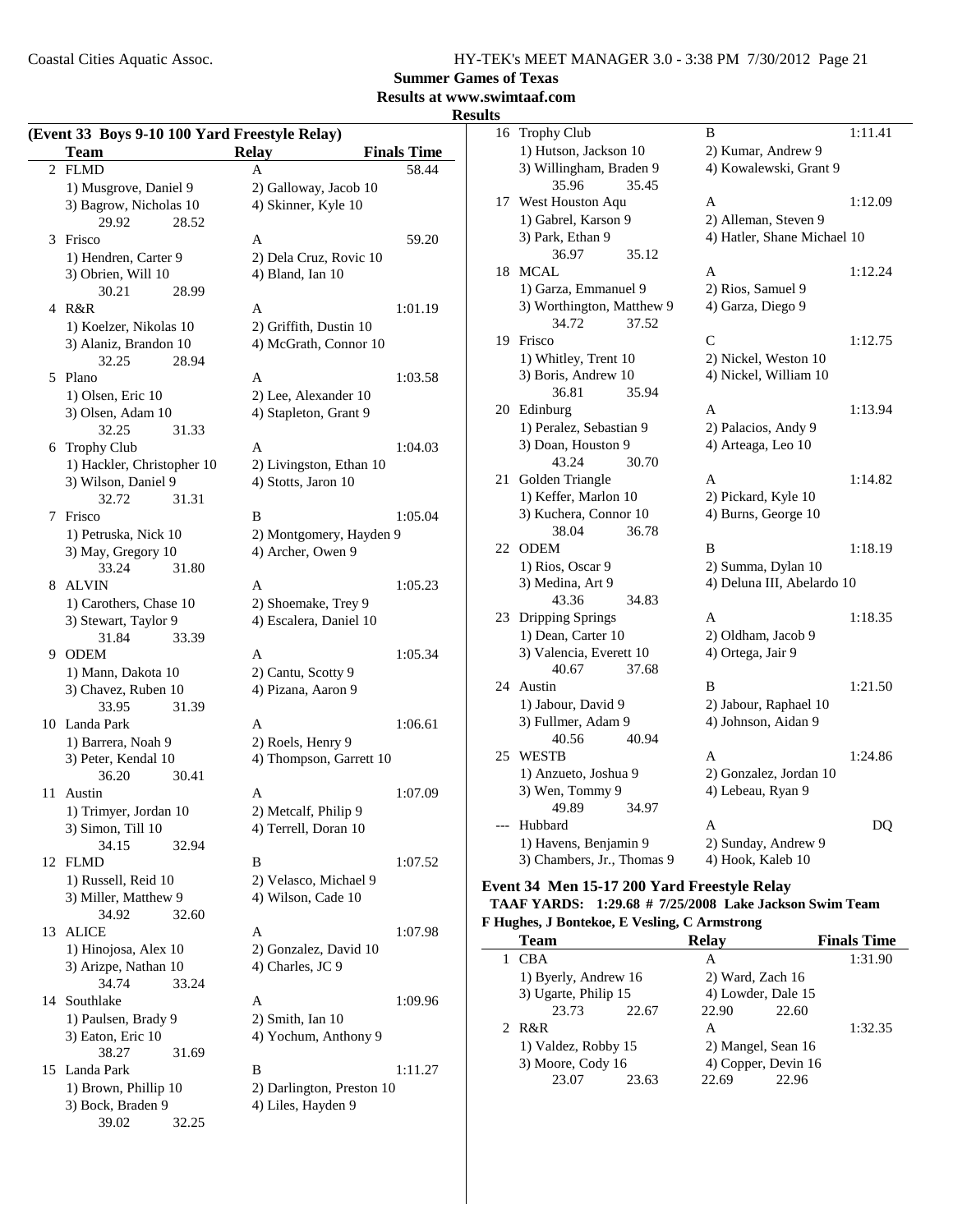**Summer Games of Texas**
**Results at www.swimtaaf.com**
**Results**

## (Event 33 Boys 9-10 100 Yard Freestyle Relay)

| | Team | Relay | Finals Time |
|---|---|---|---|
| 2 | FLMD | A | 58.44 |
| | 1) Musgrove, Daniel 9 | 2) Galloway, Jacob 10 | |
| | 3) Bagrow, Nicholas 10 | 4) Skinner, Kyle 10 | |
| | 29.92 28.52 | | |
| 3 | Frisco | A | 59.20 |
| | 1) Hendren, Carter 9 | 2) Dela Cruz, Rovic 10 | |
| | 3) Obrien, Will 10 | 4) Bland, Ian 10 | |
| | 30.21 28.99 | | |
| 4 | R&R | A | 1:01.19 |
| | 1) Koelzer, Nikolas 10 | 2) Griffith, Dustin 10 | |
| | 3) Alaniz, Brandon 10 | 4) McGrath, Connor 10 | |
| | 32.25 28.94 | | |
| 5 | Plano | A | 1:03.58 |
| | 1) Olsen, Eric 10 | 2) Lee, Alexander 10 | |
| | 3) Olsen, Adam 10 | 4) Stapleton, Grant 9 | |
| | 32.25 31.33 | | |
| 6 | Trophy Club | A | 1:04.03 |
| | 1) Hackler, Christopher 10 | 2) Livingston, Ethan 10 | |
| | 3) Wilson, Daniel 9 | 4) Stotts, Jaron 10 | |
| | 32.72 31.31 | | |
| 7 | Frisco | B | 1:05.04 |
| | 1) Petruska, Nick 10 | 2) Montgomery, Hayden 9 | |
| | 3) May, Gregory 10 | 4) Archer, Owen 9 | |
| | 33.24 31.80 | | |
| 8 | ALVIN | A | 1:05.23 |
| | 1) Carothers, Chase 10 | 2) Shoemake, Trey 9 | |
| | 3) Stewart, Taylor 9 | 4) Escalera, Daniel 10 | |
| | 31.84 33.39 | | |
| 9 | ODEM | A | 1:05.34 |
| | 1) Mann, Dakota 10 | 2) Cantu, Scotty 9 | |
| | 3) Chavez, Ruben 10 | 4) Pizana, Aaron 9 | |
| | 33.95 31.39 | | |
| 10 | Landa Park | A | 1:06.61 |
| | 1) Barrera, Noah 9 | 2) Roels, Henry 9 | |
| | 3) Peter, Kendal 10 | 4) Thompson, Garrett 10 | |
| | 36.20 30.41 | | |
| 11 | Austin | A | 1:07.09 |
| | 1) Trimyer, Jordan 10 | 2) Metcalf, Philip 9 | |
| | 3) Simon, Till 10 | 4) Terrell, Doran 10 | |
| | 34.15 32.94 | | |
| 12 | FLMD | B | 1:07.52 |
| | 1) Russell, Reid 10 | 2) Velasco, Michael 9 | |
| | 3) Miller, Matthew 9 | 4) Wilson, Cade 10 | |
| | 34.92 32.60 | | |
| 13 | ALICE | A | 1:07.98 |
| | 1) Hinojosa, Alex 10 | 2) Gonzalez, David 10 | |
| | 3) Arizpe, Nathan 10 | 4) Charles, JC 9 | |
| | 34.74 33.24 | | |
| 14 | Southlake | A | 1:09.96 |
| | 1) Paulsen, Brady 9 | 2) Smith, Ian 10 | |
| | 3) Eaton, Eric 10 | 4) Yochum, Anthony 9 | |
| | 38.27 31.69 | | |
| 15 | Landa Park | B | 1:11.27 |
| | 1) Brown, Phillip 10 | 2) Darlington, Preston 10 | |
| | 3) Bock, Braden 9 | 4) Liles, Hayden 9 | |
| | 39.02 32.25 | | |
| 16 | Trophy Club | B | 1:11.41 |
| | 1) Hutson, Jackson 10 | 2) Kumar, Andrew 9 | |
| | 3) Willingham, Braden 9 | 4) Kowalewski, Grant 9 | |
| | 35.96 35.45 | | |
| 17 | West Houston Aqu | A | 1:12.09 |
| | 1) Gabrel, Karson 9 | 2) Alleman, Steven 9 | |
| | 3) Park, Ethan 9 | 4) Hatler, Shane Michael 10 | |
| | 36.97 35.12 | | |
| 18 | MCAL | A | 1:12.24 |
| | 1) Garza, Emmanuel 9 | 2) Rios, Samuel 9 | |
| | 3) Worthington, Matthew 9 | 4) Garza, Diego 9 | |
| | 34.72 37.52 | | |
| 19 | Frisco | C | 1:12.75 |
| | 1) Whitley, Trent 10 | 2) Nickel, Weston 10 | |
| | 3) Boris, Andrew 10 | 4) Nickel, William 10 | |
| | 36.81 35.94 | | |
| 20 | Edinburg | A | 1:13.94 |
| | 1) Peralez, Sebastian 9 | 2) Palacios, Andy 9 | |
| | 3) Doan, Houston 9 | 4) Arteaga, Leo 10 | |
| | 43.24 30.70 | | |
| 21 | Golden Triangle | A | 1:14.82 |
| | 1) Keffer, Marlon 10 | 2) Pickard, Kyle 10 | |
| | 3) Kuchera, Connor 10 | 4) Burns, George 10 | |
| | 38.04 36.78 | | |
| 22 | ODEM | B | 1:18.19 |
| | 1) Rios, Oscar 9 | 2) Summa, Dylan 10 | |
| | 3) Medina, Art 9 | 4) Deluna III, Abelardo 10 | |
| | 43.36 34.83 | | |
| 23 | Dripping Springs | A | 1:18.35 |
| | 1) Dean, Carter 10 | 2) Oldham, Jacob 9 | |
| | 3) Valencia, Everett 10 | 4) Ortega, Jair 9 | |
| | 40.67 37.68 | | |
| 24 | Austin | B | 1:21.50 |
| | 1) Jabour, David 9 | 2) Jabour, Raphael 10 | |
| | 3) Fullmer, Adam 9 | 4) Johnson, Aidan 9 | |
| | 40.56 40.94 | | |
| 25 | WESTB | A | 1:24.86 |
| | 1) Anzueto, Joshua 9 | 2) Gonzalez, Jordan 10 | |
| | 3) Wen, Tommy 9 | 4) Lebeau, Ryan 9 | |
| | 49.89 34.97 | | |
| --- | Hubbard | A | DQ |
| | 1) Havens, Benjamin 9 | 2) Sunday, Andrew 9 | |
| | 3) Chambers, Jr., Thomas 9 | 4) Hook, Kaleb 10 | |

## Event 34 Men 15-17 200 Yard Freestyle Relay

**TAAF YARDS: 1:29.68 # 7/25/2008 Lake Jackson Swim Team**
**F Hughes, J Bontekoe, E Vesling, C Armstrong**

| | Team | Relay | Finals Time |
|---|---|---|---|
| 1 | CBA | A | 1:31.90 |
| | 1) Byerly, Andrew 16 | 2) Ward, Zach 16 | |
| | 3) Ugarte, Philip 15 | 4) Lowder, Dale 15 | |
| | 23.73 22.67 | 22.90 22.60 | |
| 2 | R&R | A | 1:32.35 |
| | 1) Valdez, Robby 15 | 2) Mangel, Sean 16 | |
| | 3) Moore, Cody 16 | 4) Copper, Devin 16 | |
| | 23.07 23.63 | 22.69 22.96 | |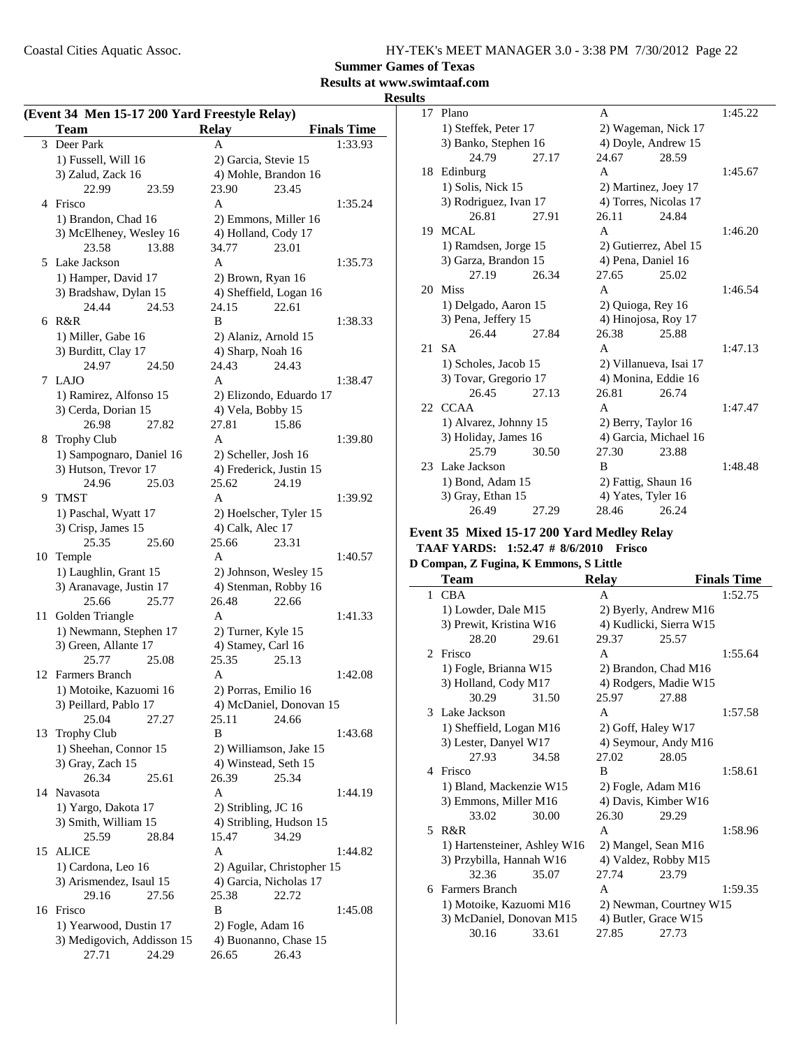**Summer Games of Texas**

**Results at www.swimtaaf.com**

**Results**

**(Event 34 Men 15-17 200 Yard Freestyle Relay)**

| | Team | Relay | Finals Time |
|---|---|---|---|
| 3 | Deer Park | A | 1:33.93 |
| | 1) Fussell, Will 16 | 2) Garcia, Stevie 15 | |
| | 3) Zalud, Zack 16 | 4) Mohle, Brandon 16 | |
| | 22.99 23.59 | 23.90 23.45 | |
| 4 | Frisco | A | 1:35.24 |
| | 1) Brandon, Chad 16 | 2) Emmons, Miller 16 | |
| | 3) McElheney, Wesley 16 | 4) Holland, Cody 17 | |
| | 23.58 13.88 | 34.77 23.01 | |
| 5 | Lake Jackson | A | 1:35.73 |
| | 1) Hamper, David 17 | 2) Brown, Ryan 16 | |
| | 3) Bradshaw, Dylan 15 | 4) Sheffield, Logan 16 | |
| | 24.44 24.53 | 24.15 22.61 | |
| 6 | R&R | B | 1:38.33 |
| | 1) Miller, Gabe 16 | 2) Alaniz, Arnold 15 | |
| | 3) Burditt, Clay 17 | 4) Sharp, Noah 16 | |
| | 24.97 24.50 | 24.43 24.43 | |
| 7 | LAJO | A | 1:38.47 |
| | 1) Ramirez, Alfonso 15 | 2) Elizondo, Eduardo 17 | |
| | 3) Cerda, Dorian 15 | 4) Vela, Bobby 15 | |
| | 26.98 27.82 | 27.81 15.86 | |
| 8 | Trophy Club | A | 1:39.80 |
| | 1) Sampognaro, Daniel 16 | 2) Scheller, Josh 16 | |
| | 3) Hutson, Trevor 17 | 4) Frederick, Justin 15 | |
| | 24.96 25.03 | 25.62 24.19 | |
| 9 | TMST | A | 1:39.92 |
| | 1) Paschal, Wyatt 17 | 2) Hoelscher, Tyler 15 | |
| | 3) Crisp, James 15 | 4) Calk, Alec 17 | |
| | 25.35 25.60 | 25.66 23.31 | |
| 10 | Temple | A | 1:40.57 |
| | 1) Laughlin, Grant 15 | 2) Johnson, Wesley 15 | |
| | 3) Aranavage, Justin 17 | 4) Stenman, Robby 16 | |
| | 25.66 25.77 | 26.48 22.66 | |
| 11 | Golden Triangle | A | 1:41.33 |
| | 1) Newmann, Stephen 17 | 2) Turner, Kyle 15 | |
| | 3) Green, Allante 17 | 4) Stamey, Carl 16 | |
| | 25.77 25.08 | 25.35 25.13 | |
| 12 | Farmers Branch | A | 1:42.08 |
| | 1) Motoike, Kazuomi 16 | 2) Porras, Emilio 16 | |
| | 3) Peillard, Pablo 17 | 4) McDaniel, Donovan 15 | |
| | 25.04 27.27 | 25.11 24.66 | |
| 13 | Trophy Club | B | 1:43.68 |
| | 1) Sheehan, Connor 15 | 2) Williamson, Jake 15 | |
| | 3) Gray, Zach 15 | 4) Winstead, Seth 15 | |
| | 26.34 25.61 | 26.39 25.34 | |
| 14 | Navasota | A | 1:44.19 |
| | 1) Yargo, Dakota 17 | 2) Stribling, JC 16 | |
| | 3) Smith, William 15 | 4) Stribling, Hudson 15 | |
| | 25.59 28.84 | 15.47 34.29 | |
| 15 | ALICE | A | 1:44.82 |
| | 1) Cardona, Leo 16 | 2) Aguilar, Christopher 15 | |
| | 3) Arismendez, Isaul 15 | 4) Garcia, Nicholas 17 | |
| | 29.16 27.56 | 25.38 22.72 | |
| 16 | Frisco | B | 1:45.08 |
| | 1) Yearwood, Dustin 17 | 2) Fogle, Adam 16 | |
| | 3) Medigovich, Addisson 15 | 4) Buonanno, Chase 15 | |
| | 27.71 24.29 | 26.65 26.43 | |
| 17 | Plano | A | 1:45.22 |
| | 1) Steffek, Peter 17 | 2) Wageman, Nick 17 | |
| | 3) Banko, Stephen 16 | 4) Doyle, Andrew 15 | |
| | 24.79 27.17 | 24.67 28.59 | |
| 18 | Edinburg | A | 1:45.67 |
| | 1) Solis, Nick 15 | 2) Martinez, Joey 17 | |
| | 3) Rodriguez, Ivan 17 | 4) Torres, Nicolas 17 | |
| | 26.81 27.91 | 26.11 24.84 | |
| 19 | MCAL | A | 1:46.20 |
| | 1) Ramdsen, Jorge 15 | 2) Gutierrez, Abel 15 | |
| | 3) Garza, Brandon 15 | 4) Pena, Daniel 16 | |
| | 27.19 26.34 | 27.65 25.02 | |
| 20 | Miss | A | 1:46.54 |
| | 1) Delgado, Aaron 15 | 2) Quioga, Rey 16 | |
| | 3) Pena, Jeffery 15 | 4) Hinojosa, Roy 17 | |
| | 26.44 27.84 | 26.38 25.88 | |
| 21 | SA | A | 1:47.13 |
| | 1) Scholes, Jacob 15 | 2) Villanueva, Isai 17 | |
| | 3) Tovar, Gregorio 17 | 4) Monina, Eddie 16 | |
| | 26.45 27.13 | 26.81 26.74 | |
| 22 | CCAA | A | 1:47.47 |
| | 1) Alvarez, Johnny 15 | 2) Berry, Taylor 16 | |
| | 3) Holiday, James 16 | 4) Garcia, Michael 16 | |
| | 25.79 30.50 | 27.30 23.88 | |
| 23 | Lake Jackson | B | 1:48.48 |
| | 1) Bond, Adam 15 | 2) Fattig, Shaun 16 | |
| | 3) Gray, Ethan 15 | 4) Yates, Tyler 16 | |
| | 26.49 27.29 | 28.46 26.24 | |

**Event 35 Mixed 15-17 200 Yard Medley Relay**

**TAAF YARDS: 1:52.47 # 8/6/2010 Frisco**

**D Compan, Z Fugina, K Emmons, S Little**

| | Team | Relay | Finals Time |
|---|---|---|---|
| 1 | CBA | A | 1:52.75 |
| | 1) Lowder, Dale M15 | 2) Byerly, Andrew M16 | |
| | 3) Prewit, Kristina W16 | 4) Kudlicki, Sierra W15 | |
| | 28.20 29.61 | 29.37 25.57 | |
| 2 | Frisco | A | 1:55.64 |
| | 1) Fogle, Brianna W15 | 2) Brandon, Chad M16 | |
| | 3) Holland, Cody M17 | 4) Rodgers, Madie W15 | |
| | 30.29 31.50 | 25.97 27.88 | |
| 3 | Lake Jackson | A | 1:57.58 |
| | 1) Sheffield, Logan M16 | 2) Goff, Haley W17 | |
| | 3) Lester, Danyel W17 | 4) Seymour, Andy M16 | |
| | 27.93 34.58 | 27.02 28.05 | |
| 4 | Frisco | B | 1:58.61 |
| | 1) Bland, Mackenzie W15 | 2) Fogle, Adam M16 | |
| | 3) Emmons, Miller M16 | 4) Davis, Kimber W16 | |
| | 33.02 30.00 | 26.30 29.29 | |
| 5 | R&R | A | 1:58.96 |
| | 1) Hartensteiner, Ashley W16 | 2) Mangel, Sean M16 | |
| | 3) Przybilla, Hannah W16 | 4) Valdez, Robby M15 | |
| | 32.36 35.07 | 27.74 23.79 | |
| 6 | Farmers Branch | A | 1:59.35 |
| | 1) Motoike, Kazuomi M16 | 2) Newman, Courtney W15 | |
| | 3) McDaniel, Donovan M15 | 4) Butler, Grace W15 | |
| | 30.16 33.61 | 27.85 27.73 | |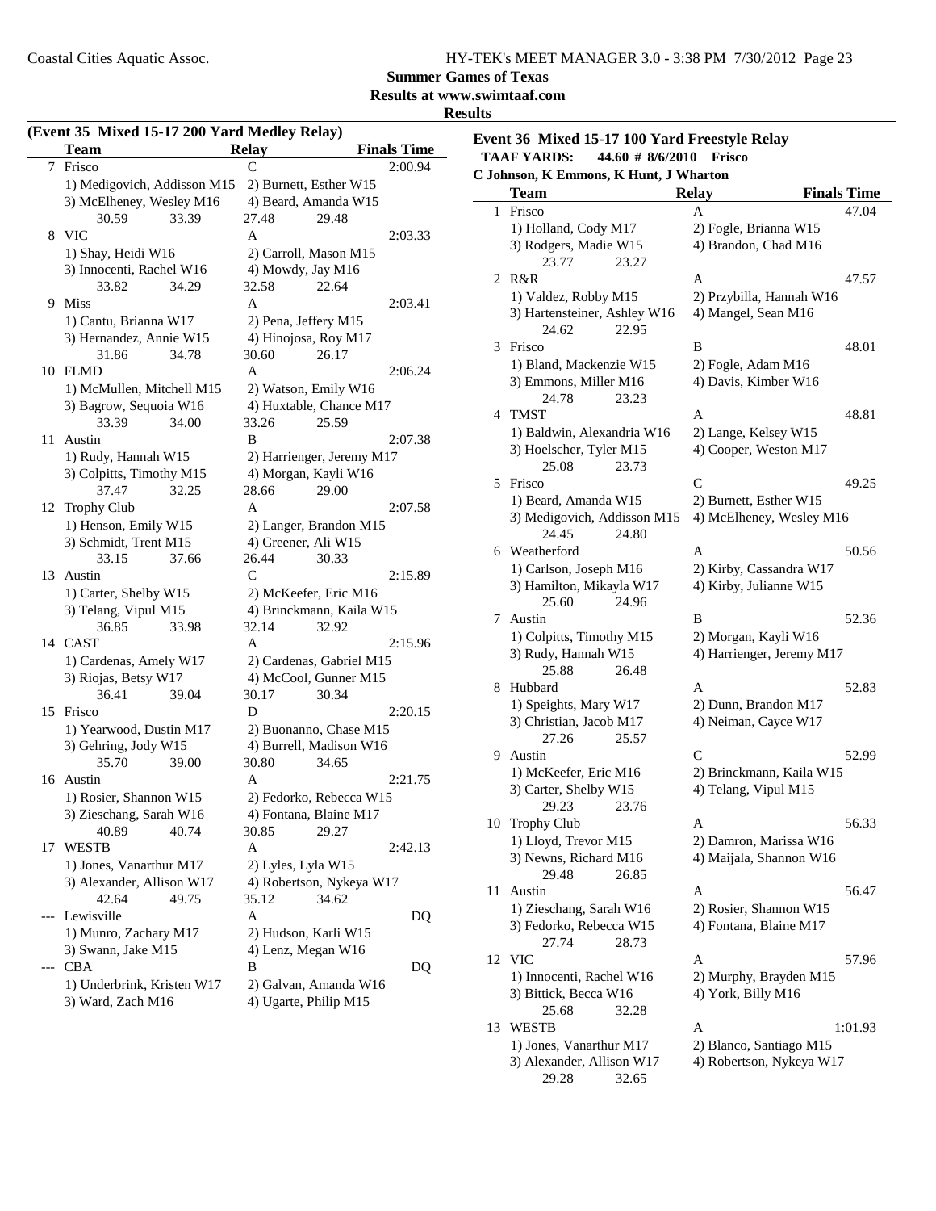**Summer Games of Texas**

**Results at www.swimtaaf.com**

**Results**

## (Event 35 Mixed 15-17 200 Yard Medley Relay)

| | Team | Relay | Finals Time |
|---|---|---|---|
| 7 | Frisco | C | 2:00.94 |
| | 1) Medigovich, Addisson M15 | 2) Burnett, Esther W15 | |
| | 3) McElheney, Wesley M16 | 4) Beard, Amanda W15 | |
| | 30.59 33.39 | 27.48 29.48 | |
| 8 | VIC | A | 2:03.33 |
| | 1) Shay, Heidi W16 | 2) Carroll, Mason M15 | |
| | 3) Innocenti, Rachel W16 | 4) Mowdy, Jay M16 | |
| | 33.82 34.29 | 32.58 22.64 | |
| 9 | Miss | A | 2:03.41 |
| | 1) Cantu, Brianna W17 | 2) Pena, Jeffery M15 | |
| | 3) Hernandez, Annie W15 | 4) Hinojosa, Roy M17 | |
| | 31.86 34.78 | 30.60 26.17 | |
| 10 | FLMD | A | 2:06.24 |
| | 1) McMullen, Mitchell M15 | 2) Watson, Emily W16 | |
| | 3) Bagrow, Sequoia W16 | 4) Huxtable, Chance M17 | |
| | 33.39 34.00 | 33.26 25.59 | |
| 11 | Austin | B | 2:07.38 |
| | 1) Rudy, Hannah W15 | 2) Harrienger, Jeremy M17 | |
| | 3) Colpitts, Timothy M15 | 4) Morgan, Kayli W16 | |
| | 37.47 32.25 | 28.66 29.00 | |
| 12 | Trophy Club | A | 2:07.58 |
| | 1) Henson, Emily W15 | 2) Langer, Brandon M15 | |
| | 3) Schmidt, Trent M15 | 4) Greener, Ali W15 | |
| | 33.15 37.66 | 26.44 30.33 | |
| 13 | Austin | C | 2:15.89 |
| | 1) Carter, Shelby W15 | 2) McKeefer, Eric M16 | |
| | 3) Telang, Vipul M15 | 4) Brinckmann, Kaila W15 | |
| | 36.85 33.98 | 32.14 32.92 | |
| 14 | CAST | A | 2:15.96 |
| | 1) Cardenas, Amely W17 | 2) Cardenas, Gabriel M15 | |
| | 3) Riojas, Betsy W17 | 4) McCool, Gunner M15 | |
| | 36.41 39.04 | 30.17 30.34 | |
| 15 | Frisco | D | 2:20.15 |
| | 1) Yearwood, Dustin M17 | 2) Buonanno, Chase M15 | |
| | 3) Gehring, Jody W15 | 4) Burrell, Madison W16 | |
| | 35.70 39.00 | 30.80 34.65 | |
| 16 | Austin | A | 2:21.75 |
| | 1) Rosier, Shannon W15 | 2) Fedorko, Rebecca W15 | |
| | 3) Zieschang, Sarah W16 | 4) Fontana, Blaine M17 | |
| | 40.89 40.74 | 30.85 29.27 | |
| 17 | WESTB | A | 2:42.13 |
| | 1) Jones, Vanarthur M17 | 2) Lyles, Lyla W15 | |
| | 3) Alexander, Allison W17 | 4) Robertson, Nykeya W17 | |
| | 42.64 49.75 | 35.12 34.62 | |
| --- | Lewisville | A | DQ |
| | 1) Munro, Zachary M17 | 2) Hudson, Karli W15 | |
| | 3) Swann, Jake M15 | 4) Lenz, Megan W16 | |
| --- | CBA | B | DQ |
| | 1) Underbrink, Kristen W17 | 2) Galvan, Amanda W16 | |
| | 3) Ward, Zach M16 | 4) Ugarte, Philip M15 | |

## Event 36 Mixed 15-17 100 Yard Freestyle Relay

**TAAF YARDS: 44.60 # 8/6/2010 Frisco**

**C Johnson, K Emmons, K Hunt, J Wharton**

| | Team | Relay | Finals Time |
|---|---|---|---|
| 1 | Frisco | A | 47.04 |
| | 1) Holland, Cody M17 | 2) Fogle, Brianna W15 | |
| | 3) Rodgers, Madie W15 | 4) Brandon, Chad M16 | |
| | 23.77 23.27 | | |
| 2 | R&R | A | 47.57 |
| | 1) Valdez, Robby M15 | 2) Przybilla, Hannah W16 | |
| | 3) Hartensteiner, Ashley W16 | 4) Mangel, Sean M16 | |
| | 24.62 22.95 | | |
| 3 | Frisco | B | 48.01 |
| | 1) Bland, Mackenzie W15 | 2) Fogle, Adam M16 | |
| | 3) Emmons, Miller M16 | 4) Davis, Kimber W16 | |
| | 24.78 23.23 | | |
| 4 | TMST | A | 48.81 |
| | 1) Baldwin, Alexandria W16 | 2) Lange, Kelsey W15 | |
| | 3) Hoelscher, Tyler M15 | 4) Cooper, Weston M17 | |
| | 25.08 23.73 | | |
| 5 | Frisco | C | 49.25 |
| | 1) Beard, Amanda W15 | 2) Burnett, Esther W15 | |
| | 3) Medigovich, Addisson M15 | 4) McElheney, Wesley M16 | |
| | 24.45 24.80 | | |
| 6 | Weatherford | A | 50.56 |
| | 1) Carlson, Joseph M16 | 2) Kirby, Cassandra W17 | |
| | 3) Hamilton, Mikayla W17 | 4) Kirby, Julianne W15 | |
| | 25.60 24.96 | | |
| 7 | Austin | B | 52.36 |
| | 1) Colpitts, Timothy M15 | 2) Morgan, Kayli W16 | |
| | 3) Rudy, Hannah W15 | 4) Harrienger, Jeremy M17 | |
| | 25.88 26.48 | | |
| 8 | Hubbard | A | 52.83 |
| | 1) Speights, Mary W17 | 2) Dunn, Brandon M17 | |
| | 3) Christian, Jacob M17 | 4) Neiman, Cayce W17 | |
| | 27.26 25.57 | | |
| 9 | Austin | C | 52.99 |
| | 1) McKeefer, Eric M16 | 2) Brinckmann, Kaila W15 | |
| | 3) Carter, Shelby W15 | 4) Telang, Vipul M15 | |
| | 29.23 23.76 | | |
| 10 | Trophy Club | A | 56.33 |
| | 1) Lloyd, Trevor M15 | 2) Damron, Marissa W16 | |
| | 3) Newns, Richard M16 | 4) Maijala, Shannon W16 | |
| | 29.48 26.85 | | |
| 11 | Austin | A | 56.47 |
| | 1) Zieschang, Sarah W16 | 2) Rosier, Shannon W15 | |
| | 3) Fedorko, Rebecca W15 | 4) Fontana, Blaine M17 | |
| | 27.74 28.73 | | |
| 12 | VIC | A | 57.96 |
| | 1) Innocenti, Rachel W16 | 2) Murphy, Brayden M15 | |
| | 3) Bittick, Becca W16 | 4) York, Billy M16 | |
| | 25.68 32.28 | | |
| 13 | WESTB | A | 1:01.93 |
| | 1) Jones, Vanarthur M17 | 2) Blanco, Santiago M15 | |
| | 3) Alexander, Allison W17 | 4) Robertson, Nykeya W17 | |
| | 29.28 32.65 | | |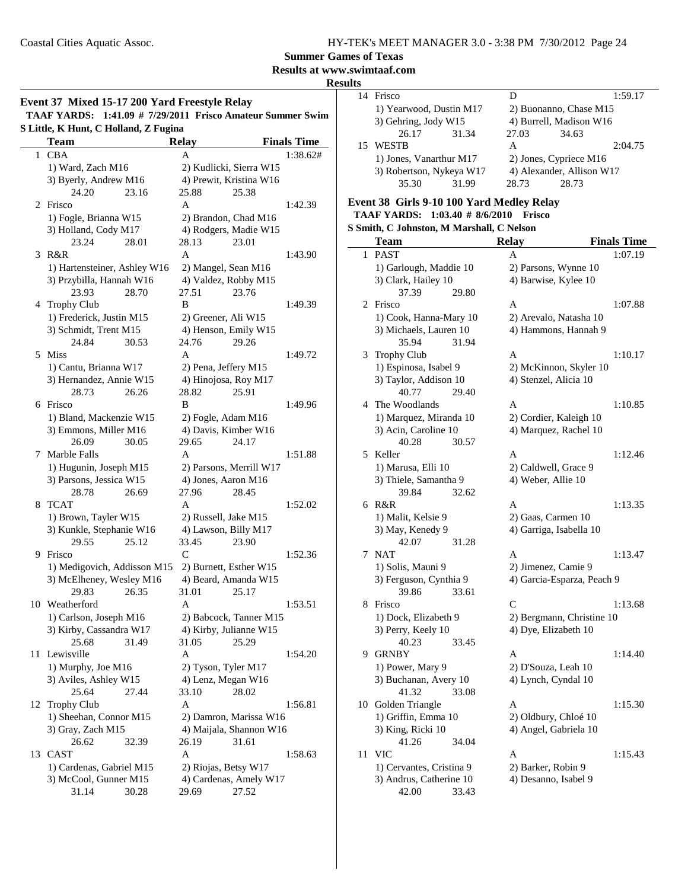**Summer Games of Texas**

**Results at www.swimtaaf.com**

**Results**

### Event 37 Mixed 15-17 200 Yard Freestyle Relay

**TAAF YARDS: 1:41.09 # 7/29/2011 Frisco Amateur Summer Swim S Little, K Hunt, C Holland, Z Fugina**

| | Team | Relay | Finals Time |
|---|---|---|---|
| 1 | CBA | A | 1:38.62# |
| | 1) Ward, Zach M16 | 2) Kudlicki, Sierra W15 | |
| | 3) Byerly, Andrew M16 | 4) Prewit, Kristina W16 | |
| | 24.20 23.16 | 25.88 25.38 | |
| 2 | Frisco | A | 1:42.39 |
| | 1) Fogle, Brianna W15 | 2) Brandon, Chad M16 | |
| | 3) Holland, Cody M17 | 4) Rodgers, Madie W15 | |
| | 23.24 28.01 | 28.13 23.01 | |
| 3 | R&R | A | 1:43.90 |
| | 1) Hartensteiner, Ashley W16 | 2) Mangel, Sean M16 | |
| | 3) Przybilla, Hannah W16 | 4) Valdez, Robby M15 | |
| | 23.93 28.70 | 27.51 23.76 | |
| 4 | Trophy Club | B | 1:49.39 |
| | 1) Frederick, Justin M15 | 2) Greener, Ali W15 | |
| | 3) Schmidt, Trent M15 | 4) Henson, Emily W15 | |
| | 24.84 30.53 | 24.76 29.26 | |
| 5 | Miss | A | 1:49.72 |
| | 1) Cantu, Brianna W17 | 2) Pena, Jeffery M15 | |
| | 3) Hernandez, Annie W15 | 4) Hinojosa, Roy M17 | |
| | 28.73 26.26 | 28.82 25.91 | |
| 6 | Frisco | B | 1:49.96 |
| | 1) Bland, Mackenzie W15 | 2) Fogle, Adam M16 | |
| | 3) Emmons, Miller M16 | 4) Davis, Kimber W16 | |
| | 26.09 30.05 | 29.65 24.17 | |
| 7 | Marble Falls | A | 1:51.88 |
| | 1) Hugunin, Joseph M15 | 2) Parsons, Merrill W17 | |
| | 3) Parsons, Jessica W15 | 4) Jones, Aaron M16 | |
| | 28.78 26.69 | 27.96 28.45 | |
| 8 | TCAT | A | 1:52.02 |
| | 1) Brown, Tayler W15 | 2) Russell, Jake M15 | |
| | 3) Kunkle, Stephanie W16 | 4) Lawson, Billy M17 | |
| | 29.55 25.12 | 33.45 23.90 | |
| 9 | Frisco | C | 1:52.36 |
| | 1) Medigovich, Addisson M15 | 2) Burnett, Esther W15 | |
| | 3) McElheney, Wesley M16 | 4) Beard, Amanda W15 | |
| | 29.83 26.35 | 31.01 25.17 | |
| 10 | Weatherford | A | 1:53.51 |
| | 1) Carlson, Joseph M16 | 2) Babcock, Tanner M15 | |
| | 3) Kirby, Cassandra W17 | 4) Kirby, Julianne W15 | |
| | 25.68 31.49 | 31.05 25.29 | |
| 11 | Lewisville | A | 1:54.20 |
| | 1) Murphy, Joe M16 | 2) Tyson, Tyler M17 | |
| | 3) Aviles, Ashley W15 | 4) Lenz, Megan W16 | |
| | 25.64 27.44 | 33.10 28.02 | |
| 12 | Trophy Club | A | 1:56.81 |
| | 1) Sheehan, Connor M15 | 2) Damron, Marissa W16 | |
| | 3) Gray, Zach M15 | 4) Maijala, Shannon W16 | |
| | 26.62 32.39 | 26.19 31.61 | |
| 13 | CAST | A | 1:58.63 |
| | 1) Cardenas, Gabriel M15 | 2) Riojas, Betsy W17 | |
| | 3) McCool, Gunner M15 | 4) Cardenas, Amely W17 | |
| | 31.14 30.28 | 29.69 27.52 | |
| 14 | Frisco | D | 1:59.17 |
| | 1) Yearwood, Dustin M17 | 2) Buonanno, Chase M15 | |
| | 3) Gehring, Jody W15 | 4) Burrell, Madison W16 | |
| | 26.17 31.34 | 27.03 34.63 | |
| 15 | WESTB | A | 2:04.75 |
| | 1) Jones, Vanarthur M17 | 2) Jones, Cypriece M16 | |
| | 3) Robertson, Nykeya W17 | 4) Alexander, Allison W17 | |
| | 35.30 31.99 | 28.73 28.73 | |

### Event 38 Girls 9-10 100 Yard Medley Relay

**TAAF YARDS: 1:03.40 # 8/6/2010 Frisco S Smith, C Johnston, M Marshall, C Nelson**

| | Team | Relay | Finals Time |
|---|---|---|---|
| 1 | PAST | A | 1:07.19 |
| | 1) Garlough, Maddie 10 | 2) Parsons, Wynne 10 | |
| | 3) Clark, Hailey 10 | 4) Barwise, Kylee 10 | |
| | 37.39 29.80 | | |
| 2 | Frisco | A | 1:07.88 |
| | 1) Cook, Hanna-Mary 10 | 2) Arevalo, Natasha 10 | |
| | 3) Michaels, Lauren 10 | 4) Hammons, Hannah 9 | |
| | 35.94 31.94 | | |
| 3 | Trophy Club | A | 1:10.17 |
| | 1) Espinosa, Isabel 9 | 2) McKinnon, Skyler 10 | |
| | 3) Taylor, Addison 10 | 4) Stenzel, Alicia 10 | |
| | 40.77 29.40 | | |
| 4 | The Woodlands | A | 1:10.85 |
| | 1) Marquez, Miranda 10 | 2) Cordier, Kaleigh 10 | |
| | 3) Acin, Caroline 10 | 4) Marquez, Rachel 10 | |
| | 40.28 30.57 | | |
| 5 | Keller | A | 1:12.46 |
| | 1) Marusa, Elli 10 | 2) Caldwell, Grace 9 | |
| | 3) Thiele, Samantha 9 | 4) Weber, Allie 10 | |
| | 39.84 32.62 | | |
| 6 | R&R | A | 1:13.35 |
| | 1) Malit, Kelsie 9 | 2) Gaas, Carmen 10 | |
| | 3) May, Kenedy 9 | 4) Garriga, Isabella 10 | |
| | 42.07 31.28 | | |
| 7 | NAT | A | 1:13.47 |
| | 1) Solis, Mauni 9 | 2) Jimenez, Camie 9 | |
| | 3) Ferguson, Cynthia 9 | 4) Garcia-Esparza, Peach 9 | |
| | 39.86 33.61 | | |
| 8 | Frisco | C | 1:13.68 |
| | 1) Dock, Elizabeth 9 | 2) Bergmann, Christine 10 | |
| | 3) Perry, Keely 10 | 4) Dye, Elizabeth 10 | |
| | 40.23 33.45 | | |
| 9 | GRNBY | A | 1:14.40 |
| | 1) Power, Mary 9 | 2) D'Souza, Leah 10 | |
| | 3) Buchanan, Avery 10 | 4) Lynch, Cyndal 10 | |
| | 41.32 33.08 | | |
| 10 | Golden Triangle | A | 1:15.30 |
| | 1) Griffin, Emma 10 | 2) Oldbury, Chloé 10 | |
| | 3) King, Ricki 10 | 4) Angel, Gabriela 10 | |
| | 41.26 34.04 | | |
| 11 | VIC | A | 1:15.43 |
| | 1) Cervantes, Cristina 9 | 2) Barker, Robin 9 | |
| | 3) Andrus, Catherine 10 | 4) Desanno, Isabel 9 | |
| | 42.00 33.43 | | |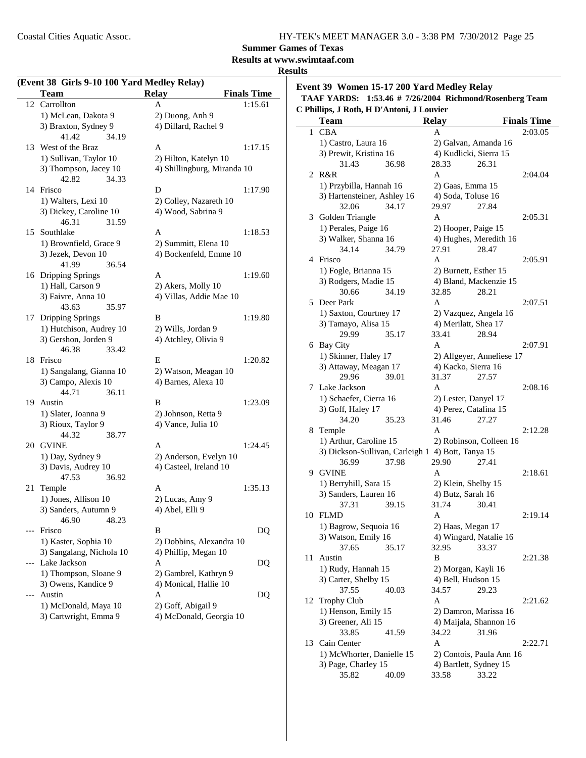**Summer Games of Texas**

**Results at www.swimtaaf.com**

**Results**

### (Event 38 Girls 9-10 100 Yard Medley Relay)

| | Team | Relay | Finals Time |
|---|---|---|---|
| 12 | Carrollton | A | 1:15.61 |
| | 1) McLean, Dakota 9 | 2) Duong, Anh 9 | |
| | 3) Braxton, Sydney 9 | 4) Dillard, Rachel 9 | |
| | 41.42 34.19 | | |
| 13 | West of the Braz | A | 1:17.15 |
| | 1) Sullivan, Taylor 10 | 2) Hilton, Katelyn 10 | |
| | 3) Thompson, Jacey 10 | 4) Shillingburg, Miranda 10 | |
| | 42.82 34.33 | | |
| 14 | Frisco | D | 1:17.90 |
| | 1) Walters, Lexi 10 | 2) Colley, Nazareth 10 | |
| | 3) Dickey, Caroline 10 | 4) Wood, Sabrina 9 | |
| | 46.31 31.59 | | |
| 15 | Southlake | A | 1:18.53 |
| | 1) Brownfield, Grace 9 | 2) Summitt, Elena 10 | |
| | 3) Jezek, Devon 10 | 4) Bockenfeld, Emme 10 | |
| | 41.99 36.54 | | |
| 16 | Dripping Springs | A | 1:19.60 |
| | 1) Hall, Carson 9 | 2) Akers, Molly 10 | |
| | 3) Faivre, Anna 10 | 4) Villas, Addie Mae 10 | |
| | 43.63 35.97 | | |
| 17 | Dripping Springs | B | 1:19.80 |
| | 1) Hutchison, Audrey 10 | 2) Wills, Jordan 9 | |
| | 3) Gershon, Jorden 9 | 4) Atchley, Olivia 9 | |
| | 46.38 33.42 | | |
| 18 | Frisco | E | 1:20.82 |
| | 1) Sangalang, Gianna 10 | 2) Watson, Meagan 10 | |
| | 3) Campo, Alexis 10 | 4) Barnes, Alexa 10 | |
| | 44.71 36.11 | | |
| 19 | Austin | B | 1:23.09 |
| | 1) Slater, Joanna 9 | 2) Johnson, Retta 9 | |
| | 3) Rioux, Taylor 9 | 4) Vance, Julia 10 | |
| | 44.32 38.77 | | |
| 20 | GVINE | A | 1:24.45 |
| | 1) Day, Sydney 9 | 2) Anderson, Evelyn 10 | |
| | 3) Davis, Audrey 10 | 4) Casteel, Ireland 10 | |
| | 47.53 36.92 | | |
| 21 | Temple | A | 1:35.13 |
| | 1) Jones, Allison 10 | 2) Lucas, Amy 9 | |
| | 3) Sanders, Autumn 9 | 4) Abel, Elli 9 | |
| | 46.90 48.23 | | |
| --- | Frisco | B | DQ |
| | 1) Kaster, Sophia 10 | 2) Dobbins, Alexandra 10 | |
| | 3) Sangalang, Nichola 10 | 4) Phillip, Megan 10 | |
| --- | Lake Jackson | A | DQ |
| | 1) Thompson, Sloane 9 | 2) Gambrel, Kathryn 9 | |
| | 3) Owens, Kandice 9 | 4) Monical, Hallie 10 | |
| --- | Austin | A | DQ |
| | 1) McDonald, Maya 10 | 2) Goff, Abigail 9 | |
| | 3) Cartwright, Emma 9 | 4) McDonald, Georgia 10 | |

### Event 39 Women 15-17 200 Yard Medley Relay

**TAAF YARDS: 1:53.46 # 7/26/2004 Richmond/Rosenberg Team**
**C Phillips, J Roth, H D'Antoni, J Louvier**

| | Team | Relay | Finals Time |
|---|---|---|---|
| 1 | CBA | A | 2:03.05 |
| | 1) Castro, Laura 16 | 2) Galvan, Amanda 16 | |
| | 3) Prewit, Kristina 16 | 4) Kudlicki, Sierra 15 | |
| | 31.43 36.98 | 28.33 26.31 | |
| 2 | R&R | A | 2:04.04 |
| | 1) Przybilla, Hannah 16 | 2) Gaas, Emma 15 | |
| | 3) Hartensteiner, Ashley 16 | 4) Soda, Toluse 16 | |
| | 32.06 34.17 | 29.97 27.84 | |
| 3 | Golden Triangle | A | 2:05.31 |
| | 1) Perales, Paige 16 | 2) Hooper, Paige 15 | |
| | 3) Walker, Shanna 16 | 4) Hughes, Meredith 16 | |
| | 34.14 34.79 | 27.91 28.47 | |
| 4 | Frisco | A | 2:05.91 |
| | 1) Fogle, Brianna 15 | 2) Burnett, Esther 15 | |
| | 3) Rodgers, Madie 15 | 4) Bland, Mackenzie 15 | |
| | 30.66 34.19 | 32.85 28.21 | |
| 5 | Deer Park | A | 2:07.51 |
| | 1) Saxton, Courtney 17 | 2) Vazquez, Angela 16 | |
| | 3) Tamayo, Alisa 15 | 4) Merilatt, Shea 17 | |
| | 29.99 35.17 | 33.41 28.94 | |
| 6 | Bay City | A | 2:07.91 |
| | 1) Skinner, Haley 17 | 2) Allgeyer, Anneliese 17 | |
| | 3) Attaway, Meagan 17 | 4) Kacko, Sierra 16 | |
| | 29.96 39.01 | 31.37 27.57 | |
| 7 | Lake Jackson | A | 2:08.16 |
| | 1) Schaefer, Cierra 16 | 2) Lester, Danyel 17 | |
| | 3) Goff, Haley 17 | 4) Perez, Catalina 15 | |
| | 34.20 35.23 | 31.46 27.27 | |
| 8 | Temple | A | 2:12.28 |
| | 1) Arthur, Caroline 15 | 2) Robinson, Colleen 16 | |
| | 3) Dickson-Sullivan, Carleigh 1 | 4) Bott, Tanya 15 | |
| | 36.99 37.98 | 29.90 27.41 | |
| 9 | GVINE | A | 2:18.61 |
| | 1) Berryhill, Sara 15 | 2) Klein, Shelby 15 | |
| | 3) Sanders, Lauren 16 | 4) Butz, Sarah 16 | |
| | 37.31 39.15 | 31.74 30.41 | |
| 10 | FLMD | A | 2:19.14 |
| | 1) Bagrow, Sequoia 16 | 2) Haas, Megan 17 | |
| | 3) Watson, Emily 16 | 4) Wingard, Natalie 16 | |
| | 37.65 35.17 | 32.95 33.37 | |
| 11 | Austin | B | 2:21.38 |
| | 1) Rudy, Hannah 15 | 2) Morgan, Kayli 16 | |
| | 3) Carter, Shelby 15 | 4) Bell, Hudson 15 | |
| | 37.55 40.03 | 34.57 29.23 | |
| 12 | Trophy Club | A | 2:21.62 |
| | 1) Henson, Emily 15 | 2) Damron, Marissa 16 | |
| | 3) Greener, Ali 15 | 4) Maijala, Shannon 16 | |
| | 33.85 41.59 | 34.22 31.96 | |
| 13 | Cain Center | A | 2:22.71 |
| | 1) McWhorter, Danielle 15 | 2) Contois, Paula Ann 16 | |
| | 3) Page, Charley 15 | 4) Bartlett, Sydney 15 | |
| | 35.82 40.09 | 33.58 33.22 | |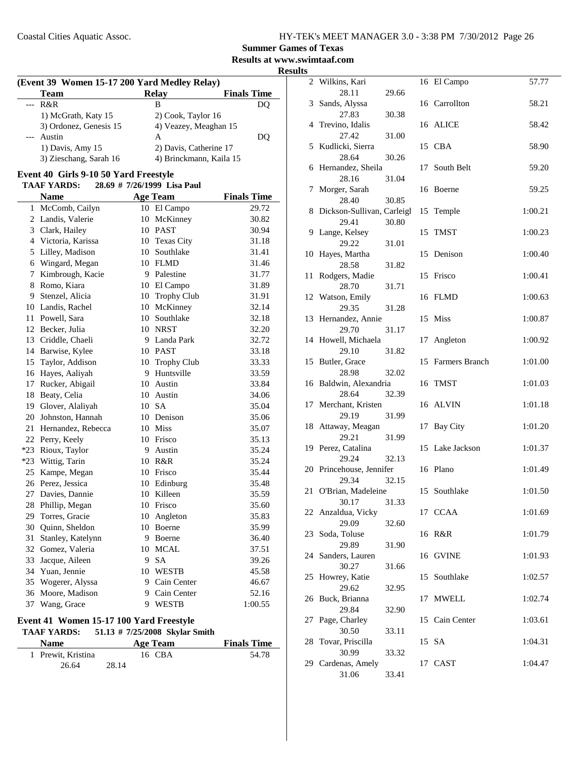## Summer Games of Texas

### Results at www.swimtaaf.com

### Results

#### (Event 39 Women 15-17 200 Yard Medley Relay)

| | Team | Relay | Finals Time |
|---|---|---|---|
| --- | R&R | B | DQ |
| | 1) McGrath, Katy 15 | 2) Cook, Taylor 16 | |
| | 3) Ordonez, Genesis 15 | 4) Veazey, Meaghan 15 | |
| --- | Austin | A | DQ |
| | 1) Davis, Amy 15 | 2) Davis, Catherine 17 | |
| | 3) Zieschang, Sarah 16 | 4) Brinckmann, Kaila 15 | |

#### Event 40 Girls 9-10 50 Yard Freestyle

**TAAF YARDS:** 28.69 # 7/26/1999 Lisa Paul

| | Name | Age | Team | Finals Time |
|---|---|---|---|---|
| 1 | McComb, Cailyn | 10 | El Campo | 29.72 |
| 2 | Landis, Valerie | 10 | McKinney | 30.82 |
| 3 | Clark, Hailey | 10 | PAST | 30.94 |
| 4 | Victoria, Karissa | 10 | Texas City | 31.18 |
| 5 | Lilley, Madison | 10 | Southlake | 31.41 |
| 6 | Wingard, Megan | 10 | FLMD | 31.46 |
| 7 | Kimbrough, Kacie | 9 | Palestine | 31.77 |
| 8 | Romo, Kiara | 10 | El Campo | 31.89 |
| 9 | Stenzel, Alicia | 10 | Trophy Club | 31.91 |
| 10 | Landis, Rachel | 10 | McKinney | 32.14 |
| 11 | Powell, Sara | 10 | Southlake | 32.18 |
| 12 | Becker, Julia | 10 | NRST | 32.20 |
| 13 | Criddle, Chaeli | 9 | Landa Park | 32.72 |
| 14 | Barwise, Kylee | 10 | PAST | 33.18 |
| 15 | Taylor, Addison | 10 | Trophy Club | 33.33 |
| 16 | Hayes, Aaliyah | 9 | Huntsville | 33.59 |
| 17 | Rucker, Abigail | 10 | Austin | 33.84 |
| 18 | Beaty, Celia | 10 | Austin | 34.06 |
| 19 | Glover, Alaliyah | 10 | SA | 35.04 |
| 20 | Johnston, Hannah | 10 | Denison | 35.06 |
| 21 | Hernandez, Rebecca | 10 | Miss | 35.07 |
| 22 | Perry, Keely | 10 | Frisco | 35.13 |
| *23 | Rioux, Taylor | 9 | Austin | 35.24 |
| *23 | Wittig, Tarin | 10 | R&R | 35.24 |
| 25 | Kampe, Megan | 10 | Frisco | 35.44 |
| 26 | Perez, Jessica | 10 | Edinburg | 35.48 |
| 27 | Davies, Dannie | 10 | Killeen | 35.59 |
| 28 | Phillip, Megan | 10 | Frisco | 35.60 |
| 29 | Torres, Gracie | 10 | Angleton | 35.83 |
| 30 | Quinn, Sheldon | 10 | Boerne | 35.99 |
| 31 | Stanley, Katelynn | 9 | Boerne | 36.40 |
| 32 | Gomez, Valeria | 10 | MCAL | 37.51 |
| 33 | Jacque, Aileen | 9 | SA | 39.26 |
| 34 | Yuan, Jennie | 10 | WESTB | 45.58 |
| 35 | Wogerer, Alyssa | 9 | Cain Center | 46.67 |
| 36 | Moore, Madison | 9 | Cain Center | 52.16 |
| 37 | Wang, Grace | 9 | WESTB | 1:00.55 |

#### Event 41 Women 15-17 100 Yard Freestyle

**TAAF YARDS:** 51.13 # 7/25/2008 Skylar Smith

| | Name | Age | Team | Finals Time |
|---|---|---|---|---|
| 1 | Prewit, Kristina | 16 | CBA | 54.78 |
| | 26.64 28.14 | | | |
| 2 | Wilkins, Kari | 16 | El Campo | 57.77 |
| | 28.11 29.66 | | | |
| 3 | Sands, Alyssa | 16 | Carrollton | 58.21 |
| | 27.83 30.38 | | | |
| 4 | Trevino, Idalis | 16 | ALICE | 58.42 |
| | 27.42 31.00 | | | |
| 5 | Kudlicki, Sierra | 15 | CBA | 58.90 |
| | 28.64 30.26 | | | |
| 6 | Hernandez, Sheila | 17 | South Belt | 59.20 |
| | 28.16 31.04 | | | |
| 7 | Morger, Sarah | 16 | Boerne | 59.25 |
| | 28.40 30.85 | | | |
| 8 | Dickson-Sullivan, Carleigh | 15 | Temple | 1:00.21 |
| | 29.41 30.80 | | | |
| 9 | Lange, Kelsey | 15 | TMST | 1:00.23 |
| | 29.22 31.01 | | | |
| 10 | Hayes, Martha | 15 | Denison | 1:00.40 |
| | 28.58 31.82 | | | |
| 11 | Rodgers, Madie | 15 | Frisco | 1:00.41 |
| | 28.70 31.71 | | | |
| 12 | Watson, Emily | 16 | FLMD | 1:00.63 |
| | 29.35 31.28 | | | |
| 13 | Hernandez, Annie | 15 | Miss | 1:00.87 |
| | 29.70 31.17 | | | |
| 14 | Howell, Michaela | 17 | Angleton | 1:00.92 |
| | 29.10 31.82 | | | |
| 15 | Butler, Grace | 15 | Farmers Branch | 1:01.00 |
| | 28.98 32.02 | | | |
| 16 | Baldwin, Alexandria | 16 | TMST | 1:01.03 |
| | 28.64 32.39 | | | |
| 17 | Merchant, Kristen | 16 | ALVIN | 1:01.18 |
| | 29.19 31.99 | | | |
| 18 | Attaway, Meagan | 17 | Bay City | 1:01.20 |
| | 29.21 31.99 | | | |
| 19 | Perez, Catalina | 15 | Lake Jackson | 1:01.37 |
| | 29.24 32.13 | | | |
| 20 | Princehouse, Jennifer | 16 | Plano | 1:01.49 |
| | 29.34 32.15 | | | |
| 21 | O'Brian, Madeleine | 15 | Southlake | 1:01.50 |
| | 30.17 31.33 | | | |
| 22 | Anzaldua, Vicky | 17 | CCAA | 1:01.69 |
| | 29.09 32.60 | | | |
| 23 | Soda, Toluse | 16 | R&R | 1:01.79 |
| | 29.89 31.90 | | | |
| 24 | Sanders, Lauren | 16 | GVINE | 1:01.93 |
| | 30.27 31.66 | | | |
| 25 | Howrey, Katie | 15 | Southlake | 1:02.57 |
| | 29.62 32.95 | | | |
| 26 | Buck, Brianna | 17 | MWELL | 1:02.74 |
| | 29.84 32.90 | | | |
| 27 | Page, Charley | 15 | Cain Center | 1:03.61 |
| | 30.50 33.11 | | | |
| 28 | Tovar, Priscilla | 15 | SA | 1:04.31 |
| | 30.99 33.32 | | | |
| 29 | Cardenas, Amely | 17 | CAST | 1:04.47 |
| | 31.06 33.41 | | | |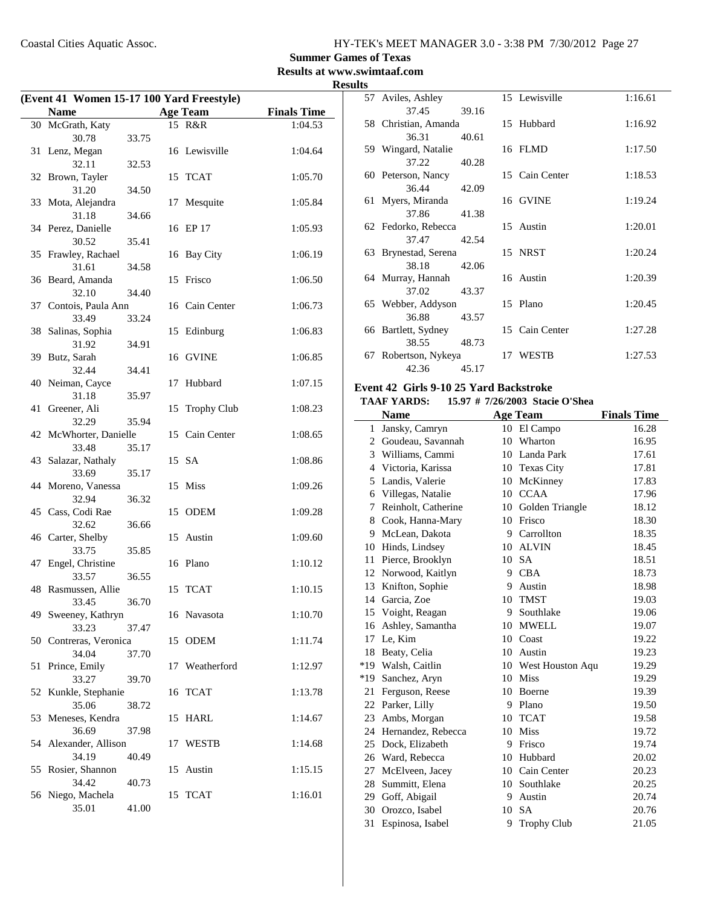**Summer Games of Texas**
**Results at www.swimtaaf.com**
**Results**

## (Event 41 Women 15-17 100 Yard Freestyle)

| | Name | Age | Team | Finals Time |
|---|---|---|---|---|
| 30 | McGrath, Katy | 15 | R&R | 1:04.53 |
| | 30.78 33.75 | | | |
| 31 | Lenz, Megan | 16 | Lewisville | 1:04.64 |
| | 32.11 32.53 | | | |
| 32 | Brown, Tayler | 15 | TCAT | 1:05.70 |
| | 31.20 34.50 | | | |
| 33 | Mota, Alejandra | 17 | Mesquite | 1:05.84 |
| | 31.18 34.66 | | | |
| 34 | Perez, Danielle | 16 | EP 17 | 1:05.93 |
| | 30.52 35.41 | | | |
| 35 | Frawley, Rachael | 16 | Bay City | 1:06.19 |
| | 31.61 34.58 | | | |
| 36 | Beard, Amanda | 15 | Frisco | 1:06.50 |
| | 32.10 34.40 | | | |
| 37 | Contois, Paula Ann | 16 | Cain Center | 1:06.73 |
| | 33.49 33.24 | | | |
| 38 | Salinas, Sophia | 15 | Edinburg | 1:06.83 |
| | 31.92 34.91 | | | |
| 39 | Butz, Sarah | 16 | GVINE | 1:06.85 |
| | 32.44 34.41 | | | |
| 40 | Neiman, Cayce | 17 | Hubbard | 1:07.15 |
| | 31.18 35.97 | | | |
| 41 | Greener, Ali | 15 | Trophy Club | 1:08.23 |
| | 32.29 35.94 | | | |
| 42 | McWhorter, Danielle | 15 | Cain Center | 1:08.65 |
| | 33.48 35.17 | | | |
| 43 | Salazar, Nathaly | 15 | SA | 1:08.86 |
| | 33.69 35.17 | | | |
| 44 | Moreno, Vanessa | 15 | Miss | 1:09.26 |
| | 32.94 36.32 | | | |
| 45 | Cass, Codi Rae | 15 | ODEM | 1:09.28 |
| | 32.62 36.66 | | | |
| 46 | Carter, Shelby | 15 | Austin | 1:09.60 |
| | 33.75 35.85 | | | |
| 47 | Engel, Christine | 16 | Plano | 1:10.12 |
| | 33.57 36.55 | | | |
| 48 | Rasmussen, Allie | 15 | TCAT | 1:10.15 |
| | 33.45 36.70 | | | |
| 49 | Sweeney, Kathryn | 16 | Navasota | 1:10.70 |
| | 33.23 37.47 | | | |
| 50 | Contreras, Veronica | 15 | ODEM | 1:11.74 |
| | 34.04 37.70 | | | |
| 51 | Prince, Emily | 17 | Weatherford | 1:12.97 |
| | 33.27 39.70 | | | |
| 52 | Kunkle, Stephanie | 16 | TCAT | 1:13.78 |
| | 35.06 38.72 | | | |
| 53 | Meneses, Kendra | 15 | HARL | 1:14.67 |
| | 36.69 37.98 | | | |
| 54 | Alexander, Allison | 17 | WESTB | 1:14.68 |
| | 34.19 40.49 | | | |
| 55 | Rosier, Shannon | 15 | Austin | 1:15.15 |
| | 34.42 40.73 | | | |
| 56 | Niego, Machela | 15 | TCAT | 1:16.01 |
| | 35.01 41.00 | | | |
| 57 | Aviles, Ashley | 15 | Lewisville | 1:16.61 |
| | 37.45 39.16 | | | |
| 58 | Christian, Amanda | 15 | Hubbard | 1:16.92 |
| | 36.31 40.61 | | | |
| 59 | Wingard, Natalie | 16 | FLMD | 1:17.50 |
| | 37.22 40.28 | | | |
| 60 | Peterson, Nancy | 15 | Cain Center | 1:18.53 |
| | 36.44 42.09 | | | |
| 61 | Myers, Miranda | 16 | GVINE | 1:19.24 |
| | 37.86 41.38 | | | |
| 62 | Fedorko, Rebecca | 15 | Austin | 1:20.01 |
| | 37.47 42.54 | | | |
| 63 | Brynestad, Serena | 15 | NRST | 1:20.24 |
| | 38.18 42.06 | | | |
| 64 | Murray, Hannah | 16 | Austin | 1:20.39 |
| | 37.02 43.37 | | | |
| 65 | Webber, Addyson | 15 | Plano | 1:20.45 |
| | 36.88 43.57 | | | |
| 66 | Bartlett, Sydney | 15 | Cain Center | 1:27.28 |
| | 38.55 48.73 | | | |
| 67 | Robertson, Nykeya | 17 | WESTB | 1:27.53 |
| | 42.36 45.17 | | | |

## Event 42 Girls 9-10 25 Yard Backstroke

**TAAF YARDS: 15.97 # 7/26/2003 Stacie O'Shea**

| | Name | Age | Team | Finals Time |
|---|---|---|---|---|
| 1 | Jansky, Camryn | 10 | El Campo | 16.28 |
| 2 | Goudeau, Savannah | 10 | Wharton | 16.95 |
| 3 | Williams, Cammi | 10 | Landa Park | 17.61 |
| 4 | Victoria, Karissa | 10 | Texas City | 17.81 |
| 5 | Landis, Valerie | 10 | McKinney | 17.83 |
| 6 | Villegas, Natalie | 10 | CCAA | 17.96 |
| 7 | Reinholt, Catherine | 10 | Golden Triangle | 18.12 |
| 8 | Cook, Hanna-Mary | 10 | Frisco | 18.30 |
| 9 | McLean, Dakota | 9 | Carrollton | 18.35 |
| 10 | Hinds, Lindsey | 10 | ALVIN | 18.45 |
| 11 | Pierce, Brooklyn | 10 | SA | 18.51 |
| 12 | Norwood, Kaitlyn | 9 | CBA | 18.73 |
| 13 | Knifton, Sophie | 9 | Austin | 18.98 |
| 14 | Garcia, Zoe | 10 | TMST | 19.03 |
| 15 | Voight, Reagan | 9 | Southlake | 19.06 |
| 16 | Ashley, Samantha | 10 | MWELL | 19.07 |
| 17 | Le, Kim | 10 | Coast | 19.22 |
| 18 | Beaty, Celia | 10 | Austin | 19.23 |
| *19 | Walsh, Caitlin | 10 | West Houston Aqu | 19.29 |
| *19 | Sanchez, Aryn | 10 | Miss | 19.29 |
| 21 | Ferguson, Reese | 10 | Boerne | 19.39 |
| 22 | Parker, Lilly | 9 | Plano | 19.50 |
| 23 | Ambs, Morgan | 10 | TCAT | 19.58 |
| 24 | Hernandez, Rebecca | 10 | Miss | 19.72 |
| 25 | Dock, Elizabeth | 9 | Frisco | 19.74 |
| 26 | Ward, Rebecca | 10 | Hubbard | 20.02 |
| 27 | McElveen, Jacey | 10 | Cain Center | 20.23 |
| 28 | Summitt, Elena | 10 | Southlake | 20.25 |
| 29 | Goff, Abigail | 9 | Austin | 20.74 |
| 30 | Orozco, Isabel | 10 | SA | 20.76 |
| 31 | Espinosa, Isabel | 9 | Trophy Club | 21.05 |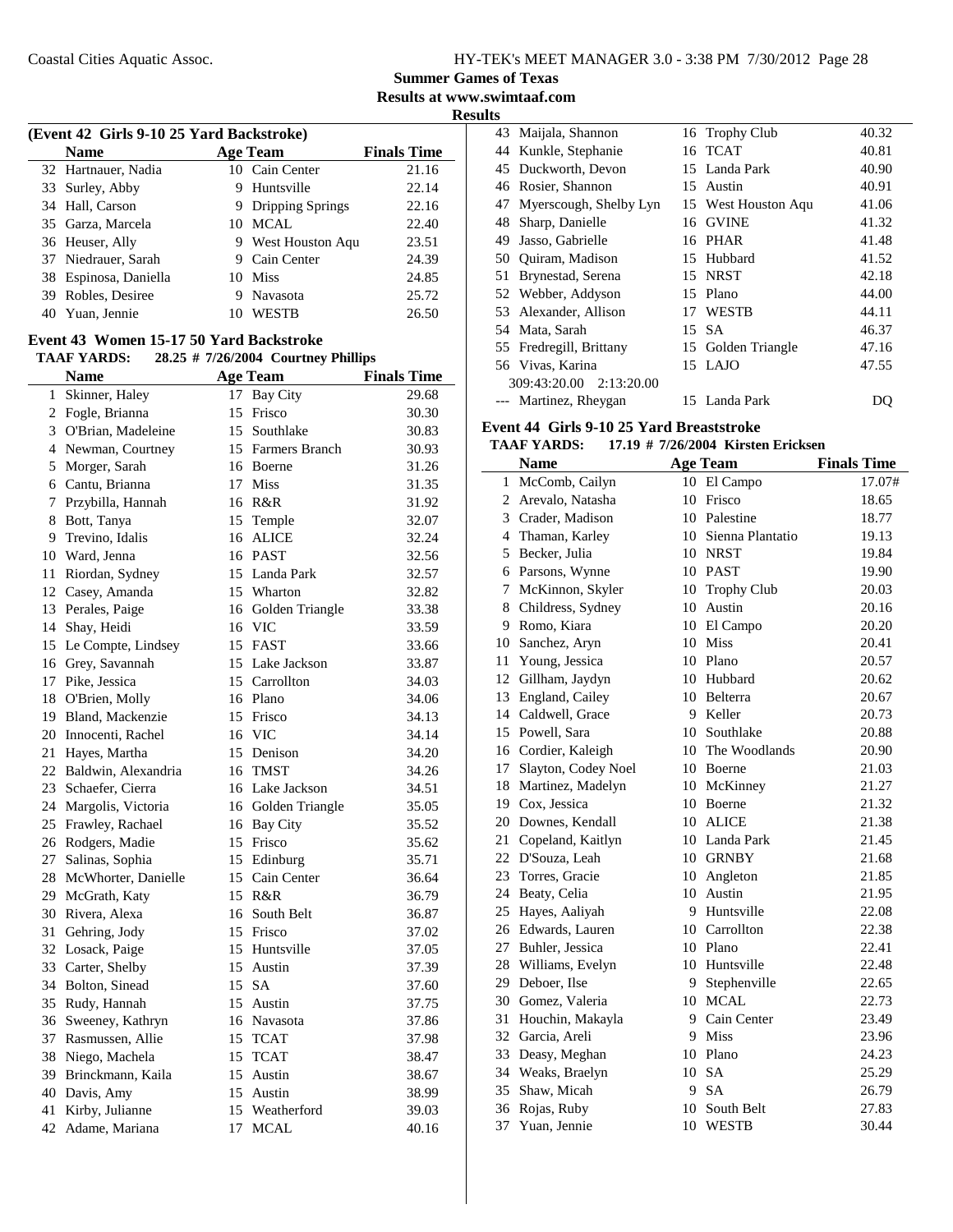## Summer Games of Texas

## Results at www.swimtaaf.com

### Results

**(Event 42 Girls 9-10 25 Yard Backstroke)**

| | Name | Age | Team | Finals Time |
|---|---|---|---|---|
| 32 | Hartnauer, Nadia | 10 | Cain Center | 21.16 |
| 33 | Surley, Abby | 9 | Huntsville | 22.14 |
| 34 | Hall, Carson | 9 | Dripping Springs | 22.16 |
| 35 | Garza, Marcela | 10 | MCAL | 22.40 |
| 36 | Heuser, Ally | 9 | West Houston Aqu | 23.51 |
| 37 | Niedrauer, Sarah | 9 | Cain Center | 24.39 |
| 38 | Espinosa, Daniella | 10 | Miss | 24.85 |
| 39 | Robles, Desiree | 9 | Navasota | 25.72 |
| 40 | Yuan, Jennie | 10 | WESTB | 26.50 |

### Event 43 Women 15-17 50 Yard Backstroke

**TAAF YARDS: 28.25 # 7/26/2004 Courtney Phillips**

| | Name | Age | Team | Finals Time |
|---|---|---|---|---|
| 1 | Skinner, Haley | 17 | Bay City | 29.68 |
| 2 | Fogle, Brianna | 15 | Frisco | 30.30 |
| 3 | O'Brian, Madeleine | 15 | Southlake | 30.83 |
| 4 | Newman, Courtney | 15 | Farmers Branch | 30.93 |
| 5 | Morger, Sarah | 16 | Boerne | 31.26 |
| 6 | Cantu, Brianna | 17 | Miss | 31.35 |
| 7 | Przybilla, Hannah | 16 | R&R | 31.92 |
| 8 | Bott, Tanya | 15 | Temple | 32.07 |
| 9 | Trevino, Idalis | 16 | ALICE | 32.24 |
| 10 | Ward, Jenna | 16 | PAST | 32.56 |
| 11 | Riordan, Sydney | 15 | Landa Park | 32.57 |
| 12 | Casey, Amanda | 15 | Wharton | 32.82 |
| 13 | Perales, Paige | 16 | Golden Triangle | 33.38 |
| 14 | Shay, Heidi | 16 | VIC | 33.59 |
| 15 | Le Compte, Lindsey | 15 | FAST | 33.66 |
| 16 | Grey, Savannah | 15 | Lake Jackson | 33.87 |
| 17 | Pike, Jessica | 15 | Carrollton | 34.03 |
| 18 | O'Brien, Molly | 16 | Plano | 34.06 |
| 19 | Bland, Mackenzie | 15 | Frisco | 34.13 |
| 20 | Innocenti, Rachel | 16 | VIC | 34.14 |
| 21 | Hayes, Martha | 15 | Denison | 34.20 |
| 22 | Baldwin, Alexandria | 16 | TMST | 34.26 |
| 23 | Schaefer, Cierra | 16 | Lake Jackson | 34.51 |
| 24 | Margolis, Victoria | 16 | Golden Triangle | 35.05 |
| 25 | Frawley, Rachael | 16 | Bay City | 35.52 |
| 26 | Rodgers, Madie | 15 | Frisco | 35.62 |
| 27 | Salinas, Sophia | 15 | Edinburg | 35.71 |
| 28 | McWhorter, Danielle | 15 | Cain Center | 36.64 |
| 29 | McGrath, Katy | 15 | R&R | 36.79 |
| 30 | Rivera, Alexa | 16 | South Belt | 36.87 |
| 31 | Gehring, Jody | 15 | Frisco | 37.02 |
| 32 | Losack, Paige | 15 | Huntsville | 37.05 |
| 33 | Carter, Shelby | 15 | Austin | 37.39 |
| 34 | Bolton, Sinead | 15 | SA | 37.60 |
| 35 | Rudy, Hannah | 15 | Austin | 37.75 |
| 36 | Sweeney, Kathryn | 16 | Navasota | 37.86 |
| 37 | Rasmussen, Allie | 15 | TCAT | 37.98 |
| 38 | Niego, Machela | 15 | TCAT | 38.47 |
| 39 | Brinckmann, Kaila | 15 | Austin | 38.67 |
| 40 | Davis, Amy | 15 | Austin | 38.99 |
| 41 | Kirby, Julianne | 15 | Weatherford | 39.03 |
| 42 | Adame, Mariana | 17 | MCAL | 40.16 |
| 43 | Maijala, Shannon | 16 | Trophy Club | 40.32 |
| 44 | Kunkle, Stephanie | 16 | TCAT | 40.81 |
| 45 | Duckworth, Devon | 15 | Landa Park | 40.90 |
| 46 | Rosier, Shannon | 15 | Austin | 40.91 |
| 47 | Myerscough, Shelby Lyn | 15 | West Houston Aqu | 41.06 |
| 48 | Sharp, Danielle | 16 | GVINE | 41.32 |
| 49 | Jasso, Gabrielle | 16 | PHAR | 41.48 |
| 50 | Quiram, Madison | 15 | Hubbard | 41.52 |
| 51 | Brynestad, Serena | 15 | NRST | 42.18 |
| 52 | Webber, Addyson | 15 | Plano | 44.00 |
| 53 | Alexander, Allison | 17 | WESTB | 44.11 |
| 54 | Mata, Sarah | 15 | SA | 46.37 |
| 55 | Fredregill, Brittany | 15 | Golden Triangle | 47.16 |
| 56 | Vivas, Karina | 15 | LAJO | 47.55 |
| | 309:43:20.00 2:13:20.00 | | | |
| --- | Martinez, Rheygan | 15 | Landa Park | DQ |

### Event 44 Girls 9-10 25 Yard Breaststroke

**TAAF YARDS: 17.19 # 7/26/2004 Kirsten Ericksen**

| | Name | Age | Team | Finals Time |
|---|---|---|---|---|
| 1 | McComb, Cailyn | 10 | El Campo | 17.07# |
| 2 | Arevalo, Natasha | 10 | Frisco | 18.65 |
| 3 | Crader, Madison | 10 | Palestine | 18.77 |
| 4 | Thaman, Karley | 10 | Sienna Plantatio | 19.13 |
| 5 | Becker, Julia | 10 | NRST | 19.84 |
| 6 | Parsons, Wynne | 10 | PAST | 19.90 |
| 7 | McKinnon, Skyler | 10 | Trophy Club | 20.03 |
| 8 | Childress, Sydney | 10 | Austin | 20.16 |
| 9 | Romo, Kiara | 10 | El Campo | 20.20 |
| 10 | Sanchez, Aryn | 10 | Miss | 20.41 |
| 11 | Young, Jessica | 10 | Plano | 20.57 |
| 12 | Gillham, Jaydyn | 10 | Hubbard | 20.62 |
| 13 | England, Cailey | 10 | Belterra | 20.67 |
| 14 | Caldwell, Grace | 9 | Keller | 20.73 |
| 15 | Powell, Sara | 10 | Southlake | 20.88 |
| 16 | Cordier, Kaleigh | 10 | The Woodlands | 20.90 |
| 17 | Slayton, Codey Noel | 10 | Boerne | 21.03 |
| 18 | Martinez, Madelyn | 10 | McKinney | 21.27 |
| 19 | Cox, Jessica | 10 | Boerne | 21.32 |
| 20 | Downes, Kendall | 10 | ALICE | 21.38 |
| 21 | Copeland, Kaitlyn | 10 | Landa Park | 21.45 |
| 22 | D'Souza, Leah | 10 | GRNBY | 21.68 |
| 23 | Torres, Gracie | 10 | Angleton | 21.85 |
| 24 | Beaty, Celia | 10 | Austin | 21.95 |
| 25 | Hayes, Aaliyah | 9 | Huntsville | 22.08 |
| 26 | Edwards, Lauren | 10 | Carrollton | 22.38 |
| 27 | Buhler, Jessica | 10 | Plano | 22.41 |
| 28 | Williams, Evelyn | 10 | Huntsville | 22.48 |
| 29 | Deboer, Ilse | 9 | Stephenville | 22.65 |
| 30 | Gomez, Valeria | 10 | MCAL | 22.73 |
| 31 | Houchin, Makayla | 9 | Cain Center | 23.49 |
| 32 | Garcia, Areli | 9 | Miss | 23.96 |
| 33 | Deasy, Meghan | 10 | Plano | 24.23 |
| 34 | Weaks, Braelyn | 10 | SA | 25.29 |
| 35 | Shaw, Micah | 9 | SA | 26.79 |
| 36 | Rojas, Ruby | 10 | South Belt | 27.83 |
| 37 | Yuan, Jennie | 10 | WESTB | 30.44 |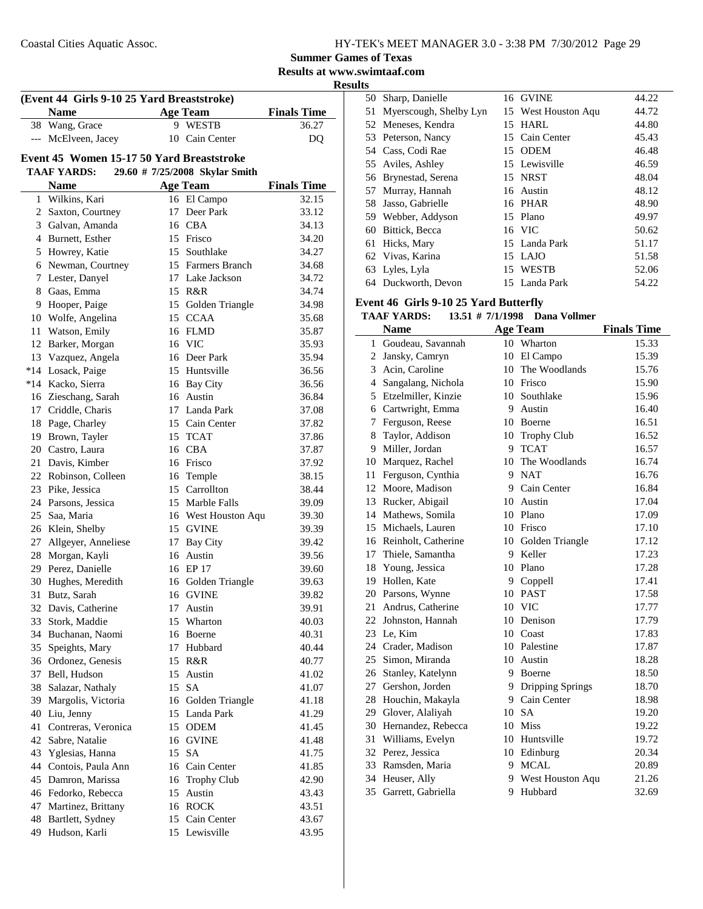**Summer Games of Texas**

**Results at www.swimtaaf.com**

**Results**

**(Event 44 Girls 9-10 25 Yard Breaststroke)**

| | Name | Age | Team | Finals Time |
|---|---|---|---|---|
| 38 | Wang, Grace | 9 | WESTB | 36.27 |
| --- | McElveen, Jacey | 10 | Cain Center | DQ |

### Event 45 Women 15-17 50 Yard Breaststroke

**TAAF YARDS: 29.60 # 7/25/2008 Skylar Smith**

| | Name | Age | Team | Finals Time |
|---|---|---|---|---|
| 1 | Wilkins, Kari | 16 | El Campo | 32.15 |
| 2 | Saxton, Courtney | 17 | Deer Park | 33.12 |
| 3 | Galvan, Amanda | 16 | CBA | 34.13 |
| 4 | Burnett, Esther | 15 | Frisco | 34.20 |
| 5 | Howrey, Katie | 15 | Southlake | 34.27 |
| 6 | Newman, Courtney | 15 | Farmers Branch | 34.68 |
| 7 | Lester, Danyel | 17 | Lake Jackson | 34.72 |
| 8 | Gaas, Emma | 15 | R&R | 34.74 |
| 9 | Hooper, Paige | 15 | Golden Triangle | 34.98 |
| 10 | Wolfe, Angelina | 15 | CCAA | 35.68 |
| 11 | Watson, Emily | 16 | FLMD | 35.87 |
| 12 | Barker, Morgan | 16 | VIC | 35.93 |
| 13 | Vazquez, Angela | 16 | Deer Park | 35.94 |
| *14 | Losack, Paige | 15 | Huntsville | 36.56 |
| *14 | Kacko, Sierra | 16 | Bay City | 36.56 |
| 16 | Zieschang, Sarah | 16 | Austin | 36.84 |
| 17 | Criddle, Charis | 17 | Landa Park | 37.08 |
| 18 | Page, Charley | 15 | Cain Center | 37.82 |
| 19 | Brown, Tayler | 15 | TCAT | 37.86 |
| 20 | Castro, Laura | 16 | CBA | 37.87 |
| 21 | Davis, Kimber | 16 | Frisco | 37.92 |
| 22 | Robinson, Colleen | 16 | Temple | 38.15 |
| 23 | Pike, Jessica | 15 | Carrollton | 38.44 |
| 24 | Parsons, Jessica | 15 | Marble Falls | 39.09 |
| 25 | Saa, Maria | 16 | West Houston Aqu | 39.30 |
| 26 | Klein, Shelby | 15 | GVINE | 39.39 |
| 27 | Allgeyer, Anneliese | 17 | Bay City | 39.42 |
| 28 | Morgan, Kayli | 16 | Austin | 39.56 |
| 29 | Perez, Danielle | 16 | EP 17 | 39.60 |
| 30 | Hughes, Meredith | 16 | Golden Triangle | 39.63 |
| 31 | Butz, Sarah | 16 | GVINE | 39.82 |
| 32 | Davis, Catherine | 17 | Austin | 39.91 |
| 33 | Stork, Maddie | 15 | Wharton | 40.03 |
| 34 | Buchanan, Naomi | 16 | Boerne | 40.31 |
| 35 | Speights, Mary | 17 | Hubbard | 40.44 |
| 36 | Ordonez, Genesis | 15 | R&R | 40.77 |
| 37 | Bell, Hudson | 15 | Austin | 41.02 |
| 38 | Salazar, Nathaly | 15 | SA | 41.07 |
| 39 | Margolis, Victoria | 16 | Golden Triangle | 41.18 |
| 40 | Liu, Jenny | 15 | Landa Park | 41.29 |
| 41 | Contreras, Veronica | 15 | ODEM | 41.45 |
| 42 | Sabre, Natalie | 16 | GVINE | 41.48 |
| 43 | Yglesias, Hanna | 15 | SA | 41.75 |
| 44 | Contois, Paula Ann | 16 | Cain Center | 41.85 |
| 45 | Damron, Marissa | 16 | Trophy Club | 42.90 |
| 46 | Fedorko, Rebecca | 15 | Austin | 43.43 |
| 47 | Martinez, Brittany | 16 | ROCK | 43.51 |
| 48 | Bartlett, Sydney | 15 | Cain Center | 43.67 |
| 49 | Hudson, Karli | 15 | Lewisville | 43.95 |
| 50 | Sharp, Danielle | 16 | GVINE | 44.22 |
| 51 | Myerscough, Shelby Lyn | 15 | West Houston Aqu | 44.72 |
| 52 | Meneses, Kendra | 15 | HARL | 44.80 |
| 53 | Peterson, Nancy | 15 | Cain Center | 45.43 |
| 54 | Cass, Codi Rae | 15 | ODEM | 46.48 |
| 55 | Aviles, Ashley | 15 | Lewisville | 46.59 |
| 56 | Brynestad, Serena | 15 | NRST | 48.04 |
| 57 | Murray, Hannah | 16 | Austin | 48.12 |
| 58 | Jasso, Gabrielle | 16 | PHAR | 48.90 |
| 59 | Webber, Addyson | 15 | Plano | 49.97 |
| 60 | Bittick, Becca | 16 | VIC | 50.62 |
| 61 | Hicks, Mary | 15 | Landa Park | 51.17 |
| 62 | Vivas, Karina | 15 | LAJO | 51.58 |
| 63 | Lyles, Lyla | 15 | WESTB | 52.06 |
| 64 | Duckworth, Devon | 15 | Landa Park | 54.22 |

### Event 46 Girls 9-10 25 Yard Butterfly

**TAAF YARDS: 13.51 # 7/1/1998 Dana Vollmer**

| | Name | Age | Team | Finals Time |
|---|---|---|---|---|
| 1 | Goudeau, Savannah | 10 | Wharton | 15.33 |
| 2 | Jansky, Camryn | 10 | El Campo | 15.39 |
| 3 | Acin, Caroline | 10 | The Woodlands | 15.76 |
| 4 | Sangalang, Nichola | 10 | Frisco | 15.90 |
| 5 | Etzelmiller, Kinzie | 10 | Southlake | 15.96 |
| 6 | Cartwright, Emma | 9 | Austin | 16.40 |
| 7 | Ferguson, Reese | 10 | Boerne | 16.51 |
| 8 | Taylor, Addison | 10 | Trophy Club | 16.52 |
| 9 | Miller, Jordan | 9 | TCAT | 16.57 |
| 10 | Marquez, Rachel | 10 | The Woodlands | 16.74 |
| 11 | Ferguson, Cynthia | 9 | NAT | 16.76 |
| 12 | Moore, Madison | 9 | Cain Center | 16.84 |
| 13 | Rucker, Abigail | 10 | Austin | 17.04 |
| 14 | Mathews, Somila | 10 | Plano | 17.09 |
| 15 | Michaels, Lauren | 10 | Frisco | 17.10 |
| 16 | Reinholt, Catherine | 10 | Golden Triangle | 17.12 |
| 17 | Thiele, Samantha | 9 | Keller | 17.23 |
| 18 | Young, Jessica | 10 | Plano | 17.28 |
| 19 | Hollen, Kate | 9 | Coppell | 17.41 |
| 20 | Parsons, Wynne | 10 | PAST | 17.58 |
| 21 | Andrus, Catherine | 10 | VIC | 17.77 |
| 22 | Johnston, Hannah | 10 | Denison | 17.79 |
| 23 | Le, Kim | 10 | Coast | 17.83 |
| 24 | Crader, Madison | 10 | Palestine | 17.87 |
| 25 | Simon, Miranda | 10 | Austin | 18.28 |
| 26 | Stanley, Katelynn | 9 | Boerne | 18.50 |
| 27 | Gershon, Jorden | 9 | Dripping Springs | 18.70 |
| 28 | Houchin, Makayla | 9 | Cain Center | 18.98 |
| 29 | Glover, Alaliyah | 10 | SA | 19.20 |
| 30 | Hernandez, Rebecca | 10 | Miss | 19.22 |
| 31 | Williams, Evelyn | 10 | Huntsville | 19.72 |
| 32 | Perez, Jessica | 10 | Edinburg | 20.34 |
| 33 | Ramsden, Maria | 9 | MCAL | 20.89 |
| 34 | Heuser, Ally | 9 | West Houston Aqu | 21.26 |
| 35 | Garrett, Gabriella | 9 | Hubbard | 32.69 |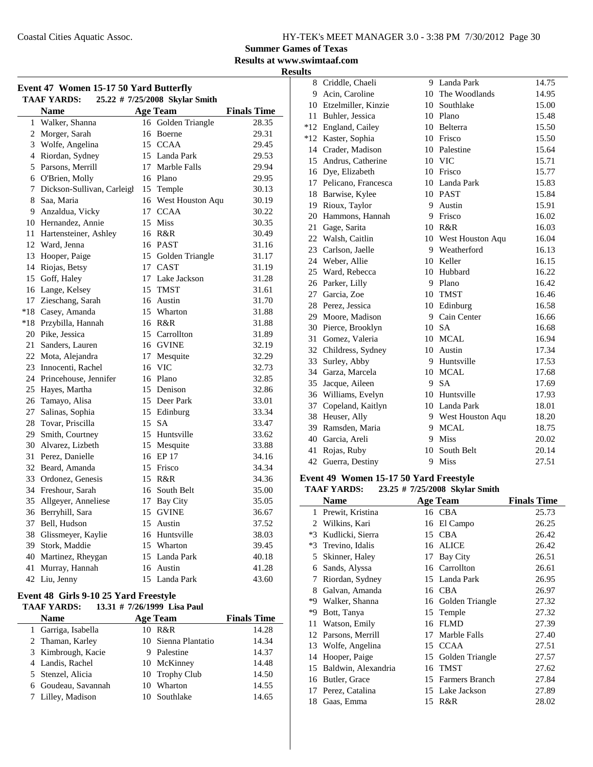**Summer Games of Texas**
**Results at www.swimtaaf.com**
**Results**

## Event 47 Women 15-17 50 Yard Butterfly

**TAAF YARDS: 25.22 # 7/25/2008 Skylar Smith**

| | Name | Age | Team | Finals Time |
|---|---|---|---|---|
| 1 | Walker, Shanna | 16 | Golden Triangle | 28.35 |
| 2 | Morger, Sarah | 16 | Boerne | 29.31 |
| 3 | Wolfe, Angelina | 15 | CCAA | 29.45 |
| 4 | Riordan, Sydney | 15 | Landa Park | 29.53 |
| 5 | Parsons, Merrill | 17 | Marble Falls | 29.94 |
| 6 | O'Brien, Molly | 16 | Plano | 29.95 |
| 7 | Dickson-Sullivan, Carleigh | 15 | Temple | 30.13 |
| 8 | Saa, Maria | 16 | West Houston Aqu | 30.19 |
| 9 | Anzaldua, Vicky | 17 | CCAA | 30.22 |
| 10 | Hernandez, Annie | 15 | Miss | 30.35 |
| 11 | Hartensteiner, Ashley | 16 | R&R | 30.49 |
| 12 | Ward, Jenna | 16 | PAST | 31.16 |
| 13 | Hooper, Paige | 15 | Golden Triangle | 31.17 |
| 14 | Riojas, Betsy | 17 | CAST | 31.19 |
| 15 | Goff, Haley | 17 | Lake Jackson | 31.28 |
| 16 | Lange, Kelsey | 15 | TMST | 31.61 |
| 17 | Zieschang, Sarah | 16 | Austin | 31.70 |
| *18 | Casey, Amanda | 15 | Wharton | 31.88 |
| *18 | Przybilla, Hannah | 16 | R&R | 31.88 |
| 20 | Pike, Jessica | 15 | Carrollton | 31.89 |
| 21 | Sanders, Lauren | 16 | GVINE | 32.19 |
| 22 | Mota, Alejandra | 17 | Mesquite | 32.29 |
| 23 | Innocenti, Rachel | 16 | VIC | 32.73 |
| 24 | Princehouse, Jennifer | 16 | Plano | 32.85 |
| 25 | Hayes, Martha | 15 | Denison | 32.86 |
| 26 | Tamayo, Alisa | 15 | Deer Park | 33.01 |
| 27 | Salinas, Sophia | 15 | Edinburg | 33.34 |
| 28 | Tovar, Priscilla | 15 | SA | 33.47 |
| 29 | Smith, Courtney | 15 | Huntsville | 33.62 |
| 30 | Alvarez, Lizbeth | 15 | Mesquite | 33.88 |
| 31 | Perez, Danielle | 16 | EP 17 | 34.16 |
| 32 | Beard, Amanda | 15 | Frisco | 34.34 |
| 33 | Ordonez, Genesis | 15 | R&R | 34.36 |
| 34 | Freshour, Sarah | 16 | South Belt | 35.00 |
| 35 | Allgeyer, Anneliese | 17 | Bay City | 35.05 |
| 36 | Berryhill, Sara | 15 | GVINE | 36.67 |
| 37 | Bell, Hudson | 15 | Austin | 37.52 |
| 38 | Glissmeyer, Kaylie | 16 | Huntsville | 38.03 |
| 39 | Stork, Maddie | 15 | Wharton | 39.45 |
| 40 | Martinez, Rheygan | 15 | Landa Park | 40.18 |
| 41 | Murray, Hannah | 16 | Austin | 41.28 |
| 42 | Liu, Jenny | 15 | Landa Park | 43.60 |

## Event 48 Girls 9-10 25 Yard Freestyle

**TAAF YARDS: 13.31 # 7/26/1999 Lisa Paul**

| | Name | Age | Team | Finals Time |
|---|---|---|---|---|
| 1 | Garriga, Isabella | 10 | R&R | 14.28 |
| 2 | Thaman, Karley | 10 | Sienna Plantatio | 14.34 |
| 3 | Kimbrough, Kacie | 9 | Palestine | 14.37 |
| 4 | Landis, Rachel | 10 | McKinney | 14.48 |
| 5 | Stenzel, Alicia | 10 | Trophy Club | 14.50 |
| 6 | Goudeau, Savannah | 10 | Wharton | 14.55 |
| 7 | Lilley, Madison | 10 | Southlake | 14.65 |
| 8 | Criddle, Chaeli | 9 | Landa Park | 14.75 |
| 9 | Acin, Caroline | 10 | The Woodlands | 14.95 |
| 10 | Etzelmiller, Kinzie | 10 | Southlake | 15.00 |
| 11 | Buhler, Jessica | 10 | Plano | 15.48 |
| *12 | England, Cailey | 10 | Belterra | 15.50 |
| *12 | Kaster, Sophia | 10 | Frisco | 15.50 |
| 14 | Crader, Madison | 10 | Palestine | 15.64 |
| 15 | Andrus, Catherine | 10 | VIC | 15.71 |
| 16 | Dye, Elizabeth | 10 | Frisco | 15.77 |
| 17 | Pelicano, Francesca | 10 | Landa Park | 15.83 |
| 18 | Barwise, Kylee | 10 | PAST | 15.84 |
| 19 | Rioux, Taylor | 9 | Austin | 15.91 |
| 20 | Hammons, Hannah | 9 | Frisco | 16.02 |
| 21 | Gage, Sarita | 10 | R&R | 16.03 |
| 22 | Walsh, Caitlin | 10 | West Houston Aqu | 16.04 |
| 23 | Carlson, Jaelle | 9 | Weatherford | 16.13 |
| 24 | Weber, Allie | 10 | Keller | 16.15 |
| 25 | Ward, Rebecca | 10 | Hubbard | 16.22 |
| 26 | Parker, Lilly | 9 | Plano | 16.42 |
| 27 | Garcia, Zoe | 10 | TMST | 16.46 |
| 28 | Perez, Jessica | 10 | Edinburg | 16.58 |
| 29 | Moore, Madison | 9 | Cain Center | 16.66 |
| 30 | Pierce, Brooklyn | 10 | SA | 16.68 |
| 31 | Gomez, Valeria | 10 | MCAL | 16.94 |
| 32 | Childress, Sydney | 10 | Austin | 17.34 |
| 33 | Surley, Abby | 9 | Huntsville | 17.53 |
| 34 | Garza, Marcela | 10 | MCAL | 17.68 |
| 35 | Jacque, Aileen | 9 | SA | 17.69 |
| 36 | Williams, Evelyn | 10 | Huntsville | 17.93 |
| 37 | Copeland, Kaitlyn | 10 | Landa Park | 18.01 |
| 38 | Heuser, Ally | 9 | West Houston Aqu | 18.20 |
| 39 | Ramsden, Maria | 9 | MCAL | 18.75 |
| 40 | Garcia, Areli | 9 | Miss | 20.02 |
| 41 | Rojas, Ruby | 10 | South Belt | 20.14 |
| 42 | Guerra, Destiny | 9 | Miss | 27.51 |

## Event 49 Women 15-17 50 Yard Freestyle

**TAAF YARDS: 23.25 # 7/25/2008 Skylar Smith**

| | Name | Age | Team | Finals Time |
|---|---|---|---|---|
| 1 | Prewit, Kristina | 16 | CBA | 25.73 |
| 2 | Wilkins, Kari | 16 | El Campo | 26.25 |
| *3 | Kudlicki, Sierra | 15 | CBA | 26.42 |
| *3 | Trevino, Idalis | 16 | ALICE | 26.42 |
| 5 | Skinner, Haley | 17 | Bay City | 26.51 |
| 6 | Sands, Alyssa | 16 | Carrollton | 26.61 |
| 7 | Riordan, Sydney | 15 | Landa Park | 26.95 |
| 8 | Galvan, Amanda | 16 | CBA | 26.97 |
| *9 | Walker, Shanna | 16 | Golden Triangle | 27.32 |
| *9 | Bott, Tanya | 15 | Temple | 27.32 |
| 11 | Watson, Emily | 16 | FLMD | 27.39 |
| 12 | Parsons, Merrill | 17 | Marble Falls | 27.40 |
| 13 | Wolfe, Angelina | 15 | CCAA | 27.51 |
| 14 | Hooper, Paige | 15 | Golden Triangle | 27.57 |
| 15 | Baldwin, Alexandria | 16 | TMST | 27.62 |
| 16 | Butler, Grace | 15 | Farmers Branch | 27.84 |
| 17 | Perez, Catalina | 15 | Lake Jackson | 27.89 |
| 18 | Gaas, Emma | 15 | R&R | 28.02 |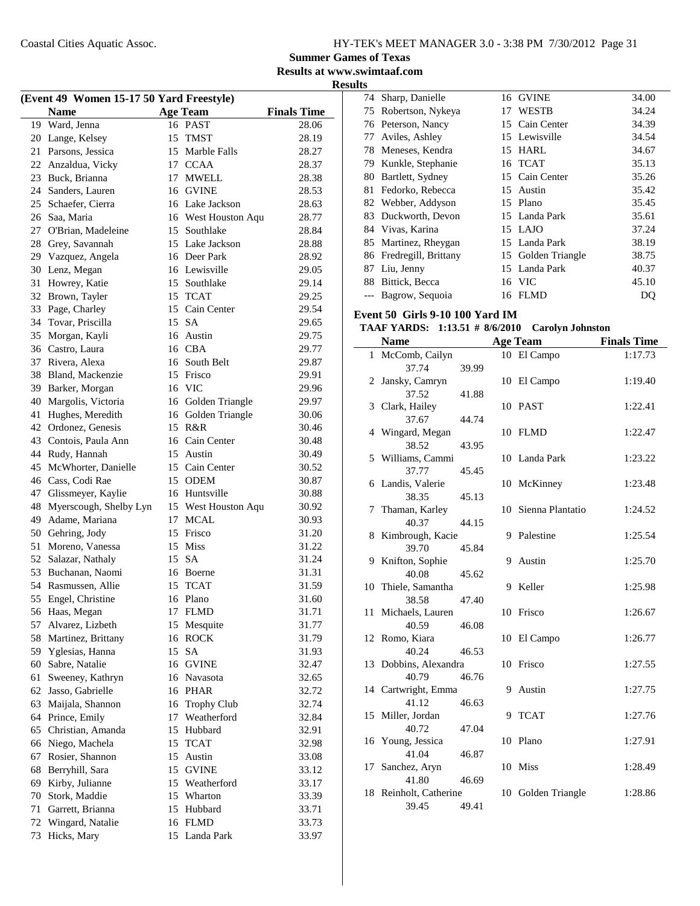**Summer Games of Texas**
**Results at www.swimtaaf.com**
**Results**

### (Event 49 Women 15-17 50 Yard Freestyle)

| | Name | Age | Team | Finals Time |
|---|---|---|---|---|
| 19 | Ward, Jenna | 16 | PAST | 28.06 |
| 20 | Lange, Kelsey | 15 | TMST | 28.19 |
| 21 | Parsons, Jessica | 15 | Marble Falls | 28.27 |
| 22 | Anzaldua, Vicky | 17 | CCAA | 28.37 |
| 23 | Buck, Brianna | 17 | MWELL | 28.38 |
| 24 | Sanders, Lauren | 16 | GVINE | 28.53 |
| 25 | Schaefer, Cierra | 16 | Lake Jackson | 28.63 |
| 26 | Saa, Maria | 16 | West Houston Aqu | 28.77 |
| 27 | O'Brian, Madeleine | 15 | Southlake | 28.84 |
| 28 | Grey, Savannah | 15 | Lake Jackson | 28.88 |
| 29 | Vazquez, Angela | 16 | Deer Park | 28.92 |
| 30 | Lenz, Megan | 16 | Lewisville | 29.05 |
| 31 | Howrey, Katie | 15 | Southlake | 29.14 |
| 32 | Brown, Tayler | 15 | TCAT | 29.25 |
| 33 | Page, Charley | 15 | Cain Center | 29.54 |
| 34 | Tovar, Priscilla | 15 | SA | 29.65 |
| 35 | Morgan, Kayli | 16 | Austin | 29.75 |
| 36 | Castro, Laura | 16 | CBA | 29.77 |
| 37 | Rivera, Alexa | 16 | South Belt | 29.87 |
| 38 | Bland, Mackenzie | 15 | Frisco | 29.91 |
| 39 | Barker, Morgan | 16 | VIC | 29.96 |
| 40 | Margolis, Victoria | 16 | Golden Triangle | 29.97 |
| 41 | Hughes, Meredith | 16 | Golden Triangle | 30.06 |
| 42 | Ordonez, Genesis | 15 | R&R | 30.46 |
| 43 | Contois, Paula Ann | 16 | Cain Center | 30.48 |
| 44 | Rudy, Hannah | 15 | Austin | 30.49 |
| 45 | McWhorter, Danielle | 15 | Cain Center | 30.52 |
| 46 | Cass, Codi Rae | 15 | ODEM | 30.87 |
| 47 | Glissmeyer, Kaylie | 16 | Huntsville | 30.88 |
| 48 | Myerscough, Shelby Lyn | 15 | West Houston Aqu | 30.92 |
| 49 | Adame, Mariana | 17 | MCAL | 30.93 |
| 50 | Gehring, Jody | 15 | Frisco | 31.20 |
| 51 | Moreno, Vanessa | 15 | Miss | 31.22 |
| 52 | Salazar, Nathaly | 15 | SA | 31.24 |
| 53 | Buchanan, Naomi | 16 | Boerne | 31.31 |
| 54 | Rasmussen, Allie | 15 | TCAT | 31.59 |
| 55 | Engel, Christine | 16 | Plano | 31.60 |
| 56 | Haas, Megan | 17 | FLMD | 31.71 |
| 57 | Alvarez, Lizbeth | 15 | Mesquite | 31.77 |
| 58 | Martinez, Brittany | 16 | ROCK | 31.79 |
| 59 | Yglesias, Hanna | 15 | SA | 31.93 |
| 60 | Sabre, Natalie | 16 | GVINE | 32.47 |
| 61 | Sweeney, Kathryn | 16 | Navasota | 32.65 |
| 62 | Jasso, Gabrielle | 16 | PHAR | 32.72 |
| 63 | Maijala, Shannon | 16 | Trophy Club | 32.74 |
| 64 | Prince, Emily | 17 | Weatherford | 32.84 |
| 65 | Christian, Amanda | 15 | Hubbard | 32.91 |
| 66 | Niego, Machela | 15 | TCAT | 32.98 |
| 67 | Rosier, Shannon | 15 | Austin | 33.08 |
| 68 | Berryhill, Sara | 15 | GVINE | 33.12 |
| 69 | Kirby, Julianne | 15 | Weatherford | 33.17 |
| 70 | Stork, Maddie | 15 | Wharton | 33.39 |
| 71 | Garrett, Brianna | 15 | Hubbard | 33.71 |
| 72 | Wingard, Natalie | 16 | FLMD | 33.73 |
| 73 | Hicks, Mary | 15 | Landa Park | 33.97 |
| 74 | Sharp, Danielle | 16 | GVINE | 34.00 |
| 75 | Robertson, Nykeya | 17 | WESTB | 34.24 |
| 76 | Peterson, Nancy | 15 | Cain Center | 34.39 |
| 77 | Aviles, Ashley | 15 | Lewisville | 34.54 |
| 78 | Meneses, Kendra | 15 | HARL | 34.67 |
| 79 | Kunkle, Stephanie | 16 | TCAT | 35.13 |
| 80 | Bartlett, Sydney | 15 | Cain Center | 35.26 |
| 81 | Fedorko, Rebecca | 15 | Austin | 35.42 |
| 82 | Webber, Addyson | 15 | Plano | 35.45 |
| 83 | Duckworth, Devon | 15 | Landa Park | 35.61 |
| 84 | Vivas, Karina | 15 | LAJO | 37.24 |
| 85 | Martinez, Rheygan | 15 | Landa Park | 38.19 |
| 86 | Fredregill, Brittany | 15 | Golden Triangle | 38.75 |
| 87 | Liu, Jenny | 15 | Landa Park | 40.37 |
| 88 | Bittick, Becca | 16 | VIC | 45.10 |
| --- | Bagrow, Sequoia | 16 | FLMD | DQ |

### Event 50 Girls 9-10 100 Yard IM

**TAAF YARDS: 1:13.51 # 8/6/2010 Carolyn Johnston**

| | Name | Age | Team | Finals Time |
|---|---|---|---|---|
| 1 | McComb, Cailyn | 10 | El Campo | 1:17.73 |
| | 37.74 39.99 | | | |
| 2 | Jansky, Camryn | 10 | El Campo | 1:19.40 |
| | 37.52 41.88 | | | |
| 3 | Clark, Hailey | 10 | PAST | 1:22.41 |
| | 37.67 44.74 | | | |
| 4 | Wingard, Megan | 10 | FLMD | 1:22.47 |
| | 38.52 43.95 | | | |
| 5 | Williams, Cammi | 10 | Landa Park | 1:23.22 |
| | 37.77 45.45 | | | |
| 6 | Landis, Valerie | 10 | McKinney | 1:23.48 |
| | 38.35 45.13 | | | |
| 7 | Thaman, Karley | 10 | Sienna Plantatio | 1:24.52 |
| | 40.37 44.15 | | | |
| 8 | Kimbrough, Kacie | 9 | Palestine | 1:25.54 |
| | 39.70 45.84 | | | |
| 9 | Knifton, Sophie | 9 | Austin | 1:25.70 |
| | 40.08 45.62 | | | |
| 10 | Thiele, Samantha | 9 | Keller | 1:25.98 |
| | 38.58 47.40 | | | |
| 11 | Michaels, Lauren | 10 | Frisco | 1:26.67 |
| | 40.59 46.08 | | | |
| 12 | Romo, Kiara | 10 | El Campo | 1:26.77 |
| | 40.24 46.53 | | | |
| 13 | Dobbins, Alexandra | 10 | Frisco | 1:27.55 |
| | 40.79 46.76 | | | |
| 14 | Cartwright, Emma | 9 | Austin | 1:27.75 |
| | 41.12 46.63 | | | |
| 15 | Miller, Jordan | 9 | TCAT | 1:27.76 |
| | 40.72 47.04 | | | |
| 16 | Young, Jessica | 10 | Plano | 1:27.91 |
| | 41.04 46.87 | | | |
| 17 | Sanchez, Aryn | 10 | Miss | 1:28.49 |
| | 41.80 46.69 | | | |
| 18 | Reinholt, Catherine | 10 | Golden Triangle | 1:28.86 |
| | 39.45 49.41 | | | |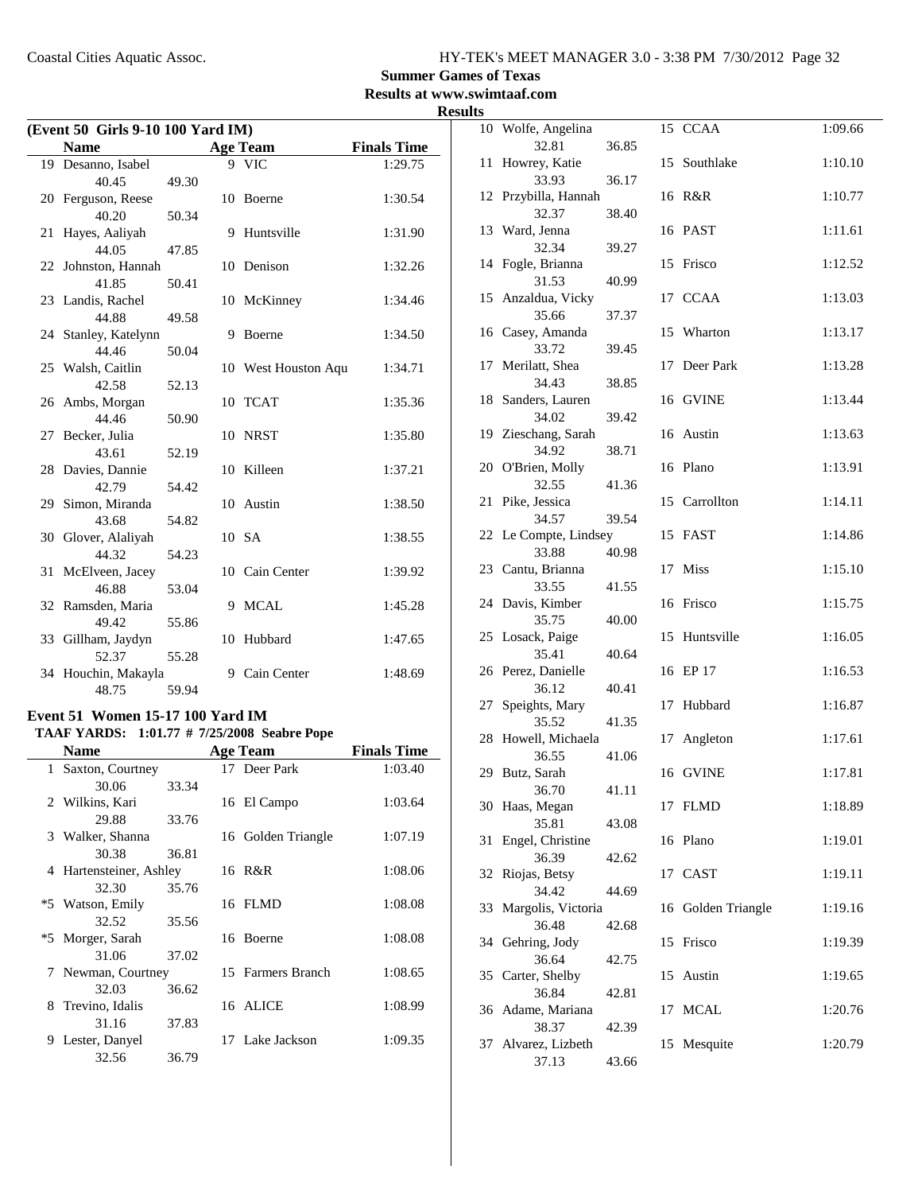Coastal Cities Aquatic Assoc.

**Summer Games of Texas**
**Results at www.swimtaaf.com**
**Results**

### (Event 50 Girls 9-10 100 Yard IM)

| | Name | | Age | Team | Finals Time |
|---|---|---|---|---|---|
| 19 | Desanno, Isabel | | 9 | VIC | 1:29.75 |
| | 40.45 | 49.30 | | | |
| 20 | Ferguson, Reese | | 10 | Boerne | 1:30.54 |
| | 40.20 | 50.34 | | | |
| 21 | Hayes, Aaliyah | | 9 | Huntsville | 1:31.90 |
| | 44.05 | 47.85 | | | |
| 22 | Johnston, Hannah | | 10 | Denison | 1:32.26 |
| | 41.85 | 50.41 | | | |
| 23 | Landis, Rachel | | 10 | McKinney | 1:34.46 |
| | 44.88 | 49.58 | | | |
| 24 | Stanley, Katelynn | | 9 | Boerne | 1:34.50 |
| | 44.46 | 50.04 | | | |
| 25 | Walsh, Caitlin | | 10 | West Houston Aqu | 1:34.71 |
| | 42.58 | 52.13 | | | |
| 26 | Ambs, Morgan | | 10 | TCAT | 1:35.36 |
| | 44.46 | 50.90 | | | |
| 27 | Becker, Julia | | 10 | NRST | 1:35.80 |
| | 43.61 | 52.19 | | | |
| 28 | Davies, Dannie | | 10 | Killeen | 1:37.21 |
| | 42.79 | 54.42 | | | |
| 29 | Simon, Miranda | | 10 | Austin | 1:38.50 |
| | 43.68 | 54.82 | | | |
| 30 | Glover, Alaliyah | | 10 | SA | 1:38.55 |
| | 44.32 | 54.23 | | | |
| 31 | McElveen, Jacey | | 10 | Cain Center | 1:39.92 |
| | 46.88 | 53.04 | | | |
| 32 | Ramsden, Maria | | 9 | MCAL | 1:45.28 |
| | 49.42 | 55.86 | | | |
| 33 | Gillham, Jaydyn | | 10 | Hubbard | 1:47.65 |
| | 52.37 | 55.28 | | | |
| 34 | Houchin, Makayla | | 9 | Cain Center | 1:48.69 |
| | 48.75 | 59.94 | | | |

### Event 51 Women 15-17 100 Yard IM

**TAAF YARDS: 1:01.77 # 7/25/2008 Seabre Pope**

| | Name | | Age | Team | Finals Time |
|---|---|---|---|---|---|
| 1 | Saxton, Courtney | | 17 | Deer Park | 1:03.40 |
| | 30.06 | 33.34 | | | |
| 2 | Wilkins, Kari | | 16 | El Campo | 1:03.64 |
| | 29.88 | 33.76 | | | |
| 3 | Walker, Shanna | | 16 | Golden Triangle | 1:07.19 |
| | 30.38 | 36.81 | | | |
| 4 | Hartensteiner, Ashley | | 16 | R&R | 1:08.06 |
| | 32.30 | 35.76 | | | |
| *5 | Watson, Emily | | 16 | FLMD | 1:08.08 |
| | 32.52 | 35.56 | | | |
| *5 | Morger, Sarah | | 16 | Boerne | 1:08.08 |
| | 31.06 | 37.02 | | | |
| 7 | Newman, Courtney | | 15 | Farmers Branch | 1:08.65 |
| | 32.03 | 36.62 | | | |
| 8 | Trevino, Idalis | | 16 | ALICE | 1:08.99 |
| | 31.16 | 37.83 | | | |
| 9 | Lester, Danyel | | 17 | Lake Jackson | 1:09.35 |
| | 32.56 | 36.79 | | | |
| 10 | Wolfe, Angelina | | 15 | CCAA | 1:09.66 |
| | 32.81 | 36.85 | | | |
| 11 | Howrey, Katie | | 15 | Southlake | 1:10.10 |
| | 33.93 | 36.17 | | | |
| 12 | Przybilla, Hannah | | 16 | R&R | 1:10.77 |
| | 32.37 | 38.40 | | | |
| 13 | Ward, Jenna | | 16 | PAST | 1:11.61 |
| | 32.34 | 39.27 | | | |
| 14 | Fogle, Brianna | | 15 | Frisco | 1:12.52 |
| | 31.53 | 40.99 | | | |
| 15 | Anzaldua, Vicky | | 17 | CCAA | 1:13.03 |
| | 35.66 | 37.37 | | | |
| 16 | Casey, Amanda | | 15 | Wharton | 1:13.17 |
| | 33.72 | 39.45 | | | |
| 17 | Merilatt, Shea | | 17 | Deer Park | 1:13.28 |
| | 34.43 | 38.85 | | | |
| 18 | Sanders, Lauren | | 16 | GVINE | 1:13.44 |
| | 34.02 | 39.42 | | | |
| 19 | Zieschang, Sarah | | 16 | Austin | 1:13.63 |
| | 34.92 | 38.71 | | | |
| 20 | O'Brien, Molly | | 16 | Plano | 1:13.91 |
| | 32.55 | 41.36 | | | |
| 21 | Pike, Jessica | | 15 | Carrollton | 1:14.11 |
| | 34.57 | 39.54 | | | |
| 22 | Le Compte, Lindsey | | 15 | FAST | 1:14.86 |
| | 33.88 | 40.98 | | | |
| 23 | Cantu, Brianna | | 17 | Miss | 1:15.10 |
| | 33.55 | 41.55 | | | |
| 24 | Davis, Kimber | | 16 | Frisco | 1:15.75 |
| | 35.75 | 40.00 | | | |
| 25 | Losack, Paige | | 15 | Huntsville | 1:16.05 |
| | 35.41 | 40.64 | | | |
| 26 | Perez, Danielle | | 16 | EP 17 | 1:16.53 |
| | 36.12 | 40.41 | | | |
| 27 | Speights, Mary | | 17 | Hubbard | 1:16.87 |
| | 35.52 | 41.35 | | | |
| 28 | Howell, Michaela | | 17 | Angleton | 1:17.61 |
| | 36.55 | 41.06 | | | |
| 29 | Butz, Sarah | | 16 | GVINE | 1:17.81 |
| | 36.70 | 41.11 | | | |
| 30 | Haas, Megan | | 17 | FLMD | 1:18.89 |
| | 35.81 | 43.08 | | | |
| 31 | Engel, Christine | | 16 | Plano | 1:19.01 |
| | 36.39 | 42.62 | | | |
| 32 | Riojas, Betsy | | 17 | CAST | 1:19.11 |
| | 34.42 | 44.69 | | | |
| 33 | Margolis, Victoria | | 16 | Golden Triangle | 1:19.16 |
| | 36.48 | 42.68 | | | |
| 34 | Gehring, Jody | | 15 | Frisco | 1:19.39 |
| | 36.64 | 42.75 | | | |
| 35 | Carter, Shelby | | 15 | Austin | 1:19.65 |
| | 36.84 | 42.81 | | | |
| 36 | Adame, Mariana | | 17 | MCAL | 1:20.76 |
| | 38.37 | 42.39 | | | |
| 37 | Alvarez, Lizbeth | | 15 | Mesquite | 1:20.79 |
| | 37.13 | 43.66 | | | |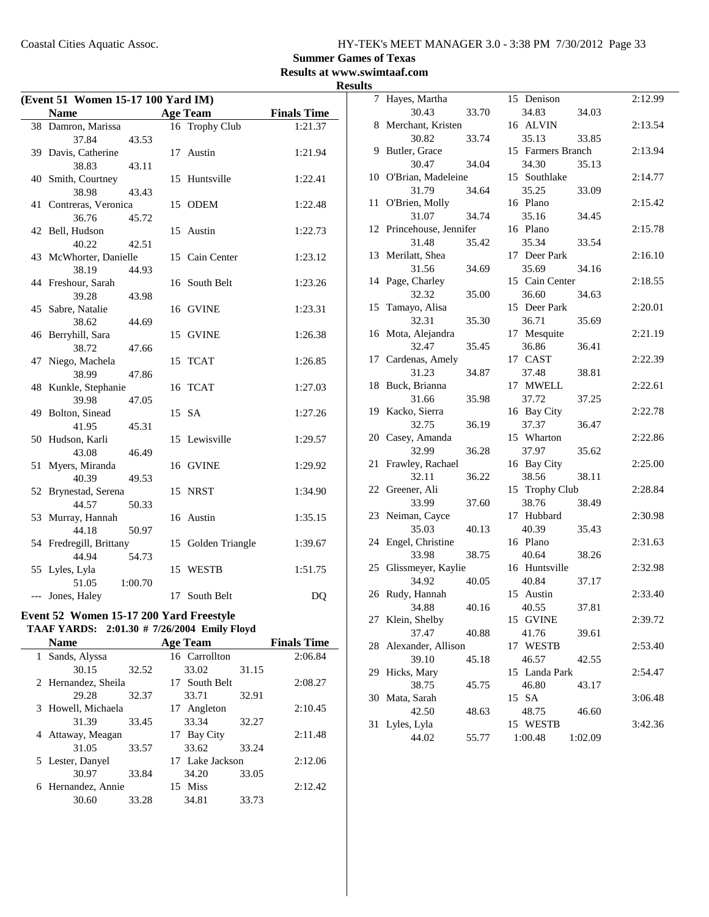Summer Games of Texas

Results at www.swimtaaf.com

Results

### (Event 51 Women 15-17 100 Yard IM)

| | Name | Age | Team | Finals Time |
|---|---|---|---|---|
| 38 | Damron, Marissa | 16 | Trophy Club | 1:21.37 |
| | 37.84 43.53 | | | |
| 39 | Davis, Catherine | 17 | Austin | 1:21.94 |
| | 38.83 43.11 | | | |
| 40 | Smith, Courtney | 15 | Huntsville | 1:22.41 |
| | 38.98 43.43 | | | |
| 41 | Contreras, Veronica | 15 | ODEM | 1:22.48 |
| | 36.76 45.72 | | | |
| 42 | Bell, Hudson | 15 | Austin | 1:22.73 |
| | 40.22 42.51 | | | |
| 43 | McWhorter, Danielle | 15 | Cain Center | 1:23.12 |
| | 38.19 44.93 | | | |
| 44 | Freshour, Sarah | 16 | South Belt | 1:23.26 |
| | 39.28 43.98 | | | |
| 45 | Sabre, Natalie | 16 | GVINE | 1:23.31 |
| | 38.62 44.69 | | | |
| 46 | Berryhill, Sara | 15 | GVINE | 1:26.38 |
| | 38.72 47.66 | | | |
| 47 | Niego, Machela | 15 | TCAT | 1:26.85 |
| | 38.99 47.86 | | | |
| 48 | Kunkle, Stephanie | 16 | TCAT | 1:27.03 |
| | 39.98 47.05 | | | |
| 49 | Bolton, Sinead | 15 | SA | 1:27.26 |
| | 41.95 45.31 | | | |
| 50 | Hudson, Karli | 15 | Lewisville | 1:29.57 |
| | 43.08 46.49 | | | |
| 51 | Myers, Miranda | 16 | GVINE | 1:29.92 |
| | 40.39 49.53 | | | |
| 52 | Brynestad, Serena | 15 | NRST | 1:34.90 |
| | 44.57 50.33 | | | |
| 53 | Murray, Hannah | 16 | Austin | 1:35.15 |
| | 44.18 50.97 | | | |
| 54 | Fredregill, Brittany | 15 | Golden Triangle | 1:39.67 |
| | 44.94 54.73 | | | |
| 55 | Lyles, Lyla | 15 | WESTB | 1:51.75 |
| | 51.05 1:00.70 | | | |
| --- | Jones, Haley | 17 | South Belt | DQ |

### Event 52 Women 15-17 200 Yard Freestyle

**TAAF YARDS: 2:01.30 # 7/26/2004 Emily Floyd**

| | Name | Age | Team | Finals Time |
|---|---|---|---|---|
| 1 | Sands, Alyssa | 16 | Carrollton | 2:06.84 |
| | 30.15 32.52 | | 33.02 31.15 | |
| 2 | Hernandez, Sheila | 17 | South Belt | 2:08.27 |
| | 29.28 32.37 | | 33.71 32.91 | |
| 3 | Howell, Michaela | 17 | Angleton | 2:10.45 |
| | 31.39 33.45 | | 33.34 32.27 | |
| 4 | Attaway, Meagan | 17 | Bay City | 2:11.48 |
| | 31.05 33.57 | | 33.62 33.24 | |
| 5 | Lester, Danyel | 17 | Lake Jackson | 2:12.06 |
| | 30.97 33.84 | | 34.20 33.05 | |
| 6 | Hernandez, Annie | 15 | Miss | 2:12.42 |
| | 30.60 33.28 | | 34.81 33.73 | |
| 7 | Hayes, Martha | 15 | Denison | 2:12.99 |
| | 30.43 33.70 | | 34.83 34.03 | |
| 8 | Merchant, Kristen | 16 | ALVIN | 2:13.54 |
| | 30.82 33.74 | | 35.13 33.85 | |
| 9 | Butler, Grace | 15 | Farmers Branch | 2:13.94 |
| | 30.47 34.04 | | 34.30 35.13 | |
| 10 | O'Brian, Madeleine | 15 | Southlake | 2:14.77 |
| | 31.79 34.64 | | 35.25 33.09 | |
| 11 | O'Brien, Molly | 16 | Plano | 2:15.42 |
| | 31.07 34.74 | | 35.16 34.45 | |
| 12 | Princehouse, Jennifer | 16 | Plano | 2:15.78 |
| | 31.48 35.42 | | 35.34 33.54 | |
| 13 | Merilatt, Shea | 17 | Deer Park | 2:16.10 |
| | 31.56 34.69 | | 35.69 34.16 | |
| 14 | Page, Charley | 15 | Cain Center | 2:18.55 |
| | 32.32 35.00 | | 36.60 34.63 | |
| 15 | Tamayo, Alisa | 15 | Deer Park | 2:20.01 |
| | 32.31 35.30 | | 36.71 35.69 | |
| 16 | Mota, Alejandra | 17 | Mesquite | 2:21.19 |
| | 32.47 35.45 | | 36.86 36.41 | |
| 17 | Cardenas, Amely | 17 | CAST | 2:22.39 |
| | 31.23 34.87 | | 37.48 38.81 | |
| 18 | Buck, Brianna | 17 | MWELL | 2:22.61 |
| | 31.66 35.98 | | 37.72 37.25 | |
| 19 | Kacko, Sierra | 16 | Bay City | 2:22.78 |
| | 32.75 36.19 | | 37.37 36.47 | |
| 20 | Casey, Amanda | 15 | Wharton | 2:22.86 |
| | 32.99 36.28 | | 37.97 35.62 | |
| 21 | Frawley, Rachael | 16 | Bay City | 2:25.00 |
| | 32.11 36.22 | | 38.56 38.11 | |
| 22 | Greener, Ali | 15 | Trophy Club | 2:28.84 |
| | 33.99 37.60 | | 38.76 38.49 | |
| 23 | Neiman, Cayce | 17 | Hubbard | 2:30.98 |
| | 35.03 40.13 | | 40.39 35.43 | |
| 24 | Engel, Christine | 16 | Plano | 2:31.63 |
| | 33.98 38.75 | | 40.64 38.26 | |
| 25 | Glissmeyer, Kaylie | 16 | Huntsville | 2:32.98 |
| | 34.92 40.05 | | 40.84 37.17 | |
| 26 | Rudy, Hannah | 15 | Austin | 2:33.40 |
| | 34.88 40.16 | | 40.55 37.81 | |
| 27 | Klein, Shelby | 15 | GVINE | 2:39.72 |
| | 37.47 40.88 | | 41.76 39.61 | |
| 28 | Alexander, Allison | 17 | WESTB | 2:53.40 |
| | 39.10 45.18 | | 46.57 42.55 | |
| 29 | Hicks, Mary | 15 | Landa Park | 2:54.47 |
| | 38.75 45.75 | | 46.80 43.17 | |
| 30 | Mata, Sarah | 15 | SA | 3:06.48 |
| | 42.50 48.63 | | 48.75 46.60 | |
| 31 | Lyles, Lyla | 15 | WESTB | 3:42.36 |
| | 44.02 55.77 | | 1:00.48 1:02.09 | |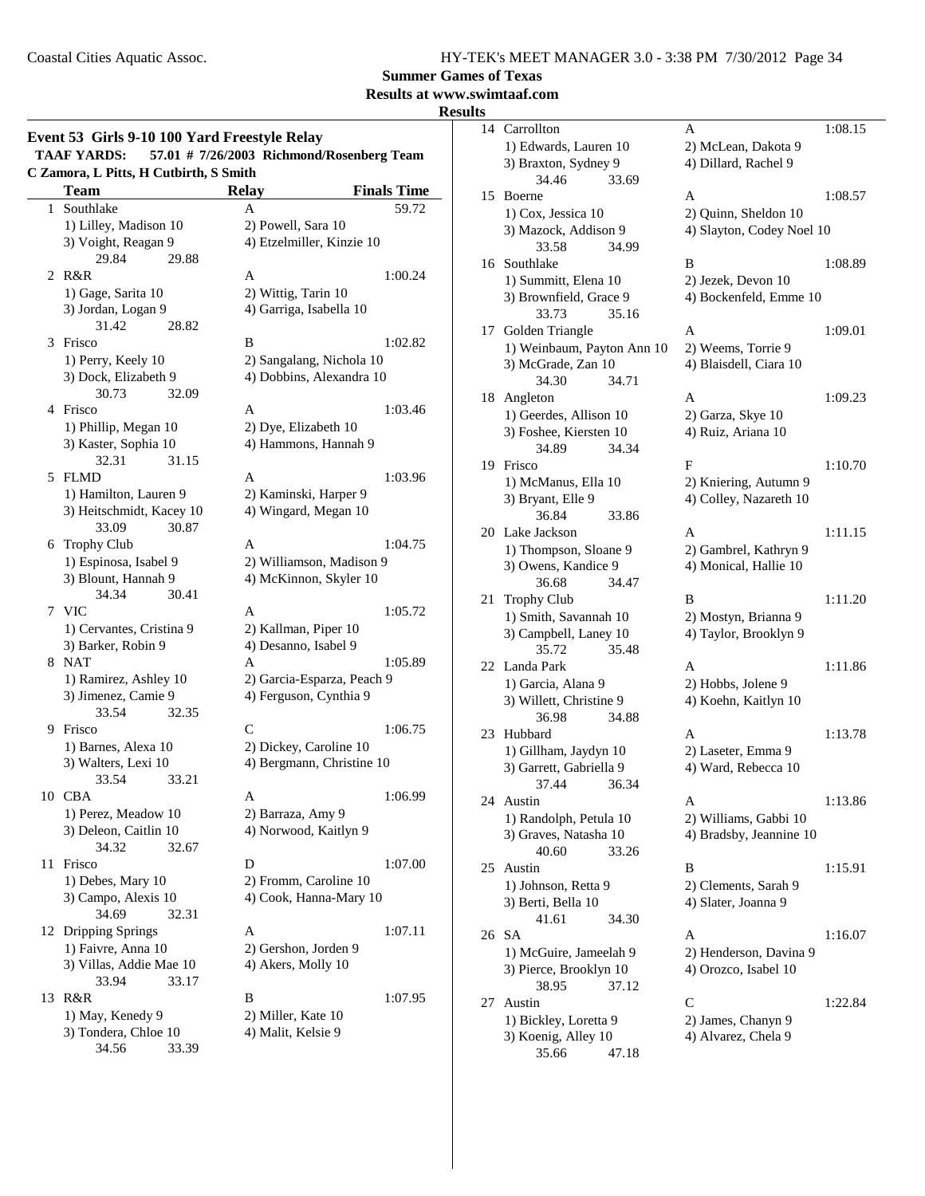**Summer Games of Texas**

**Results at www.swimtaaf.com**

**Results**

## Event 53 Girls 9-10 100 Yard Freestyle Relay

**TAAF YARDS: 57.01 # 7/26/2003 Richmond/Rosenberg Team**
**C Zamora, L Pitts, H Cutbirth, S Smith**

| | Team | Relay | Finals Time |
|---|---|---|---|
| 1 | Southlake | A | 59.72 |
| | 1) Lilley, Madison 10 | 2) Powell, Sara 10 | |
| | 3) Voight, Reagan 9 | 4) Etzelmiller, Kinzie 10 | |
| | 29.84 29.88 | | |
| 2 | R&R | A | 1:00.24 |
| | 1) Gage, Sarita 10 | 2) Wittig, Tarin 10 | |
| | 3) Jordan, Logan 9 | 4) Garriga, Isabella 10 | |
| | 31.42 28.82 | | |
| 3 | Frisco | B | 1:02.82 |
| | 1) Perry, Keely 10 | 2) Sangalang, Nichola 10 | |
| | 3) Dock, Elizabeth 9 | 4) Dobbins, Alexandra 10 | |
| | 30.73 32.09 | | |
| 4 | Frisco | A | 1:03.46 |
| | 1) Phillip, Megan 10 | 2) Dye, Elizabeth 10 | |
| | 3) Kaster, Sophia 10 | 4) Hammons, Hannah 9 | |
| | 32.31 31.15 | | |
| 5 | FLMD | A | 1:03.96 |
| | 1) Hamilton, Lauren 9 | 2) Kaminski, Harper 9 | |
| | 3) Heitschmidt, Kacey 10 | 4) Wingard, Megan 10 | |
| | 33.09 30.87 | | |
| 6 | Trophy Club | A | 1:04.75 |
| | 1) Espinosa, Isabel 9 | 2) Williamson, Madison 9 | |
| | 3) Blount, Hannah 9 | 4) McKinnon, Skyler 10 | |
| | 34.34 30.41 | | |
| 7 | VIC | A | 1:05.72 |
| | 1) Cervantes, Cristina 9 | 2) Kallman, Piper 10 | |
| | 3) Barker, Robin 9 | 4) Desanno, Isabel 9 | |
| 8 | NAT | A | 1:05.89 |
| | 1) Ramirez, Ashley 10 | 2) Garcia-Esparza, Peach 9 | |
| | 3) Jimenez, Camie 9 | 4) Ferguson, Cynthia 9 | |
| | 33.54 32.35 | | |
| 9 | Frisco | C | 1:06.75 |
| | 1) Barnes, Alexa 10 | 2) Dickey, Caroline 10 | |
| | 3) Walters, Lexi 10 | 4) Bergmann, Christine 10 | |
| | 33.54 33.21 | | |
| 10 | CBA | A | 1:06.99 |
| | 1) Perez, Meadow 10 | 2) Barraza, Amy 9 | |
| | 3) Deleon, Caitlin 10 | 4) Norwood, Kaitlyn 9 | |
| | 34.32 32.67 | | |
| 11 | Frisco | D | 1:07.00 |
| | 1) Debes, Mary 10 | 2) Fromm, Caroline 10 | |
| | 3) Campo, Alexis 10 | 4) Cook, Hanna-Mary 10 | |
| | 34.69 32.31 | | |
| 12 | Dripping Springs | A | 1:07.11 |
| | 1) Faivre, Anna 10 | 2) Gershon, Jorden 9 | |
| | 3) Villas, Addie Mae 10 | 4) Akers, Molly 10 | |
| | 33.94 33.17 | | |
| 13 | R&R | B | 1:07.95 |
| | 1) May, Kenedy 9 | 2) Miller, Kate 10 | |
| | 3) Tondera, Chloe 10 | 4) Malit, Kelsie 9 | |
| | 34.56 33.39 | | |
| 14 | Carrollton | A | 1:08.15 |
| | 1) Edwards, Lauren 10 | 2) McLean, Dakota 9 | |
| | 3) Braxton, Sydney 9 | 4) Dillard, Rachel 9 | |
| | 34.46 33.69 | | |
| 15 | Boerne | A | 1:08.57 |
| | 1) Cox, Jessica 10 | 2) Quinn, Sheldon 10 | |
| | 3) Mazock, Addison 9 | 4) Slayton, Codey Noel 10 | |
| | 33.58 34.99 | | |
| 16 | Southlake | B | 1:08.89 |
| | 1) Summitt, Elena 10 | 2) Jezek, Devon 10 | |
| | 3) Brownfield, Grace 9 | 4) Bockenfeld, Emme 10 | |
| | 33.73 35.16 | | |
| 17 | Golden Triangle | A | 1:09.01 |
| | 1) Weinbaum, Payton Ann 10 | 2) Weems, Torrie 9 | |
| | 3) McGrade, Zan 10 | 4) Blaisdell, Ciara 10 | |
| | 34.30 34.71 | | |
| 18 | Angleton | A | 1:09.23 |
| | 1) Geerdes, Allison 10 | 2) Garza, Skye 10 | |
| | 3) Foshee, Kiersten 10 | 4) Ruiz, Ariana 10 | |
| | 34.89 34.34 | | |
| 19 | Frisco | F | 1:10.70 |
| | 1) McManus, Ella 10 | 2) Kniering, Autumn 9 | |
| | 3) Bryant, Elle 9 | 4) Colley, Nazareth 10 | |
| | 36.84 33.86 | | |
| 20 | Lake Jackson | A | 1:11.15 |
| | 1) Thompson, Sloane 9 | 2) Gambrel, Kathryn 9 | |
| | 3) Owens, Kandice 9 | 4) Monical, Hallie 10 | |
| | 36.68 34.47 | | |
| 21 | Trophy Club | B | 1:11.20 |
| | 1) Smith, Savannah 10 | 2) Mostyn, Brianna 9 | |
| | 3) Campbell, Laney 10 | 4) Taylor, Brooklyn 9 | |
| | 35.72 35.48 | | |
| 22 | Landa Park | A | 1:11.86 |
| | 1) Garcia, Alana 9 | 2) Hobbs, Jolene 9 | |
| | 3) Willett, Christine 9 | 4) Koehn, Kaitlyn 10 | |
| | 36.98 34.88 | | |
| 23 | Hubbard | A | 1:13.78 |
| | 1) Gillham, Jaydyn 10 | 2) Laseter, Emma 9 | |
| | 3) Garrett, Gabriella 9 | 4) Ward, Rebecca 10 | |
| | 37.44 36.34 | | |
| 24 | Austin | A | 1:13.86 |
| | 1) Randolph, Petula 10 | 2) Williams, Gabbi 10 | |
| | 3) Graves, Natasha 10 | 4) Bradsby, Jeannine 10 | |
| | 40.60 33.26 | | |
| 25 | Austin | B | 1:15.91 |
| | 1) Johnson, Retta 9 | 2) Clements, Sarah 9 | |
| | 3) Berti, Bella 10 | 4) Slater, Joanna 9 | |
| | 41.61 34.30 | | |
| 26 | SA | A | 1:16.07 |
| | 1) McGuire, Jameelah 9 | 2) Henderson, Davina 9 | |
| | 3) Pierce, Brooklyn 10 | 4) Orozco, Isabel 10 | |
| | 38.95 37.12 | | |
| 27 | Austin | C | 1:22.84 |
| | 1) Bickley, Loretta 9 | 2) James, Chanyn 9 | |
| | 3) Koenig, Alley 10 | 4) Alvarez, Chela 9 | |
| | 35.66 47.18 | | |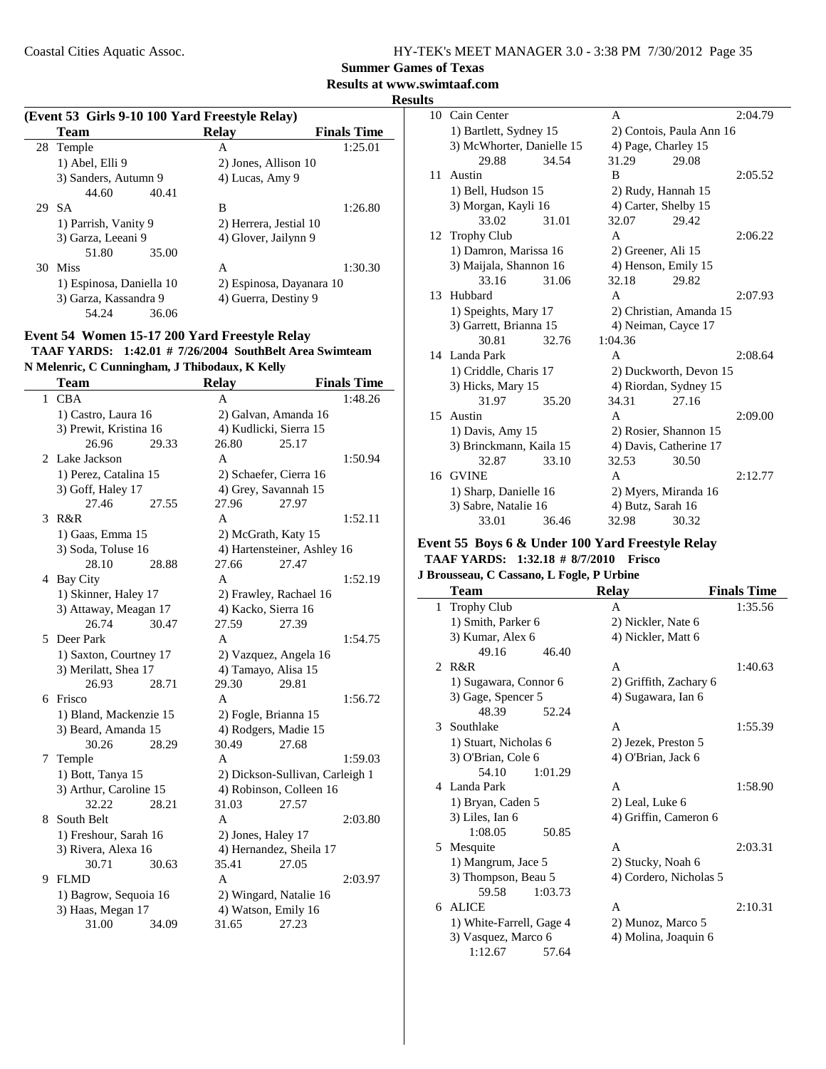**Summer Games of Texas**
**Results at www.swimtaaf.com**
**Results**

### (Event 53 Girls 9-10 100 Yard Freestyle Relay)

| | Team | Relay | Finals Time |
|---|---|---|---|
| 28 | Temple | A | 1:25.01 |
| | 1) Abel, Elli 9 | 2) Jones, Allison 10 | |
| | 3) Sanders, Autumn 9 | 4) Lucas, Amy 9 | |
| | 44.60 40.41 | | |
| 29 | SA | B | 1:26.80 |
| | 1) Parrish, Vanity 9 | 2) Herrera, Jestial 10 | |
| | 3) Garza, Leeani 9 | 4) Glover, Jailynn 9 | |
| | 51.80 35.00 | | |
| 30 | Miss | A | 1:30.30 |
| | 1) Espinosa, Daniella 10 | 2) Espinosa, Dayanara 10 | |
| | 3) Garza, Kassandra 9 | 4) Guerra, Destiny 9 | |
| | 54.24 36.06 | | |

### Event 54 Women 15-17 200 Yard Freestyle Relay

**TAAF YARDS: 1:42.01 # 7/26/2004 SouthBelt Area Swimteam**
**N Melenric, C Cunningham, J Thibodaux, K Kelly**

| | Team | Relay | Finals Time |
|---|---|---|---|
| 1 | CBA | A | 1:48.26 |
| | 1) Castro, Laura 16 | 2) Galvan, Amanda 16 | |
| | 3) Prewit, Kristina 16 | 4) Kudlicki, Sierra 15 | |
| | 26.96 29.33 | 26.80 25.17 | |
| 2 | Lake Jackson | A | 1:50.94 |
| | 1) Perez, Catalina 15 | 2) Schaefer, Cierra 16 | |
| | 3) Goff, Haley 17 | 4) Grey, Savannah 15 | |
| | 27.46 27.55 | 27.96 27.97 | |
| 3 | R&R | A | 1:52.11 |
| | 1) Gaas, Emma 15 | 2) McGrath, Katy 15 | |
| | 3) Soda, Toluse 16 | 4) Hartensteiner, Ashley 16 | |
| | 28.10 28.88 | 27.66 27.47 | |
| 4 | Bay City | A | 1:52.19 |
| | 1) Skinner, Haley 17 | 2) Frawley, Rachael 16 | |
| | 3) Attaway, Meagan 17 | 4) Kacko, Sierra 16 | |
| | 26.74 30.47 | 27.59 27.39 | |
| 5 | Deer Park | A | 1:54.75 |
| | 1) Saxton, Courtney 17 | 2) Vazquez, Angela 16 | |
| | 3) Merilatt, Shea 17 | 4) Tamayo, Alisa 15 | |
| | 26.93 28.71 | 29.30 29.81 | |
| 6 | Frisco | A | 1:56.72 |
| | 1) Bland, Mackenzie 15 | 2) Fogle, Brianna 15 | |
| | 3) Beard, Amanda 15 | 4) Rodgers, Madie 15 | |
| | 30.26 28.29 | 30.49 27.68 | |
| 7 | Temple | A | 1:59.03 |
| | 1) Bott, Tanya 15 | 2) Dickson-Sullivan, Carleigh 1 | |
| | 3) Arthur, Caroline 15 | 4) Robinson, Colleen 16 | |
| | 32.22 28.21 | 31.03 27.57 | |
| 8 | South Belt | A | 2:03.80 |
| | 1) Freshour, Sarah 16 | 2) Jones, Haley 17 | |
| | 3) Rivera, Alexa 16 | 4) Hernandez, Sheila 17 | |
| | 30.71 30.63 | 35.41 27.05 | |
| 9 | FLMD | A | 2:03.97 |
| | 1) Bagrow, Sequoia 16 | 2) Wingard, Natalie 16 | |
| | 3) Haas, Megan 17 | 4) Watson, Emily 16 | |
| | 31.00 34.09 | 31.65 27.23 | |
| 10 | Cain Center | A | 2:04.79 |
| | 1) Bartlett, Sydney 15 | 2) Contois, Paula Ann 16 | |
| | 3) McWhorter, Danielle 15 | 4) Page, Charley 15 | |
| | 29.88 34.54 | 31.29 29.08 | |
| 11 | Austin | B | 2:05.52 |
| | 1) Bell, Hudson 15 | 2) Rudy, Hannah 15 | |
| | 3) Morgan, Kayli 16 | 4) Carter, Shelby 15 | |
| | 33.02 31.01 | 32.07 29.42 | |
| 12 | Trophy Club | A | 2:06.22 |
| | 1) Damron, Marissa 16 | 2) Greener, Ali 15 | |
| | 3) Maijala, Shannon 16 | 4) Henson, Emily 15 | |
| | 33.16 31.06 | 32.18 29.82 | |
| 13 | Hubbard | A | 2:07.93 |
| | 1) Speights, Mary 17 | 2) Christian, Amanda 15 | |
| | 3) Garrett, Brianna 15 | 4) Neiman, Cayce 17 | |
| | 30.81 32.76 | 1:04.36 | |
| 14 | Landa Park | A | 2:08.64 |
| | 1) Criddle, Charis 17 | 2) Duckworth, Devon 15 | |
| | 3) Hicks, Mary 15 | 4) Riordan, Sydney 15 | |
| | 31.97 35.20 | 34.31 27.16 | |
| 15 | Austin | A | 2:09.00 |
| | 1) Davis, Amy 15 | 2) Rosier, Shannon 15 | |
| | 3) Brinckmann, Kaila 15 | 4) Davis, Catherine 17 | |
| | 32.87 33.10 | 32.53 30.50 | |
| 16 | GVINE | A | 2:12.77 |
| | 1) Sharp, Danielle 16 | 2) Myers, Miranda 16 | |
| | 3) Sabre, Natalie 16 | 4) Butz, Sarah 16 | |
| | 33.01 36.46 | 32.98 30.32 | |

### Event 55 Boys 6 & Under 100 Yard Freestyle Relay

**TAAF YARDS: 1:32.18 # 8/7/2010 Frisco**
**J Brousseau, C Cassano, L Fogle, P Urbine**

| | Team | Relay | Finals Time |
|---|---|---|---|
| 1 | Trophy Club | A | 1:35.56 |
| | 1) Smith, Parker 6 | 2) Nickler, Nate 6 | |
| | 3) Kumar, Alex 6 | 4) Nickler, Matt 6 | |
| | 49.16 46.40 | | |
| 2 | R&R | A | 1:40.63 |
| | 1) Sugawara, Connor 6 | 2) Griffith, Zachary 6 | |
| | 3) Gage, Spencer 5 | 4) Sugawara, Ian 6 | |
| | 48.39 52.24 | | |
| 3 | Southlake | A | 1:55.39 |
| | 1) Stuart, Nicholas 6 | 2) Jezek, Preston 5 | |
| | 3) O'Brian, Cole 6 | 4) O'Brian, Jack 6 | |
| | 54.10 1:01.29 | | |
| 4 | Landa Park | A | 1:58.90 |
| | 1) Bryan, Caden 5 | 2) Leal, Luke 6 | |
| | 3) Liles, Ian 6 | 4) Griffin, Cameron 6 | |
| | 1:08.05 50.85 | | |
| 5 | Mesquite | A | 2:03.31 |
| | 1) Mangrum, Jace 5 | 2) Stucky, Noah 6 | |
| | 3) Thompson, Beau 5 | 4) Cordero, Nicholas 5 | |
| | 59.58 1:03.73 | | |
| 6 | ALICE | A | 2:10.31 |
| | 1) White-Farrell, Gage 4 | 2) Munoz, Marco 5 | |
| | 3) Vasquez, Marco 6 | 4) Molina, Joaquin 6 | |
| | 1:12.67 57.64 | | |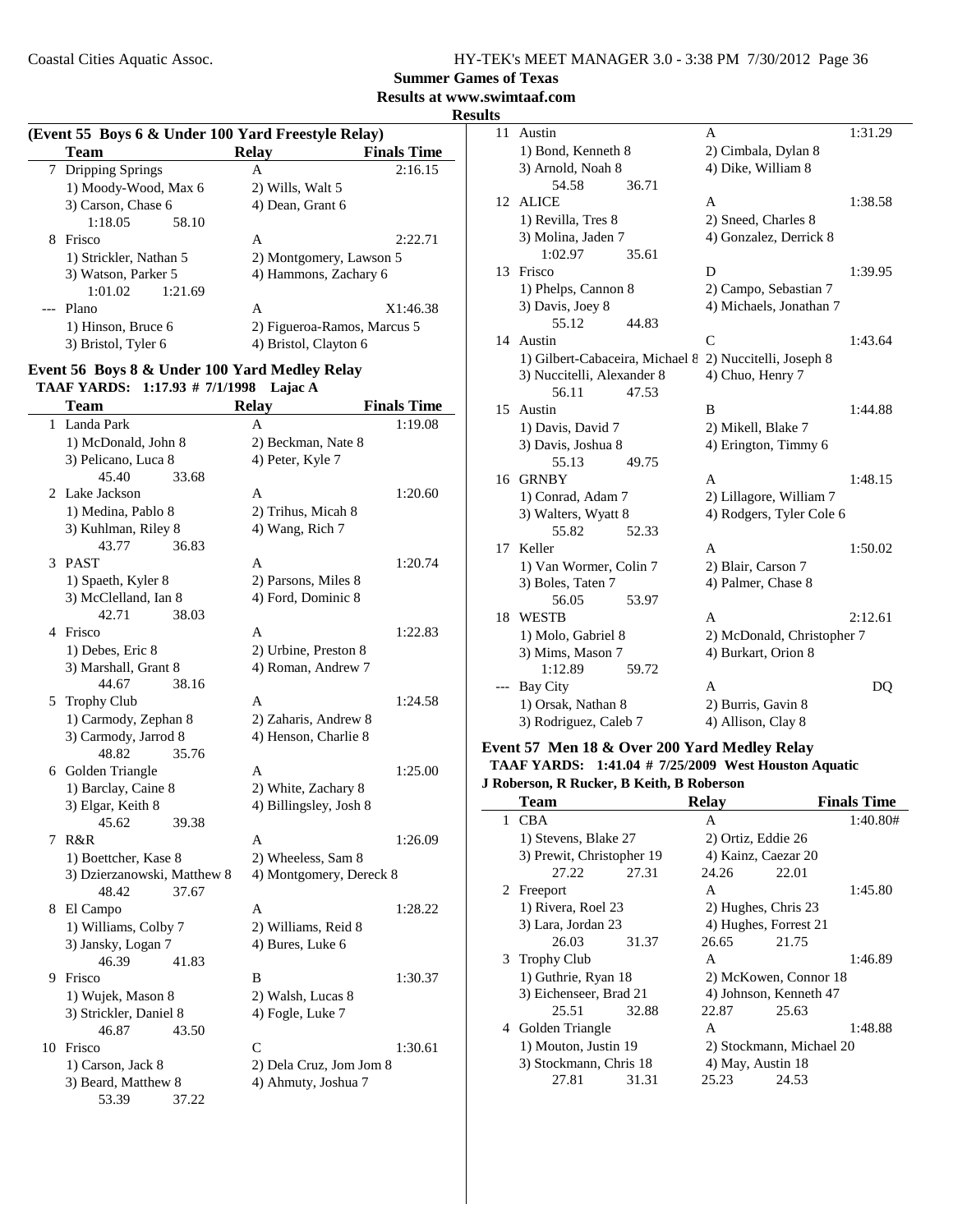**Summer Games of Texas**
**Results at www.swimtaaf.com**
**Results**

### (Event 55 Boys 6 & Under 100 Yard Freestyle Relay)

| | Team | Relay | Finals Time |
|---|---|---|---|
| 7 | Dripping Springs | A | 2:16.15 |
| | 1) Moody-Wood, Max 6 | 2) Wills, Walt 5 | |
| | 3) Carson, Chase 6 | 4) Dean, Grant 6 | |
| | 1:18.05 58.10 | | |
| 8 | Frisco | A | 2:22.71 |
| | 1) Strickler, Nathan 5 | 2) Montgomery, Lawson 5 | |
| | 3) Watson, Parker 5 | 4) Hammons, Zachary 6 | |
| | 1:01.02 1:21.69 | | |
| --- | Plano | A | X1:46.38 |
| | 1) Hinson, Bruce 6 | 2) Figueroa-Ramos, Marcus 5 | |
| | 3) Bristol, Tyler 6 | 4) Bristol, Clayton 6 | |

### Event 56 Boys 8 & Under 100 Yard Medley Relay

**TAAF YARDS: 1:17.93 # 7/1/1998 Lajac A**

| | Team | Relay | Finals Time |
|---|---|---|---|
| 1 | Landa Park | A | 1:19.08 |
| | 1) McDonald, John 8 | 2) Beckman, Nate 8 | |
| | 3) Pelicano, Luca 8 | 4) Peter, Kyle 7 | |
| | 45.40 33.68 | | |
| 2 | Lake Jackson | A | 1:20.60 |
| | 1) Medina, Pablo 8 | 2) Trihus, Micah 8 | |
| | 3) Kuhlman, Riley 8 | 4) Wang, Rich 7 | |
| | 43.77 36.83 | | |
| 3 | PAST | A | 1:20.74 |
| | 1) Spaeth, Kyler 8 | 2) Parsons, Miles 8 | |
| | 3) McClelland, Ian 8 | 4) Ford, Dominic 8 | |
| | 42.71 38.03 | | |
| 4 | Frisco | A | 1:22.83 |
| | 1) Debes, Eric 8 | 2) Urbine, Preston 8 | |
| | 3) Marshall, Grant 8 | 4) Roman, Andrew 7 | |
| | 44.67 38.16 | | |
| 5 | Trophy Club | A | 1:24.58 |
| | 1) Carmody, Zephan 8 | 2) Zaharis, Andrew 8 | |
| | 3) Carmody, Jarrod 8 | 4) Henson, Charlie 8 | |
| | 48.82 35.76 | | |
| 6 | Golden Triangle | A | 1:25.00 |
| | 1) Barclay, Caine 8 | 2) White, Zachary 8 | |
| | 3) Elgar, Keith 8 | 4) Billingsley, Josh 8 | |
| | 45.62 39.38 | | |
| 7 | R&R | A | 1:26.09 |
| | 1) Boettcher, Kase 8 | 2) Wheeless, Sam 8 | |
| | 3) Dzierzanowski, Matthew 8 | 4) Montgomery, Dereck 8 | |
| | 48.42 37.67 | | |
| 8 | El Campo | A | 1:28.22 |
| | 1) Williams, Colby 7 | 2) Williams, Reid 8 | |
| | 3) Jansky, Logan 7 | 4) Bures, Luke 6 | |
| | 46.39 41.83 | | |
| 9 | Frisco | B | 1:30.37 |
| | 1) Wujek, Mason 8 | 2) Walsh, Lucas 8 | |
| | 3) Strickler, Daniel 8 | 4) Fogle, Luke 7 | |
| | 46.87 43.50 | | |
| 10 | Frisco | C | 1:30.61 |
| | 1) Carson, Jack 8 | 2) Dela Cruz, Jom Jom 8 | |
| | 3) Beard, Matthew 8 | 4) Ahmuty, Joshua 7 | |
| | 53.39 37.22 | | |
| 11 | Austin | A | 1:31.29 |
| | 1) Bond, Kenneth 8 | 2) Cimbala, Dylan 8 | |
| | 3) Arnold, Noah 8 | 4) Dike, William 8 | |
| | 54.58 36.71 | | |
| 12 | ALICE | A | 1:38.58 |
| | 1) Revilla, Tres 8 | 2) Sneed, Charles 8 | |
| | 3) Molina, Jaden 7 | 4) Gonzalez, Derrick 8 | |
| | 1:02.97 35.61 | | |
| 13 | Frisco | D | 1:39.95 |
| | 1) Phelps, Cannon 8 | 2) Campo, Sebastian 7 | |
| | 3) Davis, Joey 8 | 4) Michaels, Jonathan 7 | |
| | 55.12 44.83 | | |
| 14 | Austin | C | 1:43.64 |
| | 1) Gilbert-Cabaceira, Michael 8 | 2) Nuccitelli, Joseph 8 | |
| | 3) Nuccitelli, Alexander 8 | 4) Chuo, Henry 7 | |
| | 56.11 47.53 | | |
| 15 | Austin | B | 1:44.88 |
| | 1) Davis, David 7 | 2) Mikell, Blake 7 | |
| | 3) Davis, Joshua 8 | 4) Erington, Timmy 6 | |
| | 55.13 49.75 | | |
| 16 | GRNBY | A | 1:48.15 |
| | 1) Conrad, Adam 7 | 2) Lillagore, William 7 | |
| | 3) Walters, Wyatt 8 | 4) Rodgers, Tyler Cole 6 | |
| | 55.82 52.33 | | |
| 17 | Keller | A | 1:50.02 |
| | 1) Van Wormer, Colin 7 | 2) Blair, Carson 7 | |
| | 3) Boles, Taten 7 | 4) Palmer, Chase 8 | |
| | 56.05 53.97 | | |
| 18 | WESTB | A | 2:12.61 |
| | 1) Molo, Gabriel 8 | 2) McDonald, Christopher 7 | |
| | 3) Mims, Mason 7 | 4) Burkart, Orion 8 | |
| | 1:12.89 59.72 | | |
| --- | Bay City | A | DQ |
| | 1) Orsak, Nathan 8 | 2) Burris, Gavin 8 | |
| | 3) Rodriguez, Caleb 7 | 4) Allison, Clay 8 | |

### Event 57 Men 18 & Over 200 Yard Medley Relay

**TAAF YARDS: 1:41.04 # 7/25/2009 West Houston Aquatic**
**J Roberson, R Rucker, B Keith, B Roberson**

| | Team | Relay | Finals Time |
|---|---|---|---|
| 1 | CBA | A | 1:40.80# |
| | 1) Stevens, Blake 27 | 2) Ortiz, Eddie 26 | |
| | 3) Prewit, Christopher 19 | 4) Kainz, Caezar 20 | |
| | 27.22 27.31 | 24.26 22.01 | |
| 2 | Freeport | A | 1:45.80 |
| | 1) Rivera, Roel 23 | 2) Hughes, Chris 23 | |
| | 3) Lara, Jordan 23 | 4) Hughes, Forrest 21 | |
| | 26.03 31.37 | 26.65 21.75 | |
| 3 | Trophy Club | A | 1:46.89 |
| | 1) Guthrie, Ryan 18 | 2) McKowen, Connor 18 | |
| | 3) Eichenseer, Brad 21 | 4) Johnson, Kenneth 47 | |
| | 25.51 32.88 | 22.87 25.63 | |
| 4 | Golden Triangle | A | 1:48.88 |
| | 1) Mouton, Justin 19 | 2) Stockmann, Michael 20 | |
| | 3) Stockmann, Chris 18 | 4) May, Austin 18 | |
| | 27.81 31.31 | 25.23 24.53 | |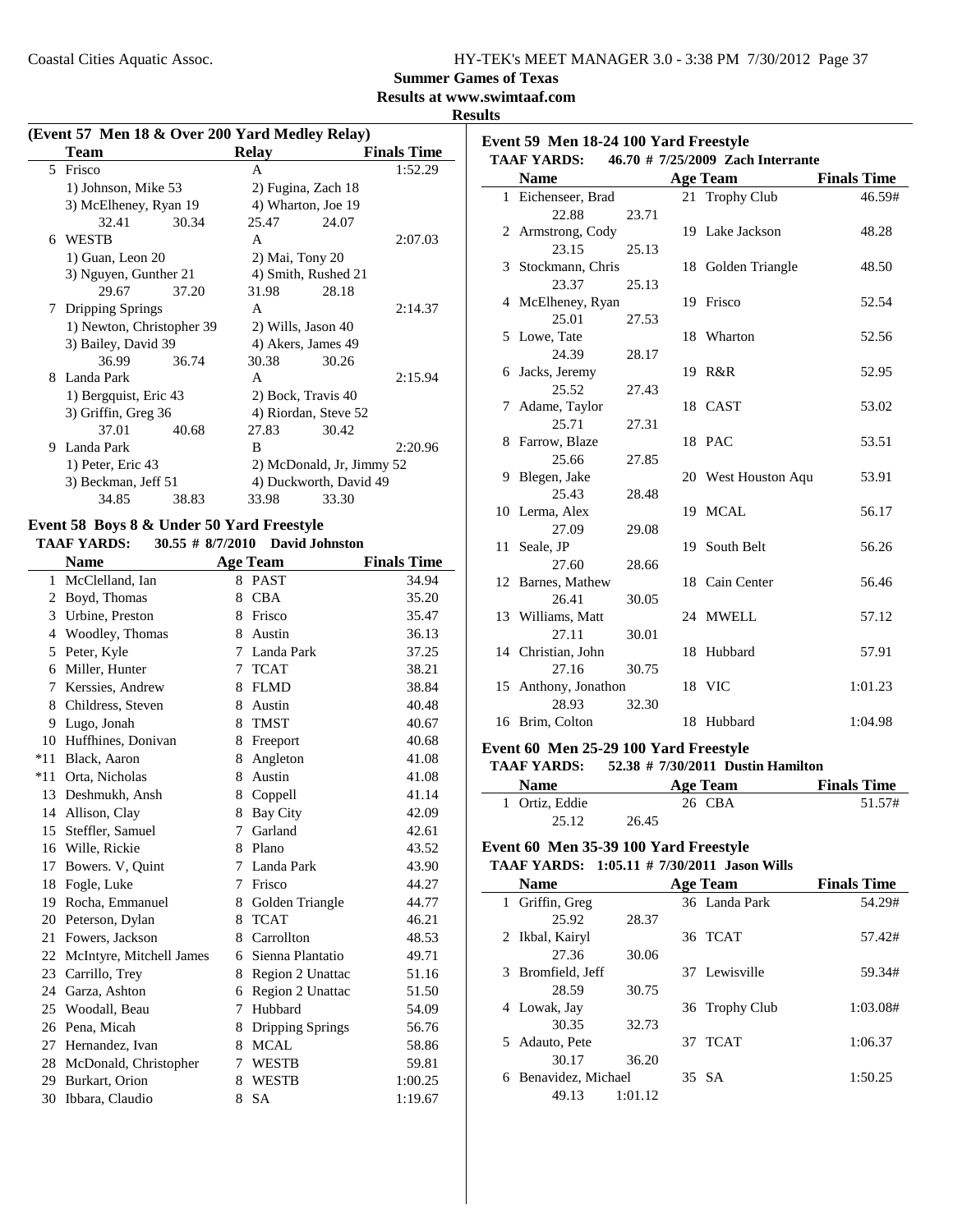## Summer Games of Texas

### Results at www.swimtaaf.com

### Results

#### (Event 57 Men 18 & Over 200 Yard Medley Relay)

| | Team | Relay | Finals Time |
|---|---|---|---|
| 5 | Frisco | A | 1:52.29 |
| | 1) Johnson, Mike 53 | 2) Fugina, Zach 18 | |
| | 3) McElheney, Ryan 19 | 4) Wharton, Joe 19 | |
| | 32.41   30.34 | 25.47   24.07 | |
| 6 | WESTB | A | 2:07.03 |
| | 1) Guan, Leon 20 | 2) Mai, Tony 20 | |
| | 3) Nguyen, Gunther 21 | 4) Smith, Rushed 21 | |
| | 29.67   37.20 | 31.98   28.18 | |
| 7 | Dripping Springs | A | 2:14.37 |
| | 1) Newton, Christopher 39 | 2) Wills, Jason 40 | |
| | 3) Bailey, David 39 | 4) Akers, James 49 | |
| | 36.99   36.74 | 30.38   30.26 | |
| 8 | Landa Park | A | 2:15.94 |
| | 1) Bergquist, Eric 43 | 2) Bock, Travis 40 | |
| | 3) Griffin, Greg 36 | 4) Riordan, Steve 52 | |
| | 37.01   40.68 | 27.83   30.42 | |
| 9 | Landa Park | B | 2:20.96 |
| | 1) Peter, Eric 43 | 2) McDonald, Jr, Jimmy 52 | |
| | 3) Beckman, Jeff 51 | 4) Duckworth, David 49 | |
| | 34.85   38.83 | 33.98   33.30 | |

#### Event 58 Boys 8 & Under 50 Yard Freestyle

**TAAF YARDS: 30.55 # 8/7/2010 David Johnston**

| | Name | Age | Team | Finals Time |
|---|---|---|---|---|
| 1 | McClelland, Ian | 8 | PAST | 34.94 |
| 2 | Boyd, Thomas | 8 | CBA | 35.20 |
| 3 | Urbine, Preston | 8 | Frisco | 35.47 |
| 4 | Woodley, Thomas | 8 | Austin | 36.13 |
| 5 | Peter, Kyle | 7 | Landa Park | 37.25 |
| 6 | Miller, Hunter | 7 | TCAT | 38.21 |
| 7 | Kerssies, Andrew | 8 | FLMD | 38.84 |
| 8 | Childress, Steven | 8 | Austin | 40.48 |
| 9 | Lugo, Jonah | 8 | TMST | 40.67 |
| 10 | Huffhines, Donivan | 8 | Freeport | 40.68 |
| *11 | Black, Aaron | 8 | Angleton | 41.08 |
| *11 | Orta, Nicholas | 8 | Austin | 41.08 |
| 13 | Deshmukh, Ansh | 8 | Coppell | 41.14 |
| 14 | Allison, Clay | 8 | Bay City | 42.09 |
| 15 | Steffler, Samuel | 7 | Garland | 42.61 |
| 16 | Wille, Rickie | 8 | Plano | 43.52 |
| 17 | Bowers. V, Quint | 7 | Landa Park | 43.90 |
| 18 | Fogle, Luke | 7 | Frisco | 44.27 |
| 19 | Rocha, Emmanuel | 8 | Golden Triangle | 44.77 |
| 20 | Peterson, Dylan | 8 | TCAT | 46.21 |
| 21 | Fowers, Jackson | 8 | Carrollton | 48.53 |
| 22 | McIntyre, Mitchell James | 6 | Sienna Plantatio | 49.71 |
| 23 | Carrillo, Trey | 8 | Region 2 Unattac | 51.16 |
| 24 | Garza, Ashton | 6 | Region 2 Unattac | 51.50 |
| 25 | Woodall, Beau | 7 | Hubbard | 54.09 |
| 26 | Pena, Micah | 8 | Dripping Springs | 56.76 |
| 27 | Hernandez, Ivan | 8 | MCAL | 58.86 |
| 28 | McDonald, Christopher | 7 | WESTB | 59.81 |
| 29 | Burkart, Orion | 8 | WESTB | 1:00.25 |
| 30 | Ibbara, Claudio | 8 | SA | 1:19.67 |

#### Event 59 Men 18-24 100 Yard Freestyle

**TAAF YARDS: 46.70 # 7/25/2009 Zach Interrante**

| | Name | Age | Team | Finals Time |
|---|---|---|---|---|
| 1 | Eichenseer, Brad | 21 | Trophy Club | 46.59# |
| | 22.88   23.71 | | | |
| 2 | Armstrong, Cody | 19 | Lake Jackson | 48.28 |
| | 23.15   25.13 | | | |
| 3 | Stockmann, Chris | 18 | Golden Triangle | 48.50 |
| | 23.37   25.13 | | | |
| 4 | McElheney, Ryan | 19 | Frisco | 52.54 |
| | 25.01   27.53 | | | |
| 5 | Lowe, Tate | 18 | Wharton | 52.56 |
| | 24.39   28.17 | | | |
| 6 | Jacks, Jeremy | 19 | R&R | 52.95 |
| | 25.52   27.43 | | | |
| 7 | Adame, Taylor | 18 | CAST | 53.02 |
| | 25.71   27.31 | | | |
| 8 | Farrow, Blaze | 18 | PAC | 53.51 |
| | 25.66   27.85 | | | |
| 9 | Blegen, Jake | 20 | West Houston Aqu | 53.91 |
| | 25.43   28.48 | | | |
| 10 | Lerma, Alex | 19 | MCAL | 56.17 |
| | 27.09   29.08 | | | |
| 11 | Seale, JP | 19 | South Belt | 56.26 |
| | 27.60   28.66 | | | |
| 12 | Barnes, Mathew | 18 | Cain Center | 56.46 |
| | 26.41   30.05 | | | |
| 13 | Williams, Matt | 24 | MWELL | 57.12 |
| | 27.11   30.01 | | | |
| 14 | Christian, John | 18 | Hubbard | 57.91 |
| | 27.16   30.75 | | | |
| 15 | Anthony, Jonathon | 18 | VIC | 1:01.23 |
| | 28.93   32.30 | | | |
| 16 | Brim, Colton | 18 | Hubbard | 1:04.98 |

#### Event 60 Men 25-29 100 Yard Freestyle

**TAAF YARDS: 52.38 # 7/30/2011 Dustin Hamilton**

| | Name | Age | Team | Finals Time |
|---|---|---|---|---|
| 1 | Ortiz, Eddie | 26 | CBA | 51.57# |
| | 25.12   26.45 | | | |

#### Event 60 Men 35-39 100 Yard Freestyle

**TAAF YARDS: 1:05.11 # 7/30/2011 Jason Wills**

| | Name | Age | Team | Finals Time |
|---|---|---|---|---|
| 1 | Griffin, Greg | 36 | Landa Park | 54.29# |
| | 25.92   28.37 | | | |
| 2 | Ikbal, Kairyl | 36 | TCAT | 57.42# |
| | 27.36   30.06 | | | |
| 3 | Bromfield, Jeff | 37 | Lewisville | 59.34# |
| | 28.59   30.75 | | | |
| 4 | Lowak, Jay | 36 | Trophy Club | 1:03.08# |
| | 30.35   32.73 | | | |
| 5 | Adauto, Pete | 37 | TCAT | 1:06.37 |
| | 30.17   36.20 | | | |
| 6 | Benavidez, Michael | 35 | SA | 1:50.25 |
| | 49.13   1:01.12 | | | |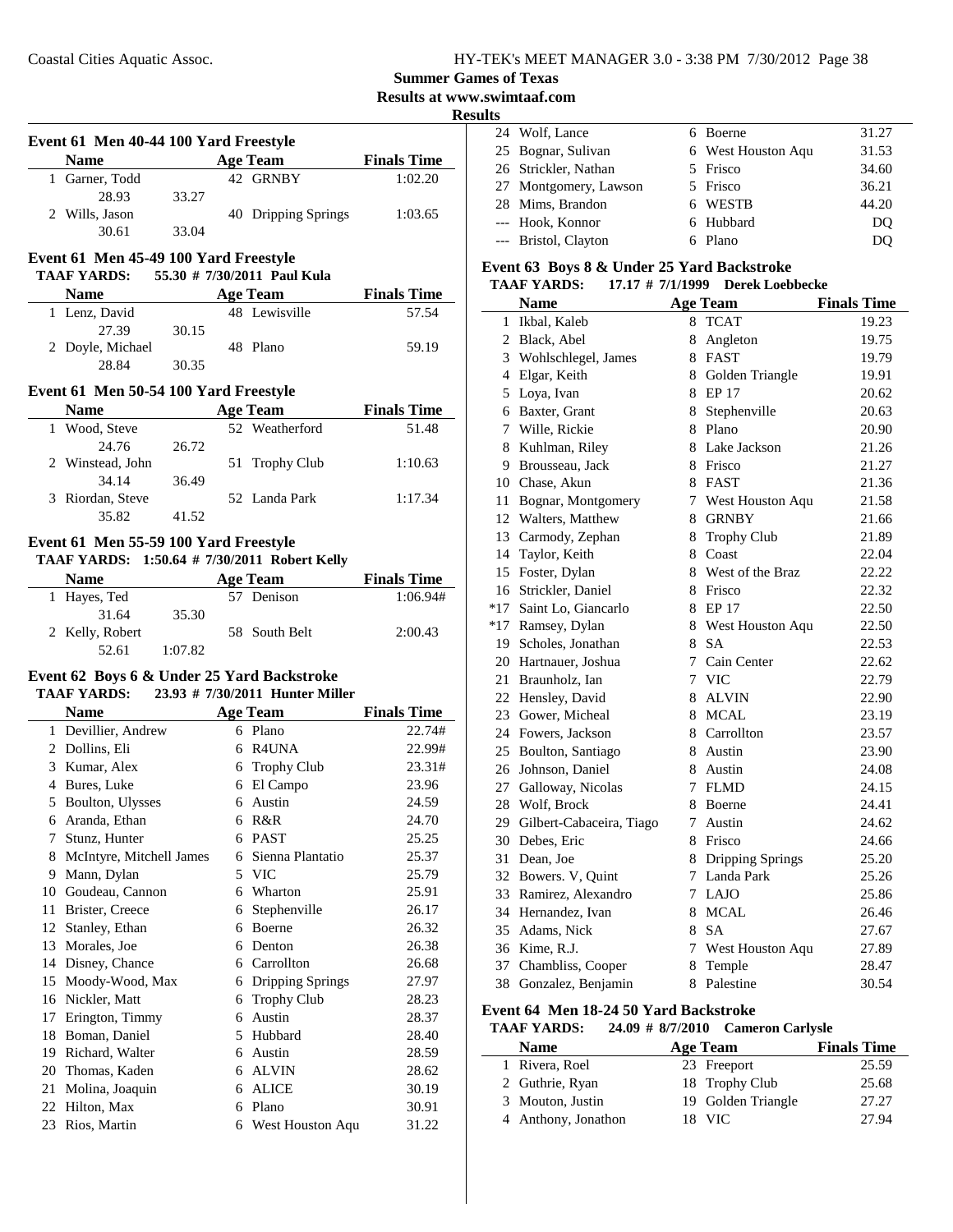## Summer Games of Texas

## Results at www.swimtaaf.com

### Results

### Event 61 Men 40-44 100 Yard Freestyle

| | Name | | Age | Team | Finals Time |
|---|---|---|---|---|---|
| 1 | Garner, Todd | | 42 | GRNBY | 1:02.20 |
| | 28.93 | 33.27 | | | |
| 2 | Wills, Jason | | 40 | Dripping Springs | 1:03.65 |
| | 30.61 | 33.04 | | | |

### Event 61 Men 45-49 100 Yard Freestyle

TAAF YARDS: 55.30 # 7/30/2011 Paul Kula

| | Name | | Age | Team | Finals Time |
|---|---|---|---|---|---|
| 1 | Lenz, David | | 48 | Lewisville | 57.54 |
| | 27.39 | 30.15 | | | |
| 2 | Doyle, Michael | | 48 | Plano | 59.19 |
| | 28.84 | 30.35 | | | |

### Event 61 Men 50-54 100 Yard Freestyle

| | Name | | Age | Team | Finals Time |
|---|---|---|---|---|---|
| 1 | Wood, Steve | | 52 | Weatherford | 51.48 |
| | 24.76 | 26.72 | | | |
| 2 | Winstead, John | | 51 | Trophy Club | 1:10.63 |
| | 34.14 | 36.49 | | | |
| 3 | Riordan, Steve | | 52 | Landa Park | 1:17.34 |
| | 35.82 | 41.52 | | | |

### Event 61 Men 55-59 100 Yard Freestyle

TAAF YARDS: 1:50.64 # 7/30/2011 Robert Kelly

| | Name | | Age | Team | Finals Time |
|---|---|---|---|---|---|
| 1 | Hayes, Ted | | 57 | Denison | 1:06.94# |
| | 31.64 | 35.30 | | | |
| 2 | Kelly, Robert | | 58 | South Belt | 2:00.43 |
| | 52.61 | 1:07.82 | | | |

### Event 62 Boys 6 & Under 25 Yard Backstroke

TAAF YARDS: 23.93 # 7/30/2011 Hunter Miller

| | Name | Age | Team | Finals Time |
|---|---|---|---|---|
| 1 | Devillier, Andrew | 6 | Plano | 22.74# |
| 2 | Dollins, Eli | 6 | R4UNA | 22.99# |
| 3 | Kumar, Alex | 6 | Trophy Club | 23.31# |
| 4 | Bures, Luke | 6 | El Campo | 23.96 |
| 5 | Boulton, Ulysses | 6 | Austin | 24.59 |
| 6 | Aranda, Ethan | 6 | R&R | 24.70 |
| 7 | Stunz, Hunter | 6 | PAST | 25.25 |
| 8 | McIntyre, Mitchell James | 6 | Sienna Plantatio | 25.37 |
| 9 | Mann, Dylan | 5 | VIC | 25.79 |
| 10 | Goudeau, Cannon | 6 | Wharton | 25.91 |
| 11 | Brister, Creece | 6 | Stephenville | 26.17 |
| 12 | Stanley, Ethan | 6 | Boerne | 26.32 |
| 13 | Morales, Joe | 6 | Denton | 26.38 |
| 14 | Disney, Chance | 6 | Carrollton | 26.68 |
| 15 | Moody-Wood, Max | 6 | Dripping Springs | 27.97 |
| 16 | Nickler, Matt | 6 | Trophy Club | 28.23 |
| 17 | Erington, Timmy | 6 | Austin | 28.37 |
| 18 | Boman, Daniel | 5 | Hubbard | 28.40 |
| 19 | Richard, Walter | 6 | Austin | 28.59 |
| 20 | Thomas, Kaden | 6 | ALVIN | 28.62 |
| 21 | Molina, Joaquin | 6 | ALICE | 30.19 |
| 22 | Hilton, Max | 6 | Plano | 30.91 |
| 23 | Rios, Martin | 6 | West Houston Aqu | 31.22 |
| 24 | Wolf, Lance | 6 | Boerne | 31.27 |
| 25 | Bognar, Sulivan | 6 | West Houston Aqu | 31.53 |
| 26 | Strickler, Nathan | 5 | Frisco | 34.60 |
| 27 | Montgomery, Lawson | 5 | Frisco | 36.21 |
| 28 | Mims, Brandon | 6 | WESTB | 44.20 |
| --- | Hook, Konnor | 6 | Hubbard | DQ |
| --- | Bristol, Clayton | 6 | Plano | DQ |

### Event 63 Boys 8 & Under 25 Yard Backstroke

TAAF YARDS: 17.17 # 7/1/1999 Derek Loebbecke

| | Name | Age | Team | Finals Time |
|---|---|---|---|---|
| 1 | Ikbal, Kaleb | 8 | TCAT | 19.23 |
| 2 | Black, Abel | 8 | Angleton | 19.75 |
| 3 | Wohlschlegel, James | 8 | FAST | 19.79 |
| 4 | Elgar, Keith | 8 | Golden Triangle | 19.91 |
| 5 | Loya, Ivan | 8 | EP 17 | 20.62 |
| 6 | Baxter, Grant | 8 | Stephenville | 20.63 |
| 7 | Wille, Rickie | 8 | Plano | 20.90 |
| 8 | Kuhlman, Riley | 8 | Lake Jackson | 21.26 |
| 9 | Brousseau, Jack | 8 | Frisco | 21.27 |
| 10 | Chase, Akun | 8 | FAST | 21.36 |
| 11 | Bognar, Montgomery | 7 | West Houston Aqu | 21.58 |
| 12 | Walters, Matthew | 8 | GRNBY | 21.66 |
| 13 | Carmody, Zephan | 8 | Trophy Club | 21.89 |
| 14 | Taylor, Keith | 8 | Coast | 22.04 |
| 15 | Foster, Dylan | 8 | West of the Braz | 22.22 |
| 16 | Strickler, Daniel | 8 | Frisco | 22.32 |
| *17 | Saint Lo, Giancarlo | 8 | EP 17 | 22.50 |
| *17 | Ramsey, Dylan | 8 | West Houston Aqu | 22.50 |
| 19 | Scholes, Jonathan | 8 | SA | 22.53 |
| 20 | Hartnauer, Joshua | 7 | Cain Center | 22.62 |
| 21 | Braunholz, Ian | 7 | VIC | 22.79 |
| 22 | Hensley, David | 8 | ALVIN | 22.90 |
| 23 | Gower, Micheal | 8 | MCAL | 23.19 |
| 24 | Fowers, Jackson | 8 | Carrollton | 23.57 |
| 25 | Boulton, Santiago | 8 | Austin | 23.90 |
| 26 | Johnson, Daniel | 8 | Austin | 24.08 |
| 27 | Galloway, Nicolas | 7 | FLMD | 24.15 |
| 28 | Wolf, Brock | 8 | Boerne | 24.41 |
| 29 | Gilbert-Cabaceira, Tiago | 7 | Austin | 24.62 |
| 30 | Debes, Eric | 8 | Frisco | 24.66 |
| 31 | Dean, Joe | 8 | Dripping Springs | 25.20 |
| 32 | Bowers. V, Quint | 7 | Landa Park | 25.26 |
| 33 | Ramirez, Alexandro | 7 | LAJO | 25.86 |
| 34 | Hernandez, Ivan | 8 | MCAL | 26.46 |
| 35 | Adams, Nick | 8 | SA | 27.67 |
| 36 | Kime, R.J. | 7 | West Houston Aqu | 27.89 |
| 37 | Chambliss, Cooper | 8 | Temple | 28.47 |
| 38 | Gonzalez, Benjamin | 8 | Palestine | 30.54 |

### Event 64 Men 18-24 50 Yard Backstroke

TAAF YARDS: 24.09 # 8/7/2010 Cameron Carlysle

| | Name | Age | Team | Finals Time |
|---|---|---|---|---|
| 1 | Rivera, Roel | 23 | Freeport | 25.59 |
| 2 | Guthrie, Ryan | 18 | Trophy Club | 25.68 |
| 3 | Mouton, Justin | 19 | Golden Triangle | 27.27 |
| 4 | Anthony, Jonathon | 18 | VIC | 27.94 |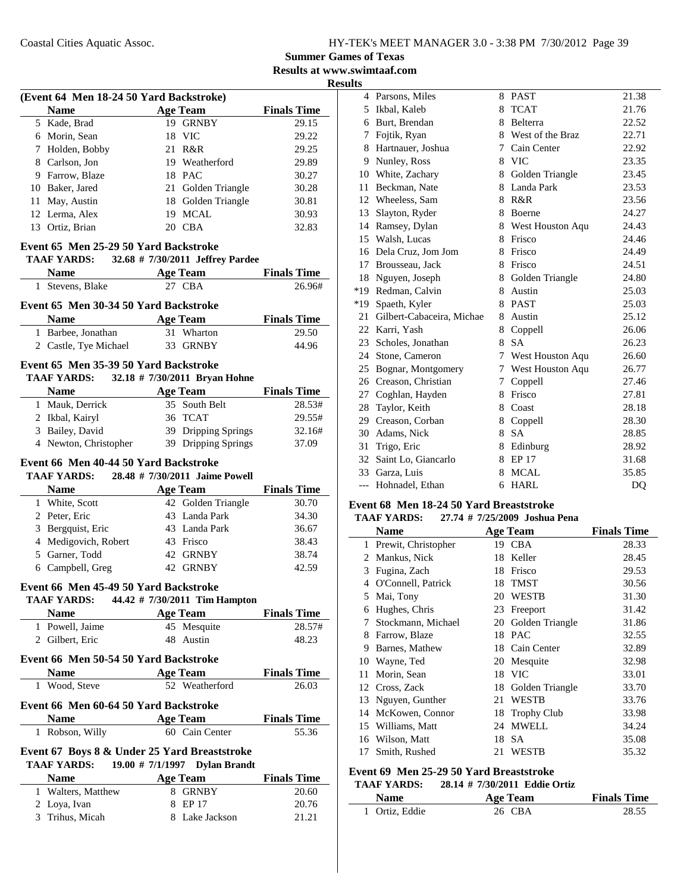## Summer Games of Texas

## Results at www.swimtaaf.com

## Results

### (Event 64 Men 18-24 50 Yard Backstroke)

| | Name | Age | Team | Finals Time |
|---|---|---|---|---|
| 5 | Kade, Brad | 19 | GRNBY | 29.15 |
| 6 | Morin, Sean | 18 | VIC | 29.22 |
| 7 | Holden, Bobby | 21 | R&R | 29.25 |
| 8 | Carlson, Jon | 19 | Weatherford | 29.89 |
| 9 | Farrow, Blaze | 18 | PAC | 30.27 |
| 10 | Baker, Jared | 21 | Golden Triangle | 30.28 |
| 11 | May, Austin | 18 | Golden Triangle | 30.81 |
| 12 | Lerma, Alex | 19 | MCAL | 30.93 |
| 13 | Ortiz, Brian | 20 | CBA | 32.83 |

### Event 65 Men 25-29 50 Yard Backstroke

TAAF YARDS: 32.68 # 7/30/2011 Jeffrey Pardee

| | Name | Age | Team | Finals Time |
|---|---|---|---|---|
| 1 | Stevens, Blake | 27 | CBA | 26.96# |

### Event 65 Men 30-34 50 Yard Backstroke

| | Name | Age | Team | Finals Time |
|---|---|---|---|---|
| 1 | Barbee, Jonathan | 31 | Wharton | 29.50 |
| 2 | Castle, Tye Michael | 33 | GRNBY | 44.96 |

### Event 65 Men 35-39 50 Yard Backstroke

TAAF YARDS: 32.18 # 7/30/2011 Bryan Hohne

| | Name | Age | Team | Finals Time |
|---|---|---|---|---|
| 1 | Mauk, Derrick | 35 | South Belt | 28.53# |
| 2 | Ikbal, Kairyl | 36 | TCAT | 29.55# |
| 3 | Bailey, David | 39 | Dripping Springs | 32.16# |
| 4 | Newton, Christopher | 39 | Dripping Springs | 37.09 |

### Event 66 Men 40-44 50 Yard Backstroke

TAAF YARDS: 28.48 # 7/30/2011 Jaime Powell

| | Name | Age | Team | Finals Time |
|---|---|---|---|---|
| 1 | White, Scott | 42 | Golden Triangle | 30.70 |
| 2 | Peter, Eric | 43 | Landa Park | 34.30 |
| 3 | Bergquist, Eric | 43 | Landa Park | 36.67 |
| 4 | Medigovich, Robert | 43 | Frisco | 38.43 |
| 5 | Garner, Todd | 42 | GRNBY | 38.74 |
| 6 | Campbell, Greg | 42 | GRNBY | 42.59 |

### Event 66 Men 45-49 50 Yard Backstroke

TAAF YARDS: 44.42 # 7/30/2011 Tim Hampton

| | Name | Age | Team | Finals Time |
|---|---|---|---|---|
| 1 | Powell, Jaime | 45 | Mesquite | 28.57# |
| 2 | Gilbert, Eric | 48 | Austin | 48.23 |

### Event 66 Men 50-54 50 Yard Backstroke

| | Name | Age | Team | Finals Time |
|---|---|---|---|---|
| 1 | Wood, Steve | 52 | Weatherford | 26.03 |

### Event 66 Men 60-64 50 Yard Backstroke

| | Name | Age | Team | Finals Time |
|---|---|---|---|---|
| 1 | Robson, Willy | 60 | Cain Center | 55.36 |

### Event 67 Boys 8 & Under 25 Yard Breaststroke

TAAF YARDS: 19.00 # 7/1/1997 Dylan Brandt

| | Name | Age | Team | Finals Time |
|---|---|---|---|---|
| 1 | Walters, Matthew | 8 | GRNBY | 20.60 |
| 2 | Loya, Ivan | 8 | EP 17 | 20.76 |
| 3 | Trihus, Micah | 8 | Lake Jackson | 21.21 |
| 4 | Parsons, Miles | 8 | PAST | 21.38 |
| 5 | Ikbal, Kaleb | 8 | TCAT | 21.76 |
| 6 | Burt, Brendan | 8 | Belterra | 22.52 |
| 7 | Fojtik, Ryan | 8 | West of the Braz | 22.71 |
| 8 | Hartnauer, Joshua | 7 | Cain Center | 22.92 |
| 9 | Nunley, Ross | 8 | VIC | 23.35 |
| 10 | White, Zachary | 8 | Golden Triangle | 23.45 |
| 11 | Beckman, Nate | 8 | Landa Park | 23.53 |
| 12 | Wheeless, Sam | 8 | R&R | 23.56 |
| 13 | Slayton, Ryder | 8 | Boerne | 24.27 |
| 14 | Ramsey, Dylan | 8 | West Houston Aqu | 24.43 |
| 15 | Walsh, Lucas | 8 | Frisco | 24.46 |
| 16 | Dela Cruz, Jom Jom | 8 | Frisco | 24.49 |
| 17 | Brousseau, Jack | 8 | Frisco | 24.51 |
| 18 | Nguyen, Joseph | 8 | Golden Triangle | 24.80 |
| *19 | Redman, Calvin | 8 | Austin | 25.03 |
| *19 | Spaeth, Kyler | 8 | PAST | 25.03 |
| 21 | Gilbert-Cabaceira, Michae | 8 | Austin | 25.12 |
| 22 | Karri, Yash | 8 | Coppell | 26.06 |
| 23 | Scholes, Jonathan | 8 | SA | 26.23 |
| 24 | Stone, Cameron | 7 | West Houston Aqu | 26.60 |
| 25 | Bognar, Montgomery | 7 | West Houston Aqu | 26.77 |
| 26 | Creason, Christian | 7 | Coppell | 27.46 |
| 27 | Coghlan, Hayden | 8 | Frisco | 27.81 |
| 28 | Taylor, Keith | 8 | Coast | 28.18 |
| 29 | Creason, Corban | 8 | Coppell | 28.30 |
| 30 | Adams, Nick | 8 | SA | 28.85 |
| 31 | Trigo, Eric | 8 | Edinburg | 28.92 |
| 32 | Saint Lo, Giancarlo | 8 | EP 17 | 31.68 |
| 33 | Garza, Luis | 8 | MCAL | 35.85 |
| --- | Hohnadel, Ethan | 6 | HARL | DQ |

### Event 68 Men 18-24 50 Yard Breaststroke

TAAF YARDS: 27.74 # 7/25/2009 Joshua Pena

| | Name | Age | Team | Finals Time |
|---|---|---|---|---|
| 1 | Prewit, Christopher | 19 | CBA | 28.33 |
| 2 | Mankus, Nick | 18 | Keller | 28.45 |
| 3 | Fugina, Zach | 18 | Frisco | 29.53 |
| 4 | O'Connell, Patrick | 18 | TMST | 30.56 |
| 5 | Mai, Tony | 20 | WESTB | 31.30 |
| 6 | Hughes, Chris | 23 | Freeport | 31.42 |
| 7 | Stockmann, Michael | 20 | Golden Triangle | 31.86 |
| 8 | Farrow, Blaze | 18 | PAC | 32.55 |
| 9 | Barnes, Mathew | 18 | Cain Center | 32.89 |
| 10 | Wayne, Ted | 20 | Mesquite | 32.98 |
| 11 | Morin, Sean | 18 | VIC | 33.01 |
| 12 | Cross, Zack | 18 | Golden Triangle | 33.70 |
| 13 | Nguyen, Gunther | 21 | WESTB | 33.76 |
| 14 | McKowen, Connor | 18 | Trophy Club | 33.98 |
| 15 | Williams, Matt | 24 | MWELL | 34.24 |
| 16 | Wilson, Matt | 18 | SA | 35.08 |
| 17 | Smith, Rushed | 21 | WESTB | 35.32 |

### Event 69 Men 25-29 50 Yard Breaststroke

TAAF YARDS: 28.14 # 7/30/2011 Eddie Ortiz

| | Name | Age | Team | Finals Time |
|---|---|---|---|---|
| 1 | Ortiz, Eddie | 26 | CBA | 28.55 |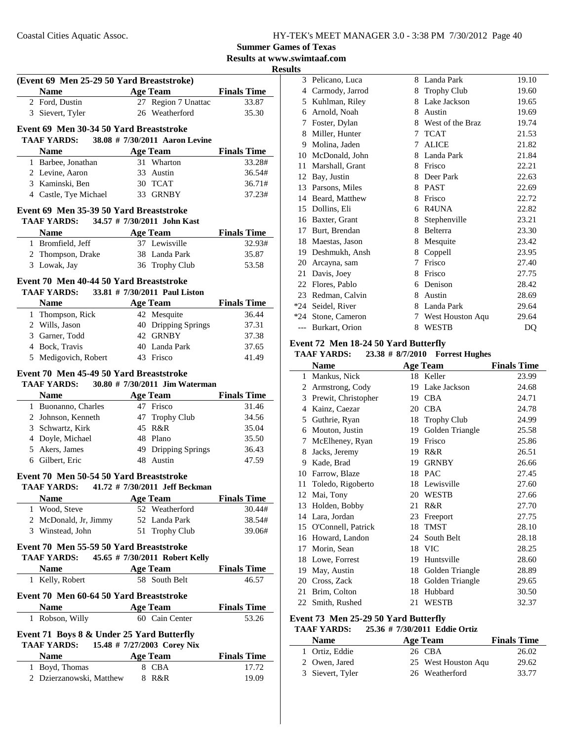## Summer Games of Texas

### Results at www.swimtaaf.com

### Results

**(Event 69 Men 25-29 50 Yard Breaststroke)**

| | Name | Age | Team | Finals Time |
|---|---|---|---|---|
| 2 | Ford, Dustin | 27 | Region 7 Unattac | 33.87 |
| 3 | Sievert, Tyler | 26 | Weatherford | 35.30 |

**Event 69 Men 30-34 50 Yard Breaststroke**

TAAF YARDS: 38.08 # 7/30/2011 Aaron Levine

| | Name | Age | Team | Finals Time |
|---|---|---|---|---|
| 1 | Barbee, Jonathan | 31 | Wharton | 33.28# |
| 2 | Levine, Aaron | 33 | Austin | 36.54# |
| 3 | Kaminski, Ben | 30 | TCAT | 36.71# |
| 4 | Castle, Tye Michael | 33 | GRNBY | 37.23# |

**Event 69 Men 35-39 50 Yard Breaststroke**

TAAF YARDS: 34.57 # 7/30/2011 John Kast

| | Name | Age | Team | Finals Time |
|---|---|---|---|---|
| 1 | Bromfield, Jeff | 37 | Lewisville | 32.93# |
| 2 | Thompson, Drake | 38 | Landa Park | 35.87 |
| 3 | Lowak, Jay | 36 | Trophy Club | 53.58 |

**Event 70 Men 40-44 50 Yard Breaststroke**

TAAF YARDS: 33.81 # 7/30/2011 Paul Liston

| | Name | Age | Team | Finals Time |
|---|---|---|---|---|
| 1 | Thompson, Rick | 42 | Mesquite | 36.44 |
| 2 | Wills, Jason | 40 | Dripping Springs | 37.31 |
| 3 | Garner, Todd | 42 | GRNBY | 37.38 |
| 4 | Bock, Travis | 40 | Landa Park | 37.65 |
| 5 | Medigovich, Robert | 43 | Frisco | 41.49 |

**Event 70 Men 45-49 50 Yard Breaststroke**

TAAF YARDS: 30.80 # 7/30/2011 Jim Waterman

| | Name | Age | Team | Finals Time |
|---|---|---|---|---|
| 1 | Buonanno, Charles | 47 | Frisco | 31.46 |
| 2 | Johnson, Kenneth | 47 | Trophy Club | 34.56 |
| 3 | Schwartz, Kirk | 45 | R&R | 35.04 |
| 4 | Doyle, Michael | 48 | Plano | 35.50 |
| 5 | Akers, James | 49 | Dripping Springs | 36.43 |
| 6 | Gilbert, Eric | 48 | Austin | 47.59 |

**Event 70 Men 50-54 50 Yard Breaststroke**

TAAF YARDS: 41.72 # 7/30/2011 Jeff Beckman

| | Name | Age | Team | Finals Time |
|---|---|---|---|---|
| 1 | Wood, Steve | 52 | Weatherford | 30.44# |
| 2 | McDonald, Jr, Jimmy | 52 | Landa Park | 38.54# |
| 3 | Winstead, John | 51 | Trophy Club | 39.06# |

**Event 70 Men 55-59 50 Yard Breaststroke**

TAAF YARDS: 45.65 # 7/30/2011 Robert Kelly

| | Name | Age | Team | Finals Time |
|---|---|---|---|---|
| 1 | Kelly, Robert | 58 | South Belt | 46.57 |

**Event 70 Men 60-64 50 Yard Breaststroke**

| | Name | Age | Team | Finals Time |
|---|---|---|---|---|
| 1 | Robson, Willy | 60 | Cain Center | 53.26 |

**Event 71 Boys 8 & Under 25 Yard Butterfly**

TAAF YARDS: 15.48 # 7/27/2003 Corey Nix

| | Name | Age | Team | Finals Time |
|---|---|---|---|---|
| 1 | Boyd, Thomas | 8 | CBA | 17.72 |
| 2 | Dzierzanowski, Matthew | 8 | R&R | 19.09 |
| 3 | Pelicano, Luca | 8 | Landa Park | 19.10 |
| 4 | Carmody, Jarrod | 8 | Trophy Club | 19.60 |
| 5 | Kuhlman, Riley | 8 | Lake Jackson | 19.65 |
| 6 | Arnold, Noah | 8 | Austin | 19.69 |
| 7 | Foster, Dylan | 8 | West of the Braz | 19.74 |
| 8 | Miller, Hunter | 7 | TCAT | 21.53 |
| 9 | Molina, Jaden | 7 | ALICE | 21.82 |
| 10 | McDonald, John | 8 | Landa Park | 21.84 |
| 11 | Marshall, Grant | 8 | Frisco | 22.21 |
| 12 | Bay, Justin | 8 | Deer Park | 22.63 |
| 13 | Parsons, Miles | 8 | PAST | 22.69 |
| 14 | Beard, Matthew | 8 | Frisco | 22.72 |
| 15 | Dollins, Eli | 6 | R4UNA | 22.82 |
| 16 | Baxter, Grant | 8 | Stephenville | 23.21 |
| 17 | Burt, Brendan | 8 | Belterra | 23.30 |
| 18 | Maestas, Jason | 8 | Mesquite | 23.42 |
| 19 | Deshmukh, Ansh | 8 | Coppell | 23.95 |
| 20 | Arcayna, sam | 7 | Frisco | 27.40 |
| 21 | Davis, Joey | 8 | Frisco | 27.75 |
| 22 | Flores, Pablo | 6 | Denison | 28.42 |
| 23 | Redman, Calvin | 8 | Austin | 28.69 |
| *24 | Seidel, River | 8 | Landa Park | 29.64 |
| *24 | Stone, Cameron | 7 | West Houston Aqu | 29.64 |
| --- | Burkart, Orion | 8 | WESTB | DQ |

**Event 72 Men 18-24 50 Yard Butterfly**

TAAF YARDS: 23.38 # 8/7/2010 Forrest Hughes

| | Name | Age | Team | Finals Time |
|---|---|---|---|---|
| 1 | Mankus, Nick | 18 | Keller | 23.99 |
| 2 | Armstrong, Cody | 19 | Lake Jackson | 24.68 |
| 3 | Prewit, Christopher | 19 | CBA | 24.71 |
| 4 | Kainz, Caezar | 20 | CBA | 24.78 |
| 5 | Guthrie, Ryan | 18 | Trophy Club | 24.99 |
| 6 | Mouton, Justin | 19 | Golden Triangle | 25.58 |
| 7 | McElheney, Ryan | 19 | Frisco | 25.86 |
| 8 | Jacks, Jeremy | 19 | R&R | 26.51 |
| 9 | Kade, Brad | 19 | GRNBY | 26.66 |
| 10 | Farrow, Blaze | 18 | PAC | 27.45 |
| 11 | Toledo, Rigoberto | 18 | Lewisville | 27.60 |
| 12 | Mai, Tony | 20 | WESTB | 27.66 |
| 13 | Holden, Bobby | 21 | R&R | 27.70 |
| 14 | Lara, Jordan | 23 | Freeport | 27.75 |
| 15 | O'Connell, Patrick | 18 | TMST | 28.10 |
| 16 | Howard, Landon | 24 | South Belt | 28.18 |
| 17 | Morin, Sean | 18 | VIC | 28.25 |
| 18 | Lowe, Forrest | 19 | Huntsville | 28.60 |
| 19 | May, Austin | 18 | Golden Triangle | 28.89 |
| 20 | Cross, Zack | 18 | Golden Triangle | 29.65 |
| 21 | Brim, Colton | 18 | Hubbard | 30.50 |
| 22 | Smith, Rushed | 21 | WESTB | 32.37 |

**Event 73 Men 25-29 50 Yard Butterfly**

TAAF YARDS: 25.36 # 7/30/2011 Eddie Ortiz

| | Name | Age | Team | Finals Time |
|---|---|---|---|---|
| 1 | Ortiz, Eddie | 26 | CBA | 26.02 |
| 2 | Owen, Jared | 25 | West Houston Aqu | 29.62 |
| 3 | Sievert, Tyler | 26 | Weatherford | 33.77 |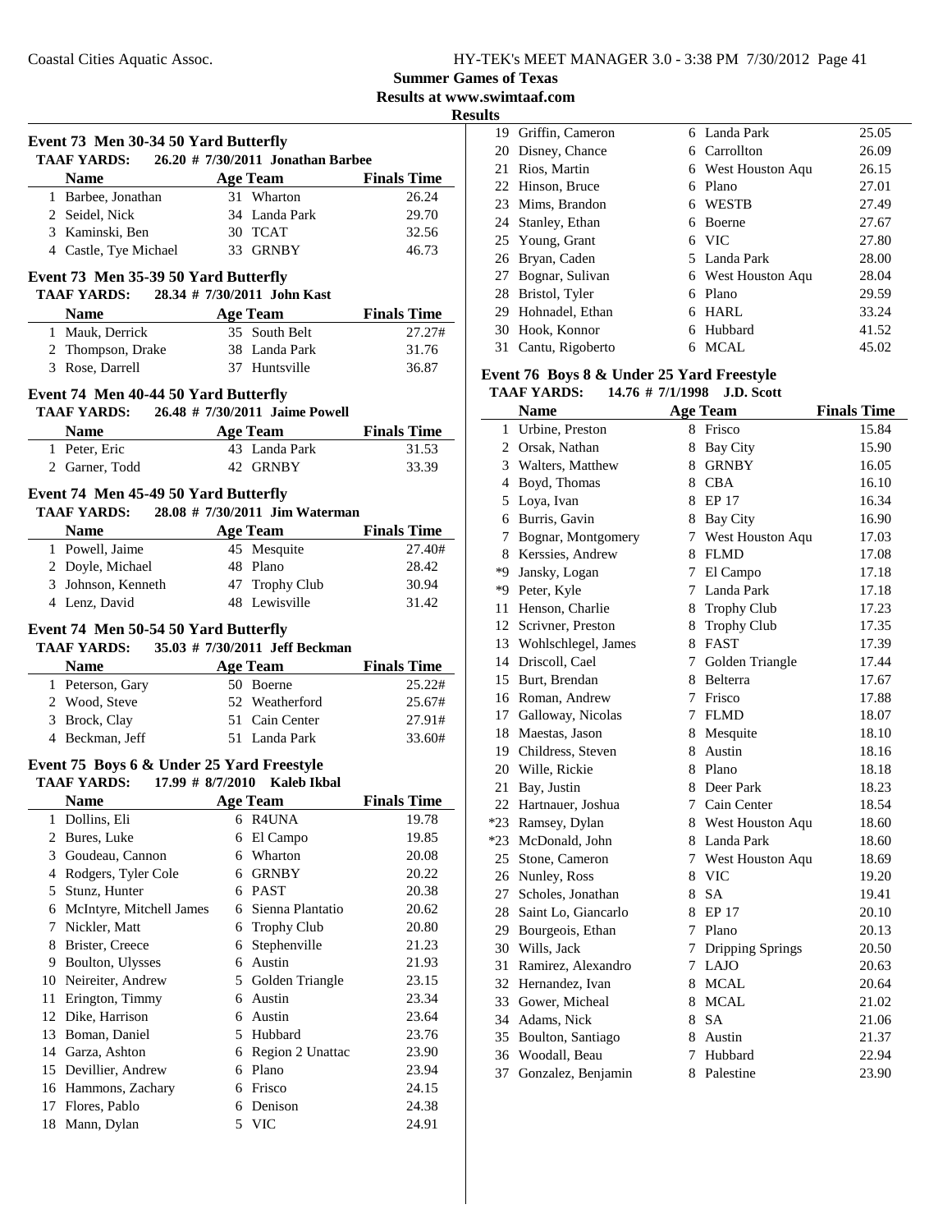## Summer Games of Texas

### Results at www.swimtaaf.com

#### Results

### Event 73 Men 30-34 50 Yard Butterfly

TAAF YARDS: 26.20 # 7/30/2011 Jonathan Barbee

| | Name | Age | Team | Finals Time |
|---|---|---|---|---|
| 1 | Barbee, Jonathan | 31 | Wharton | 26.24 |
| 2 | Seidel, Nick | 34 | Landa Park | 29.70 |
| 3 | Kaminski, Ben | 30 | TCAT | 32.56 |
| 4 | Castle, Tye Michael | 33 | GRNBY | 46.73 |

### Event 73 Men 35-39 50 Yard Butterfly

TAAF YARDS: 28.34 # 7/30/2011 John Kast

| | Name | Age | Team | Finals Time |
|---|---|---|---|---|
| 1 | Mauk, Derrick | 35 | South Belt | 27.27# |
| 2 | Thompson, Drake | 38 | Landa Park | 31.76 |
| 3 | Rose, Darrell | 37 | Huntsville | 36.87 |

### Event 74 Men 40-44 50 Yard Butterfly

TAAF YARDS: 26.48 # 7/30/2011 Jaime Powell

| | Name | Age | Team | Finals Time |
|---|---|---|---|---|
| 1 | Peter, Eric | 43 | Landa Park | 31.53 |
| 2 | Garner, Todd | 42 | GRNBY | 33.39 |

### Event 74 Men 45-49 50 Yard Butterfly

TAAF YARDS: 28.08 # 7/30/2011 Jim Waterman

| | Name | Age | Team | Finals Time |
|---|---|---|---|---|
| 1 | Powell, Jaime | 45 | Mesquite | 27.40# |
| 2 | Doyle, Michael | 48 | Plano | 28.42 |
| 3 | Johnson, Kenneth | 47 | Trophy Club | 30.94 |
| 4 | Lenz, David | 48 | Lewisville | 31.42 |

### Event 74 Men 50-54 50 Yard Butterfly

TAAF YARDS: 35.03 # 7/30/2011 Jeff Beckman

| | Name | Age | Team | Finals Time |
|---|---|---|---|---|
| 1 | Peterson, Gary | 50 | Boerne | 25.22# |
| 2 | Wood, Steve | 52 | Weatherford | 25.67# |
| 3 | Brock, Clay | 51 | Cain Center | 27.91# |
| 4 | Beckman, Jeff | 51 | Landa Park | 33.60# |

### Event 75 Boys 6 & Under 25 Yard Freestyle

TAAF YARDS: 17.99 # 8/7/2010 Kaleb Ikbal

| | Name | Age | Team | Finals Time |
|---|---|---|---|---|
| 1 | Dollins, Eli | 6 | R4UNA | 19.78 |
| 2 | Bures, Luke | 6 | El Campo | 19.85 |
| 3 | Goudeau, Cannon | 6 | Wharton | 20.08 |
| 4 | Rodgers, Tyler Cole | 6 | GRNBY | 20.22 |
| 5 | Stunz, Hunter | 6 | PAST | 20.38 |
| 6 | McIntyre, Mitchell James | 6 | Sienna Plantatio | 20.62 |
| 7 | Nickler, Matt | 6 | Trophy Club | 20.80 |
| 8 | Brister, Creece | 6 | Stephenville | 21.23 |
| 9 | Boulton, Ulysses | 6 | Austin | 21.93 |
| 10 | Neireiter, Andrew | 5 | Golden Triangle | 23.15 |
| 11 | Erington, Timmy | 6 | Austin | 23.34 |
| 12 | Dike, Harrison | 6 | Austin | 23.64 |
| 13 | Boman, Daniel | 5 | Hubbard | 23.76 |
| 14 | Garza, Ashton | 6 | Region 2 Unattac | 23.90 |
| 15 | Devillier, Andrew | 6 | Plano | 23.94 |
| 16 | Hammons, Zachary | 6 | Frisco | 24.15 |
| 17 | Flores, Pablo | 6 | Denison | 24.38 |
| 18 | Mann, Dylan | 5 | VIC | 24.91 |
| 19 | Griffin, Cameron | 6 | Landa Park | 25.05 |
| 20 | Disney, Chance | 6 | Carrollton | 26.09 |
| 21 | Rios, Martin | 6 | West Houston Aqu | 26.15 |
| 22 | Hinson, Bruce | 6 | Plano | 27.01 |
| 23 | Mims, Brandon | 6 | WESTB | 27.49 |
| 24 | Stanley, Ethan | 6 | Boerne | 27.67 |
| 25 | Young, Grant | 6 | VIC | 27.80 |
| 26 | Bryan, Caden | 5 | Landa Park | 28.00 |
| 27 | Bognar, Sulivan | 6 | West Houston Aqu | 28.04 |
| 28 | Bristol, Tyler | 6 | Plano | 29.59 |
| 29 | Hohnadel, Ethan | 6 | HARL | 33.24 |
| 30 | Hook, Konnor | 6 | Hubbard | 41.52 |
| 31 | Cantu, Rigoberto | 6 | MCAL | 45.02 |

### Event 76 Boys 8 & Under 25 Yard Freestyle

TAAF YARDS: 14.76 # 7/1/1998 J.D. Scott

| | Name | Age | Team | Finals Time |
|---|---|---|---|---|
| 1 | Urbine, Preston | 8 | Frisco | 15.84 |
| 2 | Orsak, Nathan | 8 | Bay City | 15.90 |
| 3 | Walters, Matthew | 8 | GRNBY | 16.05 |
| 4 | Boyd, Thomas | 8 | CBA | 16.10 |
| 5 | Loya, Ivan | 8 | EP 17 | 16.34 |
| 6 | Burris, Gavin | 8 | Bay City | 16.90 |
| 7 | Bognar, Montgomery | 7 | West Houston Aqu | 17.03 |
| 8 | Kerssies, Andrew | 8 | FLMD | 17.08 |
| *9 | Jansky, Logan | 7 | El Campo | 17.18 |
| *9 | Peter, Kyle | 7 | Landa Park | 17.18 |
| 11 | Henson, Charlie | 8 | Trophy Club | 17.23 |
| 12 | Scrivner, Preston | 8 | Trophy Club | 17.35 |
| 13 | Wohlschlegel, James | 8 | FAST | 17.39 |
| 14 | Driscoll, Cael | 7 | Golden Triangle | 17.44 |
| 15 | Burt, Brendan | 8 | Belterra | 17.67 |
| 16 | Roman, Andrew | 7 | Frisco | 17.88 |
| 17 | Galloway, Nicolas | 7 | FLMD | 18.07 |
| 18 | Maestas, Jason | 8 | Mesquite | 18.10 |
| 19 | Childress, Steven | 8 | Austin | 18.16 |
| 20 | Wille, Rickie | 8 | Plano | 18.18 |
| 21 | Bay, Justin | 8 | Deer Park | 18.23 |
| 22 | Hartnauer, Joshua | 7 | Cain Center | 18.54 |
| *23 | Ramsey, Dylan | 8 | West Houston Aqu | 18.60 |
| *23 | McDonald, John | 8 | Landa Park | 18.60 |
| 25 | Stone, Cameron | 7 | West Houston Aqu | 18.69 |
| 26 | Nunley, Ross | 8 | VIC | 19.20 |
| 27 | Scholes, Jonathan | 8 | SA | 19.41 |
| 28 | Saint Lo, Giancarlo | 8 | EP 17 | 20.10 |
| 29 | Bourgeois, Ethan | 7 | Plano | 20.13 |
| 30 | Wills, Jack | 7 | Dripping Springs | 20.50 |
| 31 | Ramirez, Alexandro | 7 | LAJO | 20.63 |
| 32 | Hernandez, Ivan | 8 | MCAL | 20.64 |
| 33 | Gower, Micheal | 8 | MCAL | 21.02 |
| 34 | Adams, Nick | 8 | SA | 21.06 |
| 35 | Boulton, Santiago | 8 | Austin | 21.37 |
| 36 | Woodall, Beau | 7 | Hubbard | 22.94 |
| 37 | Gonzalez, Benjamin | 8 | Palestine | 23.90 |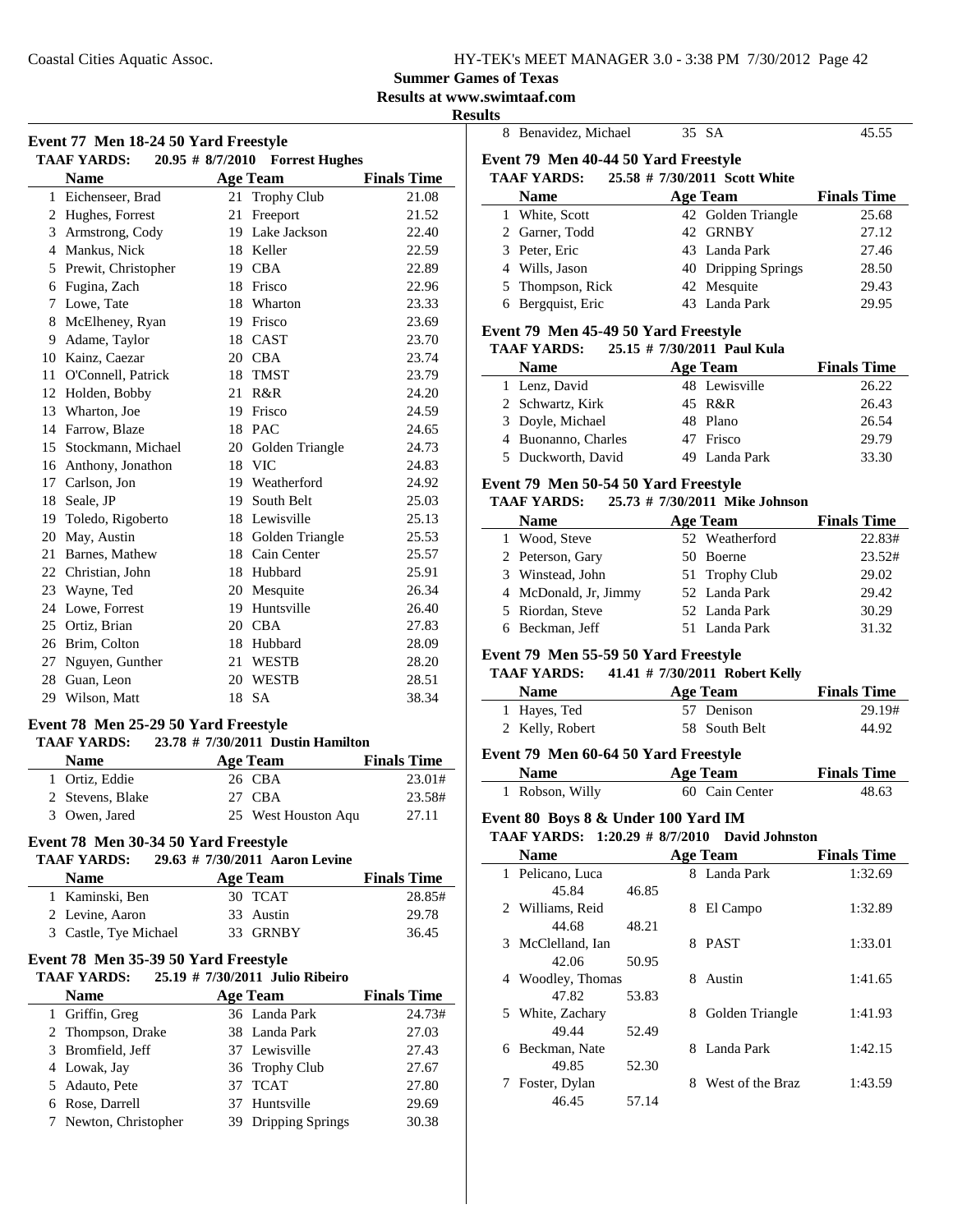**Summer Games of Texas**

**Results at www.swimtaaf.com**

**Results**

### Event 77 Men 18-24 50 Yard Freestyle

**TAAF YARDS: 20.95 # 8/7/2010 Forrest Hughes**

| | Name | Age | Team | Finals Time |
|---|---|---|---|---|
| 1 | Eichenseer, Brad | 21 | Trophy Club | 21.08 |
| 2 | Hughes, Forrest | 21 | Freeport | 21.52 |
| 3 | Armstrong, Cody | 19 | Lake Jackson | 22.40 |
| 4 | Mankus, Nick | 18 | Keller | 22.59 |
| 5 | Prewit, Christopher | 19 | CBA | 22.89 |
| 6 | Fugina, Zach | 18 | Frisco | 22.96 |
| 7 | Lowe, Tate | 18 | Wharton | 23.33 |
| 8 | McElheney, Ryan | 19 | Frisco | 23.69 |
| 9 | Adame, Taylor | 18 | CAST | 23.70 |
| 10 | Kainz, Caezar | 20 | CBA | 23.74 |
| 11 | O'Connell, Patrick | 18 | TMST | 23.79 |
| 12 | Holden, Bobby | 21 | R&R | 24.20 |
| 13 | Wharton, Joe | 19 | Frisco | 24.59 |
| 14 | Farrow, Blaze | 18 | PAC | 24.65 |
| 15 | Stockmann, Michael | 20 | Golden Triangle | 24.73 |
| 16 | Anthony, Jonathon | 18 | VIC | 24.83 |
| 17 | Carlson, Jon | 19 | Weatherford | 24.92 |
| 18 | Seale, JP | 19 | South Belt | 25.03 |
| 19 | Toledo, Rigoberto | 18 | Lewisville | 25.13 |
| 20 | May, Austin | 18 | Golden Triangle | 25.53 |
| 21 | Barnes, Mathew | 18 | Cain Center | 25.57 |
| 22 | Christian, John | 18 | Hubbard | 25.91 |
| 23 | Wayne, Ted | 20 | Mesquite | 26.34 |
| 24 | Lowe, Forrest | 19 | Huntsville | 26.40 |
| 25 | Ortiz, Brian | 20 | CBA | 27.83 |
| 26 | Brim, Colton | 18 | Hubbard | 28.09 |
| 27 | Nguyen, Gunther | 21 | WESTB | 28.20 |
| 28 | Guan, Leon | 20 | WESTB | 28.51 |
| 29 | Wilson, Matt | 18 | SA | 38.34 |

### Event 78 Men 25-29 50 Yard Freestyle

**TAAF YARDS: 23.78 # 7/30/2011 Dustin Hamilton**

| | Name | Age | Team | Finals Time |
|---|---|---|---|---|
| 1 | Ortiz, Eddie | 26 | CBA | 23.01# |
| 2 | Stevens, Blake | 27 | CBA | 23.58# |
| 3 | Owen, Jared | 25 | West Houston Aqu | 27.11 |

### Event 78 Men 30-34 50 Yard Freestyle

**TAAF YARDS: 29.63 # 7/30/2011 Aaron Levine**

| | Name | Age | Team | Finals Time |
|---|---|---|---|---|
| 1 | Kaminski, Ben | 30 | TCAT | 28.85# |
| 2 | Levine, Aaron | 33 | Austin | 29.78 |
| 3 | Castle, Tye Michael | 33 | GRNBY | 36.45 |

### Event 78 Men 35-39 50 Yard Freestyle

**TAAF YARDS: 25.19 # 7/30/2011 Julio Ribeiro**

| | Name | Age | Team | Finals Time |
|---|---|---|---|---|
| 1 | Griffin, Greg | 36 | Landa Park | 24.73# |
| 2 | Thompson, Drake | 38 | Landa Park | 27.03 |
| 3 | Bromfield, Jeff | 37 | Lewisville | 27.43 |
| 4 | Lowak, Jay | 36 | Trophy Club | 27.67 |
| 5 | Adauto, Pete | 37 | TCAT | 27.80 |
| 6 | Rose, Darrell | 37 | Huntsville | 29.69 |
| 7 | Newton, Christopher | 39 | Dripping Springs | 30.38 |
| 8 | Benavidez, Michael | 35 | SA | 45.55 |

### Event 79 Men 40-44 50 Yard Freestyle

**TAAF YARDS: 25.58 # 7/30/2011 Scott White**

| | Name | Age | Team | Finals Time |
|---|---|---|---|---|
| 1 | White, Scott | 42 | Golden Triangle | 25.68 |
| 2 | Garner, Todd | 42 | GRNBY | 27.12 |
| 3 | Peter, Eric | 43 | Landa Park | 27.46 |
| 4 | Wills, Jason | 40 | Dripping Springs | 28.50 |
| 5 | Thompson, Rick | 42 | Mesquite | 29.43 |
| 6 | Bergquist, Eric | 43 | Landa Park | 29.95 |

### Event 79 Men 45-49 50 Yard Freestyle

**TAAF YARDS: 25.15 # 7/30/2011 Paul Kula**

| | Name | Age | Team | Finals Time |
|---|---|---|---|---|
| 1 | Lenz, David | 48 | Lewisville | 26.22 |
| 2 | Schwartz, Kirk | 45 | R&R | 26.43 |
| 3 | Doyle, Michael | 48 | Plano | 26.54 |
| 4 | Buonanno, Charles | 47 | Frisco | 29.79 |
| 5 | Duckworth, David | 49 | Landa Park | 33.30 |

### Event 79 Men 50-54 50 Yard Freestyle

**TAAF YARDS: 25.73 # 7/30/2011 Mike Johnson**

| | Name | Age | Team | Finals Time |
|---|---|---|---|---|
| 1 | Wood, Steve | 52 | Weatherford | 22.83# |
| 2 | Peterson, Gary | 50 | Boerne | 23.52# |
| 3 | Winstead, John | 51 | Trophy Club | 29.02 |
| 4 | McDonald, Jr, Jimmy | 52 | Landa Park | 29.42 |
| 5 | Riordan, Steve | 52 | Landa Park | 30.29 |
| 6 | Beckman, Jeff | 51 | Landa Park | 31.32 |

### Event 79 Men 55-59 50 Yard Freestyle

**TAAF YARDS: 41.41 # 7/30/2011 Robert Kelly**

| | Name | Age | Team | Finals Time |
|---|---|---|---|---|
| 1 | Hayes, Ted | 57 | Denison | 29.19# |
| 2 | Kelly, Robert | 58 | South Belt | 44.92 |

### Event 79 Men 60-64 50 Yard Freestyle

| | Name | Age | Team | Finals Time |
|---|---|---|---|---|
| 1 | Robson, Willy | 60 | Cain Center | 48.63 |

### Event 80 Boys 8 & Under 100 Yard IM

**TAAF YARDS: 1:20.29 # 8/7/2010 David Johnston**

| | Name | Age | Team | Finals Time |
|---|---|---|---|---|
| 1 | Pelicano, Luca | 8 | Landa Park | 1:32.69 |
| | 45.84 46.85 | | | |
| 2 | Williams, Reid | 8 | El Campo | 1:32.89 |
| | 44.68 48.21 | | | |
| 3 | McClelland, Ian | 8 | PAST | 1:33.01 |
| | 42.06 50.95 | | | |
| 4 | Woodley, Thomas | 8 | Austin | 1:41.65 |
| | 47.82 53.83 | | | |
| 5 | White, Zachary | 8 | Golden Triangle | 1:41.93 |
| | 49.44 52.49 | | | |
| 6 | Beckman, Nate | 8 | Landa Park | 1:42.15 |
| | 49.85 52.30 | | | |
| 7 | Foster, Dylan | 8 | West of the Braz | 1:43.59 |
| | 46.45 57.14 | | | |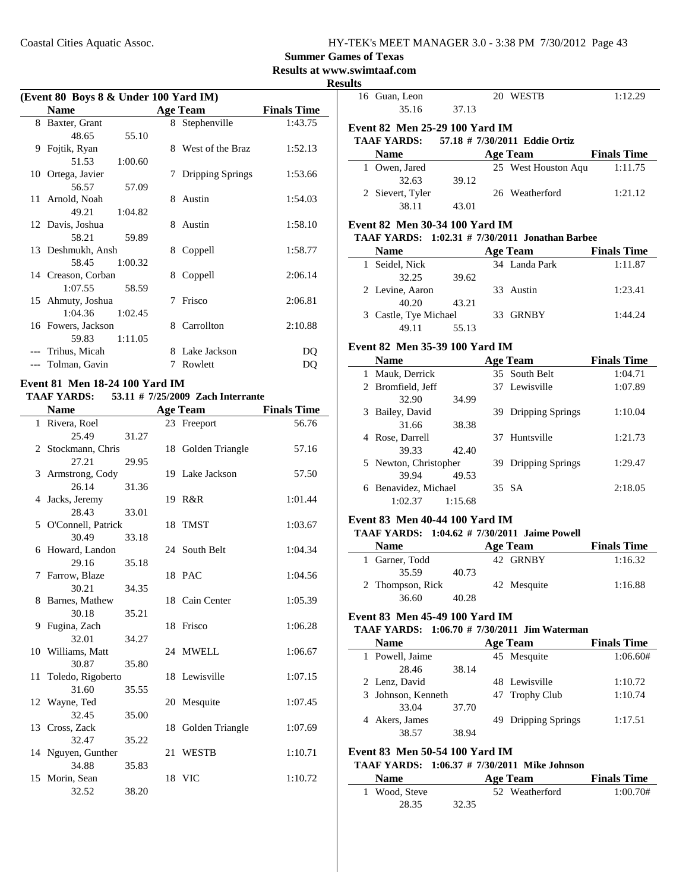## Summer Games of Texas

### Results at www.swimtaaf.com

### Results

#### (Event 80 Boys 8 & Under 100 Yard IM)

| | Name | | Age | Team | Finals Time |
|---|---|---|---|---|---|
| 8 | Baxter, Grant | | 8 | Stephenville | 1:43.75 |
| | 48.65 | 55.10 | | | |
| 9 | Fojtik, Ryan | | 8 | West of the Braz | 1:52.13 |
| | 51.53 | 1:00.60 | | | |
| 10 | Ortega, Javier | | 7 | Dripping Springs | 1:53.66 |
| | 56.57 | 57.09 | | | |
| 11 | Arnold, Noah | | 8 | Austin | 1:54.03 |
| | 49.21 | 1:04.82 | | | |
| 12 | Davis, Joshua | | 8 | Austin | 1:58.10 |
| | 58.21 | 59.89 | | | |
| 13 | Deshmukh, Ansh | | 8 | Coppell | 1:58.77 |
| | 58.45 | 1:00.32 | | | |
| 14 | Creason, Corban | | 8 | Coppell | 2:06.14 |
| | 1:07.55 | 58.59 | | | |
| 15 | Ahmuty, Joshua | | 7 | Frisco | 2:06.81 |
| | 1:04.36 | 1:02.45 | | | |
| 16 | Fowers, Jackson | | 8 | Carrollton | 2:10.88 |
| | 59.83 | 1:11.05 | | | |
| --- | Trihus, Micah | | 8 | Lake Jackson | DQ |
| --- | Tolman, Gavin | | 7 | Rowlett | DQ |

#### Event 81 Men 18-24 100 Yard IM

**TAAF YARDS: 53.11 # 7/25/2009 Zach Interrante**

| | Name | | Age | Team | Finals Time |
|---|---|---|---|---|---|
| 1 | Rivera, Roel | | 23 | Freeport | 56.76 |
| | 25.49 | 31.27 | | | |
| 2 | Stockmann, Chris | | 18 | Golden Triangle | 57.16 |
| | 27.21 | 29.95 | | | |
| 3 | Armstrong, Cody | | 19 | Lake Jackson | 57.50 |
| | 26.14 | 31.36 | | | |
| 4 | Jacks, Jeremy | | 19 | R&R | 1:01.44 |
| | 28.43 | 33.01 | | | |
| 5 | O'Connell, Patrick | | 18 | TMST | 1:03.67 |
| | 30.49 | 33.18 | | | |
| 6 | Howard, Landon | | 24 | South Belt | 1:04.34 |
| | 29.16 | 35.18 | | | |
| 7 | Farrow, Blaze | | 18 | PAC | 1:04.56 |
| | 30.21 | 34.35 | | | |
| 8 | Barnes, Mathew | | 18 | Cain Center | 1:05.39 |
| | 30.18 | 35.21 | | | |
| 9 | Fugina, Zach | | 18 | Frisco | 1:06.28 |
| | 32.01 | 34.27 | | | |
| 10 | Williams, Matt | | 24 | MWELL | 1:06.67 |
| | 30.87 | 35.80 | | | |
| 11 | Toledo, Rigoberto | | 18 | Lewisville | 1:07.15 |
| | 31.60 | 35.55 | | | |
| 12 | Wayne, Ted | | 20 | Mesquite | 1:07.45 |
| | 32.45 | 35.00 | | | |
| 13 | Cross, Zack | | 18 | Golden Triangle | 1:07.69 |
| | 32.47 | 35.22 | | | |
| 14 | Nguyen, Gunther | | 21 | WESTB | 1:10.71 |
| | 34.88 | 35.83 | | | |
| 15 | Morin, Sean | | 18 | VIC | 1:10.72 |
| | 32.52 | 38.20 | | | |
| 16 | Guan, Leon | | 20 | WESTB | 1:12.29 |
| | 35.16 | 37.13 | | | |

#### Event 82 Men 25-29 100 Yard IM

**TAAF YARDS: 57.18 # 7/30/2011 Eddie Ortiz**

| | Name | | Age | Team | Finals Time |
|---|---|---|---|---|---|
| 1 | Owen, Jared | | 25 | West Houston Aqu | 1:11.75 |
| | 32.63 | 39.12 | | | |
| 2 | Sievert, Tyler | | 26 | Weatherford | 1:21.12 |
| | 38.11 | 43.01 | | | |

#### Event 82 Men 30-34 100 Yard IM

**TAAF YARDS: 1:02.31 # 7/30/2011 Jonathan Barbee**

| | Name | | Age | Team | Finals Time |
|---|---|---|---|---|---|
| 1 | Seidel, Nick | | 34 | Landa Park | 1:11.87 |
| | 32.25 | 39.62 | | | |
| 2 | Levine, Aaron | | 33 | Austin | 1:23.41 |
| | 40.20 | 43.21 | | | |
| 3 | Castle, Tye Michael | | 33 | GRNBY | 1:44.24 |
| | 49.11 | 55.13 | | | |

#### Event 82 Men 35-39 100 Yard IM

| | Name | | Age | Team | Finals Time |
|---|---|---|---|---|---|
| 1 | Mauk, Derrick | | 35 | South Belt | 1:04.71 |
| 2 | Bromfield, Jeff | | 37 | Lewisville | 1:07.89 |
| | 32.90 | 34.99 | | | |
| 3 | Bailey, David | | 39 | Dripping Springs | 1:10.04 |
| | 31.66 | 38.38 | | | |
| 4 | Rose, Darrell | | 37 | Huntsville | 1:21.73 |
| | 39.33 | 42.40 | | | |
| 5 | Newton, Christopher | | 39 | Dripping Springs | 1:29.47 |
| | 39.94 | 49.53 | | | |
| 6 | Benavidez, Michael | | 35 | SA | 2:18.05 |
| | 1:02.37 | 1:15.68 | | | |

#### Event 83 Men 40-44 100 Yard IM

**TAAF YARDS: 1:04.62 # 7/30/2011 Jaime Powell**

| | Name | | Age | Team | Finals Time |
|---|---|---|---|---|---|
| 1 | Garner, Todd | | 42 | GRNBY | 1:16.32 |
| | 35.59 | 40.73 | | | |
| 2 | Thompson, Rick | | 42 | Mesquite | 1:16.88 |
| | 36.60 | 40.28 | | | |

#### Event 83 Men 45-49 100 Yard IM

**TAAF YARDS: 1:06.70 # 7/30/2011 Jim Waterman**

| | Name | | Age | Team | Finals Time |
|---|---|---|---|---|---|
| 1 | Powell, Jaime | | 45 | Mesquite | 1:06.60# |
| | 28.46 | 38.14 | | | |
| 2 | Lenz, David | | 48 | Lewisville | 1:10.72 |
| 3 | Johnson, Kenneth | | 47 | Trophy Club | 1:10.74 |
| | 33.04 | 37.70 | | | |
| 4 | Akers, James | | 49 | Dripping Springs | 1:17.51 |
| | 38.57 | 38.94 | | | |

#### Event 83 Men 50-54 100 Yard IM

**TAAF YARDS: 1:06.37 # 7/30/2011 Mike Johnson**

| | Name | | Age | Team | Finals Time |
|---|---|---|---|---|---|
| 1 | Wood, Steve | | 52 | Weatherford | 1:00.70# |
| | 28.35 | 32.35 | | | |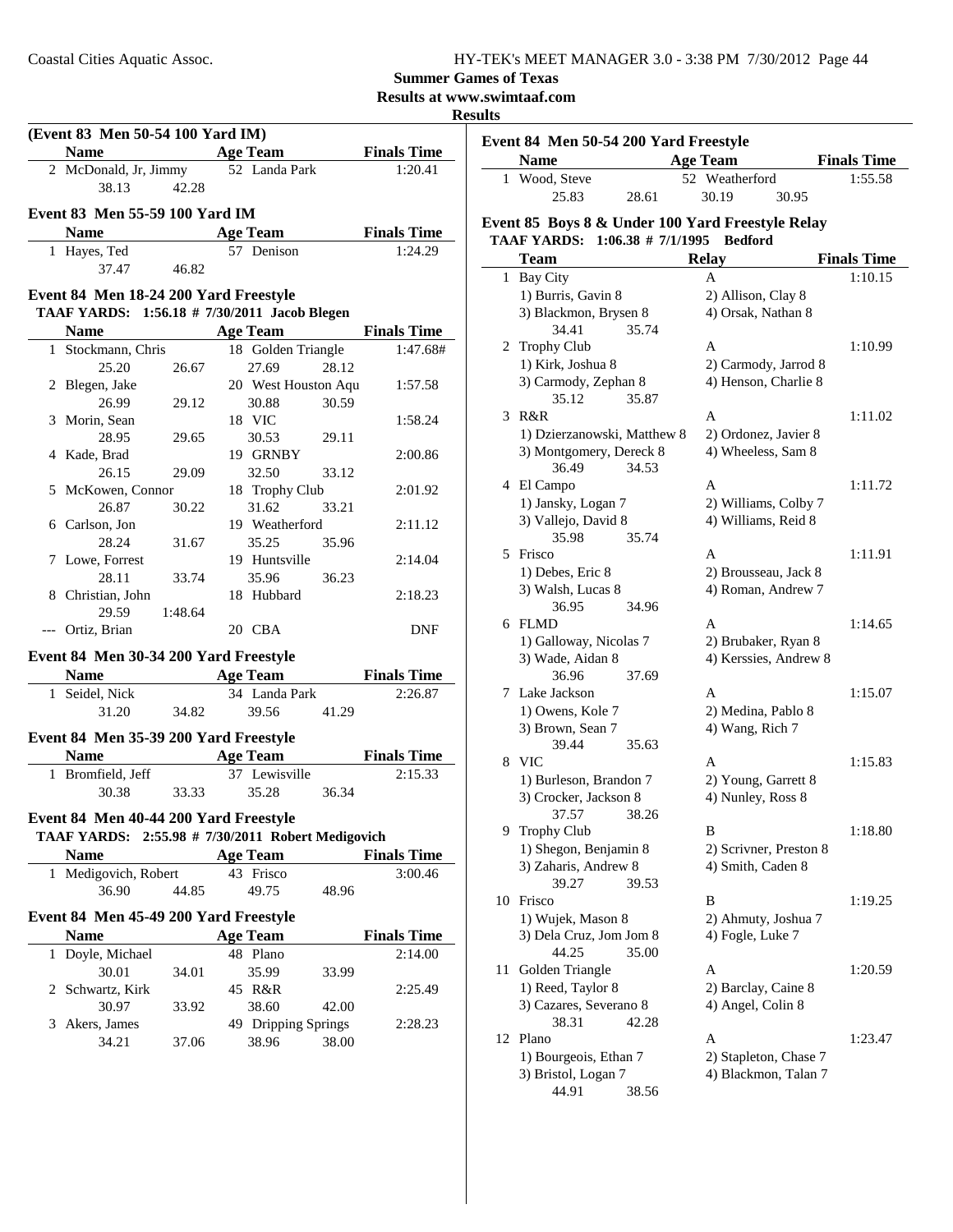**Summer Games of Texas**
**Results at www.swimtaaf.com**
**Results**

### (Event 83 Men 50-54 100 Yard IM)

| | Name | Age | Team | Finals Time |
|---|---|---|---|---|
| 2 | McDonald, Jr, Jimmy | 52 | Landa Park | 1:20.41 |
| | 38.13 42.28 | | | |

### Event 83 Men 55-59 100 Yard IM

| | Name | Age | Team | Finals Time |
|---|---|---|---|---|
| 1 | Hayes, Ted | 57 | Denison | 1:24.29 |
| | 37.47 46.82 | | | |

### Event 84 Men 18-24 200 Yard Freestyle

TAAF YARDS: 1:56.18 # 7/30/2011 Jacob Blegen

| | Name | Age | Team | Finals Time |
|---|---|---|---|---|
| 1 | Stockmann, Chris | 18 | Golden Triangle | 1:47.68# |
| | 25.20 26.67 27.69 28.12 | | | |
| 2 | Blegen, Jake | 20 | West Houston Aqu | 1:57.58 |
| | 26.99 29.12 30.88 30.59 | | | |
| 3 | Morin, Sean | 18 | VIC | 1:58.24 |
| | 28.95 29.65 30.53 29.11 | | | |
| 4 | Kade, Brad | 19 | GRNBY | 2:00.86 |
| | 26.15 29.09 32.50 33.12 | | | |
| 5 | McKowen, Connor | 18 | Trophy Club | 2:01.92 |
| | 26.87 30.22 31.62 33.21 | | | |
| 6 | Carlson, Jon | 19 | Weatherford | 2:11.12 |
| | 28.24 31.67 35.25 35.96 | | | |
| 7 | Lowe, Forrest | 19 | Huntsville | 2:14.04 |
| | 28.11 33.74 35.96 36.23 | | | |
| 8 | Christian, John | 18 | Hubbard | 2:18.23 |
| | 29.59 1:48.64 | | | |
| --- | Ortiz, Brian | 20 | CBA | DNF |

### Event 84 Men 30-34 200 Yard Freestyle

| | Name | Age | Team | Finals Time |
|---|---|---|---|---|
| 1 | Seidel, Nick | 34 | Landa Park | 2:26.87 |
| | 31.20 34.82 39.56 41.29 | | | |

### Event 84 Men 35-39 200 Yard Freestyle

| | Name | Age | Team | Finals Time |
|---|---|---|---|---|
| 1 | Bromfield, Jeff | 37 | Lewisville | 2:15.33 |
| | 30.38 33.33 35.28 36.34 | | | |

### Event 84 Men 40-44 200 Yard Freestyle

TAAF YARDS: 2:55.98 # 7/30/2011 Robert Medigovich

| | Name | Age | Team | Finals Time |
|---|---|---|---|---|
| 1 | Medigovich, Robert | 43 | Frisco | 3:00.46 |
| | 36.90 44.85 49.75 48.96 | | | |

### Event 84 Men 45-49 200 Yard Freestyle

| | Name | Age | Team | Finals Time |
|---|---|---|---|---|
| 1 | Doyle, Michael | 48 | Plano | 2:14.00 |
| | 30.01 34.01 35.99 33.99 | | | |
| 2 | Schwartz, Kirk | 45 | R&R | 2:25.49 |
| | 30.97 33.92 38.60 42.00 | | | |
| 3 | Akers, James | 49 | Dripping Springs | 2:28.23 |
| | 34.21 37.06 38.96 38.00 | | | |

### Event 84 Men 50-54 200 Yard Freestyle

| | Name | Age | Team | Finals Time |
|---|---|---|---|---|
| 1 | Wood, Steve | 52 | Weatherford | 1:55.58 |
| | 25.83 28.61 30.19 30.95 | | | |

### Event 85 Boys 8 & Under 100 Yard Freestyle Relay

TAAF YARDS: 1:06.38 # 7/1/1995 Bedford

| | Team | Relay | Finals Time |
|---|---|---|---|
| 1 | Bay City | A | 1:10.15 |
| | 1) Burris, Gavin 8 | 2) Allison, Clay 8 | |
| | 3) Blackmon, Brysen 8 | 4) Orsak, Nathan 8 | |
| | 34.41 35.74 | | |
| 2 | Trophy Club | A | 1:10.99 |
| | 1) Kirk, Joshua 8 | 2) Carmody, Jarrod 8 | |
| | 3) Carmody, Zephan 8 | 4) Henson, Charlie 8 | |
| | 35.12 35.87 | | |
| 3 | R&R | A | 1:11.02 |
| | 1) Dzierzanowski, Matthew 8 | 2) Ordonez, Javier 8 | |
| | 3) Montgomery, Dereck 8 | 4) Wheeless, Sam 8 | |
| | 36.49 34.53 | | |
| 4 | El Campo | A | 1:11.72 |
| | 1) Jansky, Logan 7 | 2) Williams, Colby 7 | |
| | 3) Vallejo, David 8 | 4) Williams, Reid 8 | |
| | 35.98 35.74 | | |
| 5 | Frisco | A | 1:11.91 |
| | 1) Debes, Eric 8 | 2) Brousseau, Jack 8 | |
| | 3) Walsh, Lucas 8 | 4) Roman, Andrew 7 | |
| | 36.95 34.96 | | |
| 6 | FLMD | A | 1:14.65 |
| | 1) Galloway, Nicolas 7 | 2) Brubaker, Ryan 8 | |
| | 3) Wade, Aidan 8 | 4) Kerssies, Andrew 8 | |
| | 36.96 37.69 | | |
| 7 | Lake Jackson | A | 1:15.07 |
| | 1) Owens, Kole 7 | 2) Medina, Pablo 8 | |
| | 3) Brown, Sean 7 | 4) Wang, Rich 7 | |
| | 39.44 35.63 | | |
| 8 | VIC | A | 1:15.83 |
| | 1) Burleson, Brandon 7 | 2) Young, Garrett 8 | |
| | 3) Crocker, Jackson 8 | 4) Nunley, Ross 8 | |
| | 37.57 38.26 | | |
| 9 | Trophy Club | B | 1:18.80 |
| | 1) Shegon, Benjamin 8 | 2) Scrivner, Preston 8 | |
| | 3) Zaharis, Andrew 8 | 4) Smith, Caden 8 | |
| | 39.27 39.53 | | |
| 10 | Frisco | B | 1:19.25 |
| | 1) Wujek, Mason 8 | 2) Ahmuty, Joshua 7 | |
| | 3) Dela Cruz, Jom Jom 8 | 4) Fogle, Luke 7 | |
| | 44.25 35.00 | | |
| 11 | Golden Triangle | A | 1:20.59 |
| | 1) Reed, Taylor 8 | 2) Barclay, Caine 8 | |
| | 3) Cazares, Severano 8 | 4) Angel, Colin 8 | |
| | 38.31 42.28 | | |
| 12 | Plano | A | 1:23.47 |
| | 1) Bourgeois, Ethan 7 | 2) Stapleton, Chase 7 | |
| | 3) Bristol, Logan 7 | 4) Blackmon, Talan 7 | |
| | 44.91 38.56 | | |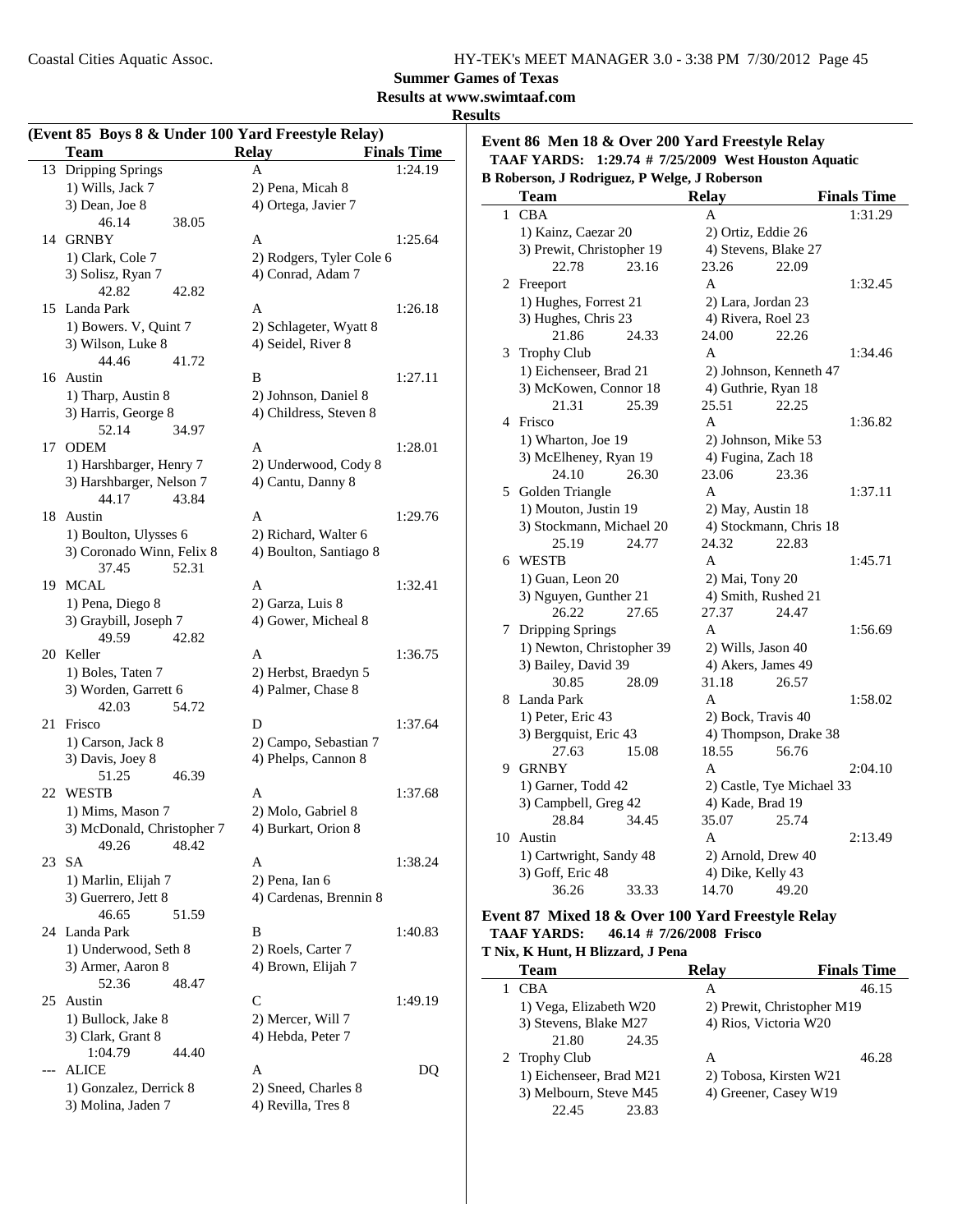## Summer Games of Texas

## Results at www.swimtaaf.com

## Results

### (Event 85 Boys 8 & Under 100 Yard Freestyle Relay)

| | Team | Relay | Finals Time |
|---|---|---|---|
| 13 | Dripping Springs | A | 1:24.19 |
| | 1) Wills, Jack 7 | 2) Pena, Micah 8 | |
| | 3) Dean, Joe 8 | 4) Ortega, Javier 7 | |
| | 46.14 38.05 | | |
| 14 | GRNBY | A | 1:25.64 |
| | 1) Clark, Cole 7 | 2) Rodgers, Tyler Cole 6 | |
| | 3) Solisz, Ryan 7 | 4) Conrad, Adam 7 | |
| | 42.82 42.82 | | |
| 15 | Landa Park | A | 1:26.18 |
| | 1) Bowers. V, Quint 7 | 2) Schlageter, Wyatt 8 | |
| | 3) Wilson, Luke 8 | 4) Seidel, River 8 | |
| | 44.46 41.72 | | |
| 16 | Austin | B | 1:27.11 |
| | 1) Tharp, Austin 8 | 2) Johnson, Daniel 8 | |
| | 3) Harris, George 8 | 4) Childress, Steven 8 | |
| | 52.14 34.97 | | |
| 17 | ODEM | A | 1:28.01 |
| | 1) Harshbarger, Henry 7 | 2) Underwood, Cody 8 | |
| | 3) Harshbarger, Nelson 7 | 4) Cantu, Danny 8 | |
| | 44.17 43.84 | | |
| 18 | Austin | A | 1:29.76 |
| | 1) Boulton, Ulysses 6 | 2) Richard, Walter 6 | |
| | 3) Coronado Winn, Felix 8 | 4) Boulton, Santiago 8 | |
| | 37.45 52.31 | | |
| 19 | MCAL | A | 1:32.41 |
| | 1) Pena, Diego 8 | 2) Garza, Luis 8 | |
| | 3) Graybill, Joseph 7 | 4) Gower, Micheal 8 | |
| | 49.59 42.82 | | |
| 20 | Keller | A | 1:36.75 |
| | 1) Boles, Taten 7 | 2) Herbst, Braedyn 5 | |
| | 3) Worden, Garrett 6 | 4) Palmer, Chase 8 | |
| | 42.03 54.72 | | |
| 21 | Frisco | D | 1:37.64 |
| | 1) Carson, Jack 8 | 2) Campo, Sebastian 7 | |
| | 3) Davis, Joey 8 | 4) Phelps, Cannon 8 | |
| | 51.25 46.39 | | |
| 22 | WESTB | A | 1:37.68 |
| | 1) Mims, Mason 7 | 2) Molo, Gabriel 8 | |
| | 3) McDonald, Christopher 7 | 4) Burkart, Orion 8 | |
| | 49.26 48.42 | | |
| 23 | SA | A | 1:38.24 |
| | 1) Marlin, Elijah 7 | 2) Pena, Ian 6 | |
| | 3) Guerrero, Jett 8 | 4) Cardenas, Brennin 8 | |
| | 46.65 51.59 | | |
| 24 | Landa Park | B | 1:40.83 |
| | 1) Underwood, Seth 8 | 2) Roels, Carter 7 | |
| | 3) Armer, Aaron 8 | 4) Brown, Elijah 7 | |
| | 52.36 48.47 | | |
| 25 | Austin | C | 1:49.19 |
| | 1) Bullock, Jake 8 | 2) Mercer, Will 7 | |
| | 3) Clark, Grant 8 | 4) Hebda, Peter 7 | |
| | 1:04.79 44.40 | | |
| --- | ALICE | A | DQ |
| | 1) Gonzalez, Derrick 8 | 2) Sneed, Charles 8 | |
| | 3) Molina, Jaden 7 | 4) Revilla, Tres 8 | |

### Event 86 Men 18 & Over 200 Yard Freestyle Relay

**TAAF YARDS: 1:29.74 # 7/25/2009 West Houston Aquatic**
**B Roberson, J Rodriguez, P Welge, J Roberson**

| | Team | Relay | Finals Time |
|---|---|---|---|
| 1 | CBA | A | 1:31.29 |
| | 1) Kainz, Caezar 20 | 2) Ortiz, Eddie 26 | |
| | 3) Prewit, Christopher 19 | 4) Stevens, Blake 27 | |
| | 22.78 23.16 | 23.26 22.09 | |
| 2 | Freeport | A | 1:32.45 |
| | 1) Hughes, Forrest 21 | 2) Lara, Jordan 23 | |
| | 3) Hughes, Chris 23 | 4) Rivera, Roel 23 | |
| | 21.86 24.33 | 24.00 22.26 | |
| 3 | Trophy Club | A | 1:34.46 |
| | 1) Eichenseer, Brad 21 | 2) Johnson, Kenneth 47 | |
| | 3) McKowen, Connor 18 | 4) Guthrie, Ryan 18 | |
| | 21.31 25.39 | 25.51 22.25 | |
| 4 | Frisco | A | 1:36.82 |
| | 1) Wharton, Joe 19 | 2) Johnson, Mike 53 | |
| | 3) McElheney, Ryan 19 | 4) Fugina, Zach 18 | |
| | 24.10 26.30 | 23.06 23.36 | |
| 5 | Golden Triangle | A | 1:37.11 |
| | 1) Mouton, Justin 19 | 2) May, Austin 18 | |
| | 3) Stockmann, Michael 20 | 4) Stockmann, Chris 18 | |
| | 25.19 24.77 | 24.32 22.83 | |
| 6 | WESTB | A | 1:45.71 |
| | 1) Guan, Leon 20 | 2) Mai, Tony 20 | |
| | 3) Nguyen, Gunther 21 | 4) Smith, Rushed 21 | |
| | 26.22 27.65 | 27.37 24.47 | |
| 7 | Dripping Springs | A | 1:56.69 |
| | 1) Newton, Christopher 39 | 2) Wills, Jason 40 | |
| | 3) Bailey, David 39 | 4) Akers, James 49 | |
| | 30.85 28.09 | 31.18 26.57 | |
| 8 | Landa Park | A | 1:58.02 |
| | 1) Peter, Eric 43 | 2) Bock, Travis 40 | |
| | 3) Bergquist, Eric 43 | 4) Thompson, Drake 38 | |
| | 27.63 15.08 | 18.55 56.76 | |
| 9 | GRNBY | A | 2:04.10 |
| | 1) Garner, Todd 42 | 2) Castle, Tye Michael 33 | |
| | 3) Campbell, Greg 42 | 4) Kade, Brad 19 | |
| | 28.84 34.45 | 35.07 25.74 | |
| 10 | Austin | A | 2:13.49 |
| | 1) Cartwright, Sandy 48 | 2) Arnold, Drew 40 | |
| | 3) Goff, Eric 48 | 4) Dike, Kelly 43 | |
| | 36.26 33.33 | 14.70 49.20 | |

### Event 87 Mixed 18 & Over 100 Yard Freestyle Relay

**TAAF YARDS: 46.14 # 7/26/2008 Frisco**
**T Nix, K Hunt, H Blizzard, J Pena**

| | Team | Relay | Finals Time |
|---|---|---|---|
| 1 | CBA | A | 46.15 |
| | 1) Vega, Elizabeth W20 | 2) Prewit, Christopher M19 | |
| | 3) Stevens, Blake M27 | 4) Rios, Victoria W20 | |
| | 21.80 24.35 | | |
| 2 | Trophy Club | A | 46.28 |
| | 1) Eichenseer, Brad M21 | 2) Tobosa, Kirsten W21 | |
| | 3) Melbourn, Steve M45 | 4) Greener, Casey W19 | |
| | 22.45 23.83 | | |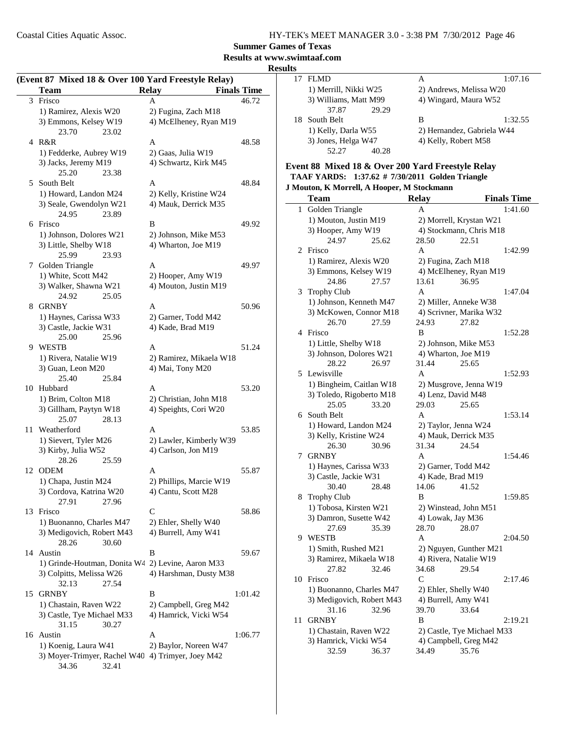## Summer Games of Texas

**Results at www.swimtaaf.com**

**Results**

### (Event 87 Mixed 18 & Over 100 Yard Freestyle Relay)

| | Team | Relay | Finals Time |
|---|---|---|---|
| 3 | Frisco | A | 46.72 |
| | 1) Ramirez, Alexis W20 | 2) Fugina, Zach M18 | |
| | 3) Emmons, Kelsey W19 | 4) McElheney, Ryan M19 | |
| | 23.70 23.02 | | |
| 4 | R&R | A | 48.58 |
| | 1) Fedderke, Aubrey W19 | 2) Gaas, Julia W19 | |
| | 3) Jacks, Jeremy M19 | 4) Schwartz, Kirk M45 | |
| | 25.20 23.38 | | |
| 5 | South Belt | A | 48.84 |
| | 1) Howard, Landon M24 | 2) Kelly, Kristine W24 | |
| | 3) Seale, Gwendolyn W21 | 4) Mauk, Derrick M35 | |
| | 24.95 23.89 | | |
| 6 | Frisco | B | 49.92 |
| | 1) Johnson, Dolores W21 | 2) Johnson, Mike M53 | |
| | 3) Little, Shelby W18 | 4) Wharton, Joe M19 | |
| | 25.99 23.93 | | |
| 7 | Golden Triangle | A | 49.97 |
| | 1) White, Scott M42 | 2) Hooper, Amy W19 | |
| | 3) Walker, Shawna W21 | 4) Mouton, Justin M19 | |
| | 24.92 25.05 | | |
| 8 | GRNBY | A | 50.96 |
| | 1) Haynes, Carissa W33 | 2) Garner, Todd M42 | |
| | 3) Castle, Jackie W31 | 4) Kade, Brad M19 | |
| | 25.00 25.96 | | |
| 9 | WESTB | A | 51.24 |
| | 1) Rivera, Natalie W19 | 2) Ramirez, Mikaela W18 | |
| | 3) Guan, Leon M20 | 4) Mai, Tony M20 | |
| | 25.40 25.84 | | |
| 10 | Hubbard | A | 53.20 |
| | 1) Brim, Colton M18 | 2) Christian, John M18 | |
| | 3) Gillham, Paytyn W18 | 4) Speights, Cori W20 | |
| | 25.07 28.13 | | |
| 11 | Weatherford | A | 53.85 |
| | 1) Sievert, Tyler M26 | 2) Lawler, Kimberly W39 | |
| | 3) Kirby, Julia W52 | 4) Carlson, Jon M19 | |
| | 28.26 25.59 | | |
| 12 | ODEM | A | 55.87 |
| | 1) Chapa, Justin M24 | 2) Phillips, Marcie W19 | |
| | 3) Cordova, Katrina W20 | 4) Cantu, Scott M28 | |
| | 27.91 27.96 | | |
| 13 | Frisco | C | 58.86 |
| | 1) Buonanno, Charles M47 | 2) Ehler, Shelly W40 | |
| | 3) Medigovich, Robert M43 | 4) Burrell, Amy W41 | |
| | 28.26 30.60 | | |
| 14 | Austin | B | 59.67 |
| | 1) Grinde-Houtman, Donita W4 | 2) Levine, Aaron M33 | |
| | 3) Colpitts, Melissa W26 | 4) Harshman, Dusty M38 | |
| | 32.13 27.54 | | |
| 15 | GRNBY | B | 1:01.42 |
| | 1) Chastain, Raven W22 | 2) Campbell, Greg M42 | |
| | 3) Castle, Tye Michael M33 | 4) Hamrick, Vicki W54 | |
| | 31.15 30.27 | | |
| 16 | Austin | A | 1:06.77 |
| | 1) Koenig, Laura W41 | 2) Baylor, Noreen W47 | |
| | 3) Moyer-Trimyer, Rachel W40 | 4) Trimyer, Joey M42 | |
| | 34.36 32.41 | | |
| 17 | FLMD | A | 1:07.16 |
| | 1) Merrill, Nikki W25 | 2) Andrews, Melissa W20 | |
| | 3) Williams, Matt M99 | 4) Wingard, Maura W52 | |
| | 37.87 29.29 | | |
| 18 | South Belt | B | 1:32.55 |
| | 1) Kelly, Darla W55 | 2) Hernandez, Gabriela W44 | |
| | 3) Jones, Helga W47 | 4) Kelly, Robert M58 | |
| | 52.27 40.28 | | |

### Event 88 Mixed 18 & Over 200 Yard Freestyle Relay

**TAAF YARDS: 1:37.62 # 7/30/2011 Golden Triangle**
**J Mouton, K Morrell, A Hooper, M Stockmann**

| | Team | Relay | Finals Time |
|---|---|---|---|
| 1 | Golden Triangle | A | 1:41.60 |
| | 1) Mouton, Justin M19 | 2) Morrell, Krystan W21 | |
| | 3) Hooper, Amy W19 | 4) Stockmann, Chris M18 | |
| | 24.97 25.62 | 28.50 22.51 | |
| 2 | Frisco | A | 1:42.99 |
| | 1) Ramirez, Alexis W20 | 2) Fugina, Zach M18 | |
| | 3) Emmons, Kelsey W19 | 4) McElheney, Ryan M19 | |
| | 24.86 27.57 | 13.61 36.95 | |
| 3 | Trophy Club | A | 1:47.04 |
| | 1) Johnson, Kenneth M47 | 2) Miller, Anneke W38 | |
| | 3) McKowen, Connor M18 | 4) Scrivner, Marika W32 | |
| | 26.70 27.59 | 24.93 27.82 | |
| 4 | Frisco | B | 1:52.28 |
| | 1) Little, Shelby W18 | 2) Johnson, Mike M53 | |
| | 3) Johnson, Dolores W21 | 4) Wharton, Joe M19 | |
| | 28.22 26.97 | 31.44 25.65 | |
| 5 | Lewisville | A | 1:52.93 |
| | 1) Bingheim, Caitlan W18 | 2) Musgrove, Jenna W19 | |
| | 3) Toledo, Rigoberto M18 | 4) Lenz, David M48 | |
| | 25.05 33.20 | 29.03 25.65 | |
| 6 | South Belt | A | 1:53.14 |
| | 1) Howard, Landon M24 | 2) Taylor, Jenna W24 | |
| | 3) Kelly, Kristine W24 | 4) Mauk, Derrick M35 | |
| | 26.30 30.96 | 31.34 24.54 | |
| 7 | GRNBY | A | 1:54.46 |
| | 1) Haynes, Carissa W33 | 2) Garner, Todd M42 | |
| | 3) Castle, Jackie W31 | 4) Kade, Brad M19 | |
| | 30.40 28.48 | 14.06 41.52 | |
| 8 | Trophy Club | B | 1:59.85 |
| | 1) Tobosa, Kirsten W21 | 2) Winstead, John M51 | |
| | 3) Damron, Susette W42 | 4) Lowak, Jay M36 | |
| | 27.69 35.39 | 28.70 28.07 | |
| 9 | WESTB | A | 2:04.50 |
| | 1) Smith, Rushed M21 | 2) Nguyen, Gunther M21 | |
| | 3) Ramirez, Mikaela W18 | 4) Rivera, Natalie W19 | |
| | 27.82 32.46 | 34.68 29.54 | |
| 10 | Frisco | C | 2:17.46 |
| | 1) Buonanno, Charles M47 | 2) Ehler, Shelly W40 | |
| | 3) Medigovich, Robert M43 | 4) Burrell, Amy W41 | |
| | 31.16 32.96 | 39.70 33.64 | |
| 11 | GRNBY | B | 2:19.21 |
| | 1) Chastain, Raven W22 | 2) Castle, Tye Michael M33 | |
| | 3) Hamrick, Vicki W54 | 4) Campbell, Greg M42 | |
| | 32.59 36.37 | 34.49 35.76 | |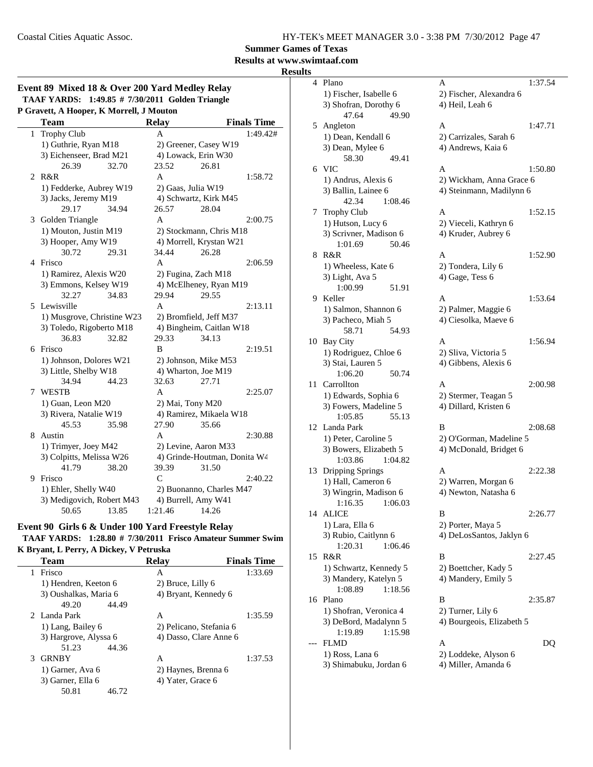**Summer Games of Texas**

**Results at www.swimtaaf.com**

**Results**

## Event 89 Mixed 18 & Over 200 Yard Medley Relay

**TAAF YARDS: 1:49.85 # 7/30/2011 Golden Triangle**

**P Gravett, A Hooper, K Morrell, J Mouton**

| | Team | Relay | Finals Time |
|---|---|---|---|
| 1 | Trophy Club | A | 1:49.42# |
| | 1) Guthrie, Ryan M18 | 2) Greener, Casey W19 | |
| | 3) Eichenseer, Brad M21 | 4) Lowack, Erin W30 | |
| | 26.39 32.70 | 23.52 26.81 | |
| 2 | R&R | A | 1:58.72 |
| | 1) Fedderke, Aubrey W19 | 2) Gaas, Julia W19 | |
| | 3) Jacks, Jeremy M19 | 4) Schwartz, Kirk M45 | |
| | 29.17 34.94 | 26.57 28.04 | |
| 3 | Golden Triangle | A | 2:00.75 |
| | 1) Mouton, Justin M19 | 2) Stockmann, Chris M18 | |
| | 3) Hooper, Amy W19 | 4) Morrell, Krystan W21 | |
| | 30.72 29.31 | 34.44 26.28 | |
| 4 | Frisco | A | 2:06.59 |
| | 1) Ramirez, Alexis W20 | 2) Fugina, Zach M18 | |
| | 3) Emmons, Kelsey W19 | 4) McElheney, Ryan M19 | |
| | 32.27 34.83 | 29.94 29.55 | |
| 5 | Lewisville | A | 2:13.11 |
| | 1) Musgrove, Christine W23 | 2) Bromfield, Jeff M37 | |
| | 3) Toledo, Rigoberto M18 | 4) Bingheim, Caitlan W18 | |
| | 36.83 32.82 | 29.33 34.13 | |
| 6 | Frisco | B | 2:19.51 |
| | 1) Johnson, Dolores W21 | 2) Johnson, Mike M53 | |
| | 3) Little, Shelby W18 | 4) Wharton, Joe M19 | |
| | 34.94 44.23 | 32.63 27.71 | |
| 7 | WESTB | A | 2:25.07 |
| | 1) Guan, Leon M20 | 2) Mai, Tony M20 | |
| | 3) Rivera, Natalie W19 | 4) Ramirez, Mikaela W18 | |
| | 45.53 35.98 | 27.90 35.66 | |
| 8 | Austin | A | 2:30.88 |
| | 1) Trimyer, Joey M42 | 2) Levine, Aaron M33 | |
| | 3) Colpitts, Melissa W26 | 4) Grinde-Houtman, Donita W4 | |
| | 41.79 38.20 | 39.39 31.50 | |
| 9 | Frisco | C | 2:40.22 |
| | 1) Ehler, Shelly W40 | 2) Buonanno, Charles M47 | |
| | 3) Medigovich, Robert M43 | 4) Burrell, Amy W41 | |
| | 50.65 13.85 | 1:21.46 14.26 | |

## Event 90 Girls 6 & Under 100 Yard Freestyle Relay

**TAAF YARDS: 1:28.80 # 7/30/2011 Frisco Amateur Summer Swim**

**K Bryant, L Perry, A Dickey, V Petruska**

| | Team | Relay | Finals Time |
|---|---|---|---|
| 1 | Frisco | A | 1:33.69 |
| | 1) Hendren, Keeton 6 | 2) Bruce, Lilly 6 | |
| | 3) Oushalkas, Maria 6 | 4) Bryant, Kennedy 6 | |
| | 49.20 44.49 | | |
| 2 | Landa Park | A | 1:35.59 |
| | 1) Lang, Bailey 6 | 2) Pelicano, Stefania 6 | |
| | 3) Hargrove, Alyssa 6 | 4) Dasso, Clare Anne 6 | |
| | 51.23 44.36 | | |
| 3 | GRNBY | A | 1:37.53 |
| | 1) Garner, Ava 6 | 2) Haynes, Brenna 6 | |
| | 3) Garner, Ella 6 | 4) Yater, Grace 6 | |
| | 50.81 46.72 | | |
| 4 | Plano | A | 1:37.54 |
| | 1) Fischer, Isabelle 6 | 2) Fischer, Alexandra 6 | |
| | 3) Shofran, Dorothy 6 | 4) Heil, Leah 6 | |
| | 47.64 49.90 | | |
| 5 | Angleton | A | 1:47.71 |
| | 1) Dean, Kendall 6 | 2) Carrizales, Sarah 6 | |
| | 3) Dean, Mylee 6 | 4) Andrews, Kaia 6 | |
| | 58.30 49.41 | | |
| 6 | VIC | A | 1:50.80 |
| | 1) Andrus, Alexis 6 | 2) Wickham, Anna Grace 6 | |
| | 3) Ballin, Lainee 6 | 4) Steinmann, Madilynn 6 | |
| | 42.34 1:08.46 | | |
| 7 | Trophy Club | A | 1:52.15 |
| | 1) Hutson, Lucy 6 | 2) Vieceli, Kathryn 6 | |
| | 3) Scrivner, Madison 6 | 4) Kruder, Aubrey 6 | |
| | 1:01.69 50.46 | | |
| 8 | R&R | A | 1:52.90 |
| | 1) Wheeless, Kate 6 | 2) Tondera, Lily 6 | |
| | 3) Light, Ava 5 | 4) Gage, Tess 6 | |
| | 1:00.99 51.91 | | |
| 9 | Keller | A | 1:53.64 |
| | 1) Salmon, Shannon 6 | 2) Palmer, Maggie 6 | |
| | 3) Pacheco, Miah 5 | 4) Ciesolka, Maeve 6 | |
| | 58.71 54.93 | | |
| 10 | Bay City | A | 1:56.94 |
| | 1) Rodriguez, Chloe 6 | 2) Sliva, Victoria 5 | |
| | 3) Stai, Lauren 5 | 4) Gibbens, Alexis 6 | |
| | 1:06.20 50.74 | | |
| 11 | Carrollton | A | 2:00.98 |
| | 1) Edwards, Sophia 6 | 2) Stermer, Teagan 5 | |
| | 3) Fowers, Madeline 5 | 4) Dillard, Kristen 6 | |
| | 1:05.85 55.13 | | |
| 12 | Landa Park | B | 2:08.68 |
| | 1) Peter, Caroline 5 | 2) O'Gorman, Madeline 5 | |
| | 3) Bowers, Elizabeth 5 | 4) McDonald, Bridget 6 | |
| | 1:03.86 1:04.82 | | |
| 13 | Dripping Springs | A | 2:22.38 |
| | 1) Hall, Cameron 6 | 2) Warren, Morgan 6 | |
| | 3) Wingrin, Madison 6 | 4) Newton, Natasha 6 | |
| | 1:16.35 1:06.03 | | |
| 14 | ALICE | B | 2:26.77 |
| | 1) Lara, Ella 6 | 2) Porter, Maya 5 | |
| | 3) Rubio, Caitlynn 6 | 4) DeLosSantos, Jaklyn 6 | |
| | 1:20.31 1:06.46 | | |
| 15 | R&R | B | 2:27.45 |
| | 1) Schwartz, Kennedy 5 | 2) Boettcher, Kady 5 | |
| | 3) Mandery, Katelyn 5 | 4) Mandery, Emily 5 | |
| | 1:08.89 1:18.56 | | |
| 16 | Plano | B | 2:35.87 |
| | 1) Shofran, Veronica 4 | 2) Turner, Lily 6 | |
| | 3) DeBord, Madalynn 5 | 4) Bourgeois, Elizabeth 5 | |
| | 1:19.89 1:15.98 | | |
| --- | FLMD | A | DQ |
| | 1) Ross, Lana 6 | 2) Loddeke, Alyson 6 | |
| | 3) Shimabuku, Jordan 6 | 4) Miller, Amanda 6 | |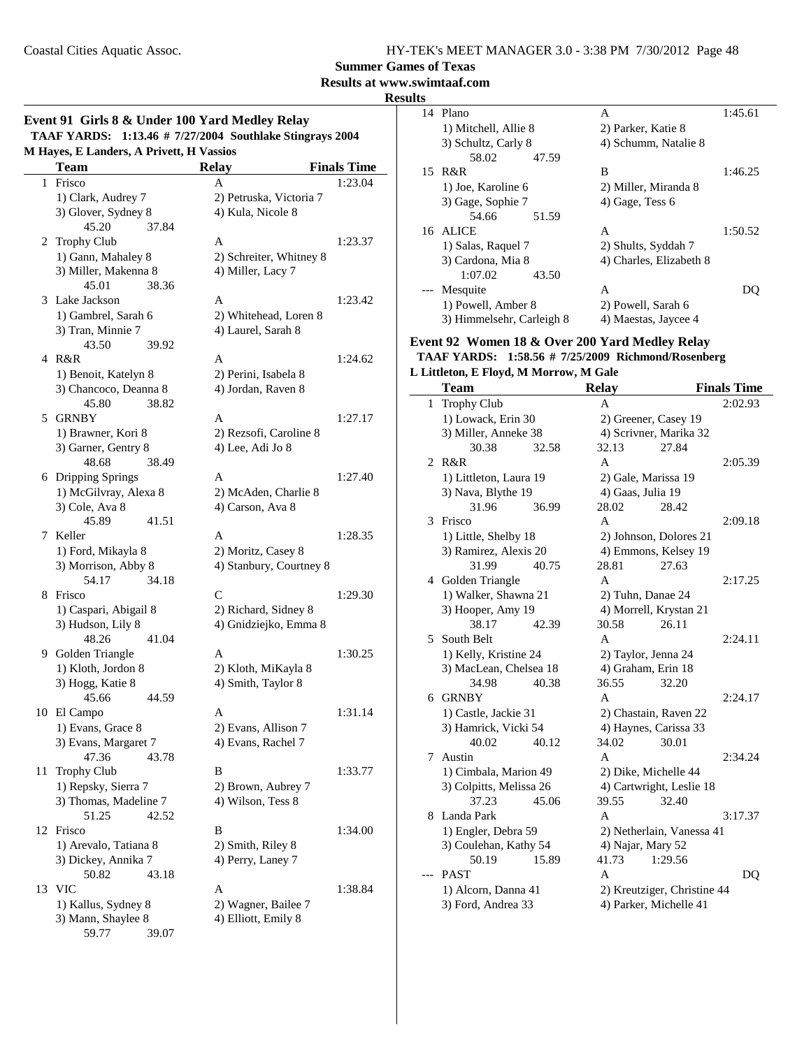**Summer Games of Texas**
**Results at www.swimtaaf.com**
**Results**

### Event 91 Girls 8 & Under 100 Yard Medley Relay

**TAAF YARDS: 1:13.46 # 7/27/2004 Southlake Stingrays 2004**
**M Hayes, E Landers, A Privett, H Vassios**

| | Team | Relay | Finals Time |
|---|---|---|---|
| 1 | Frisco | A | 1:23.04 |
| | 1) Clark, Audrey 7 | 2) Petruska, Victoria 7 | |
| | 3) Glover, Sydney 8 | 4) Kula, Nicole 8 | |
| | 45.20 37.84 | | |
| 2 | Trophy Club | A | 1:23.37 |
| | 1) Gann, Mahaley 8 | 2) Schreiter, Whitney 8 | |
| | 3) Miller, Makenna 8 | 4) Miller, Lacy 7 | |
| | 45.01 38.36 | | |
| 3 | Lake Jackson | A | 1:23.42 |
| | 1) Gambrel, Sarah 6 | 2) Whitehead, Loren 8 | |
| | 3) Tran, Minnie 7 | 4) Laurel, Sarah 8 | |
| | 43.50 39.92 | | |
| 4 | R&R | A | 1:24.62 |
| | 1) Benoit, Katelyn 8 | 2) Perini, Isabela 8 | |
| | 3) Chancoco, Deanna 8 | 4) Jordan, Raven 8 | |
| | 45.80 38.82 | | |
| 5 | GRNBY | A | 1:27.17 |
| | 1) Brawner, Kori 8 | 2) Rezsofi, Caroline 8 | |
| | 3) Garner, Gentry 8 | 4) Lee, Adi Jo 8 | |
| | 48.68 38.49 | | |
| 6 | Dripping Springs | A | 1:27.40 |
| | 1) McGilvray, Alexa 8 | 2) McAden, Charlie 8 | |
| | 3) Cole, Ava 8 | 4) Carson, Ava 8 | |
| | 45.89 41.51 | | |
| 7 | Keller | A | 1:28.35 |
| | 1) Ford, Mikayla 8 | 2) Moritz, Casey 8 | |
| | 3) Morrison, Abby 8 | 4) Stanbury, Courtney 8 | |
| | 54.17 34.18 | | |
| 8 | Frisco | C | 1:29.30 |
| | 1) Caspari, Abigail 8 | 2) Richard, Sidney 8 | |
| | 3) Hudson, Lily 8 | 4) Gnidziejko, Emma 8 | |
| | 48.26 41.04 | | |
| 9 | Golden Triangle | A | 1:30.25 |
| | 1) Kloth, Jordon 8 | 2) Kloth, MiKayla 8 | |
| | 3) Hogg, Katie 8 | 4) Smith, Taylor 8 | |
| | 45.66 44.59 | | |
| 10 | El Campo | A | 1:31.14 |
| | 1) Evans, Grace 8 | 2) Evans, Allison 7 | |
| | 3) Evans, Margaret 7 | 4) Evans, Rachel 7 | |
| | 47.36 43.78 | | |
| 11 | Trophy Club | B | 1:33.77 |
| | 1) Repsky, Sierra 7 | 2) Brown, Aubrey 7 | |
| | 3) Thomas, Madeline 7 | 4) Wilson, Tess 8 | |
| | 51.25 42.52 | | |
| 12 | Frisco | B | 1:34.00 |
| | 1) Arevalo, Tatiana 8 | 2) Smith, Riley 8 | |
| | 3) Dickey, Annika 7 | 4) Perry, Laney 7 | |
| | 50.82 43.18 | | |
| 13 | VIC | A | 1:38.84 |
| | 1) Kallus, Sydney 8 | 2) Wagner, Bailee 7 | |
| | 3) Mann, Shaylee 8 | 4) Elliott, Emily 8 | |
| | 59.77 39.07 | | |
| 14 | Plano | A | 1:45.61 |
| | 1) Mitchell, Allie 8 | 2) Parker, Katie 8 | |
| | 3) Schultz, Carly 8 | 4) Schumm, Natalie 8 | |
| | 58.02 47.59 | | |
| 15 | R&R | B | 1:46.25 |
| | 1) Joe, Karoline 6 | 2) Miller, Miranda 8 | |
| | 3) Gage, Sophie 7 | 4) Gage, Tess 6 | |
| | 54.66 51.59 | | |
| 16 | ALICE | A | 1:50.52 |
| | 1) Salas, Raquel 7 | 2) Shults, Syddah 7 | |
| | 3) Cardona, Mia 8 | 4) Charles, Elizabeth 8 | |
| | 1:07.02 43.50 | | |
| --- | Mesquite | A | DQ |
| | 1) Powell, Amber 8 | 2) Powell, Sarah 6 | |
| | 3) Himmelsehr, Carleigh 8 | 4) Maestas, Jaycee 4 | |

### Event 92 Women 18 & Over 200 Yard Medley Relay

**TAAF YARDS: 1:58.56 # 7/25/2009 Richmond/Rosenberg**
**L Littleton, E Floyd, M Morrow, M Gale**

| | Team | Relay | Finals Time |
|---|---|---|---|
| 1 | Trophy Club | A | 2:02.93 |
| | 1) Lowack, Erin 30 | 2) Greener, Casey 19 | |
| | 3) Miller, Anneke 38 | 4) Scrivner, Marika 32 | |
| | 30.38 32.58 | 32.13 27.84 | |
| 2 | R&R | A | 2:05.39 |
| | 1) Littleton, Laura 19 | 2) Gale, Marissa 19 | |
| | 3) Nava, Blythe 19 | 4) Gaas, Julia 19 | |
| | 31.96 36.99 | 28.02 28.42 | |
| 3 | Frisco | A | 2:09.18 |
| | 1) Little, Shelby 18 | 2) Johnson, Dolores 21 | |
| | 3) Ramirez, Alexis 20 | 4) Emmons, Kelsey 19 | |
| | 31.99 40.75 | 28.81 27.63 | |
| 4 | Golden Triangle | A | 2:17.25 |
| | 1) Walker, Shawna 21 | 2) Tuhn, Danae 24 | |
| | 3) Hooper, Amy 19 | 4) Morrell, Krystan 21 | |
| | 38.17 42.39 | 30.58 26.11 | |
| 5 | South Belt | A | 2:24.11 |
| | 1) Kelly, Kristine 24 | 2) Taylor, Jenna 24 | |
| | 3) MacLean, Chelsea 18 | 4) Graham, Erin 18 | |
| | 34.98 40.38 | 36.55 32.20 | |
| 6 | GRNBY | A | 2:24.17 |
| | 1) Castle, Jackie 31 | 2) Chastain, Raven 22 | |
| | 3) Hamrick, Vicki 54 | 4) Haynes, Carissa 33 | |
| | 40.02 40.12 | 34.02 30.01 | |
| 7 | Austin | A | 2:34.24 |
| | 1) Cimbala, Marion 49 | 2) Dike, Michelle 44 | |
| | 3) Colpitts, Melissa 26 | 4) Cartwright, Leslie 18 | |
| | 37.23 45.06 | 39.55 32.40 | |
| 8 | Landa Park | A | 3:17.37 |
| | 1) Engler, Debra 59 | 2) Netherlain, Vanessa 41 | |
| | 3) Coulehan, Kathy 54 | 4) Najar, Mary 52 | |
| | 50.19 15.89 | 41.73 1:29.56 | |
| --- | PAST | A | DQ |
| | 1) Alcorn, Danna 41 | 2) Kreutziger, Christine 44 | |
| | 3) Ford, Andrea 33 | 4) Parker, Michelle 41 | |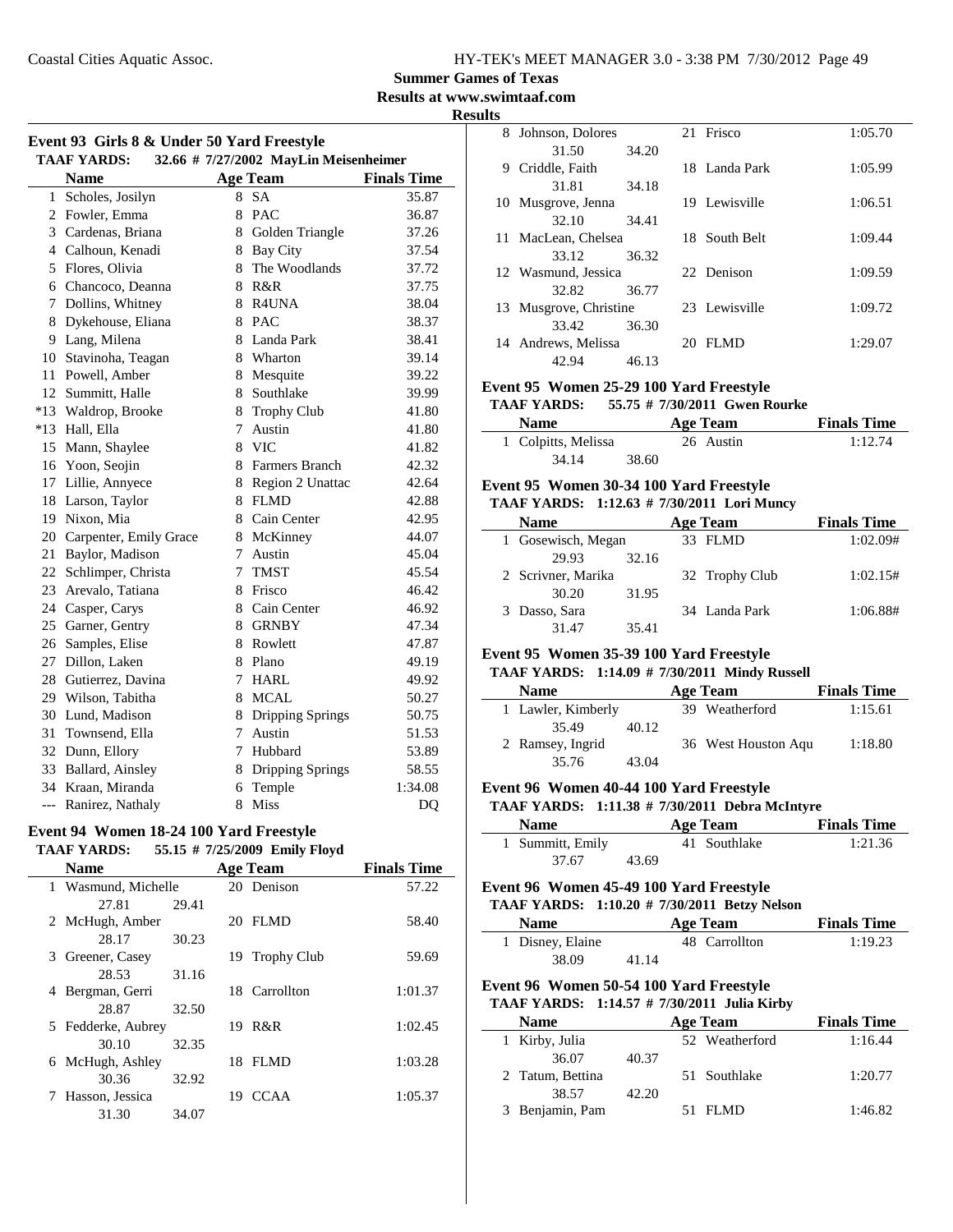**Summer Games of Texas**

**Results at www.swimtaaf.com**

**Results**

### Event 93 Girls 8 & Under 50 Yard Freestyle

**TAAF YARDS: 32.66 # 7/27/2002 MayLin Meisenheimer**

| | Name | Age | Team | Finals Time |
|---|---|---|---|---|
| 1 | Scholes, Josilyn | 8 | SA | 35.87 |
| 2 | Fowler, Emma | 8 | PAC | 36.87 |
| 3 | Cardenas, Briana | 8 | Golden Triangle | 37.26 |
| 4 | Calhoun, Kenadi | 8 | Bay City | 37.54 |
| 5 | Flores, Olivia | 8 | The Woodlands | 37.72 |
| 6 | Chancoco, Deanna | 8 | R&R | 37.75 |
| 7 | Dollins, Whitney | 8 | R4UNA | 38.04 |
| 8 | Dykehouse, Eliana | 8 | PAC | 38.37 |
| 9 | Lang, Milena | 8 | Landa Park | 38.41 |
| 10 | Stavinoha, Teagan | 8 | Wharton | 39.14 |
| 11 | Powell, Amber | 8 | Mesquite | 39.22 |
| 12 | Summitt, Halle | 8 | Southlake | 39.99 |
| *13 | Waldrop, Brooke | 8 | Trophy Club | 41.80 |
| *13 | Hall, Ella | 7 | Austin | 41.80 |
| 15 | Mann, Shaylee | 8 | VIC | 41.82 |
| 16 | Yoon, Seojin | 8 | Farmers Branch | 42.32 |
| 17 | Lillie, Annyece | 8 | Region 2 Unattac | 42.64 |
| 18 | Larson, Taylor | 8 | FLMD | 42.88 |
| 19 | Nixon, Mia | 8 | Cain Center | 42.95 |
| 20 | Carpenter, Emily Grace | 8 | McKinney | 44.07 |
| 21 | Baylor, Madison | 7 | Austin | 45.04 |
| 22 | Schlimper, Christa | 7 | TMST | 45.54 |
| 23 | Arevalo, Tatiana | 8 | Frisco | 46.42 |
| 24 | Casper, Carys | 8 | Cain Center | 46.92 |
| 25 | Garner, Gentry | 8 | GRNBY | 47.34 |
| 26 | Samples, Elise | 8 | Rowlett | 47.87 |
| 27 | Dillon, Laken | 8 | Plano | 49.19 |
| 28 | Gutierrez, Davina | 7 | HARL | 49.92 |
| 29 | Wilson, Tabitha | 8 | MCAL | 50.27 |
| 30 | Lund, Madison | 8 | Dripping Springs | 50.75 |
| 31 | Townsend, Ella | 7 | Austin | 51.53 |
| 32 | Dunn, Ellory | 7 | Hubbard | 53.89 |
| 33 | Ballard, Ainsley | 8 | Dripping Springs | 58.55 |
| 34 | Kraan, Miranda | 6 | Temple | 1:34.08 |
| --- | Ranirez, Nathaly | 8 | Miss | DQ |

### Event 94 Women 18-24 100 Yard Freestyle

**TAAF YARDS: 55.15 # 7/25/2009 Emily Floyd**

| | Name | Age | Team | Finals Time |
|---|---|---|---|---|
| 1 | Wasmund, Michelle | 20 | Denison | 57.22 |
| | 27.81 29.41 | | | |
| 2 | McHugh, Amber | 20 | FLMD | 58.40 |
| | 28.17 30.23 | | | |
| 3 | Greener, Casey | 19 | Trophy Club | 59.69 |
| | 28.53 31.16 | | | |
| 4 | Bergman, Gerri | 18 | Carrollton | 1:01.37 |
| | 28.87 32.50 | | | |
| 5 | Fedderke, Aubrey | 19 | R&R | 1:02.45 |
| | 30.10 32.35 | | | |
| 6 | McHugh, Ashley | 18 | FLMD | 1:03.28 |
| | 30.36 32.92 | | | |
| 7 | Hasson, Jessica | 19 | CCAA | 1:05.37 |
| | 31.30 34.07 | | | |
| 8 | Johnson, Dolores | 21 | Frisco | 1:05.70 |
| | 31.50 34.20 | | | |
| 9 | Criddle, Faith | 18 | Landa Park | 1:05.99 |
| | 31.81 34.18 | | | |
| 10 | Musgrove, Jenna | 19 | Lewisville | 1:06.51 |
| | 32.10 34.41 | | | |
| 11 | MacLean, Chelsea | 18 | South Belt | 1:09.44 |
| | 33.12 36.32 | | | |
| 12 | Wasmund, Jessica | 22 | Denison | 1:09.59 |
| | 32.82 36.77 | | | |
| 13 | Musgrove, Christine | 23 | Lewisville | 1:09.72 |
| | 33.42 36.30 | | | |
| 14 | Andrews, Melissa | 20 | FLMD | 1:29.07 |
| | 42.94 46.13 | | | |

### Event 95 Women 25-29 100 Yard Freestyle

**TAAF YARDS: 55.75 # 7/30/2011 Gwen Rourke**

| | Name | Age | Team | Finals Time |
|---|---|---|---|---|
| 1 | Colpitts, Melissa | 26 | Austin | 1:12.74 |
| | 34.14 38.60 | | | |

### Event 95 Women 30-34 100 Yard Freestyle

**TAAF YARDS: 1:12.63 # 7/30/2011 Lori Muncy**

| | Name | Age | Team | Finals Time |
|---|---|---|---|---|
| 1 | Gosewisch, Megan | 33 | FLMD | 1:02.09# |
| | 29.93 32.16 | | | |
| 2 | Scrivner, Marika | 32 | Trophy Club | 1:02.15# |
| | 30.20 31.95 | | | |
| 3 | Dasso, Sara | 34 | Landa Park | 1:06.88# |
| | 31.47 35.41 | | | |

### Event 95 Women 35-39 100 Yard Freestyle

**TAAF YARDS: 1:14.09 # 7/30/2011 Mindy Russell**

| | Name | Age | Team | Finals Time |
|---|---|---|---|---|
| 1 | Lawler, Kimberly | 39 | Weatherford | 1:15.61 |
| | 35.49 40.12 | | | |
| 2 | Ramsey, Ingrid | 36 | West Houston Aqu | 1:18.80 |
| | 35.76 43.04 | | | |

### Event 96 Women 40-44 100 Yard Freestyle

**TAAF YARDS: 1:11.38 # 7/30/2011 Debra McIntyre**

| | Name | Age | Team | Finals Time |
|---|---|---|---|---|
| 1 | Summitt, Emily | 41 | Southlake | 1:21.36 |
| | 37.67 43.69 | | | |

### Event 96 Women 45-49 100 Yard Freestyle

**TAAF YARDS: 1:10.20 # 7/30/2011 Betzy Nelson**

| | Name | Age | Team | Finals Time |
|---|---|---|---|---|
| 1 | Disney, Elaine | 48 | Carrollton | 1:19.23 |
| | 38.09 41.14 | | | |

### Event 96 Women 50-54 100 Yard Freestyle

**TAAF YARDS: 1:14.57 # 7/30/2011 Julia Kirby**

| | Name | Age | Team | Finals Time |
|---|---|---|---|---|
| 1 | Kirby, Julia | 52 | Weatherford | 1:16.44 |
| | 36.07 40.37 | | | |
| 2 | Tatum, Bettina | 51 | Southlake | 1:20.77 |
| | 38.57 42.20 | | | |
| 3 | Benjamin, Pam | 51 | FLMD | 1:46.82 |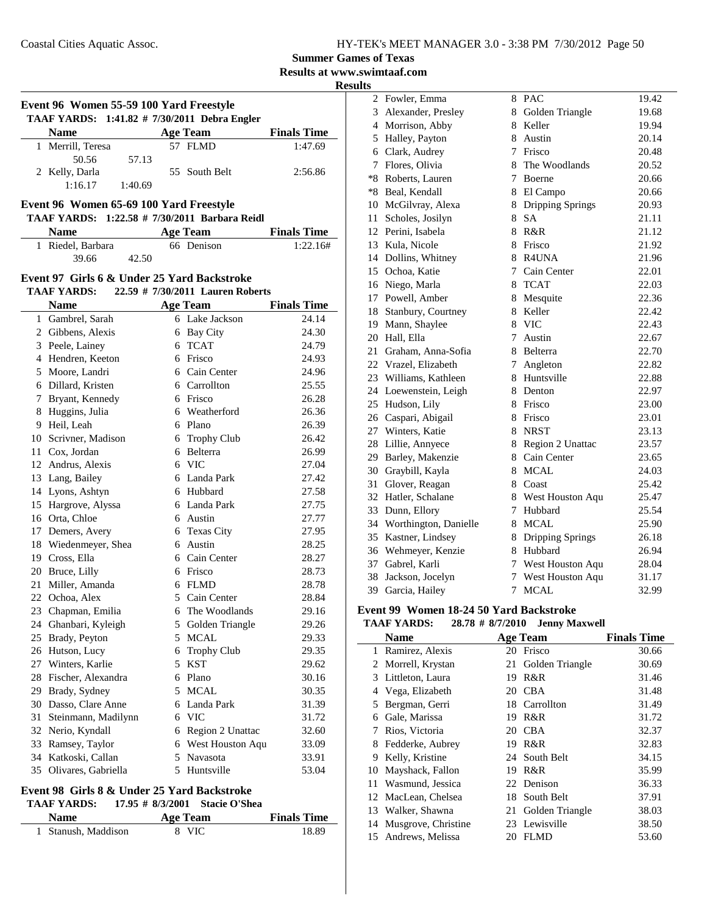**Summer Games of Texas**

**Results at www.swimtaaf.com**

**Results**

### Event 96 Women 55-59 100 Yard Freestyle

**TAAF YARDS: 1:41.82 # 7/30/2011 Debra Engler**

| | Name | Age | Team | Finals Time |
|---|---|---|---|---|
| 1 | Merrill, Teresa | 57 | FLMD | 1:47.69 |
| | 50.56 &nbsp; 57.13 | | | |
| 2 | Kelly, Darla | 55 | South Belt | 2:56.86 |
| | 1:16.17 &nbsp; 1:40.69 | | | |

### Event 96 Women 65-69 100 Yard Freestyle

**TAAF YARDS: 1:22.58 # 7/30/2011 Barbara Reidl**

| | Name | Age | Team | Finals Time |
|---|---|---|---|---|
| 1 | Riedel, Barbara | 66 | Denison | 1:22.16# |
| | 39.66 &nbsp; 42.50 | | | |

### Event 97 Girls 6 & Under 25 Yard Backstroke

**TAAF YARDS: 22.59 # 7/30/2011 Lauren Roberts**

| | Name | Age | Team | Finals Time |
|---|---|---|---|---|
| 1 | Gambrel, Sarah | 6 | Lake Jackson | 24.14 |
| 2 | Gibbens, Alexis | 6 | Bay City | 24.30 |
| 3 | Peele, Lainey | 6 | TCAT | 24.79 |
| 4 | Hendren, Keeton | 6 | Frisco | 24.93 |
| 5 | Moore, Landri | 6 | Cain Center | 24.96 |
| 6 | Dillard, Kristen | 6 | Carrollton | 25.55 |
| 7 | Bryant, Kennedy | 6 | Frisco | 26.28 |
| 8 | Huggins, Julia | 6 | Weatherford | 26.36 |
| 9 | Heil, Leah | 6 | Plano | 26.39 |
| 10 | Scrivner, Madison | 6 | Trophy Club | 26.42 |
| 11 | Cox, Jordan | 6 | Belterra | 26.99 |
| 12 | Andrus, Alexis | 6 | VIC | 27.04 |
| 13 | Lang, Bailey | 6 | Landa Park | 27.42 |
| 14 | Lyons, Ashtyn | 6 | Hubbard | 27.58 |
| 15 | Hargrove, Alyssa | 6 | Landa Park | 27.75 |
| 16 | Orta, Chloe | 6 | Austin | 27.77 |
| 17 | Demers, Avery | 6 | Texas City | 27.95 |
| 18 | Wiedenmeyer, Shea | 6 | Austin | 28.25 |
| 19 | Cross, Ella | 6 | Cain Center | 28.27 |
| 20 | Bruce, Lilly | 6 | Frisco | 28.73 |
| 21 | Miller, Amanda | 6 | FLMD | 28.78 |
| 22 | Ochoa, Alex | 5 | Cain Center | 28.84 |
| 23 | Chapman, Emilia | 6 | The Woodlands | 29.16 |
| 24 | Ghanbari, Kyleigh | 5 | Golden Triangle | 29.26 |
| 25 | Brady, Peyton | 5 | MCAL | 29.33 |
| 26 | Hutson, Lucy | 6 | Trophy Club | 29.35 |
| 27 | Winters, Karlie | 5 | KST | 29.62 |
| 28 | Fischer, Alexandra | 6 | Plano | 30.16 |
| 29 | Brady, Sydney | 5 | MCAL | 30.35 |
| 30 | Dasso, Clare Anne | 6 | Landa Park | 31.39 |
| 31 | Steinmann, Madilynn | 6 | VIC | 31.72 |
| 32 | Nerio, Kyndall | 6 | Region 2 Unattac | 32.60 |
| 33 | Ramsey, Taylor | 6 | West Houston Aqu | 33.09 |
| 34 | Katkoski, Callan | 5 | Navasota | 33.91 |
| 35 | Olivares, Gabriella | 5 | Huntsville | 53.04 |

### Event 98 Girls 8 & Under 25 Yard Backstroke

**TAAF YARDS: 17.95 # 8/3/2001 Stacie O'Shea**

| | Name | Age | Team | Finals Time |
|---|---|---|---|---|
| 1 | Stanush, Maddison | 8 | VIC | 18.89 |
| 2 | Fowler, Emma | 8 | PAC | 19.42 |
| 3 | Alexander, Presley | 8 | Golden Triangle | 19.68 |
| 4 | Morrison, Abby | 8 | Keller | 19.94 |
| 5 | Halley, Payton | 8 | Austin | 20.14 |
| 6 | Clark, Audrey | 7 | Frisco | 20.48 |
| 7 | Flores, Olivia | 8 | The Woodlands | 20.52 |
| *8 | Roberts, Lauren | 7 | Boerne | 20.66 |
| *8 | Beal, Kendall | 8 | El Campo | 20.66 |
| 10 | McGilvray, Alexa | 8 | Dripping Springs | 20.93 |
| 11 | Scholes, Josilyn | 8 | SA | 21.11 |
| 12 | Perini, Isabela | 8 | R&R | 21.12 |
| 13 | Kula, Nicole | 8 | Frisco | 21.92 |
| 14 | Dollins, Whitney | 8 | R4UNA | 21.96 |
| 15 | Ochoa, Katie | 7 | Cain Center | 22.01 |
| 16 | Niego, Marla | 8 | TCAT | 22.03 |
| 17 | Powell, Amber | 8 | Mesquite | 22.36 |
| 18 | Stanbury, Courtney | 8 | Keller | 22.42 |
| 19 | Mann, Shaylee | 8 | VIC | 22.43 |
| 20 | Hall, Ella | 7 | Austin | 22.67 |
| 21 | Graham, Anna-Sofia | 8 | Belterra | 22.70 |
| 22 | Vrazel, Elizabeth | 7 | Angleton | 22.82 |
| 23 | Williams, Kathleen | 8 | Huntsville | 22.88 |
| 24 | Loewenstein, Leigh | 8 | Denton | 22.97 |
| 25 | Hudson, Lily | 8 | Frisco | 23.00 |
| 26 | Caspari, Abigail | 8 | Frisco | 23.01 |
| 27 | Winters, Katie | 8 | NRST | 23.13 |
| 28 | Lillie, Annyece | 8 | Region 2 Unattac | 23.57 |
| 29 | Barley, Makenzie | 8 | Cain Center | 23.65 |
| 30 | Graybill, Kayla | 8 | MCAL | 24.03 |
| 31 | Glover, Reagan | 8 | Coast | 25.42 |
| 32 | Hatler, Schalane | 8 | West Houston Aqu | 25.47 |
| 33 | Dunn, Ellory | 7 | Hubbard | 25.54 |
| 34 | Worthington, Danielle | 8 | MCAL | 25.90 |
| 35 | Kastner, Lindsey | 8 | Dripping Springs | 26.18 |
| 36 | Wehmeyer, Kenzie | 8 | Hubbard | 26.94 |
| 37 | Gabrel, Karli | 7 | West Houston Aqu | 28.04 |
| 38 | Jackson, Jocelyn | 7 | West Houston Aqu | 31.17 |
| 39 | Garcia, Hailey | 7 | MCAL | 32.99 |

### Event 99 Women 18-24 50 Yard Backstroke

**TAAF YARDS: 28.78 # 8/7/2010 Jenny Maxwell**

| | Name | Age | Team | Finals Time |
|---|---|---|---|---|
| 1 | Ramirez, Alexis | 20 | Frisco | 30.66 |
| 2 | Morrell, Krystan | 21 | Golden Triangle | 30.69 |
| 3 | Littleton, Laura | 19 | R&R | 31.46 |
| 4 | Vega, Elizabeth | 20 | CBA | 31.48 |
| 5 | Bergman, Gerri | 18 | Carrollton | 31.49 |
| 6 | Gale, Marissa | 19 | R&R | 31.72 |
| 7 | Rios, Victoria | 20 | CBA | 32.37 |
| 8 | Fedderke, Aubrey | 19 | R&R | 32.83 |
| 9 | Kelly, Kristine | 24 | South Belt | 34.15 |
| 10 | Mayshack, Fallon | 19 | R&R | 35.99 |
| 11 | Wasmund, Jessica | 22 | Denison | 36.33 |
| 12 | MacLean, Chelsea | 18 | South Belt | 37.91 |
| 13 | Walker, Shawna | 21 | Golden Triangle | 38.03 |
| 14 | Musgrove, Christine | 23 | Lewisville | 38.50 |
| 15 | Andrews, Melissa | 20 | FLMD | 53.60 |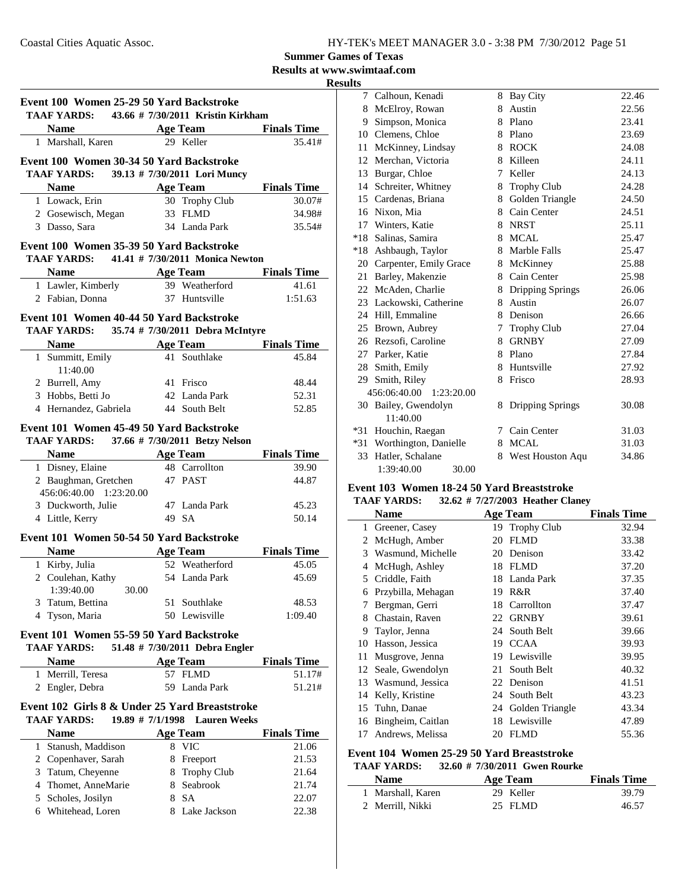**Summer Games of Texas**

**Results at www.swimtaaf.com**

**Results**

### Event 100 Women 25-29 50 Yard Backstroke

TAAF YARDS: 43.66 # 7/30/2011 Kristin Kirkham

| | Name | Age | Team | Finals Time |
|---|---|---|---|---|
| 1 | Marshall, Karen | 29 | Keller | 35.41# |

### Event 100 Women 30-34 50 Yard Backstroke

TAAF YARDS: 39.13 # 7/30/2011 Lori Muncy

| | Name | Age | Team | Finals Time |
|---|---|---|---|---|
| 1 | Lowack, Erin | 30 | Trophy Club | 30.07# |
| 2 | Gosewisch, Megan | 33 | FLMD | 34.98# |
| 3 | Dasso, Sara | 34 | Landa Park | 35.54# |

### Event 100 Women 35-39 50 Yard Backstroke

TAAF YARDS: 41.41 # 7/30/2011 Monica Newton

| | Name | Age | Team | Finals Time |
|---|---|---|---|---|
| 1 | Lawler, Kimberly | 39 | Weatherford | 41.61 |
| 2 | Fabian, Donna | 37 | Huntsville | 1:51.63 |

### Event 101 Women 40-44 50 Yard Backstroke

TAAF YARDS: 35.74 # 7/30/2011 Debra McIntyre

| | Name | Age | Team | Finals Time |
|---|---|---|---|---|
| 1 | Summitt, Emily | 41 | Southlake | 45.84 |
| | 11:40.00 | | | |
| 2 | Burrell, Amy | 41 | Frisco | 48.44 |
| 3 | Hobbs, Betti Jo | 42 | Landa Park | 52.31 |
| 4 | Hernandez, Gabriela | 44 | South Belt | 52.85 |

### Event 101 Women 45-49 50 Yard Backstroke

TAAF YARDS: 37.66 # 7/30/2011 Betzy Nelson

| | Name | Age | Team | Finals Time |
|---|---|---|---|---|
| 1 | Disney, Elaine | 48 | Carrollton | 39.90 |
| 2 | Baughman, Gretchen | 47 | PAST | 44.87 |
| | 456:06:40.00 1:23:20.00 | | | |
| 3 | Duckworth, Julie | 47 | Landa Park | 45.23 |
| 4 | Little, Kerry | 49 | SA | 50.14 |

### Event 101 Women 50-54 50 Yard Backstroke

| | Name | Age | Team | Finals Time |
|---|---|---|---|---|
| 1 | Kirby, Julia | 52 | Weatherford | 45.05 |
| 2 | Coulehan, Kathy | 54 | Landa Park | 45.69 |
| | 1:39:40.00 30.00 | | | |
| 3 | Tatum, Bettina | 51 | Southlake | 48.53 |
| 4 | Tyson, Maria | 50 | Lewisville | 1:09.40 |

### Event 101 Women 55-59 50 Yard Backstroke

TAAF YARDS: 51.48 # 7/30/2011 Debra Engler

| | Name | Age | Team | Finals Time |
|---|---|---|---|---|
| 1 | Merrill, Teresa | 57 | FLMD | 51.17# |
| 2 | Engler, Debra | 59 | Landa Park | 51.21# |

### Event 102 Girls 8 & Under 25 Yard Breaststroke

TAAF YARDS: 19.89 # 7/1/1998 Lauren Weeks

| | Name | Age | Team | Finals Time |
|---|---|---|---|---|
| 1 | Stanush, Maddison | 8 | VIC | 21.06 |
| 2 | Copenhaver, Sarah | 8 | Freeport | 21.53 |
| 3 | Tatum, Cheyenne | 8 | Trophy Club | 21.64 |
| 4 | Thomet, AnneMarie | 8 | Seabrook | 21.74 |
| 5 | Scholes, Josilyn | 8 | SA | 22.07 |
| 6 | Whitehead, Loren | 8 | Lake Jackson | 22.38 |
| 7 | Calhoun, Kenadi | 8 | Bay City | 22.46 |
| 8 | McElroy, Rowan | 8 | Austin | 22.56 |
| 9 | Simpson, Monica | 8 | Plano | 23.41 |
| 10 | Clemens, Chloe | 8 | Plano | 23.69 |
| 11 | McKinney, Lindsay | 8 | ROCK | 24.08 |
| 12 | Merchan, Victoria | 8 | Killeen | 24.11 |
| 13 | Burgar, Chloe | 7 | Keller | 24.13 |
| 14 | Schreiter, Whitney | 8 | Trophy Club | 24.28 |
| 15 | Cardenas, Briana | 8 | Golden Triangle | 24.50 |
| 16 | Nixon, Mia | 8 | Cain Center | 24.51 |
| 17 | Winters, Katie | 8 | NRST | 25.11 |
| *18 | Salinas, Samira | 8 | MCAL | 25.47 |
| *18 | Ashbaugh, Taylor | 8 | Marble Falls | 25.47 |
| 20 | Carpenter, Emily Grace | 8 | McKinney | 25.88 |
| 21 | Barley, Makenzie | 8 | Cain Center | 25.98 |
| 22 | McAden, Charlie | 8 | Dripping Springs | 26.06 |
| 23 | Lackowski, Catherine | 8 | Austin | 26.07 |
| 24 | Hill, Emmaline | 8 | Denison | 26.66 |
| 25 | Brown, Aubrey | 7 | Trophy Club | 27.04 |
| 26 | Rezsofi, Caroline | 8 | GRNBY | 27.09 |
| 27 | Parker, Katie | 8 | Plano | 27.84 |
| 28 | Smith, Emily | 8 | Huntsville | 27.92 |
| 29 | Smith, Riley | 8 | Frisco | 28.93 |
| | 456:06:40.00 1:23:20.00 | | | |
| 30 | Bailey, Gwendolyn | 8 | Dripping Springs | 30.08 |
| | 11:40.00 | | | |
| *31 | Houchin, Raegan | 7 | Cain Center | 31.03 |
| *31 | Worthington, Danielle | 8 | MCAL | 31.03 |
| 33 | Hatler, Schalane | 8 | West Houston Aqu | 34.86 |
| | 1:39:40.00 30.00 | | | |

### Event 103 Women 18-24 50 Yard Breaststroke

TAAF YARDS: 32.62 # 7/27/2003 Heather Claney

| | Name | Age | Team | Finals Time |
|---|---|---|---|---|
| 1 | Greener, Casey | 19 | Trophy Club | 32.94 |
| 2 | McHugh, Amber | 20 | FLMD | 33.38 |
| 3 | Wasmund, Michelle | 20 | Denison | 33.42 |
| 4 | McHugh, Ashley | 18 | FLMD | 37.20 |
| 5 | Criddle, Faith | 18 | Landa Park | 37.35 |
| 6 | Przybilla, Mehagan | 19 | R&R | 37.40 |
| 7 | Bergman, Gerri | 18 | Carrollton | 37.47 |
| 8 | Chastain, Raven | 22 | GRNBY | 39.61 |
| 9 | Taylor, Jenna | 24 | South Belt | 39.66 |
| 10 | Hasson, Jessica | 19 | CCAA | 39.93 |
| 11 | Musgrove, Jenna | 19 | Lewisville | 39.95 |
| 12 | Seale, Gwendolyn | 21 | South Belt | 40.32 |
| 13 | Wasmund, Jessica | 22 | Denison | 41.51 |
| 14 | Kelly, Kristine | 24 | South Belt | 43.23 |
| 15 | Tuhn, Danae | 24 | Golden Triangle | 43.34 |
| 16 | Bingheim, Caitlan | 18 | Lewisville | 47.89 |
| 17 | Andrews, Melissa | 20 | FLMD | 55.36 |

### Event 104 Women 25-29 50 Yard Breaststroke

TAAF YARDS: 32.60 # 7/30/2011 Gwen Rourke

| | Name | Age | Team | Finals Time |
|---|---|---|---|---|
| 1 | Marshall, Karen | 29 | Keller | 39.79 |
| 2 | Merrill, Nikki | 25 | FLMD | 46.57 |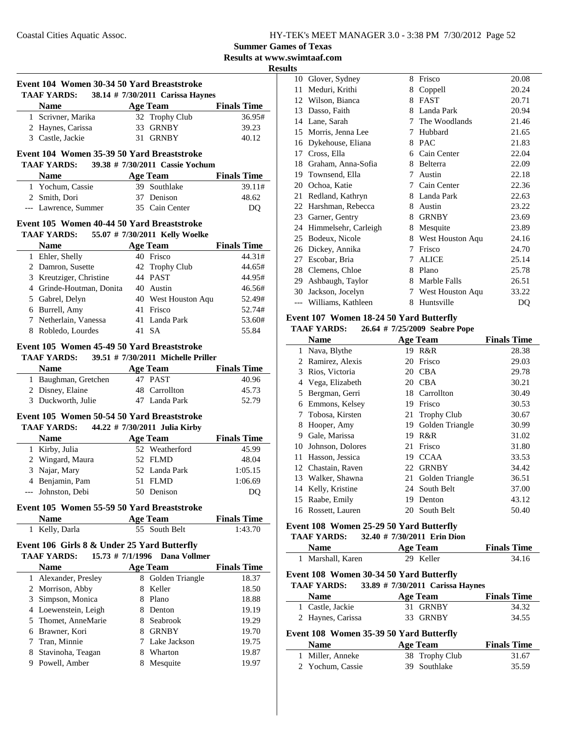## Summer Games of Texas

### Results at www.swimtaaf.com

### Results

#### Event 104 Women 30-34 50 Yard Breaststroke

TAAF YARDS: 38.14 # 7/30/2011 Carissa Haynes

| | Name | Age | Team | Finals Time |
|---|---|---|---|---|
| 1 | Scrivner, Marika | 32 | Trophy Club | 36.95# |
| 2 | Haynes, Carissa | 33 | GRNBY | 39.23 |
| 3 | Castle, Jackie | 31 | GRNBY | 40.12 |

#### Event 104 Women 35-39 50 Yard Breaststroke

TAAF YARDS: 39.38 # 7/30/2011 Cassie Yochum

| | Name | Age | Team | Finals Time |
|---|---|---|---|---|
| 1 | Yochum, Cassie | 39 | Southlake | 39.11# |
| 2 | Smith, Dori | 37 | Denison | 48.62 |
| --- | Lawrence, Summer | 35 | Cain Center | DQ |

#### Event 105 Women 40-44 50 Yard Breaststroke

TAAF YARDS: 55.07 # 7/30/2011 Kelly Woelke

| | Name | Age | Team | Finals Time |
|---|---|---|---|---|
| 1 | Ehler, Shelly | 40 | Frisco | 44.31# |
| 2 | Damron, Susette | 42 | Trophy Club | 44.65# |
| 3 | Kreutziger, Christine | 44 | PAST | 44.95# |
| 4 | Grinde-Houtman, Donita | 40 | Austin | 46.56# |
| 5 | Gabrel, Delyn | 40 | West Houston Aqu | 52.49# |
| 6 | Burrell, Amy | 41 | Frisco | 52.74# |
| 7 | Netherlain, Vanessa | 41 | Landa Park | 53.60# |
| 8 | Robledo, Lourdes | 41 | SA | 55.84 |

#### Event 105 Women 45-49 50 Yard Breaststroke

TAAF YARDS: 39.51 # 7/30/2011 Michelle Priller

| | Name | Age | Team | Finals Time |
|---|---|---|---|---|
| 1 | Baughman, Gretchen | 47 | PAST | 40.96 |
| 2 | Disney, Elaine | 48 | Carrollton | 45.73 |
| 3 | Duckworth, Julie | 47 | Landa Park | 52.79 |

#### Event 105 Women 50-54 50 Yard Breaststroke

TAAF YARDS: 44.22 # 7/30/2011 Julia Kirby

| | Name | Age | Team | Finals Time |
|---|---|---|---|---|
| 1 | Kirby, Julia | 52 | Weatherford | 45.99 |
| 2 | Wingard, Maura | 52 | FLMD | 48.04 |
| 3 | Najar, Mary | 52 | Landa Park | 1:05.15 |
| 4 | Benjamin, Pam | 51 | FLMD | 1:06.69 |
| --- | Johnston, Debi | 50 | Denison | DQ |

#### Event 105 Women 55-59 50 Yard Breaststroke

| | Name | Age | Team | Finals Time |
|---|---|---|---|---|
| 1 | Kelly, Darla | 55 | South Belt | 1:43.70 |

#### Event 106 Girls 8 & Under 25 Yard Butterfly

TAAF YARDS: 15.73 # 7/1/1996 Dana Vollmer

| | Name | Age | Team | Finals Time |
|---|---|---|---|---|
| 1 | Alexander, Presley | 8 | Golden Triangle | 18.37 |
| 2 | Morrison, Abby | 8 | Keller | 18.50 |
| 3 | Simpson, Monica | 8 | Plano | 18.88 |
| 4 | Loewenstein, Leigh | 8 | Denton | 19.19 |
| 5 | Thomet, AnneMarie | 8 | Seabrook | 19.29 |
| 6 | Brawner, Kori | 8 | GRNBY | 19.70 |
| 7 | Tran, Minnie | 7 | Lake Jackson | 19.75 |
| 8 | Stavinoha, Teagan | 8 | Wharton | 19.87 |
| 9 | Powell, Amber | 8 | Mesquite | 19.97 |
| 10 | Glover, Sydney | 8 | Frisco | 20.08 |
| 11 | Meduri, Krithi | 8 | Coppell | 20.24 |
| 12 | Wilson, Bianca | 8 | FAST | 20.71 |
| 13 | Dasso, Faith | 8 | Landa Park | 20.94 |
| 14 | Lane, Sarah | 7 | The Woodlands | 21.46 |
| 15 | Morris, Jenna Lee | 7 | Hubbard | 21.65 |
| 16 | Dykehouse, Eliana | 8 | PAC | 21.83 |
| 17 | Cross, Ella | 6 | Cain Center | 22.04 |
| 18 | Graham, Anna-Sofia | 8 | Belterra | 22.09 |
| 19 | Townsend, Ella | 7 | Austin | 22.18 |
| 20 | Ochoa, Katie | 7 | Cain Center | 22.36 |
| 21 | Redland, Kathryn | 8 | Landa Park | 22.63 |
| 22 | Harshman, Rebecca | 8 | Austin | 23.22 |
| 23 | Garner, Gentry | 8 | GRNBY | 23.69 |
| 24 | Himmelsehr, Carleigh | 8 | Mesquite | 23.89 |
| 25 | Bodeux, Nicole | 8 | West Houston Aqu | 24.16 |
| 26 | Dickey, Annika | 7 | Frisco | 24.70 |
| 27 | Escobar, Bria | 7 | ALICE | 25.14 |
| 28 | Clemens, Chloe | 8 | Plano | 25.78 |
| 29 | Ashbaugh, Taylor | 8 | Marble Falls | 26.51 |
| 30 | Jackson, Jocelyn | 7 | West Houston Aqu | 33.22 |
| --- | Williams, Kathleen | 8 | Huntsville | DQ |

#### Event 107 Women 18-24 50 Yard Butterfly

TAAF YARDS: 26.64 # 7/25/2009 Seabre Pope

| | Name | Age | Team | Finals Time |
|---|---|---|---|---|
| 1 | Nava, Blythe | 19 | R&R | 28.38 |
| 2 | Ramirez, Alexis | 20 | Frisco | 29.03 |
| 3 | Rios, Victoria | 20 | CBA | 29.78 |
| 4 | Vega, Elizabeth | 20 | CBA | 30.21 |
| 5 | Bergman, Gerri | 18 | Carrollton | 30.49 |
| 6 | Emmons, Kelsey | 19 | Frisco | 30.53 |
| 7 | Tobosa, Kirsten | 21 | Trophy Club | 30.67 |
| 8 | Hooper, Amy | 19 | Golden Triangle | 30.99 |
| 9 | Gale, Marissa | 19 | R&R | 31.02 |
| 10 | Johnson, Dolores | 21 | Frisco | 31.80 |
| 11 | Hasson, Jessica | 19 | CCAA | 33.53 |
| 12 | Chastain, Raven | 22 | GRNBY | 34.42 |
| 13 | Walker, Shawna | 21 | Golden Triangle | 36.51 |
| 14 | Kelly, Kristine | 24 | South Belt | 37.00 |
| 15 | Raabe, Emily | 19 | Denton | 43.12 |
| 16 | Rossett, Lauren | 20 | South Belt | 50.40 |

#### Event 108 Women 25-29 50 Yard Butterfly

TAAF YARDS: 32.40 # 7/30/2011 Erin Dion

| | Name | Age | Team | Finals Time |
|---|---|---|---|---|
| 1 | Marshall, Karen | 29 | Keller | 34.16 |

#### Event 108 Women 30-34 50 Yard Butterfly

TAAF YARDS: 33.89 # 7/30/2011 Carissa Haynes

| | Name | Age | Team | Finals Time |
|---|---|---|---|---|
| 1 | Castle, Jackie | 31 | GRNBY | 34.32 |
| 2 | Haynes, Carissa | 33 | GRNBY | 34.55 |

#### Event 108 Women 35-39 50 Yard Butterfly

| | Name | Age | Team | Finals Time |
|---|---|---|---|---|
| 1 | Miller, Anneke | 38 | Trophy Club | 31.67 |
| 2 | Yochum, Cassie | 39 | Southlake | 35.59 |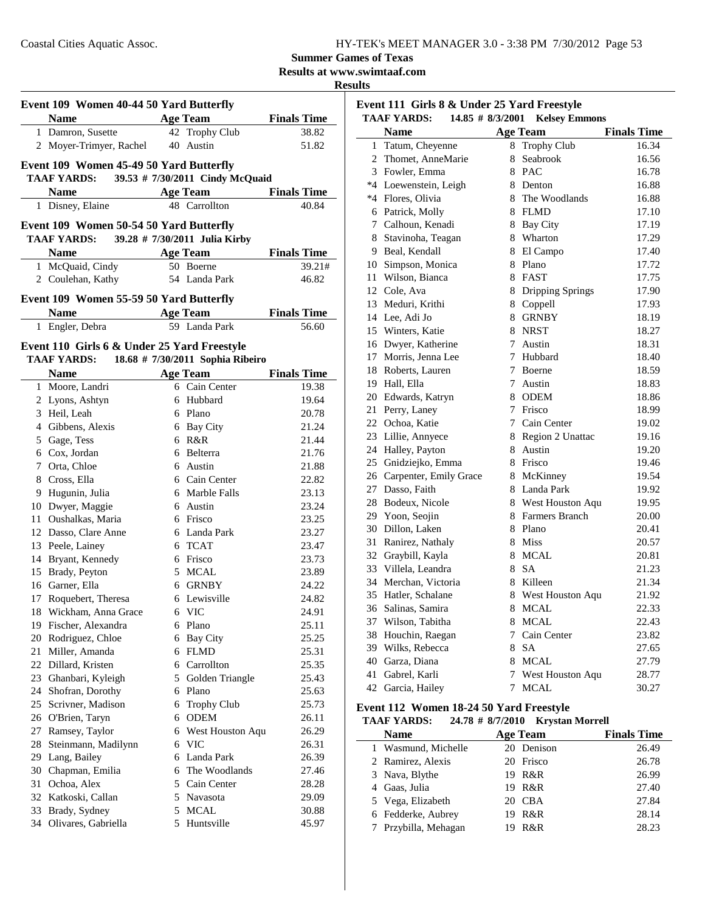**Summer Games of Texas**
**Results at www.swimtaaf.com**
**Results**

### Event 109 Women 40-44 50 Yard Butterfly

| | Name | Age | Team | Finals Time |
|---|---|---|---|---|
| 1 | Damron, Susette | 42 | Trophy Club | 38.82 |
| 2 | Moyer-Trimyer, Rachel | 40 | Austin | 51.82 |

### Event 109 Women 45-49 50 Yard Butterfly

**TAAF YARDS: 39.53 # 7/30/2011 Cindy McQuaid**

| | Name | Age | Team | Finals Time |
|---|---|---|---|---|
| 1 | Disney, Elaine | 48 | Carrollton | 40.84 |

### Event 109 Women 50-54 50 Yard Butterfly

**TAAF YARDS: 39.28 # 7/30/2011 Julia Kirby**

| | Name | Age | Team | Finals Time |
|---|---|---|---|---|
| 1 | McQuaid, Cindy | 50 | Boerne | 39.21# |
| 2 | Coulehan, Kathy | 54 | Landa Park | 46.82 |

### Event 109 Women 55-59 50 Yard Butterfly

| | Name | Age | Team | Finals Time |
|---|---|---|---|---|
| 1 | Engler, Debra | 59 | Landa Park | 56.60 |

### Event 110 Girls 6 & Under 25 Yard Freestyle

**TAAF YARDS: 18.68 # 7/30/2011 Sophia Ribeiro**

| | Name | Age | Team | Finals Time |
|---|---|---|---|---|
| 1 | Moore, Landri | 6 | Cain Center | 19.38 |
| 2 | Lyons, Ashtyn | 6 | Hubbard | 19.64 |
| 3 | Heil, Leah | 6 | Plano | 20.78 |
| 4 | Gibbens, Alexis | 6 | Bay City | 21.24 |
| 5 | Gage, Tess | 6 | R&R | 21.44 |
| 6 | Cox, Jordan | 6 | Belterra | 21.76 |
| 7 | Orta, Chloe | 6 | Austin | 21.88 |
| 8 | Cross, Ella | 6 | Cain Center | 22.82 |
| 9 | Hugunin, Julia | 6 | Marble Falls | 23.13 |
| 10 | Dwyer, Maggie | 6 | Austin | 23.24 |
| 11 | Oushalkas, Maria | 6 | Frisco | 23.25 |
| 12 | Dasso, Clare Anne | 6 | Landa Park | 23.27 |
| 13 | Peele, Lainey | 6 | TCAT | 23.47 |
| 14 | Bryant, Kennedy | 6 | Frisco | 23.73 |
| 15 | Brady, Peyton | 5 | MCAL | 23.89 |
| 16 | Garner, Ella | 6 | GRNBY | 24.22 |
| 17 | Roquebert, Theresa | 6 | Lewisville | 24.82 |
| 18 | Wickham, Anna Grace | 6 | VIC | 24.91 |
| 19 | Fischer, Alexandra | 6 | Plano | 25.11 |
| 20 | Rodriguez, Chloe | 6 | Bay City | 25.25 |
| 21 | Miller, Amanda | 6 | FLMD | 25.31 |
| 22 | Dillard, Kristen | 6 | Carrollton | 25.35 |
| 23 | Ghanbari, Kyleigh | 5 | Golden Triangle | 25.43 |
| 24 | Shofran, Dorothy | 6 | Plano | 25.63 |
| 25 | Scrivner, Madison | 6 | Trophy Club | 25.73 |
| 26 | O'Brien, Taryn | 6 | ODEM | 26.11 |
| 27 | Ramsey, Taylor | 6 | West Houston Aqu | 26.29 |
| 28 | Steinmann, Madilynn | 6 | VIC | 26.31 |
| 29 | Lang, Bailey | 6 | Landa Park | 26.39 |
| 30 | Chapman, Emilia | 6 | The Woodlands | 27.46 |
| 31 | Ochoa, Alex | 5 | Cain Center | 28.28 |
| 32 | Katkoski, Callan | 5 | Navasota | 29.09 |
| 33 | Brady, Sydney | 5 | MCAL | 30.88 |
| 34 | Olivares, Gabriella | 5 | Huntsville | 45.97 |

### Event 111 Girls 8 & Under 25 Yard Freestyle

**TAAF YARDS: 14.85 # 8/3/2001 Kelsey Emmons**

| | Name | Age | Team | Finals Time |
|---|---|---|---|---|
| 1 | Tatum, Cheyenne | 8 | Trophy Club | 16.34 |
| 2 | Thomet, AnneMarie | 8 | Seabrook | 16.56 |
| 3 | Fowler, Emma | 8 | PAC | 16.78 |
| *4 | Loewenstein, Leigh | 8 | Denton | 16.88 |
| *4 | Flores, Olivia | 8 | The Woodlands | 16.88 |
| 6 | Patrick, Molly | 8 | FLMD | 17.10 |
| 7 | Calhoun, Kenadi | 8 | Bay City | 17.19 |
| 8 | Stavinoha, Teagan | 8 | Wharton | 17.29 |
| 9 | Beal, Kendall | 8 | El Campo | 17.40 |
| 10 | Simpson, Monica | 8 | Plano | 17.72 |
| 11 | Wilson, Bianca | 8 | FAST | 17.75 |
| 12 | Cole, Ava | 8 | Dripping Springs | 17.90 |
| 13 | Meduri, Krithi | 8 | Coppell | 17.93 |
| 14 | Lee, Adi Jo | 8 | GRNBY | 18.19 |
| 15 | Winters, Katie | 8 | NRST | 18.27 |
| 16 | Dwyer, Katherine | 7 | Austin | 18.31 |
| 17 | Morris, Jenna Lee | 7 | Hubbard | 18.40 |
| 18 | Roberts, Lauren | 7 | Boerne | 18.59 |
| 19 | Hall, Ella | 7 | Austin | 18.83 |
| 20 | Edwards, Katryn | 8 | ODEM | 18.86 |
| 21 | Perry, Laney | 7 | Frisco | 18.99 |
| 22 | Ochoa, Katie | 7 | Cain Center | 19.02 |
| 23 | Lillie, Annyece | 8 | Region 2 Unattac | 19.16 |
| 24 | Halley, Payton | 8 | Austin | 19.20 |
| 25 | Gnidziejko, Emma | 8 | Frisco | 19.46 |
| 26 | Carpenter, Emily Grace | 8 | McKinney | 19.54 |
| 27 | Dasso, Faith | 8 | Landa Park | 19.92 |
| 28 | Bodeux, Nicole | 8 | West Houston Aqu | 19.95 |
| 29 | Yoon, Seojin | 8 | Farmers Branch | 20.00 |
| 30 | Dillon, Laken | 8 | Plano | 20.41 |
| 31 | Ranirez, Nathaly | 8 | Miss | 20.57 |
| 32 | Graybill, Kayla | 8 | MCAL | 20.81 |
| 33 | Villela, Leandra | 8 | SA | 21.23 |
| 34 | Merchan, Victoria | 8 | Killeen | 21.34 |
| 35 | Hatler, Schalane | 8 | West Houston Aqu | 21.92 |
| 36 | Salinas, Samira | 8 | MCAL | 22.33 |
| 37 | Wilson, Tabitha | 8 | MCAL | 22.43 |
| 38 | Houchin, Raegan | 7 | Cain Center | 23.82 |
| 39 | Wilks, Rebecca | 8 | SA | 27.65 |
| 40 | Garza, Diana | 8 | MCAL | 27.79 |
| 41 | Gabrel, Karli | 7 | West Houston Aqu | 28.77 |
| 42 | Garcia, Hailey | 7 | MCAL | 30.27 |

### Event 112 Women 18-24 50 Yard Freestyle

**TAAF YARDS: 24.78 # 8/7/2010 Krystan Morrell**

| | Name | Age | Team | Finals Time |
|---|---|---|---|---|
| 1 | Wasmund, Michelle | 20 | Denison | 26.49 |
| 2 | Ramirez, Alexis | 20 | Frisco | 26.78 |
| 3 | Nava, Blythe | 19 | R&R | 26.99 |
| 4 | Gaas, Julia | 19 | R&R | 27.40 |
| 5 | Vega, Elizabeth | 20 | CBA | 27.84 |
| 6 | Fedderke, Aubrey | 19 | R&R | 28.14 |
| 7 | Przybilla, Mehagan | 19 | R&R | 28.23 |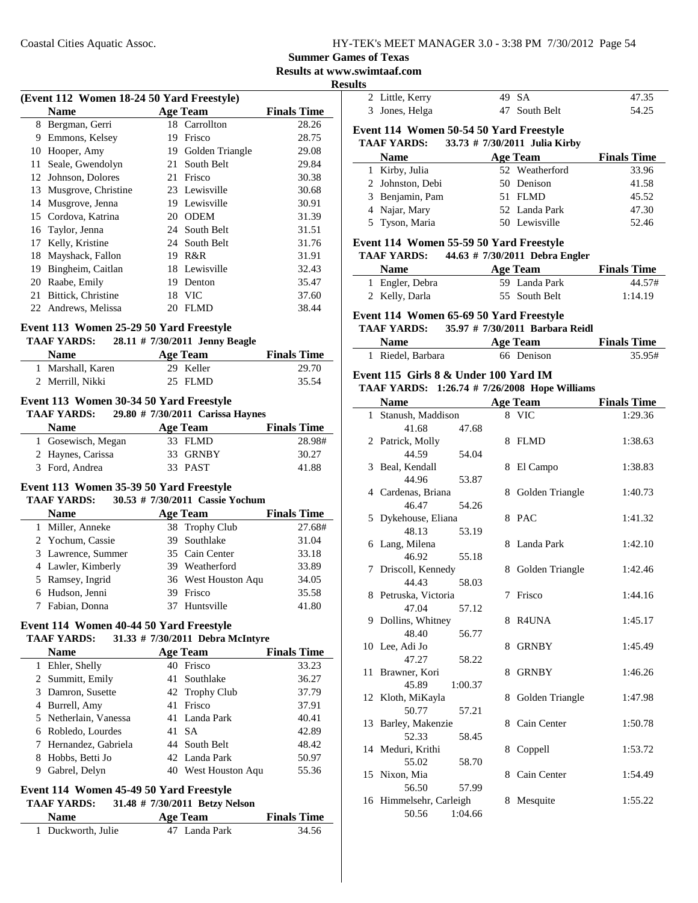**Summer Games of Texas**
**Results at www.swimtaaf.com**
**Results**

### (Event 112 Women 18-24 50 Yard Freestyle)

| | Name | Age | Team | Finals Time |
|---|---|---|---|---|
| 8 | Bergman, Gerri | 18 | Carrollton | 28.26 |
| 9 | Emmons, Kelsey | 19 | Frisco | 28.75 |
| 10 | Hooper, Amy | 19 | Golden Triangle | 29.08 |
| 11 | Seale, Gwendolyn | 21 | South Belt | 29.84 |
| 12 | Johnson, Dolores | 21 | Frisco | 30.38 |
| 13 | Musgrove, Christine | 23 | Lewisville | 30.68 |
| 14 | Musgrove, Jenna | 19 | Lewisville | 30.91 |
| 15 | Cordova, Katrina | 20 | ODEM | 31.39 |
| 16 | Taylor, Jenna | 24 | South Belt | 31.51 |
| 17 | Kelly, Kristine | 24 | South Belt | 31.76 |
| 18 | Mayshack, Fallon | 19 | R&R | 31.91 |
| 19 | Bingheim, Caitlan | 18 | Lewisville | 32.43 |
| 20 | Raabe, Emily | 19 | Denton | 35.47 |
| 21 | Bittick, Christine | 18 | VIC | 37.60 |
| 22 | Andrews, Melissa | 20 | FLMD | 38.44 |

### Event 113 Women 25-29 50 Yard Freestyle

**TAAF YARDS: 28.11 # 7/30/2011 Jenny Beagle**

| | Name | Age | Team | Finals Time |
|---|---|---|---|---|
| 1 | Marshall, Karen | 29 | Keller | 29.70 |
| 2 | Merrill, Nikki | 25 | FLMD | 35.54 |

### Event 113 Women 30-34 50 Yard Freestyle

**TAAF YARDS: 29.80 # 7/30/2011 Carissa Haynes**

| | Name | Age | Team | Finals Time |
|---|---|---|---|---|
| 1 | Gosewisch, Megan | 33 | FLMD | 28.98# |
| 2 | Haynes, Carissa | 33 | GRNBY | 30.27 |
| 3 | Ford, Andrea | 33 | PAST | 41.88 |

### Event 113 Women 35-39 50 Yard Freestyle

**TAAF YARDS: 30.53 # 7/30/2011 Cassie Yochum**

| | Name | Age | Team | Finals Time |
|---|---|---|---|---|
| 1 | Miller, Anneke | 38 | Trophy Club | 27.68# |
| 2 | Yochum, Cassie | 39 | Southlake | 31.04 |
| 3 | Lawrence, Summer | 35 | Cain Center | 33.18 |
| 4 | Lawler, Kimberly | 39 | Weatherford | 33.89 |
| 5 | Ramsey, Ingrid | 36 | West Houston Aqu | 34.05 |
| 6 | Hudson, Jenni | 39 | Frisco | 35.58 |
| 7 | Fabian, Donna | 37 | Huntsville | 41.80 |

### Event 114 Women 40-44 50 Yard Freestyle

**TAAF YARDS: 31.33 # 7/30/2011 Debra McIntyre**

| | Name | Age | Team | Finals Time |
|---|---|---|---|---|
| 1 | Ehler, Shelly | 40 | Frisco | 33.23 |
| 2 | Summitt, Emily | 41 | Southlake | 36.27 |
| 3 | Damron, Susette | 42 | Trophy Club | 37.79 |
| 4 | Burrell, Amy | 41 | Frisco | 37.91 |
| 5 | Netherlain, Vanessa | 41 | Landa Park | 40.41 |
| 6 | Robledo, Lourdes | 41 | SA | 42.89 |
| 7 | Hernandez, Gabriela | 44 | South Belt | 48.42 |
| 8 | Hobbs, Betti Jo | 42 | Landa Park | 50.97 |
| 9 | Gabrel, Delyn | 40 | West Houston Aqu | 55.36 |

### Event 114 Women 45-49 50 Yard Freestyle

**TAAF YARDS: 31.48 # 7/30/2011 Betzy Nelson**

| | Name | Age | Team | Finals Time |
|---|---|---|---|---|
| 1 | Duckworth, Julie | 47 | Landa Park | 34.56 |
| 2 | Little, Kerry | 49 | SA | 47.35 |
| 3 | Jones, Helga | 47 | South Belt | 54.25 |

### Event 114 Women 50-54 50 Yard Freestyle

**TAAF YARDS: 33.73 # 7/30/2011 Julia Kirby**

| | Name | Age | Team | Finals Time |
|---|---|---|---|---|
| 1 | Kirby, Julia | 52 | Weatherford | 33.96 |
| 2 | Johnston, Debi | 50 | Denison | 41.58 |
| 3 | Benjamin, Pam | 51 | FLMD | 45.52 |
| 4 | Najar, Mary | 52 | Landa Park | 47.30 |
| 5 | Tyson, Maria | 50 | Lewisville | 52.46 |

### Event 114 Women 55-59 50 Yard Freestyle

**TAAF YARDS: 44.63 # 7/30/2011 Debra Engler**

| | Name | Age | Team | Finals Time |
|---|---|---|---|---|
| 1 | Engler, Debra | 59 | Landa Park | 44.57# |
| 2 | Kelly, Darla | 55 | South Belt | 1:14.19 |

### Event 114 Women 65-69 50 Yard Freestyle

**TAAF YARDS: 35.97 # 7/30/2011 Barbara Reidl**

| | Name | Age | Team | Finals Time |
|---|---|---|---|---|
| 1 | Riedel, Barbara | 66 | Denison | 35.95# |

### Event 115 Girls 8 & Under 100 Yard IM

**TAAF YARDS: 1:26.74 # 7/26/2008 Hope Williams**

| | Name | Age | Team | Finals Time |
|---|---|---|---|---|
| 1 | Stanush, Maddison | 8 | VIC | 1:29.36 |
| | 41.68 47.68 | | | |
| 2 | Patrick, Molly | 8 | FLMD | 1:38.63 |
| | 44.59 54.04 | | | |
| 3 | Beal, Kendall | 8 | El Campo | 1:38.83 |
| | 44.96 53.87 | | | |
| 4 | Cardenas, Briana | 8 | Golden Triangle | 1:40.73 |
| | 46.47 54.26 | | | |
| 5 | Dykehouse, Eliana | 8 | PAC | 1:41.32 |
| | 48.13 53.19 | | | |
| 6 | Lang, Milena | 8 | Landa Park | 1:42.10 |
| | 46.92 55.18 | | | |
| 7 | Driscoll, Kennedy | 8 | Golden Triangle | 1:42.46 |
| | 44.43 58.03 | | | |
| 8 | Petruska, Victoria | 7 | Frisco | 1:44.16 |
| | 47.04 57.12 | | | |
| 9 | Dollins, Whitney | 8 | R4UNA | 1:45.17 |
| | 48.40 56.77 | | | |
| 10 | Lee, Adi Jo | 8 | GRNBY | 1:45.49 |
| | 47.27 58.22 | | | |
| 11 | Brawner, Kori | 8 | GRNBY | 1:46.26 |
| | 45.89 1:00.37 | | | |
| 12 | Kloth, MiKayla | 8 | Golden Triangle | 1:47.98 |
| | 50.77 57.21 | | | |
| 13 | Barley, Makenzie | 8 | Cain Center | 1:50.78 |
| | 52.33 58.45 | | | |
| 14 | Meduri, Krithi | 8 | Coppell | 1:53.72 |
| | 55.02 58.70 | | | |
| 15 | Nixon, Mia | 8 | Cain Center | 1:54.49 |
| | 56.50 57.99 | | | |
| 16 | Himmelsehr, Carleigh | 8 | Mesquite | 1:55.22 |
| | 50.56 1:04.66 | | | |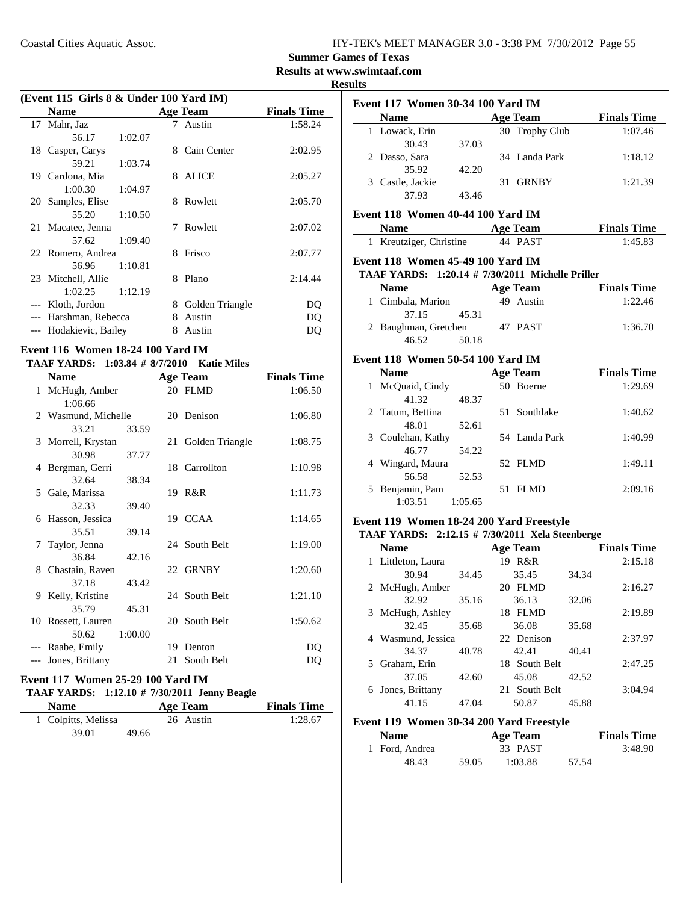## Summer Games of Texas

**Results at www.swimtaaf.com**

**Results**

### (Event 115 Girls 8 & Under 100 Yard IM)

| | Name | | Age | Team | Finals Time |
|---|---|---|---|---|---|
| 17 | Mahr, Jaz | | 7 | Austin | 1:58.24 |
| | 56.17 | 1:02.07 | | | |
| 18 | Casper, Carys | | 8 | Cain Center | 2:02.95 |
| | 59.21 | 1:03.74 | | | |
| 19 | Cardona, Mia | | 8 | ALICE | 2:05.27 |
| | 1:00.30 | 1:04.97 | | | |
| 20 | Samples, Elise | | 8 | Rowlett | 2:05.70 |
| | 55.20 | 1:10.50 | | | |
| 21 | Macatee, Jenna | | 7 | Rowlett | 2:07.02 |
| | 57.62 | 1:09.40 | | | |
| 22 | Romero, Andrea | | 8 | Frisco | 2:07.77 |
| | 56.96 | 1:10.81 | | | |
| 23 | Mitchell, Allie | | 8 | Plano | 2:14.44 |
| | 1:02.25 | 1:12.19 | | | |
| --- | Kloth, Jordon | | 8 | Golden Triangle | DQ |
| --- | Harshman, Rebecca | | 8 | Austin | DQ |
| --- | Hodakievic, Bailey | | 8 | Austin | DQ |

### Event 116 Women 18-24 100 Yard IM

**TAAF YARDS: 1:03.84 # 8/7/2010 Katie Miles**

| | Name | | Age | Team | Finals Time |
|---|---|---|---|---|---|
| 1 | McHugh, Amber | | 20 | FLMD | 1:06.50 |
| | 1:06.66 | | | | |
| 2 | Wasmund, Michelle | | 20 | Denison | 1:06.80 |
| | 33.21 | 33.59 | | | |
| 3 | Morrell, Krystan | | 21 | Golden Triangle | 1:08.75 |
| | 30.98 | 37.77 | | | |
| 4 | Bergman, Gerri | | 18 | Carrollton | 1:10.98 |
| | 32.64 | 38.34 | | | |
| 5 | Gale, Marissa | | 19 | R&R | 1:11.73 |
| | 32.33 | 39.40 | | | |
| 6 | Hasson, Jessica | | 19 | CCAA | 1:14.65 |
| | 35.51 | 39.14 | | | |
| 7 | Taylor, Jenna | | 24 | South Belt | 1:19.00 |
| | 36.84 | 42.16 | | | |
| 8 | Chastain, Raven | | 22 | GRNBY | 1:20.60 |
| | 37.18 | 43.42 | | | |
| 9 | Kelly, Kristine | | 24 | South Belt | 1:21.10 |
| | 35.79 | 45.31 | | | |
| 10 | Rossett, Lauren | | 20 | South Belt | 1:50.62 |
| | 50.62 | 1:00.00 | | | |
| --- | Raabe, Emily | | 19 | Denton | DQ |
| --- | Jones, Brittany | | 21 | South Belt | DQ |

### Event 117 Women 25-29 100 Yard IM

**TAAF YARDS: 1:12.10 # 7/30/2011 Jenny Beagle**

| | Name | | Age | Team | Finals Time |
|---|---|---|---|---|---|
| 1 | Colpitts, Melissa | | 26 | Austin | 1:28.67 |
| | 39.01 | 49.66 | | | |

### Event 117 Women 30-34 100 Yard IM

| | Name | | Age | Team | Finals Time |
|---|---|---|---|---|---|
| 1 | Lowack, Erin | | 30 | Trophy Club | 1:07.46 |
| | 30.43 | 37.03 | | | |
| 2 | Dasso, Sara | | 34 | Landa Park | 1:18.12 |
| | 35.92 | 42.20 | | | |
| 3 | Castle, Jackie | | 31 | GRNBY | 1:21.39 |
| | 37.93 | 43.46 | | | |

### Event 118 Women 40-44 100 Yard IM

| | Name | Age | Team | Finals Time |
|---|---|---|---|---|
| 1 | Kreutziger, Christine | 44 | PAST | 1:45.83 |

### Event 118 Women 45-49 100 Yard IM

**TAAF YARDS: 1:20.14 # 7/30/2011 Michelle Priller**

| | Name | | Age | Team | Finals Time |
|---|---|---|---|---|---|
| 1 | Cimbala, Marion | | 49 | Austin | 1:22.46 |
| | 37.15 | 45.31 | | | |
| 2 | Baughman, Gretchen | | 47 | PAST | 1:36.70 |
| | 46.52 | 50.18 | | | |

### Event 118 Women 50-54 100 Yard IM

| | Name | | Age | Team | Finals Time |
|---|---|---|---|---|---|
| 1 | McQuaid, Cindy | | 50 | Boerne | 1:29.69 |
| | 41.32 | 48.37 | | | |
| 2 | Tatum, Bettina | | 51 | Southlake | 1:40.62 |
| | 48.01 | 52.61 | | | |
| 3 | Coulehan, Kathy | | 54 | Landa Park | 1:40.99 |
| | 46.77 | 54.22 | | | |
| 4 | Wingard, Maura | | 52 | FLMD | 1:49.11 |
| | 56.58 | 52.53 | | | |
| 5 | Benjamin, Pam | | 51 | FLMD | 2:09.16 |
| | 1:03.51 | 1:05.65 | | | |

### Event 119 Women 18-24 200 Yard Freestyle

**TAAF YARDS: 2:12.15 # 7/30/2011 Xela Steenberge**

| | Name | | Age | Team | | Finals Time |
|---|---|---|---|---|---|---|
| 1 | Littleton, Laura | | 19 | R&R | | 2:15.18 |
| | 30.94 | 34.45 | | 35.45 | 34.34 | |
| 2 | McHugh, Amber | | 20 | FLMD | | 2:16.27 |
| | 32.92 | 35.16 | | 36.13 | 32.06 | |
| 3 | McHugh, Ashley | | 18 | FLMD | | 2:19.89 |
| | 32.45 | 35.68 | | 36.08 | 35.68 | |
| 4 | Wasmund, Jessica | | 22 | Denison | | 2:37.97 |
| | 34.37 | 40.78 | | 42.41 | 40.41 | |
| 5 | Graham, Erin | | 18 | South Belt | | 2:47.25 |
| | 37.05 | 42.60 | | 45.08 | 42.52 | |
| 6 | Jones, Brittany | | 21 | South Belt | | 3:04.94 |
| | 41.15 | 47.04 | | 50.87 | 45.88 | |

### Event 119 Women 30-34 200 Yard Freestyle

| | Name | | Age | Team | | Finals Time |
|---|---|---|---|---|---|---|
| 1 | Ford, Andrea | | 33 | PAST | | 3:48.90 |
| | 48.43 | 59.05 | | 1:03.88 | 57.54 | |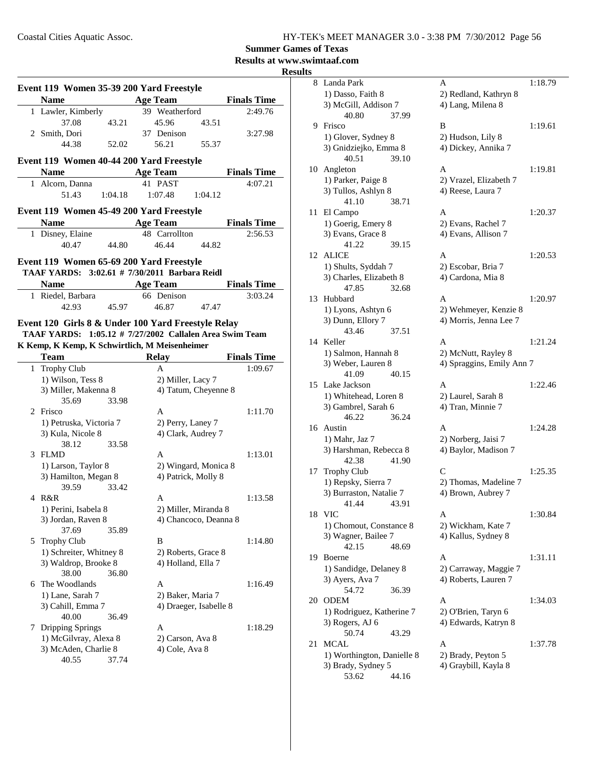## Summer Games of Texas

### Results at www.swimtaaf.com

### Results

#### Event 119 Women 35-39 200 Yard Freestyle

| Name | Age | Team | Finals Time |
|---|---|---|---|
| 1 Lawler, Kimberly | 39 | Weatherford | 2:49.76 |
| 37.08 43.21 45.96 43.51 | | | |
| 2 Smith, Dori | 37 | Denison | 3:27.98 |
| 44.38 52.02 56.21 55.37 | | | |

#### Event 119 Women 40-44 200 Yard Freestyle

| Name | Age | Team | Finals Time |
|---|---|---|---|
| 1 Alcorn, Danna | 41 | PAST | 4:07.21 |
| 51.43 1:04.18 1:07.48 1:04.12 | | | |

#### Event 119 Women 45-49 200 Yard Freestyle

| Name | Age | Team | Finals Time |
|---|---|---|---|
| 1 Disney, Elaine | 48 | Carrollton | 2:56.53 |
| 40.47 44.80 46.44 44.82 | | | |

#### Event 119 Women 65-69 200 Yard Freestyle

TAAF YARDS: 3:02.61 # 7/30/2011 Barbara Reidl

| Name | Age | Team | Finals Time |
|---|---|---|---|
| 1 Riedel, Barbara | 66 | Denison | 3:03.24 |
| 42.93 45.97 46.87 47.47 | | | |

#### Event 120 Girls 8 & Under 100 Yard Freestyle Relay

TAAF YARDS: 1:05.12 # 7/27/2002 Callalen Area Swim Team
K Kemp, K Kemp, K Schwirtlich, M Meisenheimer

| Team | Relay | Finals Time |
|---|---|---|
| 1 Trophy Club | A | 1:09.67 |
| 1) Wilson, Tess 8 | 2) Miller, Lacy 7 | |
| 3) Miller, Makenna 8 | 4) Tatum, Cheyenne 8 | |
| 35.69 33.98 | | |
| 2 Frisco | A | 1:11.70 |
| 1) Petruska, Victoria 7 | 2) Perry, Laney 7 | |
| 3) Kula, Nicole 8 | 4) Clark, Audrey 7 | |
| 38.12 33.58 | | |
| 3 FLMD | A | 1:13.01 |
| 1) Larson, Taylor 8 | 2) Wingard, Monica 8 | |
| 3) Hamilton, Megan 8 | 4) Patrick, Molly 8 | |
| 39.59 33.42 | | |
| 4 R&R | A | 1:13.58 |
| 1) Perini, Isabela 8 | 2) Miller, Miranda 8 | |
| 3) Jordan, Raven 8 | 4) Chancoco, Deanna 8 | |
| 37.69 35.89 | | |
| 5 Trophy Club | B | 1:14.80 |
| 1) Schreiter, Whitney 8 | 2) Roberts, Grace 8 | |
| 3) Waldrop, Brooke 8 | 4) Holland, Ella 7 | |
| 38.00 36.80 | | |
| 6 The Woodlands | A | 1:16.49 |
| 1) Lane, Sarah 7 | 2) Baker, Maria 7 | |
| 3) Cahill, Emma 7 | 4) Draeger, Isabelle 8 | |
| 40.00 36.49 | | |
| 7 Dripping Springs | A | 1:18.29 |
| 1) McGilvray, Alexa 8 | 2) Carson, Ava 8 | |
| 3) McAden, Charlie 8 | 4) Cole, Ava 8 | |
| 40.55 37.74 | | |
| 8 Landa Park | A | 1:18.79 |
| 1) Dasso, Faith 8 | 2) Redland, Kathryn 8 | |
| 3) McGill, Addison 7 | 4) Lang, Milena 8 | |
| 40.80 37.99 | | |
| 9 Frisco | B | 1:19.61 |
| 1) Glover, Sydney 8 | 2) Hudson, Lily 8 | |
| 3) Gnidziejko, Emma 8 | 4) Dickey, Annika 7 | |
| 40.51 39.10 | | |
| 10 Angleton | A | 1:19.81 |
| 1) Parker, Paige 8 | 2) Vrazel, Elizabeth 7 | |
| 3) Tullos, Ashlyn 8 | 4) Reese, Laura 7 | |
| 41.10 38.71 | | |
| 11 El Campo | A | 1:20.37 |
| 1) Goerig, Emery 8 | 2) Evans, Rachel 7 | |
| 3) Evans, Grace 8 | 4) Evans, Allison 7 | |
| 41.22 39.15 | | |
| 12 ALICE | A | 1:20.53 |
| 1) Shults, Syddah 7 | 2) Escobar, Bria 7 | |
| 3) Charles, Elizabeth 8 | 4) Cardona, Mia 8 | |
| 47.85 32.68 | | |
| 13 Hubbard | A | 1:20.97 |
| 1) Lyons, Ashtyn 6 | 2) Wehmeyer, Kenzie 8 | |
| 3) Dunn, Ellory 7 | 4) Morris, Jenna Lee 7 | |
| 43.46 37.51 | | |
| 14 Keller | A | 1:21.24 |
| 1) Salmon, Hannah 8 | 2) McNutt, Rayley 8 | |
| 3) Weber, Lauren 8 | 4) Spraggins, Emily Ann 7 | |
| 41.09 40.15 | | |
| 15 Lake Jackson | A | 1:22.46 |
| 1) Whitehead, Loren 8 | 2) Laurel, Sarah 8 | |
| 3) Gambrel, Sarah 6 | 4) Tran, Minnie 7 | |
| 46.22 36.24 | | |
| 16 Austin | A | 1:24.28 |
| 1) Mahr, Jaz 7 | 2) Norberg, Jaisi 7 | |
| 3) Harshman, Rebecca 8 | 4) Baylor, Madison 7 | |
| 42.38 41.90 | | |
| 17 Trophy Club | C | 1:25.35 |
| 1) Repsky, Sierra 7 | 2) Thomas, Madeline 7 | |
| 3) Burraston, Natalie 7 | 4) Brown, Aubrey 7 | |
| 41.44 43.91 | | |
| 18 VIC | A | 1:30.84 |
| 1) Chomout, Constance 8 | 2) Wickham, Kate 7 | |
| 3) Wagner, Bailee 7 | 4) Kallus, Sydney 8 | |
| 42.15 48.69 | | |
| 19 Boerne | A | 1:31.11 |
| 1) Sandidge, Delaney 8 | 2) Carraway, Maggie 7 | |
| 3) Ayers, Ava 7 | 4) Roberts, Lauren 7 | |
| 54.72 36.39 | | |
| 20 ODEM | A | 1:34.03 |
| 1) Rodriguez, Katherine 7 | 2) O'Brien, Taryn 6 | |
| 3) Rogers, AJ 6 | 4) Edwards, Katryn 8 | |
| 50.74 43.29 | | |
| 21 MCAL | A | 1:37.78 |
| 1) Worthington, Danielle 8 | 2) Brady, Peyton 5 | |
| 3) Brady, Sydney 5 | 4) Graybill, Kayla 8 | |
| 53.62 44.16 | | |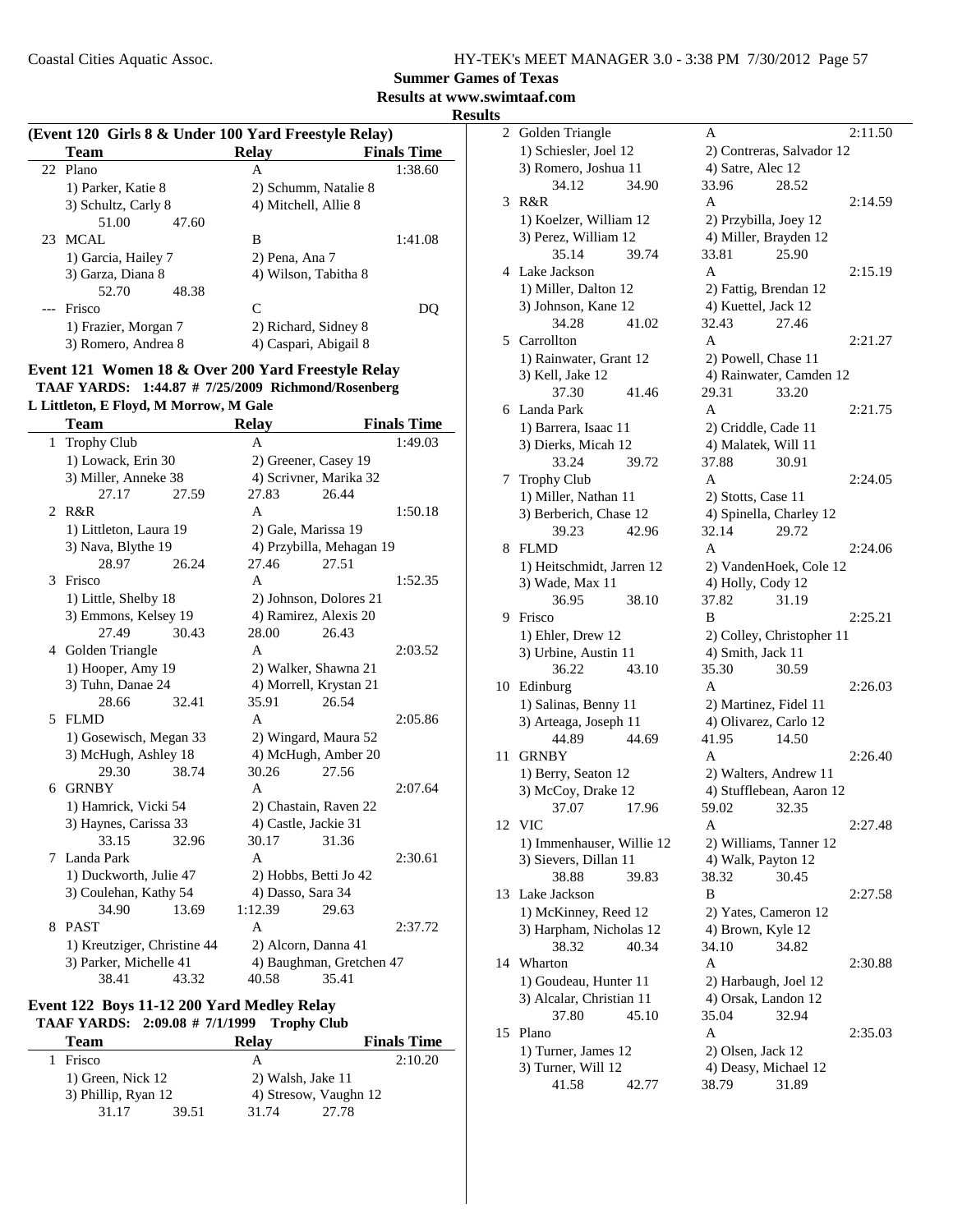**Summer Games of Texas**

**Results at www.swimtaaf.com**

**Results**

**(Event 120 Girls 8 & Under 100 Yard Freestyle Relay)**

| | Team | Relay | Finals Time |
|---|---|---|---|
| 22 | Plano | A | 1:38.60 |
| | 1) Parker, Katie 8 | 2) Schumm, Natalie 8 | |
| | 3) Schultz, Carly 8 | 4) Mitchell, Allie 8 | |
| | 51.00 47.60 | | |
| 23 | MCAL | B | 1:41.08 |
| | 1) Garcia, Hailey 7 | 2) Pena, Ana 7 | |
| | 3) Garza, Diana 8 | 4) Wilson, Tabitha 8 | |
| | 52.70 48.38 | | |
| --- | Frisco | C | DQ |
| | 1) Frazier, Morgan 7 | 2) Richard, Sidney 8 | |
| | 3) Romero, Andrea 8 | 4) Caspari, Abigail 8 | |

**Event 121 Women 18 & Over 200 Yard Freestyle Relay**

**TAAF YARDS: 1:44.87 # 7/25/2009 Richmond/Rosenberg**

**L Littleton, E Floyd, M Morrow, M Gale**

| | Team | Relay | Finals Time |
|---|---|---|---|
| 1 | Trophy Club | A | 1:49.03 |
| | 1) Lowack, Erin 30 | 2) Greener, Casey 19 | |
| | 3) Miller, Anneke 38 | 4) Scrivner, Marika 32 | |
| | 27.17 27.59 | 27.83 26.44 | |
| 2 | R&R | A | 1:50.18 |
| | 1) Littleton, Laura 19 | 2) Gale, Marissa 19 | |
| | 3) Nava, Blythe 19 | 4) Przybilla, Mehagan 19 | |
| | 28.97 26.24 | 27.46 27.51 | |
| 3 | Frisco | A | 1:52.35 |
| | 1) Little, Shelby 18 | 2) Johnson, Dolores 21 | |
| | 3) Emmons, Kelsey 19 | 4) Ramirez, Alexis 20 | |
| | 27.49 30.43 | 28.00 26.43 | |
| 4 | Golden Triangle | A | 2:03.52 |
| | 1) Hooper, Amy 19 | 2) Walker, Shawna 21 | |
| | 3) Tuhn, Danae 24 | 4) Morrell, Krystan 21 | |
| | 28.66 32.41 | 35.91 26.54 | |
| 5 | FLMD | A | 2:05.86 |
| | 1) Gosewisch, Megan 33 | 2) Wingard, Maura 52 | |
| | 3) McHugh, Ashley 18 | 4) McHugh, Amber 20 | |
| | 29.30 38.74 | 30.26 27.56 | |
| 6 | GRNBY | A | 2:07.64 |
| | 1) Hamrick, Vicki 54 | 2) Chastain, Raven 22 | |
| | 3) Haynes, Carissa 33 | 4) Castle, Jackie 31 | |
| | 33.15 32.96 | 30.17 31.36 | |
| 7 | Landa Park | A | 2:30.61 |
| | 1) Duckworth, Julie 47 | 2) Hobbs, Betti Jo 42 | |
| | 3) Coulehan, Kathy 54 | 4) Dasso, Sara 34 | |
| | 34.90 13.69 | 1:12.39 29.63 | |
| 8 | PAST | A | 2:37.72 |
| | 1) Kreutziger, Christine 44 | 2) Alcorn, Danna 41 | |
| | 3) Parker, Michelle 41 | 4) Baughman, Gretchen 47 | |
| | 38.41 43.32 | 40.58 35.41 | |

**Event 122 Boys 11-12 200 Yard Medley Relay**

**TAAF YARDS: 2:09.08 # 7/1/1999 Trophy Club**

| | Team | Relay | Finals Time |
|---|---|---|---|
| 1 | Frisco | A | 2:10.20 |
| | 1) Green, Nick 12 | 2) Walsh, Jake 11 | |
| | 3) Phillip, Ryan 12 | 4) Stresow, Vaughn 12 | |
| | 31.17 39.51 | 31.74 27.78 | |
| 2 | Golden Triangle | A | 2:11.50 |
| | 1) Schiesler, Joel 12 | 2) Contreras, Salvador 12 | |
| | 3) Romero, Joshua 11 | 4) Satre, Alec 12 | |
| | 34.12 34.90 | 33.96 28.52 | |
| 3 | R&R | A | 2:14.59 |
| | 1) Koelzer, William 12 | 2) Przybilla, Joey 12 | |
| | 3) Perez, William 12 | 4) Miller, Brayden 12 | |
| | 35.14 39.74 | 33.81 25.90 | |
| 4 | Lake Jackson | A | 2:15.19 |
| | 1) Miller, Dalton 12 | 2) Fattig, Brendan 12 | |
| | 3) Johnson, Kane 12 | 4) Kuettel, Jack 12 | |
| | 34.28 41.02 | 32.43 27.46 | |
| 5 | Carrollton | A | 2:21.27 |
| | 1) Rainwater, Grant 12 | 2) Powell, Chase 11 | |
| | 3) Kell, Jake 12 | 4) Rainwater, Camden 12 | |
| | 37.30 41.46 | 29.31 33.20 | |
| 6 | Landa Park | A | 2:21.75 |
| | 1) Barrera, Isaac 11 | 2) Criddle, Cade 11 | |
| | 3) Dierks, Micah 12 | 4) Malatek, Will 11 | |
| | 33.24 39.72 | 37.88 30.91 | |
| 7 | Trophy Club | A | 2:24.05 |
| | 1) Miller, Nathan 11 | 2) Stotts, Case 11 | |
| | 3) Berberich, Chase 12 | 4) Spinella, Charley 12 | |
| | 39.23 42.96 | 32.14 29.72 | |
| 8 | FLMD | A | 2:24.06 |
| | 1) Heitschmidt, Jarren 12 | 2) VandenHoek, Cole 12 | |
| | 3) Wade, Max 11 | 4) Holly, Cody 12 | |
| | 36.95 38.10 | 37.82 31.19 | |
| 9 | Frisco | B | 2:25.21 |
| | 1) Ehler, Drew 12 | 2) Colley, Christopher 11 | |
| | 3) Urbine, Austin 11 | 4) Smith, Jack 11 | |
| | 36.22 43.10 | 35.30 30.59 | |
| 10 | Edinburg | A | 2:26.03 |
| | 1) Salinas, Benny 11 | 2) Martinez, Fidel 11 | |
| | 3) Arteaga, Joseph 11 | 4) Olivarez, Carlo 12 | |
| | 44.89 44.69 | 41.95 14.50 | |
| 11 | GRNBY | A | 2:26.40 |
| | 1) Berry, Seaton 12 | 2) Walters, Andrew 11 | |
| | 3) McCoy, Drake 12 | 4) Stufflebean, Aaron 12 | |
| | 37.07 17.96 | 59.02 32.35 | |
| 12 | VIC | A | 2:27.48 |
| | 1) Immenhauser, Willie 12 | 2) Williams, Tanner 12 | |
| | 3) Sievers, Dillan 11 | 4) Walk, Payton 12 | |
| | 38.88 39.83 | 38.32 30.45 | |
| 13 | Lake Jackson | B | 2:27.58 |
| | 1) McKinney, Reed 12 | 2) Yates, Cameron 12 | |
| | 3) Harpham, Nicholas 12 | 4) Brown, Kyle 12 | |
| | 38.32 40.34 | 34.10 34.82 | |
| 14 | Wharton | A | 2:30.88 |
| | 1) Goudeau, Hunter 11 | 2) Harbaugh, Joel 12 | |
| | 3) Alcalar, Christian 11 | 4) Orsak, Landon 12 | |
| | 37.80 45.10 | 35.04 32.94 | |
| 15 | Plano | A | 2:35.03 |
| | 1) Turner, James 12 | 2) Olsen, Jack 12 | |
| | 3) Turner, Will 12 | 4) Deasy, Michael 12 | |
| | 41.58 42.77 | 38.79 31.89 | |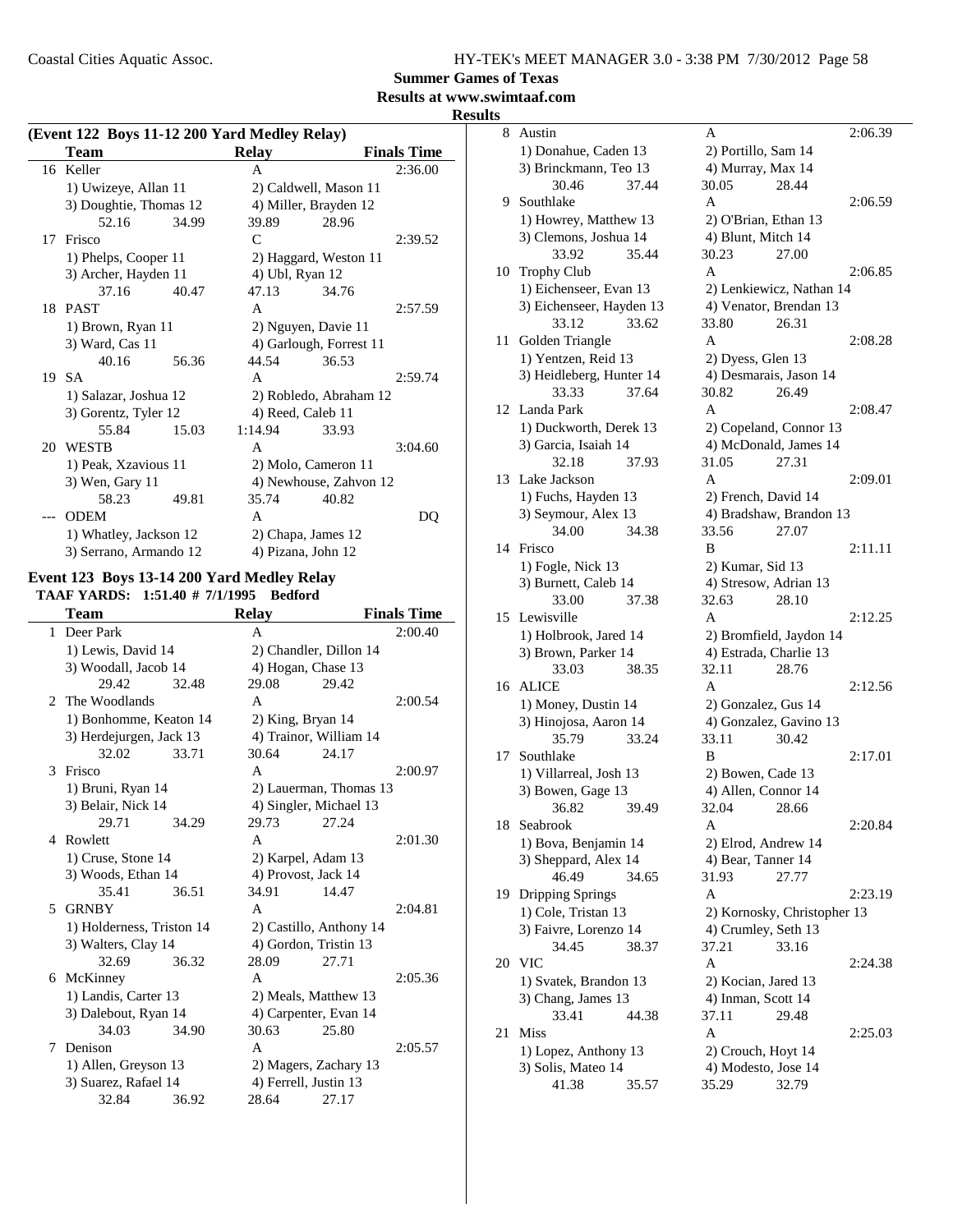# Summer Games of Texas

## Results at www.swimtaaf.com

### Results

**(Event 122 Boys 11-12 200 Yard Medley Relay)**

| | Team | Relay | Finals Time |
|---|---|---|---|
| 16 | Keller | A | 2:36.00 |
| | 1) Uwizeye, Allan 11 | 2) Caldwell, Mason 11 | |
| | 3) Doughtie, Thomas 12 | 4) Miller, Brayden 12 | |
| | 52.16 34.99 | 39.89 28.96 | |
| 17 | Frisco | C | 2:39.52 |
| | 1) Phelps, Cooper 11 | 2) Haggard, Weston 11 | |
| | 3) Archer, Hayden 11 | 4) Ubl, Ryan 12 | |
| | 37.16 40.47 | 47.13 34.76 | |
| 18 | PAST | A | 2:57.59 |
| | 1) Brown, Ryan 11 | 2) Nguyen, Davie 11 | |
| | 3) Ward, Cas 11 | 4) Garlough, Forrest 11 | |
| | 40.16 56.36 | 44.54 36.53 | |
| 19 | SA | A | 2:59.74 |
| | 1) Salazar, Joshua 12 | 2) Robledo, Abraham 12 | |
| | 3) Gorentz, Tyler 12 | 4) Reed, Caleb 11 | |
| | 55.84 15.03 | 1:14.94 33.93 | |
| 20 | WESTB | A | 3:04.60 |
| | 1) Peak, Xzavious 11 | 2) Molo, Cameron 11 | |
| | 3) Wen, Gary 11 | 4) Newhouse, Zahvon 12 | |
| | 58.23 49.81 | 35.74 40.82 | |
| --- | ODEM | A | DQ |
| | 1) Whatley, Jackson 12 | 2) Chapa, James 12 | |
| | 3) Serrano, Armando 12 | 4) Pizana, John 12 | |

**Event 123 Boys 13-14 200 Yard Medley Relay**

**TAAF YARDS: 1:51.40 # 7/1/1995 Bedford**

| | Team | Relay | Finals Time |
|---|---|---|---|
| 1 | Deer Park | A | 2:00.40 |
| | 1) Lewis, David 14 | 2) Chandler, Dillon 14 | |
| | 3) Woodall, Jacob 14 | 4) Hogan, Chase 13 | |
| | 29.42 32.48 | 29.08 29.42 | |
| 2 | The Woodlands | A | 2:00.54 |
| | 1) Bonhomme, Keaton 14 | 2) King, Bryan 14 | |
| | 3) Herdejurgen, Jack 13 | 4) Trainor, William 14 | |
| | 32.02 33.71 | 30.64 24.17 | |
| 3 | Frisco | A | 2:00.97 |
| | 1) Bruni, Ryan 14 | 2) Lauerman, Thomas 13 | |
| | 3) Belair, Nick 14 | 4) Singler, Michael 13 | |
| | 29.71 34.29 | 29.73 27.24 | |
| 4 | Rowlett | A | 2:01.30 |
| | 1) Cruse, Stone 14 | 2) Karpel, Adam 13 | |
| | 3) Woods, Ethan 14 | 4) Provost, Jack 14 | |
| | 35.41 36.51 | 34.91 14.47 | |
| 5 | GRNBY | A | 2:04.81 |
| | 1) Holderness, Triston 14 | 2) Castillo, Anthony 14 | |
| | 3) Walters, Clay 14 | 4) Gordon, Tristin 13 | |
| | 32.69 36.32 | 28.09 27.71 | |
| 6 | McKinney | A | 2:05.36 |
| | 1) Landis, Carter 13 | 2) Meals, Matthew 13 | |
| | 3) Dalebout, Ryan 14 | 4) Carpenter, Evan 14 | |
| | 34.03 34.90 | 30.63 25.80 | |
| 7 | Denison | A | 2:05.57 |
| | 1) Allen, Greyson 13 | 2) Magers, Zachary 13 | |
| | 3) Suarez, Rafael 14 | 4) Ferrell, Justin 13 | |
| | 32.84 36.92 | 28.64 27.17 | |
| 8 | Austin | A | 2:06.39 |
| | 1) Donahue, Caden 13 | 2) Portillo, Sam 14 | |
| | 3) Brinckmann, Teo 13 | 4) Murray, Max 14 | |
| | 30.46 37.44 | 30.05 28.44 | |
| 9 | Southlake | A | 2:06.59 |
| | 1) Howrey, Matthew 13 | 2) O'Brian, Ethan 13 | |
| | 3) Clemons, Joshua 14 | 4) Blunt, Mitch 14 | |
| | 33.92 35.44 | 30.23 27.00 | |
| 10 | Trophy Club | A | 2:06.85 |
| | 1) Eichenseer, Evan 13 | 2) Lenkiewicz, Nathan 14 | |
| | 3) Eichenseer, Hayden 13 | 4) Venator, Brendan 13 | |
| | 33.12 33.62 | 33.80 26.31 | |
| 11 | Golden Triangle | A | 2:08.28 |
| | 1) Yentzen, Reid 13 | 2) Dyess, Glen 13 | |
| | 3) Heidleberg, Hunter 14 | 4) Desmarais, Jason 14 | |
| | 33.33 37.64 | 30.82 26.49 | |
| 12 | Landa Park | A | 2:08.47 |
| | 1) Duckworth, Derek 13 | 2) Copeland, Connor 13 | |
| | 3) Garcia, Isaiah 14 | 4) McDonald, James 14 | |
| | 32.18 37.93 | 31.05 27.31 | |
| 13 | Lake Jackson | A | 2:09.01 |
| | 1) Fuchs, Hayden 13 | 2) French, David 14 | |
| | 3) Seymour, Alex 13 | 4) Bradshaw, Brandon 13 | |
| | 34.00 34.38 | 33.56 27.07 | |
| 14 | Frisco | B | 2:11.11 |
| | 1) Fogle, Nick 13 | 2) Kumar, Sid 13 | |
| | 3) Burnett, Caleb 14 | 4) Stresow, Adrian 13 | |
| | 33.00 37.38 | 32.63 28.10 | |
| 15 | Lewisville | A | 2:12.25 |
| | 1) Holbrook, Jared 14 | 2) Bromfield, Jaydon 14 | |
| | 3) Brown, Parker 14 | 4) Estrada, Charlie 13 | |
| | 33.03 38.35 | 32.11 28.76 | |
| 16 | ALICE | A | 2:12.56 |
| | 1) Money, Dustin 14 | 2) Gonzalez, Gus 14 | |
| | 3) Hinojosa, Aaron 14 | 4) Gonzalez, Gavino 13 | |
| | 35.79 33.24 | 33.11 30.42 | |
| 17 | Southlake | B | 2:17.01 |
| | 1) Villarreal, Josh 13 | 2) Bowen, Cade 13 | |
| | 3) Bowen, Gage 13 | 4) Allen, Connor 14 | |
| | 36.82 39.49 | 32.04 28.66 | |
| 18 | Seabrook | A | 2:20.84 |
| | 1) Bova, Benjamin 14 | 2) Elrod, Andrew 14 | |
| | 3) Sheppard, Alex 14 | 4) Bear, Tanner 14 | |
| | 46.49 34.65 | 31.93 27.77 | |
| 19 | Dripping Springs | A | 2:23.19 |
| | 1) Cole, Tristan 13 | 2) Kornosky, Christopher 13 | |
| | 3) Faivre, Lorenzo 14 | 4) Crumley, Seth 13 | |
| | 34.45 38.37 | 37.21 33.16 | |
| 20 | VIC | A | 2:24.38 |
| | 1) Svatek, Brandon 13 | 2) Kocian, Jared 13 | |
| | 3) Chang, James 13 | 4) Inman, Scott 14 | |
| | 33.41 44.38 | 37.11 29.48 | |
| 21 | Miss | A | 2:25.03 |
| | 1) Lopez, Anthony 13 | 2) Crouch, Hoyt 14 | |
| | 3) Solis, Mateo 14 | 4) Modesto, Jose 14 | |
| | 41.38 35.57 | 35.29 32.79 | |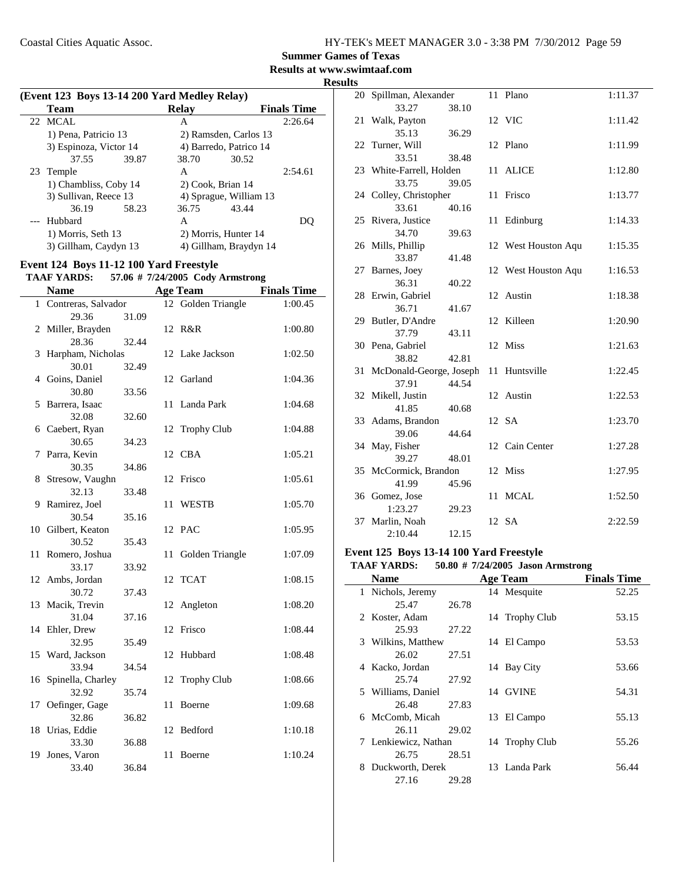# Summer Games of Texas

## Results at www.swimtaaf.com

### Results

**(Event 123 Boys 13-14 200 Yard Medley Relay)**

| | Team | Relay | Finals Time |
|---|---|---|---|
| 22 | MCAL | A | 2:26.64 |
| | 1) Pena, Patricio 13; 2) Ramsden, Carlos 13; 3) Espinoza, Victor 14; 4) Barredo, Patrico 14 | | |
| | 37.55 39.87 38.70 30.52 | | |
| 23 | Temple | A | 2:54.61 |
| | 1) Chambliss, Coby 14; 2) Cook, Brian 14; 3) Sullivan, Reece 13; 4) Sprague, William 13 | | |
| | 36.19 58.23 36.75 43.44 | | |
| --- | Hubbard | A | DQ |
| | 1) Morris, Seth 13; 2) Morris, Hunter 14; 3) Gillham, Caydyn 13; 4) Gillham, Braydyn 14 | | |

### Event 124 Boys 11-12 100 Yard Freestyle

**TAAF YARDS: 57.06 # 7/24/2005 Cody Armstrong**

| | Name | Age | Team | Finals Time | Splits |
|---|---|---|---|---|---|
| 1 | Contreras, Salvador | 12 | Golden Triangle | 1:00.45 | 29.36 31.09 |
| 2 | Miller, Brayden | 12 | R&R | 1:00.80 | 28.36 32.44 |
| 3 | Harpham, Nicholas | 12 | Lake Jackson | 1:02.50 | 30.01 32.49 |
| 4 | Goins, Daniel | 12 | Garland | 1:04.36 | 30.80 33.56 |
| 5 | Barrera, Isaac | 11 | Landa Park | 1:04.68 | 32.08 32.60 |
| 6 | Caebert, Ryan | 12 | Trophy Club | 1:04.88 | 30.65 34.23 |
| 7 | Parra, Kevin | 12 | CBA | 1:05.21 | 30.35 34.86 |
| 8 | Stresow, Vaughn | 12 | Frisco | 1:05.61 | 32.13 33.48 |
| 9 | Ramirez, Joel | 11 | WESTB | 1:05.70 | 30.54 35.16 |
| 10 | Gilbert, Keaton | 12 | PAC | 1:05.95 | 30.52 35.43 |
| 11 | Romero, Joshua | 11 | Golden Triangle | 1:07.09 | 33.17 33.92 |
| 12 | Ambs, Jordan | 12 | TCAT | 1:08.15 | 30.72 37.43 |
| 13 | Macik, Trevin | 12 | Angleton | 1:08.20 | 31.04 37.16 |
| 14 | Ehler, Drew | 12 | Frisco | 1:08.44 | 32.95 35.49 |
| 15 | Ward, Jackson | 12 | Hubbard | 1:08.48 | 33.94 34.54 |
| 16 | Spinella, Charley | 12 | Trophy Club | 1:08.66 | 32.92 35.74 |
| 17 | Oefinger, Gage | 11 | Boerne | 1:09.68 | 32.86 36.82 |
| 18 | Urias, Eddie | 12 | Bedford | 1:10.18 | 33.30 36.88 |
| 19 | Jones, Varon | 11 | Boerne | 1:10.24 | 33.40 36.84 |
| 20 | Spillman, Alexander | 11 | Plano | 1:11.37 | 33.27 38.10 |
| 21 | Walk, Payton | 12 | VIC | 1:11.42 | 35.13 36.29 |
| 22 | Turner, Will | 12 | Plano | 1:11.99 | 33.51 38.48 |
| 23 | White-Farrell, Holden | 11 | ALICE | 1:12.80 | 33.75 39.05 |
| 24 | Colley, Christopher | 11 | Frisco | 1:13.77 | 33.61 40.16 |
| 25 | Rivera, Justice | 11 | Edinburg | 1:14.33 | 34.70 39.63 |
| 26 | Mills, Phillip | 12 | West Houston Aqu | 1:15.35 | 33.87 41.48 |
| 27 | Barnes, Joey | 12 | West Houston Aqu | 1:16.53 | 36.31 40.22 |
| 28 | Erwin, Gabriel | 12 | Austin | 1:18.38 | 36.71 41.67 |
| 29 | Butler, D'Andre | 12 | Killeen | 1:20.90 | 37.79 43.11 |
| 30 | Pena, Gabriel | 12 | Miss | 1:21.63 | 38.82 42.81 |
| 31 | McDonald-George, Joseph | 11 | Huntsville | 1:22.45 | 37.91 44.54 |
| 32 | Mikell, Justin | 12 | Austin | 1:22.53 | 41.85 40.68 |
| 33 | Adams, Brandon | 12 | SA | 1:23.70 | 39.06 44.64 |
| 34 | May, Fisher | 12 | Cain Center | 1:27.28 | 39.27 48.01 |
| 35 | McCormick, Brandon | 12 | Miss | 1:27.95 | 41.99 45.96 |
| 36 | Gomez, Jose | 11 | MCAL | 1:52.50 | 1:23.27 29.23 |
| 37 | Marlin, Noah | 12 | SA | 2:22.59 | 2:10.44 12.15 |

### Event 125 Boys 13-14 100 Yard Freestyle

**TAAF YARDS: 50.80 # 7/24/2005 Jason Armstrong**

| | Name | Age | Team | Finals Time | Splits |
|---|---|---|---|---|---|
| 1 | Nichols, Jeremy | 14 | Mesquite | 52.25 | 25.47 26.78 |
| 2 | Koster, Adam | 14 | Trophy Club | 53.15 | 25.93 27.22 |
| 3 | Wilkins, Matthew | 14 | El Campo | 53.53 | 26.02 27.51 |
| 4 | Kacko, Jordan | 14 | Bay City | 53.66 | 25.74 27.92 |
| 5 | Williams, Daniel | 14 | GVINE | 54.31 | 26.48 27.83 |
| 6 | McComb, Micah | 13 | El Campo | 55.13 | 26.11 29.02 |
| 7 | Lenkiewicz, Nathan | 14 | Trophy Club | 55.26 | 26.75 28.51 |
| 8 | Duckworth, Derek | 13 | Landa Park | 56.44 | 27.16 29.28 |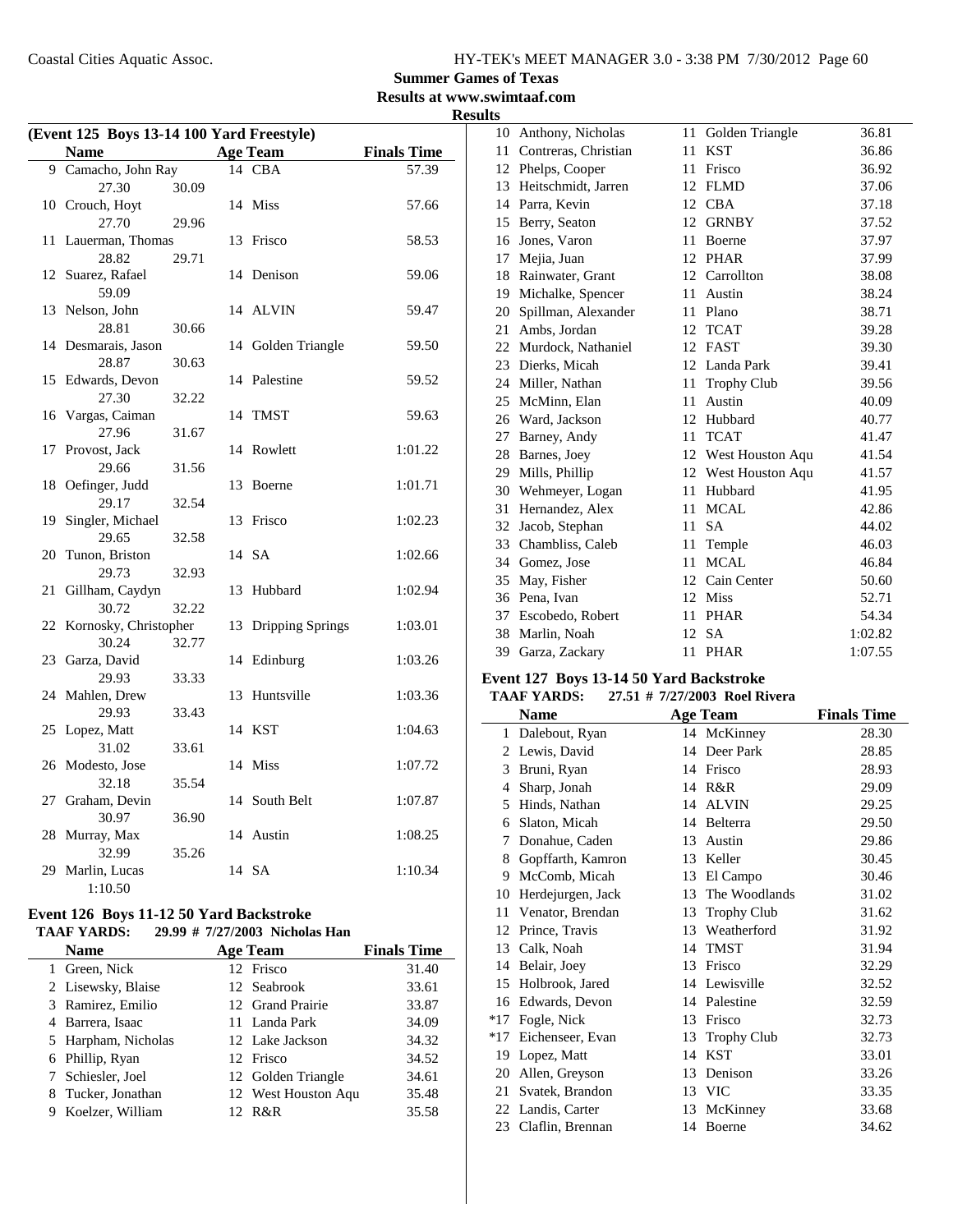**Summer Games of Texas**
**Results at www.swimtaaf.com**
**Results**

### (Event 125 Boys 13-14 100 Yard Freestyle)

| | Name | Age | Team | Finals Time |
|---|---|---|---|---|
| 9 | Camacho, John Ray | 14 | CBA | 57.39 |
| | 27.30 30.09 | | | |
| 10 | Crouch, Hoyt | 14 | Miss | 57.66 |
| | 27.70 29.96 | | | |
| 11 | Lauerman, Thomas | 13 | Frisco | 58.53 |
| | 28.82 29.71 | | | |
| 12 | Suarez, Rafael | 14 | Denison | 59.06 |
| | 59.09 | | | |
| 13 | Nelson, John | 14 | ALVIN | 59.47 |
| | 28.81 30.66 | | | |
| 14 | Desmarais, Jason | 14 | Golden Triangle | 59.50 |
| | 28.87 30.63 | | | |
| 15 | Edwards, Devon | 14 | Palestine | 59.52 |
| | 27.30 32.22 | | | |
| 16 | Vargas, Caiman | 14 | TMST | 59.63 |
| | 27.96 31.67 | | | |
| 17 | Provost, Jack | 14 | Rowlett | 1:01.22 |
| | 29.66 31.56 | | | |
| 18 | Oefinger, Judd | 13 | Boerne | 1:01.71 |
| | 29.17 32.54 | | | |
| 19 | Singler, Michael | 13 | Frisco | 1:02.23 |
| | 29.65 32.58 | | | |
| 20 | Tunon, Briston | 14 | SA | 1:02.66 |
| | 29.73 32.93 | | | |
| 21 | Gillham, Caydyn | 13 | Hubbard | 1:02.94 |
| | 30.72 32.22 | | | |
| 22 | Kornosky, Christopher | 13 | Dripping Springs | 1:03.01 |
| | 30.24 32.77 | | | |
| 23 | Garza, David | 14 | Edinburg | 1:03.26 |
| | 29.93 33.33 | | | |
| 24 | Mahlen, Drew | 13 | Huntsville | 1:03.36 |
| | 29.93 33.43 | | | |
| 25 | Lopez, Matt | 14 | KST | 1:04.63 |
| | 31.02 33.61 | | | |
| 26 | Modesto, Jose | 14 | Miss | 1:07.72 |
| | 32.18 35.54 | | | |
| 27 | Graham, Devin | 14 | South Belt | 1:07.87 |
| | 30.97 36.90 | | | |
| 28 | Murray, Max | 14 | Austin | 1:08.25 |
| | 32.99 35.26 | | | |
| 29 | Marlin, Lucas | 14 | SA | 1:10.34 |
| | 1:10.50 | | | |

### Event 126 Boys 11-12 50 Yard Backstroke

**TAAF YARDS: 29.99 # 7/27/2003 Nicholas Han**

| | Name | Age | Team | Finals Time |
|---|---|---|---|---|
| 1 | Green, Nick | 12 | Frisco | 31.40 |
| 2 | Lisewsky, Blaise | 12 | Seabrook | 33.61 |
| 3 | Ramirez, Emilio | 12 | Grand Prairie | 33.87 |
| 4 | Barrera, Isaac | 11 | Landa Park | 34.09 |
| 5 | Harpham, Nicholas | 12 | Lake Jackson | 34.32 |
| 6 | Phillip, Ryan | 12 | Frisco | 34.52 |
| 7 | Schiesler, Joel | 12 | Golden Triangle | 34.61 |
| 8 | Tucker, Jonathan | 12 | West Houston Aqu | 35.48 |
| 9 | Koelzer, William | 12 | R&R | 35.58 |
| 10 | Anthony, Nicholas | 11 | Golden Triangle | 36.81 |
| 11 | Contreras, Christian | 11 | KST | 36.86 |
| 12 | Phelps, Cooper | 11 | Frisco | 36.92 |
| 13 | Heitschmidt, Jarren | 12 | FLMD | 37.06 |
| 14 | Parra, Kevin | 12 | CBA | 37.18 |
| 15 | Berry, Seaton | 12 | GRNBY | 37.52 |
| 16 | Jones, Varon | 11 | Boerne | 37.97 |
| 17 | Mejia, Juan | 12 | PHAR | 37.99 |
| 18 | Rainwater, Grant | 12 | Carrollton | 38.08 |
| 19 | Michalke, Spencer | 11 | Austin | 38.24 |
| 20 | Spillman, Alexander | 11 | Plano | 38.71 |
| 21 | Ambs, Jordan | 12 | TCAT | 39.28 |
| 22 | Murdock, Nathaniel | 12 | FAST | 39.30 |
| 23 | Dierks, Micah | 12 | Landa Park | 39.41 |
| 24 | Miller, Nathan | 11 | Trophy Club | 39.56 |
| 25 | McMinn, Elan | 11 | Austin | 40.09 |
| 26 | Ward, Jackson | 12 | Hubbard | 40.77 |
| 27 | Barney, Andy | 11 | TCAT | 41.47 |
| 28 | Barnes, Joey | 12 | West Houston Aqu | 41.54 |
| 29 | Mills, Phillip | 12 | West Houston Aqu | 41.57 |
| 30 | Wehmeyer, Logan | 11 | Hubbard | 41.95 |
| 31 | Hernandez, Alex | 11 | MCAL | 42.86 |
| 32 | Jacob, Stephan | 11 | SA | 44.02 |
| 33 | Chambliss, Caleb | 11 | Temple | 46.03 |
| 34 | Gomez, Jose | 11 | MCAL | 46.84 |
| 35 | May, Fisher | 12 | Cain Center | 50.60 |
| 36 | Pena, Ivan | 12 | Miss | 52.71 |
| 37 | Escobedo, Robert | 11 | PHAR | 54.34 |
| 38 | Marlin, Noah | 12 | SA | 1:02.82 |
| 39 | Garza, Zackary | 11 | PHAR | 1:07.55 |

### Event 127 Boys 13-14 50 Yard Backstroke

**TAAF YARDS: 27.51 # 7/27/2003 Roel Rivera**

| | Name | Age | Team | Finals Time |
|---|---|---|---|---|
| 1 | Dalebout, Ryan | 14 | McKinney | 28.30 |
| 2 | Lewis, David | 14 | Deer Park | 28.85 |
| 3 | Bruni, Ryan | 14 | Frisco | 28.93 |
| 4 | Sharp, Jonah | 14 | R&R | 29.09 |
| 5 | Hinds, Nathan | 14 | ALVIN | 29.25 |
| 6 | Slaton, Micah | 14 | Belterra | 29.50 |
| 7 | Donahue, Caden | 13 | Austin | 29.86 |
| 8 | Gopffarth, Kamron | 13 | Keller | 30.45 |
| 9 | McComb, Micah | 13 | El Campo | 30.46 |
| 10 | Herdejurgen, Jack | 13 | The Woodlands | 31.02 |
| 11 | Venator, Brendan | 13 | Trophy Club | 31.62 |
| 12 | Prince, Travis | 13 | Weatherford | 31.92 |
| 13 | Calk, Noah | 14 | TMST | 31.94 |
| 14 | Belair, Joey | 13 | Frisco | 32.29 |
| 15 | Holbrook, Jared | 14 | Lewisville | 32.52 |
| 16 | Edwards, Devon | 14 | Palestine | 32.59 |
| *17 | Fogle, Nick | 13 | Frisco | 32.73 |
| *17 | Eichenseer, Evan | 13 | Trophy Club | 32.73 |
| 19 | Lopez, Matt | 14 | KST | 33.01 |
| 20 | Allen, Greyson | 13 | Denison | 33.26 |
| 21 | Svatek, Brandon | 13 | VIC | 33.35 |
| 22 | Landis, Carter | 13 | McKinney | 33.68 |
| 23 | Claflin, Brennan | 14 | Boerne | 34.62 |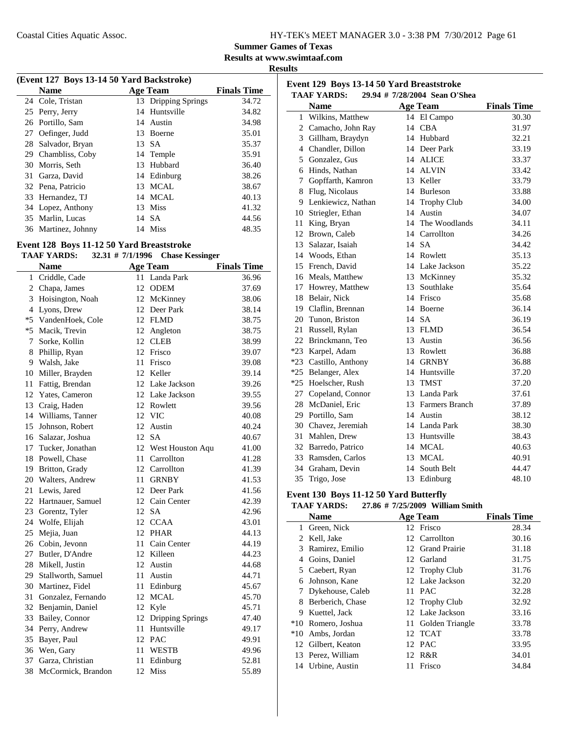## Summer Games of Texas

**Results at www.swimtaaf.com**

**Results**

### (Event 127 Boys 13-14 50 Yard Backstroke)

| | Name | Age | Team | Finals Time |
|---|---|---|---|---|
| 24 | Cole, Tristan | 13 | Dripping Springs | 34.72 |
| 25 | Perry, Jerry | 14 | Huntsville | 34.82 |
| 26 | Portillo, Sam | 14 | Austin | 34.98 |
| 27 | Oefinger, Judd | 13 | Boerne | 35.01 |
| 28 | Salvador, Bryan | 13 | SA | 35.37 |
| 29 | Chambliss, Coby | 14 | Temple | 35.91 |
| 30 | Morris, Seth | 13 | Hubbard | 36.40 |
| 31 | Garza, David | 14 | Edinburg | 38.26 |
| 32 | Pena, Patricio | 13 | MCAL | 38.67 |
| 33 | Hernandez, TJ | 14 | MCAL | 40.13 |
| 34 | Lopez, Anthony | 13 | Miss | 41.32 |
| 35 | Marlin, Lucas | 14 | SA | 44.56 |
| 36 | Martinez, Johnny | 14 | Miss | 48.35 |

### Event 128 Boys 11-12 50 Yard Breaststroke

**TAAF YARDS: 32.31 # 7/1/1996 Chase Kessinger**

| | Name | Age | Team | Finals Time |
|---|---|---|---|---|
| 1 | Criddle, Cade | 11 | Landa Park | 36.96 |
| 2 | Chapa, James | 12 | ODEM | 37.69 |
| 3 | Hoisington, Noah | 12 | McKinney | 38.06 |
| 4 | Lyons, Drew | 12 | Deer Park | 38.14 |
| *5 | VandenHoek, Cole | 12 | FLMD | 38.75 |
| *5 | Macik, Trevin | 12 | Angleton | 38.75 |
| 7 | Sorke, Kollin | 12 | CLEB | 38.99 |
| 8 | Phillip, Ryan | 12 | Frisco | 39.07 |
| 9 | Walsh, Jake | 11 | Frisco | 39.08 |
| 10 | Miller, Brayden | 12 | Keller | 39.14 |
| 11 | Fattig, Brendan | 12 | Lake Jackson | 39.26 |
| 12 | Yates, Cameron | 12 | Lake Jackson | 39.55 |
| 13 | Craig, Haden | 12 | Rowlett | 39.56 |
| 14 | Williams, Tanner | 12 | VIC | 40.08 |
| 15 | Johnson, Robert | 12 | Austin | 40.24 |
| 16 | Salazar, Joshua | 12 | SA | 40.67 |
| 17 | Tucker, Jonathan | 12 | West Houston Aqu | 41.00 |
| 18 | Powell, Chase | 11 | Carrollton | 41.28 |
| 19 | Britton, Grady | 12 | Carrollton | 41.39 |
| 20 | Walters, Andrew | 11 | GRNBY | 41.53 |
| 21 | Lewis, Jared | 12 | Deer Park | 41.56 |
| 22 | Hartnauer, Samuel | 12 | Cain Center | 42.39 |
| 23 | Gorentz, Tyler | 12 | SA | 42.96 |
| 24 | Wolfe, Elijah | 12 | CCAA | 43.01 |
| 25 | Mejia, Juan | 12 | PHAR | 44.13 |
| 26 | Cobin, Jevonn | 11 | Cain Center | 44.19 |
| 27 | Butler, D'Andre | 12 | Killeen | 44.23 |
| 28 | Mikell, Justin | 12 | Austin | 44.68 |
| 29 | Stallworth, Samuel | 11 | Austin | 44.71 |
| 30 | Martinez, Fidel | 11 | Edinburg | 45.67 |
| 31 | Gonzalez, Fernando | 12 | MCAL | 45.70 |
| 32 | Benjamin, Daniel | 12 | Kyle | 45.71 |
| 33 | Bailey, Connor | 12 | Dripping Springs | 47.40 |
| 34 | Perry, Andrew | 11 | Huntsville | 49.17 |
| 35 | Bayer, Paul | 12 | PAC | 49.91 |
| 36 | Wen, Gary | 11 | WESTB | 49.96 |
| 37 | Garza, Christian | 11 | Edinburg | 52.81 |
| 38 | McCormick, Brandon | 12 | Miss | 55.89 |

### Event 129 Boys 13-14 50 Yard Breaststroke

**TAAF YARDS: 29.94 # 7/28/2004 Sean O'Shea**

| | Name | Age | Team | Finals Time |
|---|---|---|---|---|
| 1 | Wilkins, Matthew | 14 | El Campo | 30.30 |
| 2 | Camacho, John Ray | 14 | CBA | 31.97 |
| 3 | Gillham, Braydyn | 14 | Hubbard | 32.21 |
| 4 | Chandler, Dillon | 14 | Deer Park | 33.19 |
| 5 | Gonzalez, Gus | 14 | ALICE | 33.37 |
| 6 | Hinds, Nathan | 14 | ALVIN | 33.42 |
| 7 | Gopffarth, Kamron | 13 | Keller | 33.79 |
| 8 | Flug, Nicolaus | 14 | Burleson | 33.88 |
| 9 | Lenkiewicz, Nathan | 14 | Trophy Club | 34.00 |
| 10 | Striegler, Ethan | 14 | Austin | 34.07 |
| 11 | King, Bryan | 14 | The Woodlands | 34.11 |
| 12 | Brown, Caleb | 14 | Carrollton | 34.26 |
| 13 | Salazar, Isaiah | 14 | SA | 34.42 |
| 14 | Woods, Ethan | 14 | Rowlett | 35.13 |
| 15 | French, David | 14 | Lake Jackson | 35.22 |
| 16 | Meals, Matthew | 13 | McKinney | 35.32 |
| 17 | Howrey, Matthew | 13 | Southlake | 35.64 |
| 18 | Belair, Nick | 14 | Frisco | 35.68 |
| 19 | Claflin, Brennan | 14 | Boerne | 36.14 |
| 20 | Tunon, Briston | 14 | SA | 36.19 |
| 21 | Russell, Rylan | 13 | FLMD | 36.54 |
| 22 | Brinckmann, Teo | 13 | Austin | 36.56 |
| *23 | Karpel, Adam | 13 | Rowlett | 36.88 |
| *23 | Castillo, Anthony | 14 | GRNBY | 36.88 |
| *25 | Belanger, Alex | 14 | Huntsville | 37.20 |
| *25 | Hoelscher, Rush | 13 | TMST | 37.20 |
| 27 | Copeland, Connor | 13 | Landa Park | 37.61 |
| 28 | McDaniel, Eric | 13 | Farmers Branch | 37.89 |
| 29 | Portillo, Sam | 14 | Austin | 38.12 |
| 30 | Chavez, Jeremiah | 14 | Landa Park | 38.30 |
| 31 | Mahlen, Drew | 13 | Huntsville | 38.43 |
| 32 | Barredo, Patrico | 14 | MCAL | 40.63 |
| 33 | Ramsden, Carlos | 13 | MCAL | 40.91 |
| 34 | Graham, Devin | 14 | South Belt | 44.47 |
| 35 | Trigo, Jose | 13 | Edinburg | 48.10 |

### Event 130 Boys 11-12 50 Yard Butterfly

**TAAF YARDS: 27.86 # 7/25/2009 William Smith**

| | Name | Age | Team | Finals Time |
|---|---|---|---|---|
| 1 | Green, Nick | 12 | Frisco | 28.34 |
| 2 | Kell, Jake | 12 | Carrollton | 30.16 |
| 3 | Ramirez, Emilio | 12 | Grand Prairie | 31.18 |
| 4 | Goins, Daniel | 12 | Garland | 31.75 |
| 5 | Caebert, Ryan | 12 | Trophy Club | 31.76 |
| 6 | Johnson, Kane | 12 | Lake Jackson | 32.20 |
| 7 | Dykehouse, Caleb | 11 | PAC | 32.28 |
| 8 | Berberich, Chase | 12 | Trophy Club | 32.92 |
| 9 | Kuettel, Jack | 12 | Lake Jackson | 33.16 |
| *10 | Romero, Joshua | 11 | Golden Triangle | 33.78 |
| *10 | Ambs, Jordan | 12 | TCAT | 33.78 |
| 12 | Gilbert, Keaton | 12 | PAC | 33.95 |
| 13 | Perez, William | 12 | R&R | 34.01 |
| 14 | Urbine, Austin | 11 | Frisco | 34.84 |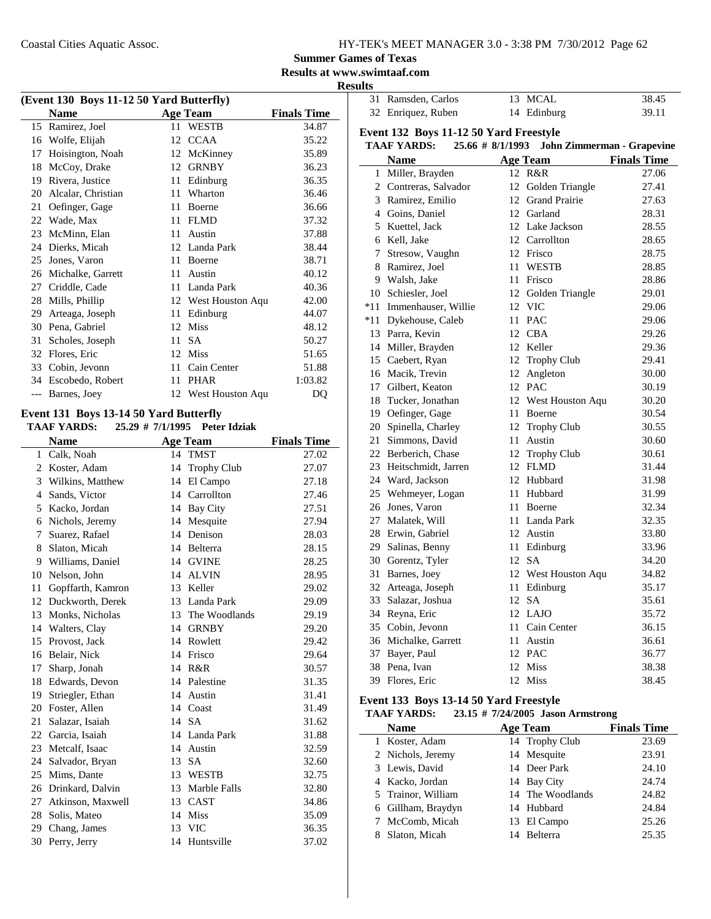**Summer Games of Texas**

**Results at www.swimtaaf.com**

**Results**

### (Event 130 Boys 11-12 50 Yard Butterfly)

| | Name | Age | Team | Finals Time |
|---|---|---|---|---|
| 15 | Ramirez, Joel | 11 | WESTB | 34.87 |
| 16 | Wolfe, Elijah | 12 | CCAA | 35.22 |
| 17 | Hoisington, Noah | 12 | McKinney | 35.89 |
| 18 | McCoy, Drake | 12 | GRNBY | 36.23 |
| 19 | Rivera, Justice | 11 | Edinburg | 36.35 |
| 20 | Alcalar, Christian | 11 | Wharton | 36.46 |
| 21 | Oefinger, Gage | 11 | Boerne | 36.66 |
| 22 | Wade, Max | 11 | FLMD | 37.32 |
| 23 | McMinn, Elan | 11 | Austin | 37.88 |
| 24 | Dierks, Micah | 12 | Landa Park | 38.44 |
| 25 | Jones, Varon | 11 | Boerne | 38.71 |
| 26 | Michalke, Garrett | 11 | Austin | 40.12 |
| 27 | Criddle, Cade | 11 | Landa Park | 40.36 |
| 28 | Mills, Phillip | 12 | West Houston Aqu | 42.00 |
| 29 | Arteaga, Joseph | 11 | Edinburg | 44.07 |
| 30 | Pena, Gabriel | 12 | Miss | 48.12 |
| 31 | Scholes, Joseph | 11 | SA | 50.27 |
| 32 | Flores, Eric | 12 | Miss | 51.65 |
| 33 | Cobin, Jevonn | 11 | Cain Center | 51.88 |
| 34 | Escobedo, Robert | 11 | PHAR | 1:03.82 |
| --- | Barnes, Joey | 12 | West Houston Aqu | DQ |

### Event 131 Boys 13-14 50 Yard Butterfly

**TAAF YARDS: 25.29 # 7/1/1995 Peter Idziak**

| | Name | Age | Team | Finals Time |
|---|---|---|---|---|
| 1 | Calk, Noah | 14 | TMST | 27.02 |
| 2 | Koster, Adam | 14 | Trophy Club | 27.07 |
| 3 | Wilkins, Matthew | 14 | El Campo | 27.18 |
| 4 | Sands, Victor | 14 | Carrollton | 27.46 |
| 5 | Kacko, Jordan | 14 | Bay City | 27.51 |
| 6 | Nichols, Jeremy | 14 | Mesquite | 27.94 |
| 7 | Suarez, Rafael | 14 | Denison | 28.03 |
| 8 | Slaton, Micah | 14 | Belterra | 28.15 |
| 9 | Williams, Daniel | 14 | GVINE | 28.25 |
| 10 | Nelson, John | 14 | ALVIN | 28.95 |
| 11 | Gopffarth, Kamron | 13 | Keller | 29.02 |
| 12 | Duckworth, Derek | 13 | Landa Park | 29.09 |
| 13 | Monks, Nicholas | 13 | The Woodlands | 29.19 |
| 14 | Walters, Clay | 14 | GRNBY | 29.20 |
| 15 | Provost, Jack | 14 | Rowlett | 29.42 |
| 16 | Belair, Nick | 14 | Frisco | 29.64 |
| 17 | Sharp, Jonah | 14 | R&R | 30.57 |
| 18 | Edwards, Devon | 14 | Palestine | 31.35 |
| 19 | Striegler, Ethan | 14 | Austin | 31.41 |
| 20 | Foster, Allen | 14 | Coast | 31.49 |
| 21 | Salazar, Isaiah | 14 | SA | 31.62 |
| 22 | Garcia, Isaiah | 14 | Landa Park | 31.88 |
| 23 | Metcalf, Isaac | 14 | Austin | 32.59 |
| 24 | Salvador, Bryan | 13 | SA | 32.60 |
| 25 | Mims, Dante | 13 | WESTB | 32.75 |
| 26 | Drinkard, Dalvin | 13 | Marble Falls | 32.80 |
| 27 | Atkinson, Maxwell | 13 | CAST | 34.86 |
| 28 | Solis, Mateo | 14 | Miss | 35.09 |
| 29 | Chang, James | 13 | VIC | 36.35 |
| 30 | Perry, Jerry | 14 | Huntsville | 37.02 |
| 31 | Ramsden, Carlos | 13 | MCAL | 38.45 |
| 32 | Enriquez, Ruben | 14 | Edinburg | 39.11 |

### Event 132 Boys 11-12 50 Yard Freestyle

**TAAF YARDS: 25.66 # 8/1/1993 John Zimmerman - Grapevine**

| | Name | Age | Team | Finals Time |
|---|---|---|---|---|
| 1 | Miller, Brayden | 12 | R&R | 27.06 |
| 2 | Contreras, Salvador | 12 | Golden Triangle | 27.41 |
| 3 | Ramirez, Emilio | 12 | Grand Prairie | 27.63 |
| 4 | Goins, Daniel | 12 | Garland | 28.31 |
| 5 | Kuettel, Jack | 12 | Lake Jackson | 28.55 |
| 6 | Kell, Jake | 12 | Carrollton | 28.65 |
| 7 | Stresow, Vaughn | 12 | Frisco | 28.75 |
| 8 | Ramirez, Joel | 11 | WESTB | 28.85 |
| 9 | Walsh, Jake | 11 | Frisco | 28.86 |
| 10 | Schiesler, Joel | 12 | Golden Triangle | 29.01 |
| *11 | Immenhauser, Willie | 12 | VIC | 29.06 |
| *11 | Dykehouse, Caleb | 11 | PAC | 29.06 |
| 13 | Parra, Kevin | 12 | CBA | 29.26 |
| 14 | Miller, Brayden | 12 | Keller | 29.36 |
| 15 | Caebert, Ryan | 12 | Trophy Club | 29.41 |
| 16 | Macik, Trevin | 12 | Angleton | 30.00 |
| 17 | Gilbert, Keaton | 12 | PAC | 30.19 |
| 18 | Tucker, Jonathan | 12 | West Houston Aqu | 30.20 |
| 19 | Oefinger, Gage | 11 | Boerne | 30.54 |
| 20 | Spinella, Charley | 12 | Trophy Club | 30.55 |
| 21 | Simmons, David | 11 | Austin | 30.60 |
| 22 | Berberich, Chase | 12 | Trophy Club | 30.61 |
| 23 | Heitschmidt, Jarren | 12 | FLMD | 31.44 |
| 24 | Ward, Jackson | 12 | Hubbard | 31.98 |
| 25 | Wehmeyer, Logan | 11 | Hubbard | 31.99 |
| 26 | Jones, Varon | 11 | Boerne | 32.34 |
| 27 | Malatek, Will | 11 | Landa Park | 32.35 |
| 28 | Erwin, Gabriel | 12 | Austin | 33.80 |
| 29 | Salinas, Benny | 11 | Edinburg | 33.96 |
| 30 | Gorentz, Tyler | 12 | SA | 34.20 |
| 31 | Barnes, Joey | 12 | West Houston Aqu | 34.82 |
| 32 | Arteaga, Joseph | 11 | Edinburg | 35.17 |
| 33 | Salazar, Joshua | 12 | SA | 35.61 |
| 34 | Reyna, Eric | 12 | LAJO | 35.72 |
| 35 | Cobin, Jevonn | 11 | Cain Center | 36.15 |
| 36 | Michalke, Garrett | 11 | Austin | 36.61 |
| 37 | Bayer, Paul | 12 | PAC | 36.77 |
| 38 | Pena, Ivan | 12 | Miss | 38.38 |
| 39 | Flores, Eric | 12 | Miss | 38.45 |

### Event 133 Boys 13-14 50 Yard Freestyle

**TAAF YARDS: 23.15 # 7/24/2005 Jason Armstrong**

| | Name | Age | Team | Finals Time |
|---|---|---|---|---|
| 1 | Koster, Adam | 14 | Trophy Club | 23.69 |
| 2 | Nichols, Jeremy | 14 | Mesquite | 23.91 |
| 3 | Lewis, David | 14 | Deer Park | 24.10 |
| 4 | Kacko, Jordan | 14 | Bay City | 24.74 |
| 5 | Trainor, William | 14 | The Woodlands | 24.82 |
| 6 | Gillham, Braydyn | 14 | Hubbard | 24.84 |
| 7 | McComb, Micah | 13 | El Campo | 25.26 |
| 8 | Slaton, Micah | 14 | Belterra | 25.35 |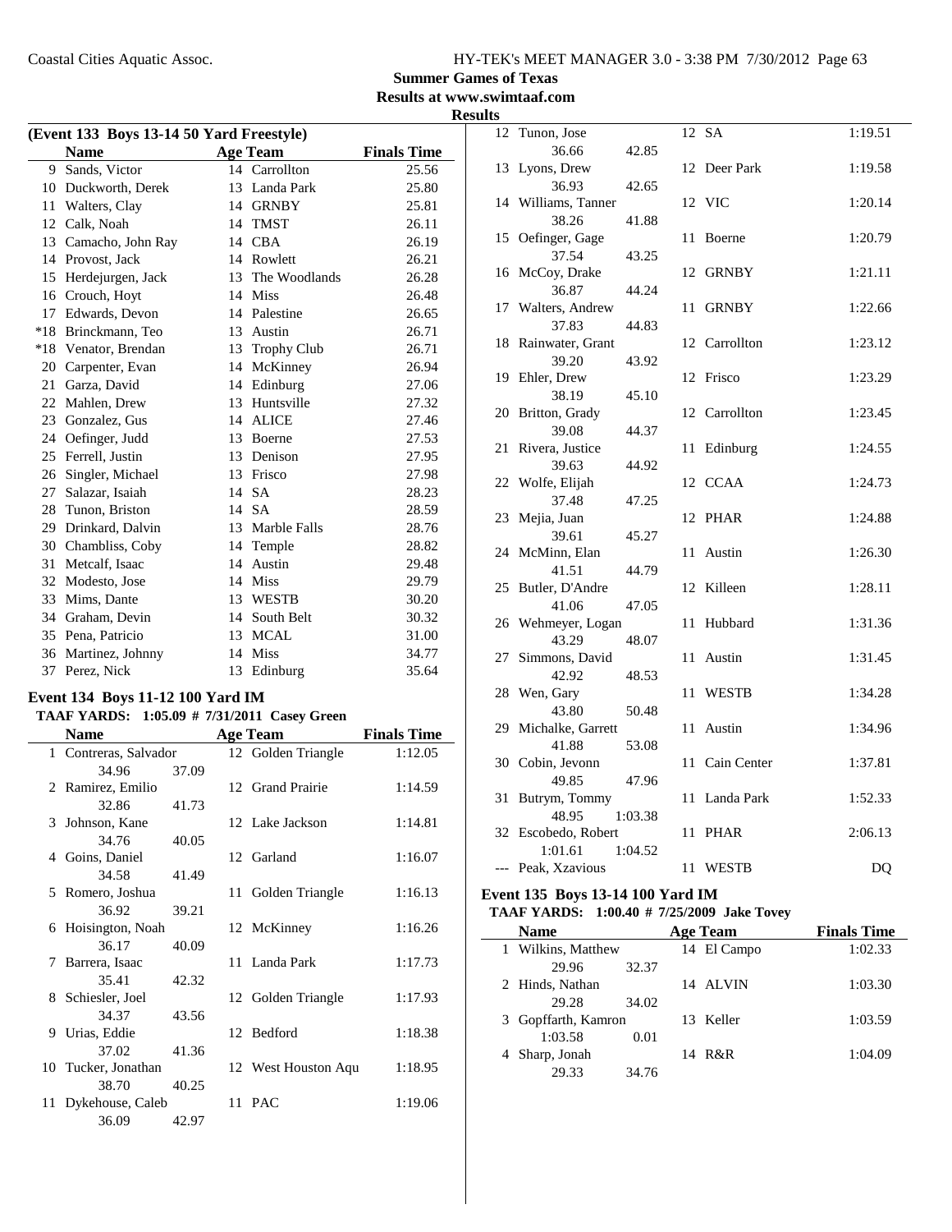**Summer Games of Texas**
**Results at www.swimtaaf.com**
**Results**

### (Event 133 Boys 13-14 50 Yard Freestyle)

| | Name | Age | Team | Finals Time |
|---|---|---|---|---|
| 9 | Sands, Victor | 14 | Carrollton | 25.56 |
| 10 | Duckworth, Derek | 13 | Landa Park | 25.80 |
| 11 | Walters, Clay | 14 | GRNBY | 25.81 |
| 12 | Calk, Noah | 14 | TMST | 26.11 |
| 13 | Camacho, John Ray | 14 | CBA | 26.19 |
| 14 | Provost, Jack | 14 | Rowlett | 26.21 |
| 15 | Herdejurgen, Jack | 13 | The Woodlands | 26.28 |
| 16 | Crouch, Hoyt | 14 | Miss | 26.48 |
| 17 | Edwards, Devon | 14 | Palestine | 26.65 |
| *18 | Brinckmann, Teo | 13 | Austin | 26.71 |
| *18 | Venator, Brendan | 13 | Trophy Club | 26.71 |
| 20 | Carpenter, Evan | 14 | McKinney | 26.94 |
| 21 | Garza, David | 14 | Edinburg | 27.06 |
| 22 | Mahlen, Drew | 13 | Huntsville | 27.32 |
| 23 | Gonzalez, Gus | 14 | ALICE | 27.46 |
| 24 | Oefinger, Judd | 13 | Boerne | 27.53 |
| 25 | Ferrell, Justin | 13 | Denison | 27.95 |
| 26 | Singler, Michael | 13 | Frisco | 27.98 |
| 27 | Salazar, Isaiah | 14 | SA | 28.23 |
| 28 | Tunon, Briston | 14 | SA | 28.59 |
| 29 | Drinkard, Dalvin | 13 | Marble Falls | 28.76 |
| 30 | Chambliss, Coby | 14 | Temple | 28.82 |
| 31 | Metcalf, Isaac | 14 | Austin | 29.48 |
| 32 | Modesto, Jose | 14 | Miss | 29.79 |
| 33 | Mims, Dante | 13 | WESTB | 30.20 |
| 34 | Graham, Devin | 14 | South Belt | 30.32 |
| 35 | Pena, Patricio | 13 | MCAL | 31.00 |
| 36 | Martinez, Johnny | 14 | Miss | 34.77 |
| 37 | Perez, Nick | 13 | Edinburg | 35.64 |

### Event 134 Boys 11-12 100 Yard IM

**TAAF YARDS: 1:05.09 # 7/31/2011 Casey Green**

| | Name | | Age | Team | Finals Time |
|---|---|---|---|---|---|
| 1 | Contreras, Salvador | | 12 | Golden Triangle | 1:12.05 |
| | 34.96 | 37.09 | | | |
| 2 | Ramirez, Emilio | | 12 | Grand Prairie | 1:14.59 |
| | 32.86 | 41.73 | | | |
| 3 | Johnson, Kane | | 12 | Lake Jackson | 1:14.81 |
| | 34.76 | 40.05 | | | |
| 4 | Goins, Daniel | | 12 | Garland | 1:16.07 |
| | 34.58 | 41.49 | | | |
| 5 | Romero, Joshua | | 11 | Golden Triangle | 1:16.13 |
| | 36.92 | 39.21 | | | |
| 6 | Hoisington, Noah | | 12 | McKinney | 1:16.26 |
| | 36.17 | 40.09 | | | |
| 7 | Barrera, Isaac | | 11 | Landa Park | 1:17.73 |
| | 35.41 | 42.32 | | | |
| 8 | Schiesler, Joel | | 12 | Golden Triangle | 1:17.93 |
| | 34.37 | 43.56 | | | |
| 9 | Urias, Eddie | | 12 | Bedford | 1:18.38 |
| | 37.02 | 41.36 | | | |
| 10 | Tucker, Jonathan | | 12 | West Houston Aqu | 1:18.95 |
| | 38.70 | 40.25 | | | |
| 11 | Dykehouse, Caleb | | 11 | PAC | 1:19.06 |
| | 36.09 | 42.97 | | | |
| 12 | Tunon, Jose | | 12 | SA | 1:19.51 |
| | 36.66 | 42.85 | | | |
| 13 | Lyons, Drew | | 12 | Deer Park | 1:19.58 |
| | 36.93 | 42.65 | | | |
| 14 | Williams, Tanner | | 12 | VIC | 1:20.14 |
| | 38.26 | 41.88 | | | |
| 15 | Oefinger, Gage | | 11 | Boerne | 1:20.79 |
| | 37.54 | 43.25 | | | |
| 16 | McCoy, Drake | | 12 | GRNBY | 1:21.11 |
| | 36.87 | 44.24 | | | |
| 17 | Walters, Andrew | | 11 | GRNBY | 1:22.66 |
| | 37.83 | 44.83 | | | |
| 18 | Rainwater, Grant | | 12 | Carrollton | 1:23.12 |
| | 39.20 | 43.92 | | | |
| 19 | Ehler, Drew | | 12 | Frisco | 1:23.29 |
| | 38.19 | 45.10 | | | |
| 20 | Britton, Grady | | 12 | Carrollton | 1:23.45 |
| | 39.08 | 44.37 | | | |
| 21 | Rivera, Justice | | 11 | Edinburg | 1:24.55 |
| | 39.63 | 44.92 | | | |
| 22 | Wolfe, Elijah | | 12 | CCAA | 1:24.73 |
| | 37.48 | 47.25 | | | |
| 23 | Mejia, Juan | | 12 | PHAR | 1:24.88 |
| | 39.61 | 45.27 | | | |
| 24 | McMinn, Elan | | 11 | Austin | 1:26.30 |
| | 41.51 | 44.79 | | | |
| 25 | Butler, D'Andre | | 12 | Killeen | 1:28.11 |
| | 41.06 | 47.05 | | | |
| 26 | Wehmeyer, Logan | | 11 | Hubbard | 1:31.36 |
| | 43.29 | 48.07 | | | |
| 27 | Simmons, David | | 11 | Austin | 1:31.45 |
| | 42.92 | 48.53 | | | |
| 28 | Wen, Gary | | 11 | WESTB | 1:34.28 |
| | 43.80 | 50.48 | | | |
| 29 | Michalke, Garrett | | 11 | Austin | 1:34.96 |
| | 41.88 | 53.08 | | | |
| 30 | Cobin, Jevonn | | 11 | Cain Center | 1:37.81 |
| | 49.85 | 47.96 | | | |
| 31 | Butrym, Tommy | | 11 | Landa Park | 1:52.33 |
| | 48.95 | 1:03.38 | | | |
| 32 | Escobedo, Robert | | 11 | PHAR | 2:06.13 |
| | 1:01.61 | 1:04.52 | | | |
| --- | Peak, Xzavious | | 11 | WESTB | DQ |

### Event 135 Boys 13-14 100 Yard IM

**TAAF YARDS: 1:00.40 # 7/25/2009 Jake Tovey**

| | Name | | Age | Team | Finals Time |
|---|---|---|---|---|---|
| 1 | Wilkins, Matthew | | 14 | El Campo | 1:02.33 |
| | 29.96 | 32.37 | | | |
| 2 | Hinds, Nathan | | 14 | ALVIN | 1:03.30 |
| | 29.28 | 34.02 | | | |
| 3 | Gopffarth, Kamron | | 13 | Keller | 1:03.59 |
| | 1:03.58 | 0.01 | | | |
| 4 | Sharp, Jonah | | 14 | R&R | 1:04.09 |
| | 29.33 | 34.76 | | | |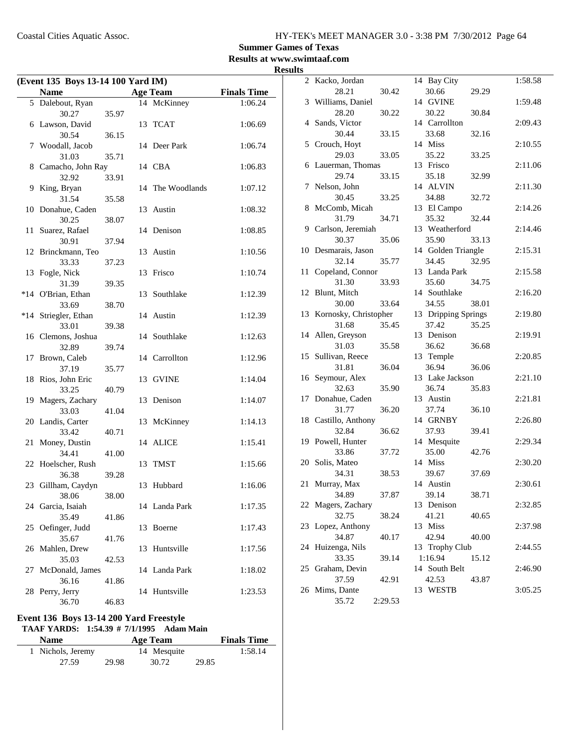**Summer Games of Texas**
**Results at www.swimtaaf.com**
**Results**

### (Event 135 Boys 13-14 100 Yard IM)

| | Name | Age | Team | Finals Time |
|---|---|---|---|---|
| 5 | Dalebout, Ryan | 14 | McKinney | 1:06.24 |
| | 30.27 35.97 | | | |
| 6 | Lawson, David | 13 | TCAT | 1:06.69 |
| | 30.54 36.15 | | | |
| 7 | Woodall, Jacob | 14 | Deer Park | 1:06.74 |
| | 31.03 35.71 | | | |
| 8 | Camacho, John Ray | 14 | CBA | 1:06.83 |
| | 32.92 33.91 | | | |
| 9 | King, Bryan | 14 | The Woodlands | 1:07.12 |
| | 31.54 35.58 | | | |
| 10 | Donahue, Caden | 13 | Austin | 1:08.32 |
| | 30.25 38.07 | | | |
| 11 | Suarez, Rafael | 14 | Denison | 1:08.85 |
| | 30.91 37.94 | | | |
| 12 | Brinckmann, Teo | 13 | Austin | 1:10.56 |
| | 33.33 37.23 | | | |
| 13 | Fogle, Nick | 13 | Frisco | 1:10.74 |
| | 31.39 39.35 | | | |
| *14 | O'Brian, Ethan | 13 | Southlake | 1:12.39 |
| | 33.69 38.70 | | | |
| *14 | Striegler, Ethan | 14 | Austin | 1:12.39 |
| | 33.01 39.38 | | | |
| 16 | Clemons, Joshua | 14 | Southlake | 1:12.63 |
| | 32.89 39.74 | | | |
| 17 | Brown, Caleb | 14 | Carrollton | 1:12.96 |
| | 37.19 35.77 | | | |
| 18 | Rios, John Eric | 13 | GVINE | 1:14.04 |
| | 33.25 40.79 | | | |
| 19 | Magers, Zachary | 13 | Denison | 1:14.07 |
| | 33.03 41.04 | | | |
| 20 | Landis, Carter | 13 | McKinney | 1:14.13 |
| | 33.42 40.71 | | | |
| 21 | Money, Dustin | 14 | ALICE | 1:15.41 |
| | 34.41 41.00 | | | |
| 22 | Hoelscher, Rush | 13 | TMST | 1:15.66 |
| | 36.38 39.28 | | | |
| 23 | Gillham, Caydyn | 13 | Hubbard | 1:16.06 |
| | 38.06 38.00 | | | |
| 24 | Garcia, Isaiah | 14 | Landa Park | 1:17.35 |
| | 35.49 41.86 | | | |
| 25 | Oefinger, Judd | 13 | Boerne | 1:17.43 |
| | 35.67 41.76 | | | |
| 26 | Mahlen, Drew | 13 | Huntsville | 1:17.56 |
| | 35.03 42.53 | | | |
| 27 | McDonald, James | 14 | Landa Park | 1:18.02 |
| | 36.16 41.86 | | | |
| 28 | Perry, Jerry | 14 | Huntsville | 1:23.53 |
| | 36.70 46.83 | | | |

### Event 136 Boys 13-14 200 Yard Freestyle

**TAAF YARDS: 1:54.39 # 7/1/1995 Adam Main**

| | Name | Age | Team | Finals Time |
|---|---|---|---|---|
| 1 | Nichols, Jeremy | 14 | Mesquite | 1:58.14 |
| | 27.59 29.98 | 30.72 29.85 | | |
| 2 | Kacko, Jordan | 14 | Bay City | 1:58.58 |
| | 28.21 30.42 | 30.66 29.29 | | |
| 3 | Williams, Daniel | 14 | GVINE | 1:59.48 |
| | 28.20 30.22 | 30.22 30.84 | | |
| 4 | Sands, Victor | 14 | Carrollton | 2:09.43 |
| | 30.44 33.15 | 33.68 32.16 | | |
| 5 | Crouch, Hoyt | 14 | Miss | 2:10.55 |
| | 29.03 33.05 | 35.22 33.25 | | |
| 6 | Lauerman, Thomas | 13 | Frisco | 2:11.06 |
| | 29.74 33.15 | 35.18 32.99 | | |
| 7 | Nelson, John | 14 | ALVIN | 2:11.30 |
| | 30.45 33.25 | 34.88 32.72 | | |
| 8 | McComb, Micah | 13 | El Campo | 2:14.26 |
| | 31.79 34.71 | 35.32 32.44 | | |
| 9 | Carlson, Jeremiah | 13 | Weatherford | 2:14.46 |
| | 30.37 35.06 | 35.90 33.13 | | |
| 10 | Desmarais, Jason | 14 | Golden Triangle | 2:15.31 |
| | 32.14 35.77 | 34.45 32.95 | | |
| 11 | Copeland, Connor | 13 | Landa Park | 2:15.58 |
| | 31.30 33.93 | 35.60 34.75 | | |
| 12 | Blunt, Mitch | 14 | Southlake | 2:16.20 |
| | 30.00 33.64 | 34.55 38.01 | | |
| 13 | Kornosky, Christopher | 13 | Dripping Springs | 2:19.80 |
| | 31.68 35.45 | 37.42 35.25 | | |
| 14 | Allen, Greyson | 13 | Denison | 2:19.91 |
| | 31.03 35.58 | 36.62 36.68 | | |
| 15 | Sullivan, Reece | 13 | Temple | 2:20.85 |
| | 31.81 36.04 | 36.94 36.06 | | |
| 16 | Seymour, Alex | 13 | Lake Jackson | 2:21.10 |
| | 32.63 35.90 | 36.74 35.83 | | |
| 17 | Donahue, Caden | 13 | Austin | 2:21.81 |
| | 31.77 36.20 | 37.74 36.10 | | |
| 18 | Castillo, Anthony | 14 | GRNBY | 2:26.80 |
| | 32.84 36.62 | 37.93 39.41 | | |
| 19 | Powell, Hunter | 14 | Mesquite | 2:29.34 |
| | 33.86 37.72 | 35.00 42.76 | | |
| 20 | Solis, Mateo | 14 | Miss | 2:30.20 |
| | 34.31 38.53 | 39.67 37.69 | | |
| 21 | Murray, Max | 14 | Austin | 2:30.61 |
| | 34.89 37.87 | 39.14 38.71 | | |
| 22 | Magers, Zachary | 13 | Denison | 2:32.85 |
| | 32.75 38.24 | 41.21 40.65 | | |
| 23 | Lopez, Anthony | 13 | Miss | 2:37.98 |
| | 34.87 40.17 | 42.94 40.00 | | |
| 24 | Huizenga, Nils | 13 | Trophy Club | 2:44.55 |
| | 33.35 39.14 | 1:16.94 15.12 | | |
| 25 | Graham, Devin | 14 | South Belt | 2:46.90 |
| | 37.59 42.91 | 42.53 43.87 | | |
| 26 | Mims, Dante | 13 | WESTB | 3:05.25 |
| | 35.72 2:29.53 | | | |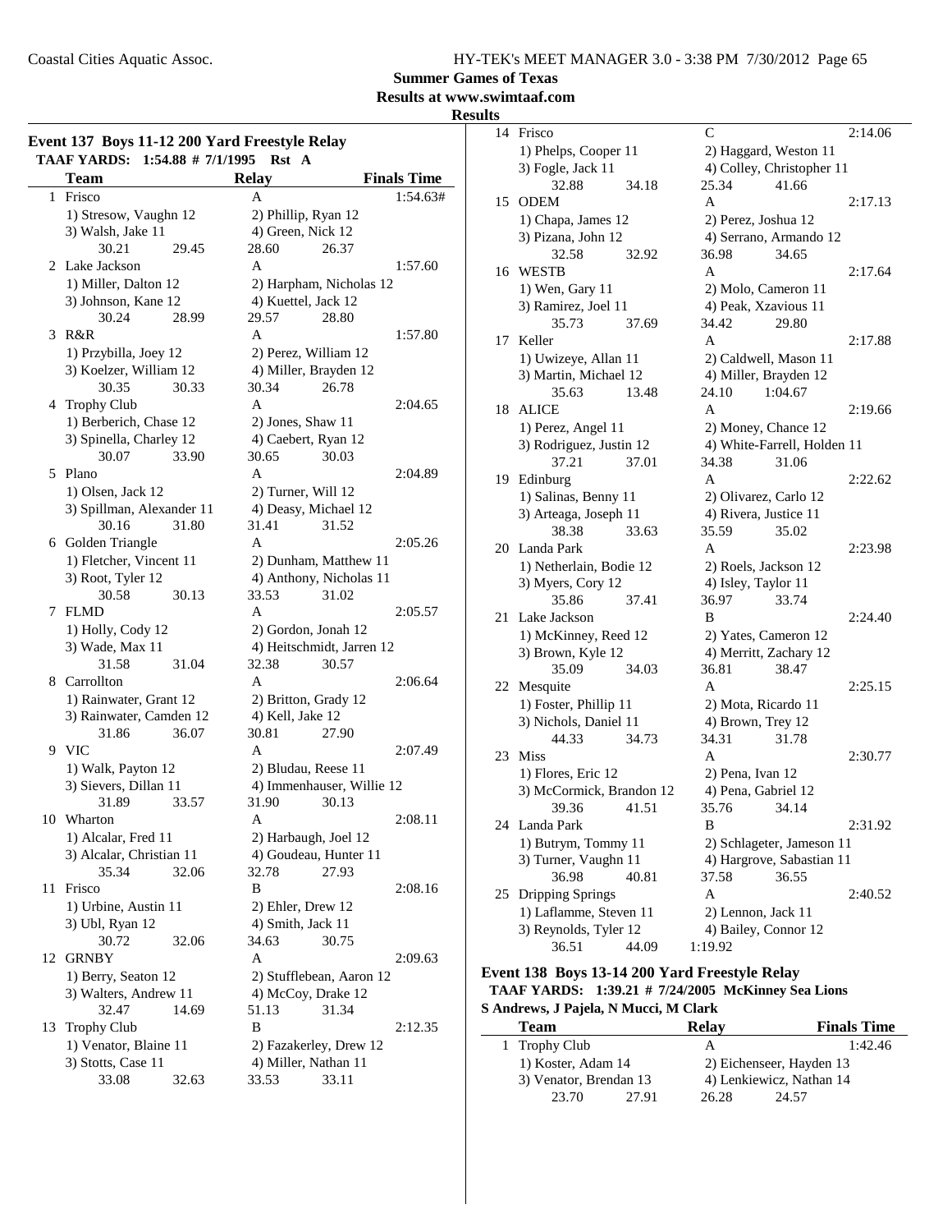**Summer Games of Texas**
**Results at www.swimtaaf.com**
**Results**

## Event 137 Boys 11-12 200 Yard Freestyle Relay

TAAF YARDS: 1:54.88 # 7/1/1995 Rst A

| | Team | Relay | Finals Time |
|---|---|---|---|
| 1 | Frisco | A | 1:54.63# |
| | 1) Stresow, Vaughn 12 | 2) Phillip, Ryan 12 | |
| | 3) Walsh, Jake 11 | 4) Green, Nick 12 | |
| | 30.21 29.45 | 28.60 26.37 | |
| 2 | Lake Jackson | A | 1:57.60 |
| | 1) Miller, Dalton 12 | 2) Harpham, Nicholas 12 | |
| | 3) Johnson, Kane 12 | 4) Kuettel, Jack 12 | |
| | 30.24 28.99 | 29.57 28.80 | |
| 3 | R&R | A | 1:57.80 |
| | 1) Przybilla, Joey 12 | 2) Perez, William 12 | |
| | 3) Koelzer, William 12 | 4) Miller, Brayden 12 | |
| | 30.35 30.33 | 30.34 26.78 | |
| 4 | Trophy Club | A | 2:04.65 |
| | 1) Berberich, Chase 12 | 2) Jones, Shaw 11 | |
| | 3) Spinella, Charley 12 | 4) Caebert, Ryan 12 | |
| | 30.07 33.90 | 30.65 30.03 | |
| 5 | Plano | A | 2:04.89 |
| | 1) Olsen, Jack 12 | 2) Turner, Will 12 | |
| | 3) Spillman, Alexander 11 | 4) Deasy, Michael 12 | |
| | 30.16 31.80 | 31.41 31.52 | |
| 6 | Golden Triangle | A | 2:05.26 |
| | 1) Fletcher, Vincent 11 | 2) Dunham, Matthew 11 | |
| | 3) Root, Tyler 12 | 4) Anthony, Nicholas 11 | |
| | 30.58 30.13 | 33.53 31.02 | |
| 7 | FLMD | A | 2:05.57 |
| | 1) Holly, Cody 12 | 2) Gordon, Jonah 12 | |
| | 3) Wade, Max 11 | 4) Heitschmidt, Jarren 12 | |
| | 31.58 31.04 | 32.38 30.57 | |
| 8 | Carrollton | A | 2:06.64 |
| | 1) Rainwater, Grant 12 | 2) Britton, Grady 12 | |
| | 3) Rainwater, Camden 12 | 4) Kell, Jake 12 | |
| | 31.86 36.07 | 30.81 27.90 | |
| 9 | VIC | A | 2:07.49 |
| | 1) Walk, Payton 12 | 2) Bludau, Reese 11 | |
| | 3) Sievers, Dillan 11 | 4) Immenhauser, Willie 12 | |
| | 31.89 33.57 | 31.90 30.13 | |
| 10 | Wharton | A | 2:08.11 |
| | 1) Alcalar, Fred 11 | 2) Harbaugh, Joel 12 | |
| | 3) Alcalar, Christian 11 | 4) Goudeau, Hunter 11 | |
| | 35.34 32.06 | 32.78 27.93 | |
| 11 | Frisco | B | 2:08.16 |
| | 1) Urbine, Austin 11 | 2) Ehler, Drew 12 | |
| | 3) Ubl, Ryan 12 | 4) Smith, Jack 11 | |
| | 30.72 32.06 | 34.63 30.75 | |
| 12 | GRNBY | A | 2:09.63 |
| | 1) Berry, Seaton 12 | 2) Stufflebean, Aaron 12 | |
| | 3) Walters, Andrew 11 | 4) McCoy, Drake 12 | |
| | 32.47 14.69 | 51.13 31.34 | |
| 13 | Trophy Club | B | 2:12.35 |
| | 1) Venator, Blaine 11 | 2) Fazakerley, Drew 12 | |
| | 3) Stotts, Case 11 | 4) Miller, Nathan 11 | |
| | 33.08 32.63 | 33.53 33.11 | |
| 14 | Frisco | C | 2:14.06 |
| | 1) Phelps, Cooper 11 | 2) Haggard, Weston 11 | |
| | 3) Fogle, Jack 11 | 4) Colley, Christopher 11 | |
| | 32.88 34.18 | 25.34 41.66 | |
| 15 | ODEM | A | 2:17.13 |
| | 1) Chapa, James 12 | 2) Perez, Joshua 12 | |
| | 3) Pizana, John 12 | 4) Serrano, Armando 12 | |
| | 32.58 32.92 | 36.98 34.65 | |
| 16 | WESTB | A | 2:17.64 |
| | 1) Wen, Gary 11 | 2) Molo, Cameron 11 | |
| | 3) Ramirez, Joel 11 | 4) Peak, Xzavious 11 | |
| | 35.73 37.69 | 34.42 29.80 | |
| 17 | Keller | A | 2:17.88 |
| | 1) Uwizeye, Allan 11 | 2) Caldwell, Mason 11 | |
| | 3) Martin, Michael 12 | 4) Miller, Brayden 12 | |
| | 35.63 13.48 | 24.10 1:04.67 | |
| 18 | ALICE | A | 2:19.66 |
| | 1) Perez, Angel 11 | 2) Money, Chance 12 | |
| | 3) Rodriguez, Justin 12 | 4) White-Farrell, Holden 11 | |
| | 37.21 37.01 | 34.38 31.06 | |
| 19 | Edinburg | A | 2:22.62 |
| | 1) Salinas, Benny 11 | 2) Olivarez, Carlo 12 | |
| | 3) Arteaga, Joseph 11 | 4) Rivera, Justice 11 | |
| | 38.38 33.63 | 35.59 35.02 | |
| 20 | Landa Park | A | 2:23.98 |
| | 1) Netherlain, Bodie 12 | 2) Roels, Jackson 12 | |
| | 3) Myers, Cory 12 | 4) Isley, Taylor 11 | |
| | 35.86 37.41 | 36.97 33.74 | |
| 21 | Lake Jackson | B | 2:24.40 |
| | 1) McKinney, Reed 12 | 2) Yates, Cameron 12 | |
| | 3) Brown, Kyle 12 | 4) Merritt, Zachary 12 | |
| | 35.09 34.03 | 36.81 38.47 | |
| 22 | Mesquite | A | 2:25.15 |
| | 1) Foster, Phillip 11 | 2) Mota, Ricardo 11 | |
| | 3) Nichols, Daniel 11 | 4) Brown, Trey 12 | |
| | 44.33 34.73 | 34.31 31.78 | |
| 23 | Miss | A | 2:30.77 |
| | 1) Flores, Eric 12 | 2) Pena, Ivan 12 | |
| | 3) McCormick, Brandon 12 | 4) Pena, Gabriel 12 | |
| | 39.36 41.51 | 35.76 34.14 | |
| 24 | Landa Park | B | 2:31.92 |
| | 1) Butrym, Tommy 11 | 2) Schlageter, Jameson 11 | |
| | 3) Turner, Vaughn 11 | 4) Hargrove, Sabastian 11 | |
| | 36.98 40.81 | 37.58 36.55 | |
| 25 | Dripping Springs | A | 2:40.52 |
| | 1) Laflamme, Steven 11 | 2) Lennon, Jack 11 | |
| | 3) Reynolds, Tyler 12 | 4) Bailey, Connor 12 | |
| | 36.51 44.09 | 1:19.92 | |

## Event 138 Boys 13-14 200 Yard Freestyle Relay

TAAF YARDS: 1:39.21 # 7/24/2005 McKinney Sea Lions
S Andrews, J Pajela, N Mucci, M Clark

| | Team | Relay | Finals Time |
|---|---|---|---|
| 1 | Trophy Club | A | 1:42.46 |
| | 1) Koster, Adam 14 | 2) Eichenseer, Hayden 13 | |
| | 3) Venator, Brendan 13 | 4) Lenkiewicz, Nathan 14 | |
| | 23.70 27.91 | 26.28 24.57 | |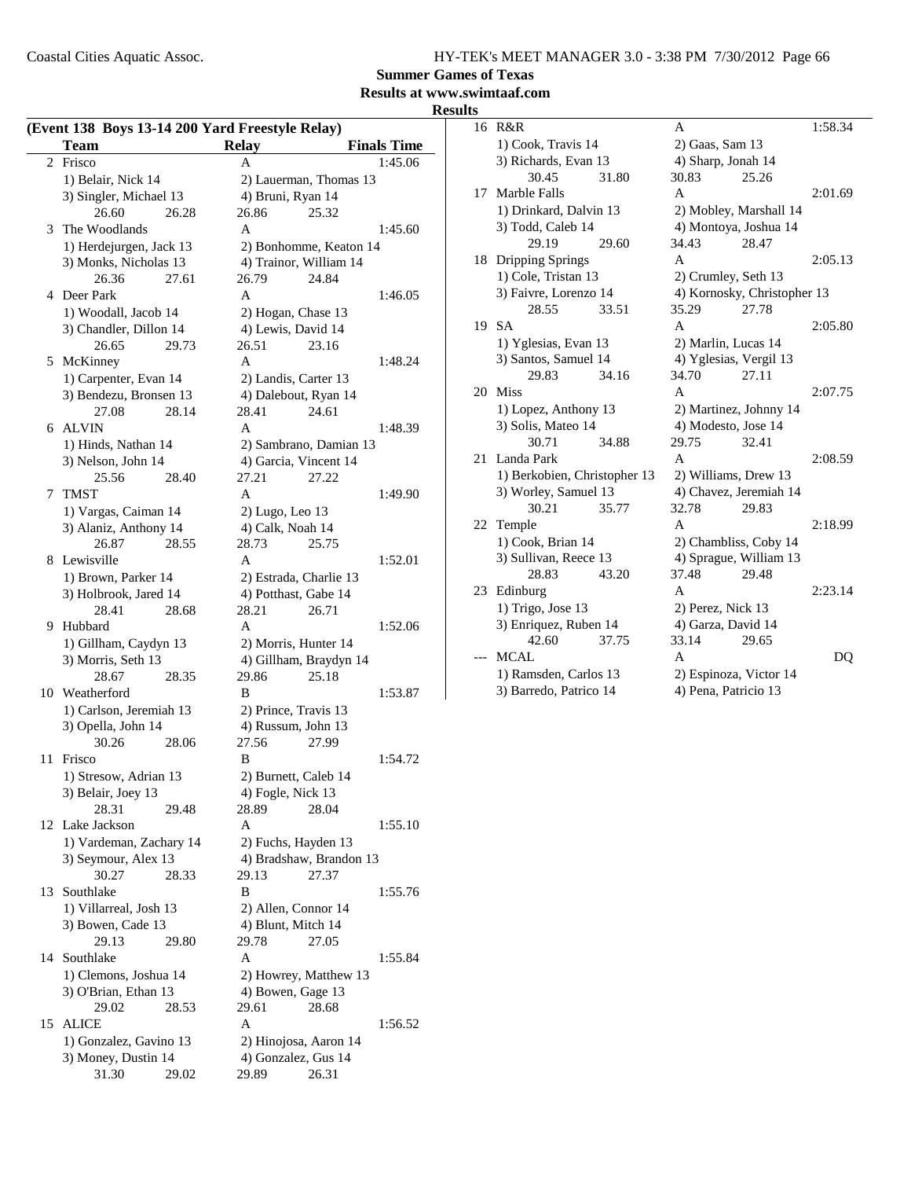## Summer Games of Texas

### Results at www.swimtaaf.com

#### Results

**(Event 138 Boys 13-14 200 Yard Freestyle Relay)**

| | Team | Relay | | Finals Time |
|---|---|---|---|---|
| 2 | Frisco | A | | 1:45.06 |
| | 1) Belair, Nick 14 | 2) Lauerman, Thomas 13 | | |
| | 3) Singler, Michael 13 | 4) Bruni, Ryan 14 | | |
| | 26.60 26.28 | 26.86 25.32 | | |
| 3 | The Woodlands | A | | 1:45.60 |
| | 1) Herdejurgen, Jack 13 | 2) Bonhomme, Keaton 14 | | |
| | 3) Monks, Nicholas 13 | 4) Trainor, William 14 | | |
| | 26.36 27.61 | 26.79 24.84 | | |
| 4 | Deer Park | A | | 1:46.05 |
| | 1) Woodall, Jacob 14 | 2) Hogan, Chase 13 | | |
| | 3) Chandler, Dillon 14 | 4) Lewis, David 14 | | |
| | 26.65 29.73 | 26.51 23.16 | | |
| 5 | McKinney | A | | 1:48.24 |
| | 1) Carpenter, Evan 14 | 2) Landis, Carter 13 | | |
| | 3) Bendezu, Bronsen 13 | 4) Dalebout, Ryan 14 | | |
| | 27.08 28.14 | 28.41 24.61 | | |
| 6 | ALVIN | A | | 1:48.39 |
| | 1) Hinds, Nathan 14 | 2) Sambrano, Damian 13 | | |
| | 3) Nelson, John 14 | 4) Garcia, Vincent 14 | | |
| | 25.56 28.40 | 27.21 27.22 | | |
| 7 | TMST | A | | 1:49.90 |
| | 1) Vargas, Caiman 14 | 2) Lugo, Leo 13 | | |
| | 3) Alaniz, Anthony 14 | 4) Calk, Noah 14 | | |
| | 26.87 28.55 | 28.73 25.75 | | |
| 8 | Lewisville | A | | 1:52.01 |
| | 1) Brown, Parker 14 | 2) Estrada, Charlie 13 | | |
| | 3) Holbrook, Jared 14 | 4) Potthast, Gabe 14 | | |
| | 28.41 28.68 | 28.21 26.71 | | |
| 9 | Hubbard | A | | 1:52.06 |
| | 1) Gillham, Caydyn 13 | 2) Morris, Hunter 14 | | |
| | 3) Morris, Seth 13 | 4) Gillham, Braydyn 14 | | |
| | 28.67 28.35 | 29.86 25.18 | | |
| 10 | Weatherford | B | | 1:53.87 |
| | 1) Carlson, Jeremiah 13 | 2) Prince, Travis 13 | | |
| | 3) Opella, John 14 | 4) Russum, John 13 | | |
| | 30.26 28.06 | 27.56 27.99 | | |
| 11 | Frisco | B | | 1:54.72 |
| | 1) Stresow, Adrian 13 | 2) Burnett, Caleb 14 | | |
| | 3) Belair, Joey 13 | 4) Fogle, Nick 13 | | |
| | 28.31 29.48 | 28.89 28.04 | | |
| 12 | Lake Jackson | A | | 1:55.10 |
| | 1) Vardeman, Zachary 14 | 2) Fuchs, Hayden 13 | | |
| | 3) Seymour, Alex 13 | 4) Bradshaw, Brandon 13 | | |
| | 30.27 28.33 | 29.13 27.37 | | |
| 13 | Southlake | B | | 1:55.76 |
| | 1) Villarreal, Josh 13 | 2) Allen, Connor 14 | | |
| | 3) Bowen, Cade 13 | 4) Blunt, Mitch 14 | | |
| | 29.13 29.80 | 29.78 27.05 | | |
| 14 | Southlake | A | | 1:55.84 |
| | 1) Clemons, Joshua 14 | 2) Howrey, Matthew 13 | | |
| | 3) O'Brian, Ethan 13 | 4) Bowen, Gage 13 | | |
| | 29.02 28.53 | 29.61 28.68 | | |
| 15 | ALICE | A | | 1:56.52 |
| | 1) Gonzalez, Gavino 13 | 2) Hinojosa, Aaron 14 | | |
| | 3) Money, Dustin 14 | 4) Gonzalez, Gus 14 | | |
| | 31.30 29.02 | 29.89 26.31 | | |
| 16 | R&R | A | | 1:58.34 |
| | 1) Cook, Travis 14 | 2) Gaas, Sam 13 | | |
| | 3) Richards, Evan 13 | 4) Sharp, Jonah 14 | | |
| | 30.45 31.80 | 30.83 25.26 | | |
| 17 | Marble Falls | A | | 2:01.69 |
| | 1) Drinkard, Dalvin 13 | 2) Mobley, Marshall 14 | | |
| | 3) Todd, Caleb 14 | 4) Montoya, Joshua 14 | | |
| | 29.19 29.60 | 34.43 28.47 | | |
| 18 | Dripping Springs | A | | 2:05.13 |
| | 1) Cole, Tristan 13 | 2) Crumley, Seth 13 | | |
| | 3) Faivre, Lorenzo 14 | 4) Kornosky, Christopher 13 | | |
| | 28.55 33.51 | 35.29 27.78 | | |
| 19 | SA | A | | 2:05.80 |
| | 1) Yglesias, Evan 13 | 2) Marlin, Lucas 14 | | |
| | 3) Santos, Samuel 14 | 4) Yglesias, Vergil 13 | | |
| | 29.83 34.16 | 34.70 27.11 | | |
| 20 | Miss | A | | 2:07.75 |
| | 1) Lopez, Anthony 13 | 2) Martinez, Johnny 14 | | |
| | 3) Solis, Mateo 14 | 4) Modesto, Jose 14 | | |
| | 30.71 34.88 | 29.75 32.41 | | |
| 21 | Landa Park | A | | 2:08.59 |
| | 1) Berkobien, Christopher 13 | 2) Williams, Drew 13 | | |
| | 3) Worley, Samuel 13 | 4) Chavez, Jeremiah 14 | | |
| | 30.21 35.77 | 32.78 29.83 | | |
| 22 | Temple | A | | 2:18.99 |
| | 1) Cook, Brian 14 | 2) Chambliss, Coby 14 | | |
| | 3) Sullivan, Reece 13 | 4) Sprague, William 13 | | |
| | 28.83 43.20 | 37.48 29.48 | | |
| 23 | Edinburg | A | | 2:23.14 |
| | 1) Trigo, Jose 13 | 2) Perez, Nick 13 | | |
| | 3) Enriquez, Ruben 14 | 4) Garza, David 14 | | |
| | 42.60 37.75 | 33.14 29.65 | | |
| --- | MCAL | A | | DQ |
| | 1) Ramsden, Carlos 13 | 2) Espinoza, Victor 14 | | |
| | 3) Barredo, Patrico 14 | 4) Pena, Patricio 13 | | |